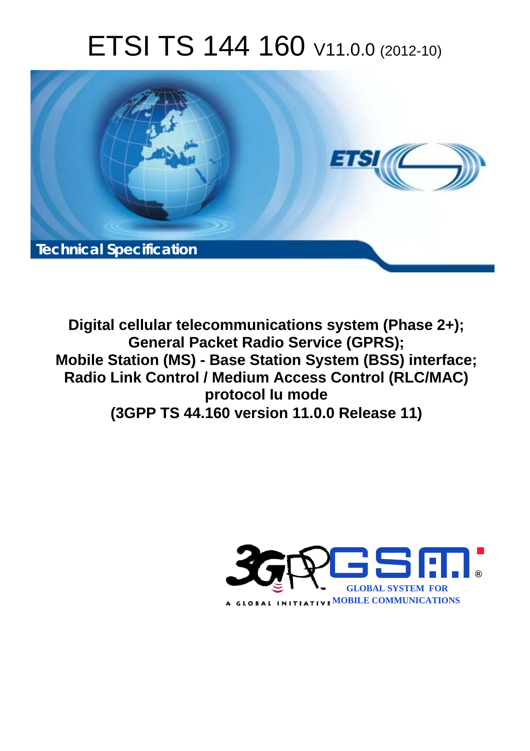# ETSI TS 144 160 V11.0.0 (2012-10)

Technical Specification

**Digital cellular telecommunications system (Phase 2+);**
**General Packet Radio Service (GPRS);**
**Mobile Station (MS) - Base Station System (BSS) interface;**
**Radio Link Control / Medium Access Control (RLC/MAC) protocol Iu mode**
**(3GPP TS 44.160 version 11.0.0 Release 11)**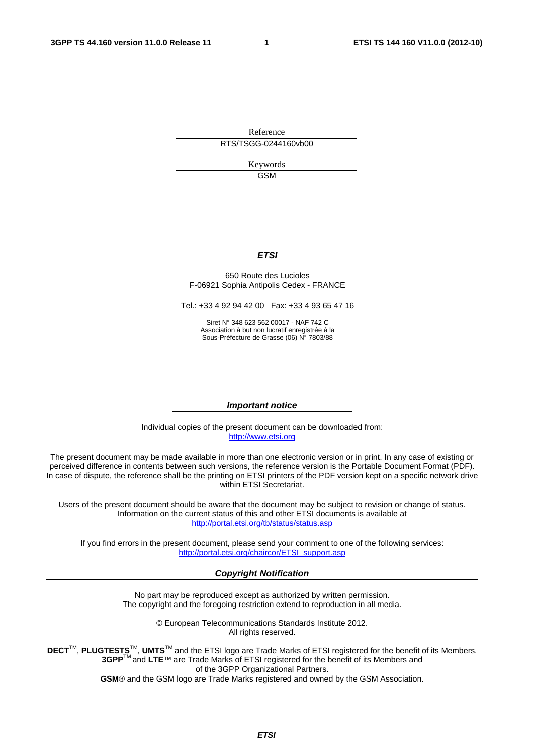Reference

RTS/TSGG-0244160vb00

Keywords

GSM

***ETSI***

650 Route des Lucioles
F-06921 Sophia Antipolis Cedex - FRANCE

Tel.: +33 4 92 94 42 00 Fax: +33 4 93 65 47 16

Siret N° 348 623 562 00017 - NAF 742 C
Association à but non lucratif enregistrée à la
Sous-Préfecture de Grasse (06) N° 7803/88

***Important notice***

Individual copies of the present document can be downloaded from:
http://www.etsi.org

The present document may be made available in more than one electronic version or in print. In any case of existing or perceived difference in contents between such versions, the reference version is the Portable Document Format (PDF). In case of dispute, the reference shall be the printing on ETSI printers of the PDF version kept on a specific network drive within ETSI Secretariat.

Users of the present document should be aware that the document may be subject to revision or change of status. Information on the current status of this and other ETSI documents is available at
http://portal.etsi.org/tb/status/status.asp

If you find errors in the present document, please send your comment to one of the following services:
http://portal.etsi.org/chaircor/ETSI_support.asp

***Copyright Notification***

No part may be reproduced except as authorized by written permission.
The copyright and the foregoing restriction extend to reproduction in all media.

© European Telecommunications Standards Institute 2012.
All rights reserved.

**DECT**™, **PLUGTESTS**™, **UMTS**™ and the ETSI logo are Trade Marks of ETSI registered for the benefit of its Members.
**3GPP**™ and **LTE**™ are Trade Marks of ETSI registered for the benefit of its Members and of the 3GPP Organizational Partners.
**GSM**® and the GSM logo are Trade Marks registered and owned by the GSM Association.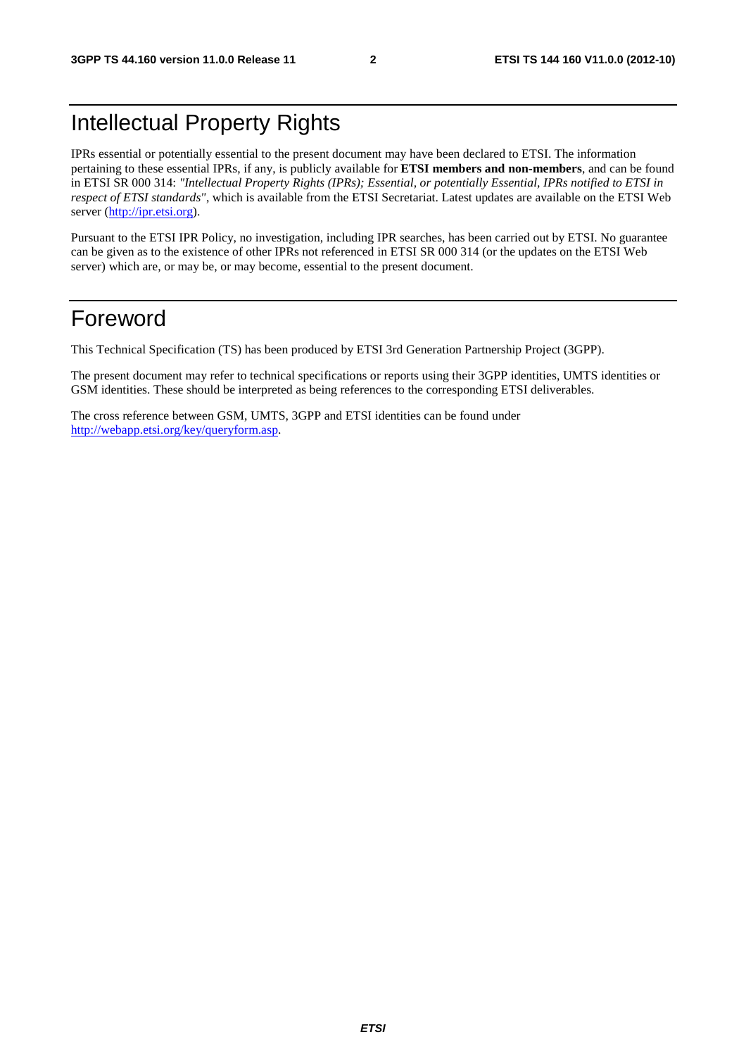# Intellectual Property Rights

IPRs essential or potentially essential to the present document may have been declared to ETSI. The information pertaining to these essential IPRs, if any, is publicly available for **ETSI members and non-members**, and can be found in ETSI SR 000 314: *"Intellectual Property Rights (IPRs); Essential, or potentially Essential, IPRs notified to ETSI in respect of ETSI standards"*, which is available from the ETSI Secretariat. Latest updates are available on the ETSI Web server (http://ipr.etsi.org).

Pursuant to the ETSI IPR Policy, no investigation, including IPR searches, has been carried out by ETSI. No guarantee can be given as to the existence of other IPRs not referenced in ETSI SR 000 314 (or the updates on the ETSI Web server) which are, or may be, or may become, essential to the present document.

# Foreword

This Technical Specification (TS) has been produced by ETSI 3rd Generation Partnership Project (3GPP).

The present document may refer to technical specifications or reports using their 3GPP identities, UMTS identities or GSM identities. These should be interpreted as being references to the corresponding ETSI deliverables.

The cross reference between GSM, UMTS, 3GPP and ETSI identities can be found under http://webapp.etsi.org/key/queryform.asp.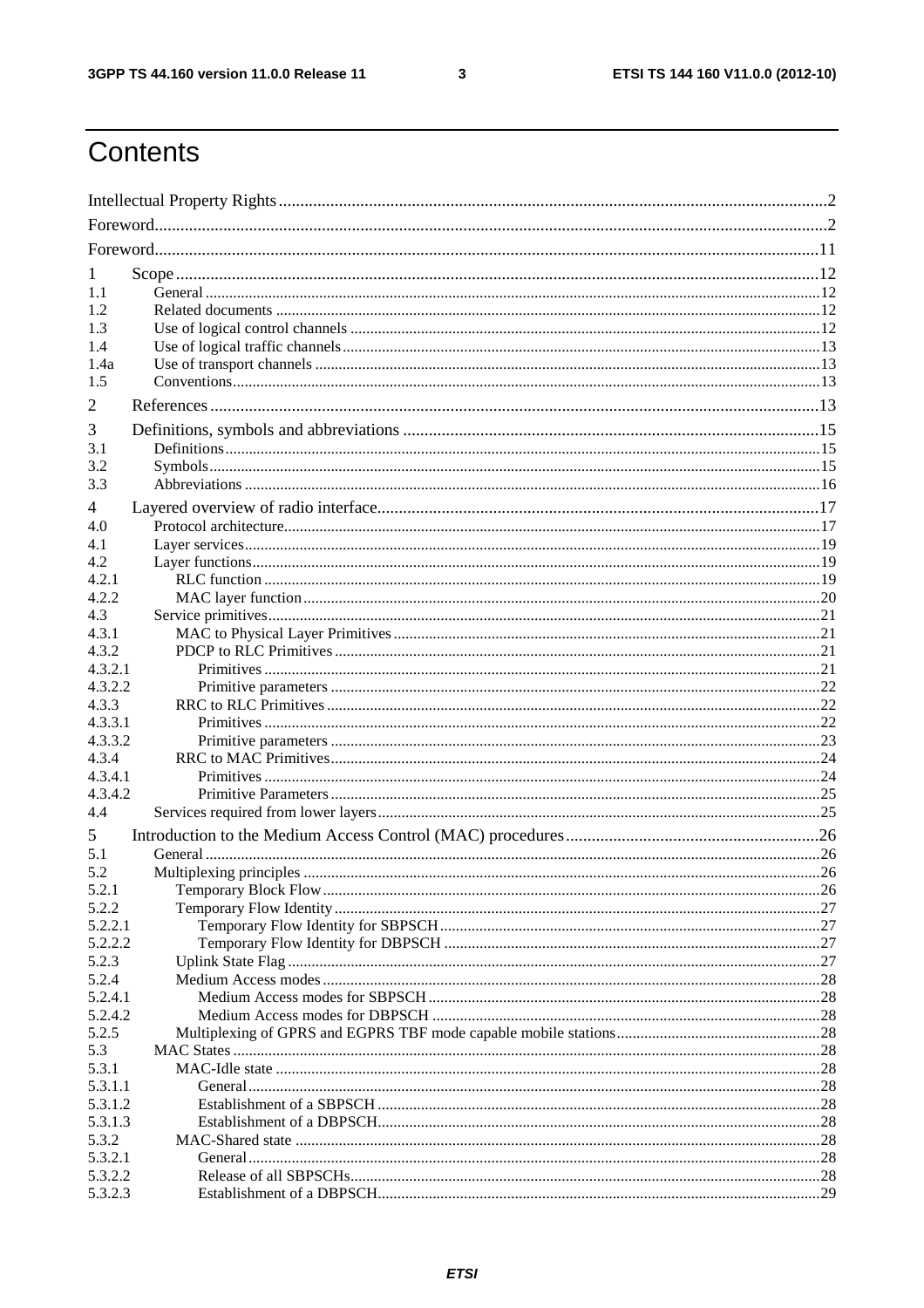# Contents

Intellectual Property Rights ....................................................................................................................2

Foreword.....................................................................................................................................................2

Foreword...................................................................................................................................................11

1 Scope ....................................................................................................................................................12
1.1 General ..............................................................................................................................................12
1.2 Related documents .............................................................................................................................12
1.3 Use of logical control channels ...........................................................................................................12
1.4 Use of logical traffic channels ............................................................................................................13
1.4a Use of transport channels ...................................................................................................................13
1.5 Conventions........................................................................................................................................13

2 References ............................................................................................................................................13

3 Definitions, symbols and abbreviations ...............................................................................................15
3.1 Definitions ..........................................................................................................................................15
3.2 Symbols..............................................................................................................................................15
3.3 Abbreviations .....................................................................................................................................16

4 Layered overview of radio interface......................................................................................................17
4.0 Protocol architecture............................................................................................................................17
4.1 Layer services......................................................................................................................................19
4.2 Layer functions....................................................................................................................................19
4.2.1 RLC function ...................................................................................................................................19
4.2.2 MAC layer function ..........................................................................................................................20
4.3 Service primitives.................................................................................................................................21
4.3.1 MAC to Physical Layer Primitives ....................................................................................................21
4.3.2 PDCP to RLC Primitives ..................................................................................................................21
4.3.2.1 Primitives ......................................................................................................................................21
4.3.2.2 Primitive parameters .....................................................................................................................22
4.3.3 RRC to RLC Primitives ....................................................................................................................22
4.3.3.1 Primitives ......................................................................................................................................22
4.3.3.2 Primitive parameters .....................................................................................................................23
4.3.4 RRC to MAC Primitives....................................................................................................................24
4.3.4.1 Primitives ......................................................................................................................................24
4.3.4.2 Primitive Parameters .....................................................................................................................25
4.4 Services required from lower layers.....................................................................................................25

5 Introduction to the Medium Access Control (MAC) procedures............................................................26
5.1 General ...............................................................................................................................................26
5.2 Multiplexing principles .......................................................................................................................26
5.2.1 Temporary Block Flow......................................................................................................................26
5.2.2 Temporary Flow Identity ..................................................................................................................27
5.2.2.1 Temporary Flow Identity for SBPSCH ..........................................................................................27
5.2.2.2 Temporary Flow Identity for DBPSCH .........................................................................................27
5.2.3 Uplink State Flag ..............................................................................................................................27
5.2.4 Medium Access modes .....................................................................................................................28
5.2.4.1 Medium Access modes for SBPSCH .............................................................................................28
5.2.4.2 Medium Access modes for DBPSCH ............................................................................................28
5.2.5 Multiplexing of GPRS and EGPRS TBF mode capable mobile stations.............................................28
5.3 MAC States .........................................................................................................................................28
5.3.1 MAC-Idle state .................................................................................................................................28
5.3.1.1 General..........................................................................................................................................28
5.3.1.2 Establishment of a SBPSCH ..........................................................................................................28
5.3.1.3 Establishment of a DBPSCH..........................................................................................................28
5.3.2 MAC-Shared state .............................................................................................................................28
5.3.2.1 General..........................................................................................................................................28
5.3.2.2 Release of all SBPSCHs.................................................................................................................28
5.3.2.3 Establishment of a DBPSCH..........................................................................................................29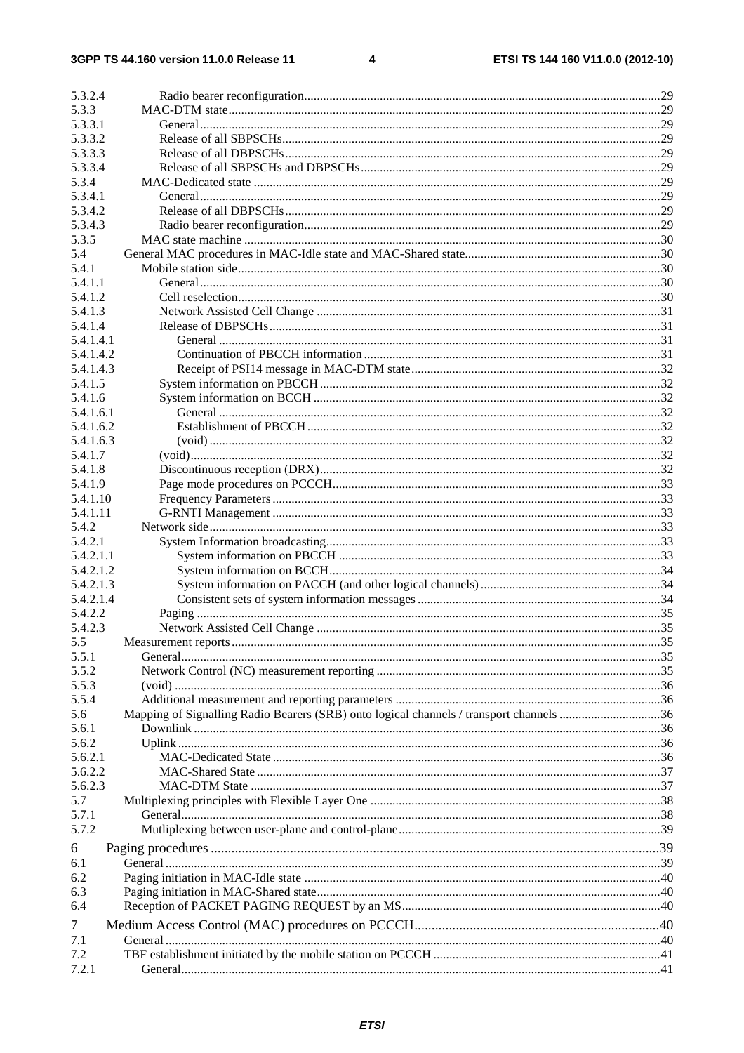5.3.2.4 Radio bearer reconfiguration ... 29
5.3.3 MAC-DTM state ... 29
5.3.3.1 General ... 29
5.3.3.2 Release of all SBPSCHs ... 29
5.3.3.3 Release of all DBPSCHs ... 29
5.3.3.4 Release of all SBPSCHs and DBPSCHs ... 29
5.3.4 MAC-Dedicated state ... 29
5.3.4.1 General ... 29
5.3.4.2 Release of all DBPSCHs ... 29
5.3.4.3 Radio bearer reconfiguration ... 29
5.3.5 MAC state machine ... 30
5.4 General MAC procedures in MAC-Idle state and MAC-Shared state ... 30
5.4.1 Mobile station side ... 30
5.4.1.1 General ... 30
5.4.1.2 Cell reselection ... 30
5.4.1.3 Network Assisted Cell Change ... 31
5.4.1.4 Release of DBPSCHs ... 31
5.4.1.4.1 General ... 31
5.4.1.4.2 Continuation of PBCCH information ... 31
5.4.1.4.3 Receipt of PSI14 message in MAC-DTM state ... 32
5.4.1.5 System information on PBCCH ... 32
5.4.1.6 System information on BCCH ... 32
5.4.1.6.1 General ... 32
5.4.1.6.2 Establishment of PBCCH ... 32
5.4.1.6.3 (void) ... 32
5.4.1.7 (void) ... 32
5.4.1.8 Discontinuous reception (DRX) ... 32
5.4.1.9 Page mode procedures on PCCCH ... 33
5.4.1.10 Frequency Parameters ... 33
5.4.1.11 G-RNTI Management ... 33
5.4.2 Network side ... 33
5.4.2.1 System Information broadcasting ... 33
5.4.2.1.1 System information on PBCCH ... 33
5.4.2.1.2 System information on BCCH ... 34
5.4.2.1.3 System information on PACCH (and other logical channels) ... 34
5.4.2.1.4 Consistent sets of system information messages ... 34
5.4.2.2 Paging ... 35
5.4.2.3 Network Assisted Cell Change ... 35
5.5 Measurement reports ... 35
5.5.1 General ... 35
5.5.2 Network Control (NC) measurement reporting ... 35
5.5.3 (void) ... 36
5.5.4 Additional measurement and reporting parameters ... 36
5.6 Mapping of Signalling Radio Bearers (SRB) onto logical channels / transport channels ... 36
5.6.1 Downlink ... 36
5.6.2 Uplink ... 36
5.6.2.1 MAC-Dedicated State ... 36
5.6.2.2 MAC-Shared State ... 37
5.6.2.3 MAC-DTM State ... 37
5.7 Multiplexing principles with Flexible Layer One ... 38
5.7.1 General ... 38
5.7.2 Mutliplexing between user-plane and control-plane ... 39

6 Paging procedures ... 39
6.1 General ... 39
6.2 Paging initiation in MAC-Idle state ... 40
6.3 Paging initiation in MAC-Shared state ... 40
6.4 Reception of PACKET PAGING REQUEST by an MS ... 40

7 Medium Access Control (MAC) procedures on PCCCH ... 40
7.1 General ... 40
7.2 TBF establishment initiated by the mobile station on PCCCH ... 41
7.2.1 General ... 41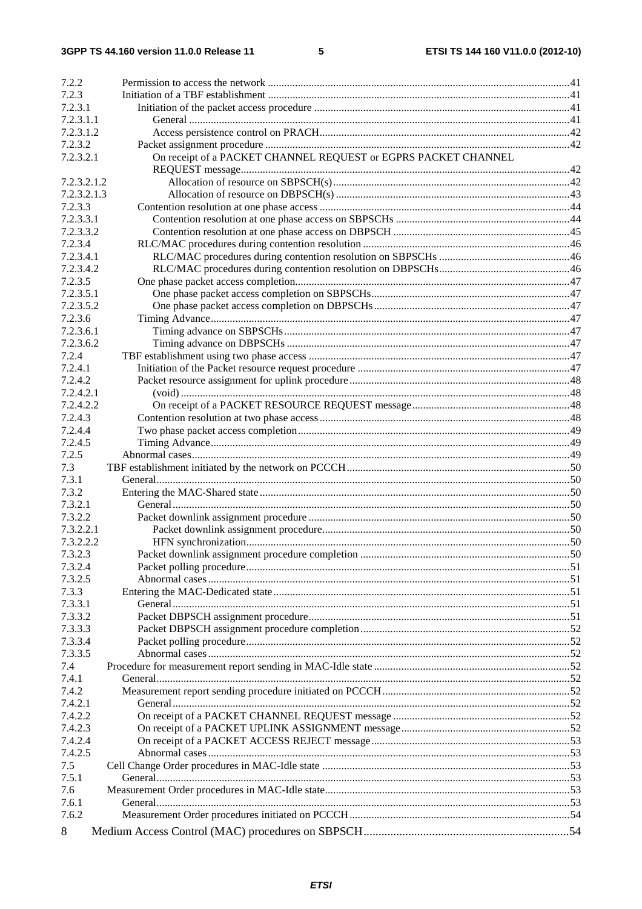7.2.2 Permission to access the network ....................................................................................................................41
7.2.3 Initiation of a TBF establishment ...................................................................................................................41
7.2.3.1 Initiation of the packet access procedure ...................................................................................................41
7.2.3.1.1 General ...........................................................................................................................................41
7.2.3.1.2 Access persistence control on PRACH...........................................................................................42
7.2.3.2 Packet assignment procedure .....................................................................................................................42
7.2.3.2.1 On receipt of a PACKET CHANNEL REQUEST or EGPRS PACKET CHANNEL REQUEST message..........................................................................................................................42
7.2.3.2.1.2 Allocation of resource on SBPSCH(s)......................................................................................42
7.2.3.2.1.3 Allocation of resource on DBPSCH(s) .....................................................................................43
7.2.3.3 Contention resolution at one phase access ................................................................................................44
7.2.3.3.1 Contention resolution at one phase access on SBPSCHs ................................................................44
7.2.3.3.2 Contention resolution at one phase access on DBPSCH .................................................................45
7.2.3.4 RLC/MAC procedures during contention resolution ...............................................................................46
7.2.3.4.1 RLC/MAC procedures during contention resolution on SBPSCHs ................................................46
7.2.3.4.2 RLC/MAC procedures during contention resolution on DBPSCHs................................................46
7.2.3.5 One phase packet access completion.........................................................................................................47
7.2.3.5.1 One phase packet access completion on SBPSCHs.........................................................................47
7.2.3.5.2 One phase packet access completion on DBPSCHs........................................................................47
7.2.3.6 Timing Advance.........................................................................................................................................47
7.2.3.6.1 Timing advance on SBPSCHs..........................................................................................................47
7.2.3.6.2 Timing advance on DBPSCHs .........................................................................................................47
7.2.4 TBF establishment using two phase access ....................................................................................................47
7.2.4.1 Initiation of the Packet resource request procedure ...................................................................................47
7.2.4.2 Packet resource assignment for uplink procedure......................................................................................48
7.2.4.2.1 (void) ...............................................................................................................................................48
7.2.4.2.2 On receipt of a PACKET RESOURCE REQUEST message...........................................................48
7.2.4.3 Contention resolution at two phase access.................................................................................................48
7.2.4.4 Two phase packet access completion.........................................................................................................49
7.2.4.5 Timing Advance.........................................................................................................................................49
7.2.5 Abnormal cases...............................................................................................................................................49
7.3 TBF establishment initiated by the network on PCCCH.......................................................................................50
7.3.1 General.............................................................................................................................................................50
7.3.2 Entering the MAC-Shared state .......................................................................................................................50
7.3.2.1 General.......................................................................................................................................................50
7.3.2.2 Packet downlink assignment procedure .....................................................................................................50
7.3.2.2.1 Packet downlink assignment procedure............................................................................................50
7.3.2.2.2 HFN synchronization........................................................................................................................50
7.3.2.3 Packet downlink assignment procedure completion ..................................................................................50
7.3.2.4 Packet polling procedure............................................................................................................................51
7.3.2.5 Abnormal cases...........................................................................................................................................51
7.3.3 Entering the MAC-Dedicated state...................................................................................................................51
7.3.3.1 General.......................................................................................................................................................51
7.3.3.2 Packet DBPSCH assignment procedure.....................................................................................................51
7.3.3.3 Packet DBPSCH assignment procedure completion..................................................................................52
7.3.3.4 Packet polling procedure............................................................................................................................52
7.3.3.5 Abnormal cases...........................................................................................................................................52
7.4 Procedure for measurement report sending in MAC-Idle state ...............................................................................52
7.4.1 General.............................................................................................................................................................52
7.4.2 Measurement report sending procedure initiated on PCCCH ..........................................................................52
7.4.2.1 General.......................................................................................................................................................52
7.4.2.2 On receipt of a PACKET CHANNEL REQUEST message .......................................................................52
7.4.2.3 On receipt of a PACKET UPLINK ASSIGNMENT message ...................................................................52
7.4.2.4 On receipt of a PACKET ACCESS REJECT message...............................................................................53
7.4.2.5 Abnormal cases...........................................................................................................................................53
7.5 Cell Change Order procedures in MAC-Idle state ..................................................................................................53
7.5.1 General.............................................................................................................................................................53
7.6 Measurement Order procedures in MAC-Idle state.................................................................................................53
7.6.1 General.............................................................................................................................................................53
7.6.2 Measurement Order procedures initiated on PCCCH .......................................................................................54
8 Medium Access Control (MAC) procedures on SBPSCH.............................................................................54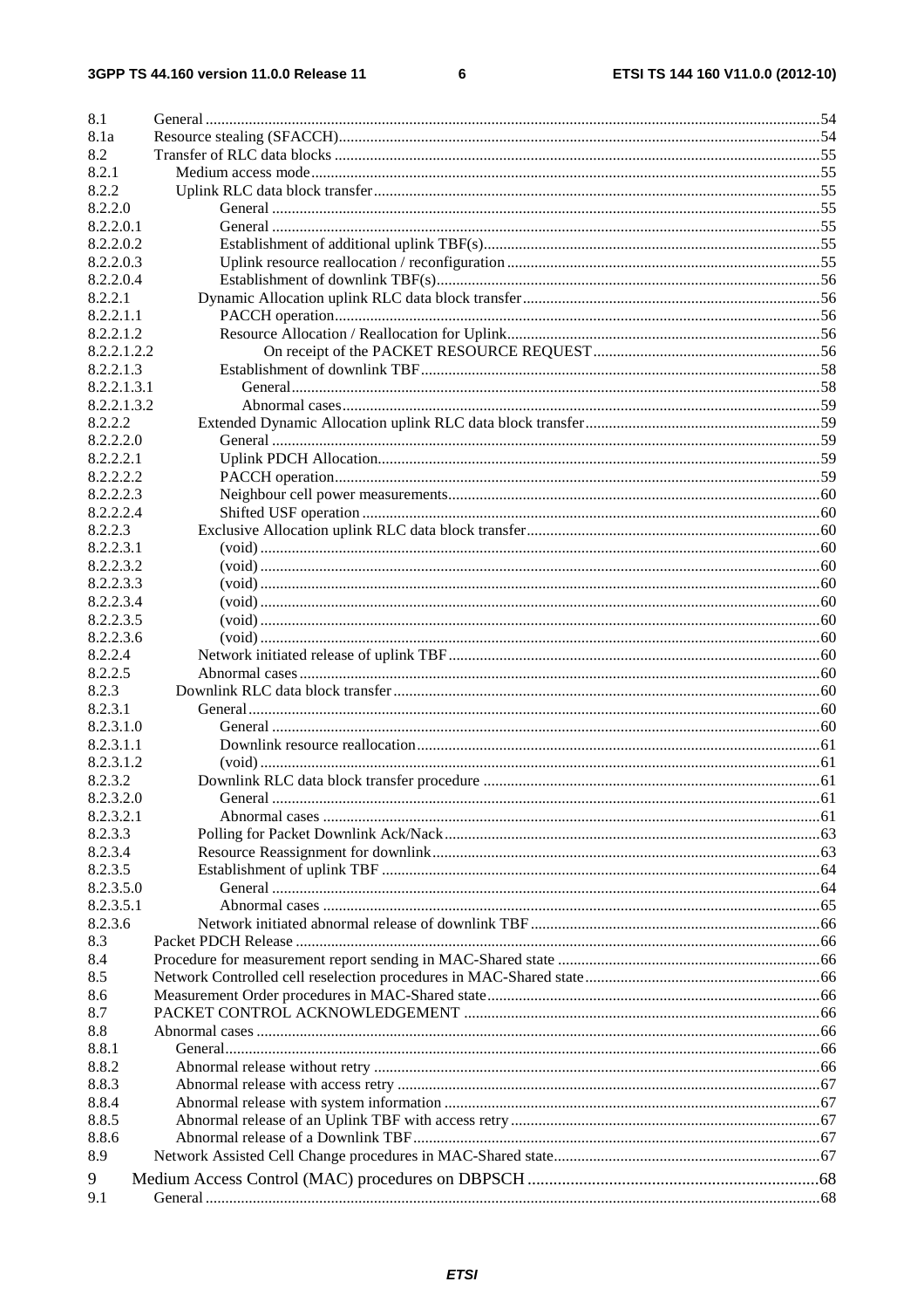8.1 General ... 54
8.1a Resource stealing (SFACCH) ... 54
8.2 Transfer of RLC data blocks ... 55
8.2.1 Medium access mode ... 55
8.2.2 Uplink RLC data block transfer ... 55
8.2.2.0 General ... 55
8.2.2.0.1 General ... 55
8.2.2.0.2 Establishment of additional uplink TBF(s) ... 55
8.2.2.0.3 Uplink resource reallocation / reconfiguration ... 55
8.2.2.0.4 Establishment of downlink TBF(s) ... 56
8.2.2.1 Dynamic Allocation uplink RLC data block transfer ... 56
8.2.2.1.1 PACCH operation ... 56
8.2.2.1.2 Resource Allocation / Reallocation for Uplink ... 56
8.2.2.1.2.2 On receipt of the PACKET RESOURCE REQUEST ... 56
8.2.2.1.3 Establishment of downlink TBF ... 58
8.2.2.1.3.1 General ... 58
8.2.2.1.3.2 Abnormal cases ... 59
8.2.2.2 Extended Dynamic Allocation uplink RLC data block transfer ... 59
8.2.2.2.0 General ... 59
8.2.2.2.1 Uplink PDCH Allocation ... 59
8.2.2.2.2 PACCH operation ... 59
8.2.2.2.3 Neighbour cell power measurements ... 60
8.2.2.2.4 Shifted USF operation ... 60
8.2.2.3 Exclusive Allocation uplink RLC data block transfer ... 60
8.2.2.3.1 (void) ... 60
8.2.2.3.2 (void) ... 60
8.2.2.3.3 (void) ... 60
8.2.2.3.4 (void) ... 60
8.2.2.3.5 (void) ... 60
8.2.2.3.6 (void) ... 60
8.2.2.4 Network initiated release of uplink TBF ... 60
8.2.2.5 Abnormal cases ... 60
8.2.3 Downlink RLC data block transfer ... 60
8.2.3.1 General ... 60
8.2.3.1.0 General ... 60
8.2.3.1.1 Downlink resource reallocation ... 61
8.2.3.1.2 (void) ... 61
8.2.3.2 Downlink RLC data block transfer procedure ... 61
8.2.3.2.0 General ... 61
8.2.3.2.1 Abnormal cases ... 61
8.2.3.3 Polling for Packet Downlink Ack/Nack ... 63
8.2.3.4 Resource Reassignment for downlink ... 63
8.2.3.5 Establishment of uplink TBF ... 64
8.2.3.5.0 General ... 64
8.2.3.5.1 Abnormal cases ... 65
8.2.3.6 Network initiated abnormal release of downlink TBF ... 66
8.3 Packet PDCH Release ... 66
8.4 Procedure for measurement report sending in MAC-Shared state ... 66
8.5 Network Controlled cell reselection procedures in MAC-Shared state ... 66
8.6 Measurement Order procedures in MAC-Shared state ... 66
8.7 PACKET CONTROL ACKNOWLEDGEMENT ... 66
8.8 Abnormal cases ... 66
8.8.1 General ... 66
8.8.2 Abnormal release without retry ... 66
8.8.3 Abnormal release with access retry ... 67
8.8.4 Abnormal release with system information ... 67
8.8.5 Abnormal release of an Uplink TBF with access retry ... 67
8.8.6 Abnormal release of a Downlink TBF ... 67
8.9 Network Assisted Cell Change procedures in MAC-Shared state ... 67
9 Medium Access Control (MAC) procedures on DBPSCH ... 68
9.1 General ... 68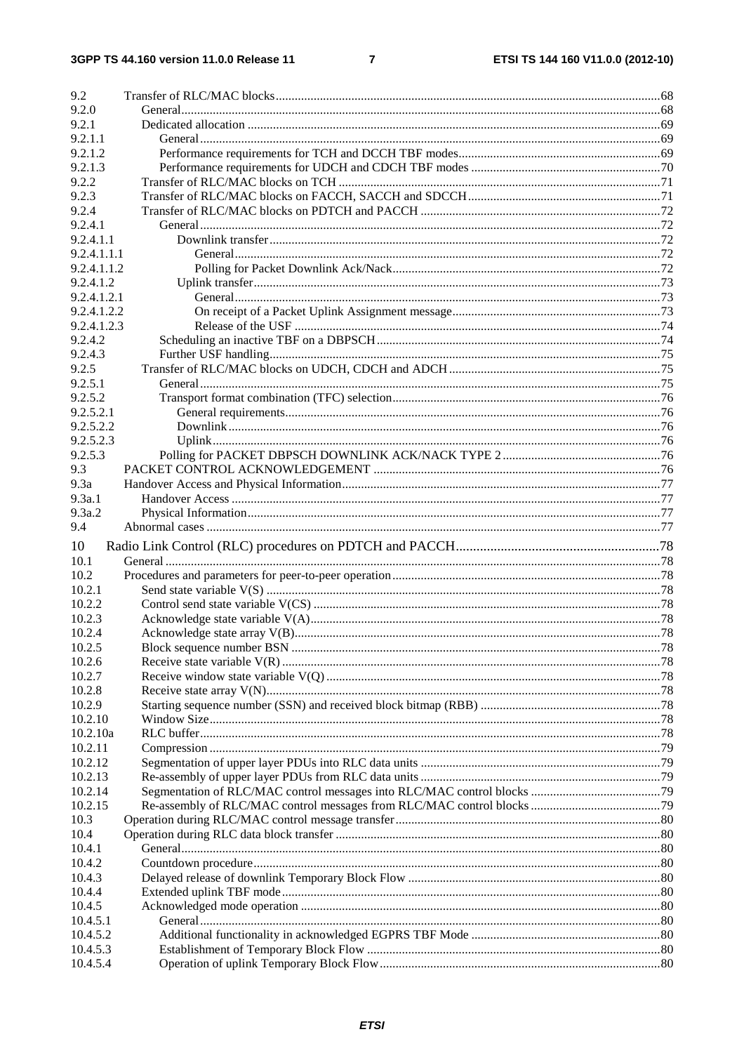9.2 Transfer of RLC/MAC blocks ........................................................................................................................68
9.2.0 General ..............................................................................................................................................68
9.2.1 Dedicated allocation ..........................................................................................................................69
9.2.1.1 General .........................................................................................................................................69
9.2.1.2 Performance requirements for TCH and DCCH TBF modes .......................................................69
9.2.1.3 Performance requirements for UDCH and CDCH TBF modes ....................................................70
9.2.2 Transfer of RLC/MAC blocks on TCH ...............................................................................................71
9.2.3 Transfer of RLC/MAC blocks on FACCH, SACCH and SDCCH ......................................................71
9.2.4 Transfer of RLC/MAC blocks on PDTCH and PACCH .....................................................................72
9.2.4.1 General .........................................................................................................................................72
9.2.4.1.1 Downlink transfer ...................................................................................................................72
9.2.4.1.1.1 General ..............................................................................................................................72
9.2.4.1.1.2 Polling for Packet Downlink Ack/Nack ............................................................................72
9.2.4.1.2 Uplink transfer ........................................................................................................................73
9.2.4.1.2.1 General ..............................................................................................................................73
9.2.4.1.2.2 On receipt of a Packet Uplink Assignment message .........................................................73
9.2.4.1.2.3 Release of the USF ............................................................................................................74
9.2.4.2 Scheduling an inactive TBF on a DBPSCH ..................................................................................74
9.2.4.3 Further USF handling ....................................................................................................................75
9.2.5 Transfer of RLC/MAC blocks on UDCH, CDCH and ADCH ............................................................75
9.2.5.1 General .........................................................................................................................................75
9.2.5.2 Transport format combination (TFC) selection .............................................................................76
9.2.5.2.1 General requirements ..............................................................................................................76
9.2.5.2.2 Downlink .................................................................................................................................76
9.2.5.2.3 Uplink .....................................................................................................................................76
9.2.5.3 Polling for PACKET DBPSCH DOWNLINK ACK/NACK TYPE 2 ..........................................76
9.3 PACKET CONTROL ACKNOWLEDGEMENT ....................................................................................76
9.3a Handover Access and Physical Information ............................................................................................77
9.3a.1 Handover Access ................................................................................................................................77
9.3a.2 Physical Information ...........................................................................................................................77
9.4 Abnormal cases ........................................................................................................................................77

10 Radio Link Control (RLC) procedures on PDTCH and PACCH ...........................................................78
10.1 General .....................................................................................................................................................78
10.2 Procedures and parameters for peer-to-peer operation .............................................................................78
10.2.1 Send state variable V(S) .....................................................................................................................78
10.2.2 Control send state variable V(CS) ......................................................................................................78
10.2.3 Acknowledge state variable V(A) .......................................................................................................78
10.2.4 Acknowledge state array V(B) ............................................................................................................78
10.2.5 Block sequence number BSN .............................................................................................................78
10.2.6 Receive state variable V(R) ................................................................................................................78
10.2.7 Receive window state variable V(Q) ..................................................................................................78
10.2.8 Receive state array V(N) .....................................................................................................................78
10.2.9 Starting sequence number (SSN) and received block bitmap (RBB) ..................................................78
10.2.10 Window Size .......................................................................................................................................78
10.2.10a RLC buffer ..........................................................................................................................................78
10.2.11 Compression .......................................................................................................................................79
10.2.12 Segmentation of upper layer PDUs into RLC data units .....................................................................79
10.2.13 Re-assembly of upper layer PDUs from RLC data units .....................................................................79
10.2.14 Segmentation of RLC/MAC control messages into RLC/MAC control blocks ..................................79
10.2.15 Re-assembly of RLC/MAC control messages from RLC/MAC control blocks ..................................79
10.3 Operation during RLC/MAC control message transfer .............................................................................80
10.4 Operation during RLC data block transfer ................................................................................................80
10.4.1 General ................................................................................................................................................80
10.4.2 Countdown procedure .........................................................................................................................80
10.4.3 Delayed release of downlink Temporary Block Flow .........................................................................80
10.4.4 Extended uplink TBF mode .................................................................................................................80
10.4.5 Acknowledged mode operation ..........................................................................................................80
10.4.5.1 General .........................................................................................................................................80
10.4.5.2 Additional functionality in acknowledged EGPRS TBF Mode .....................................................80
10.4.5.3 Establishment of Temporary Block Flow .....................................................................................80
10.4.5.4 Operation of uplink Temporary Block Flow .................................................................................80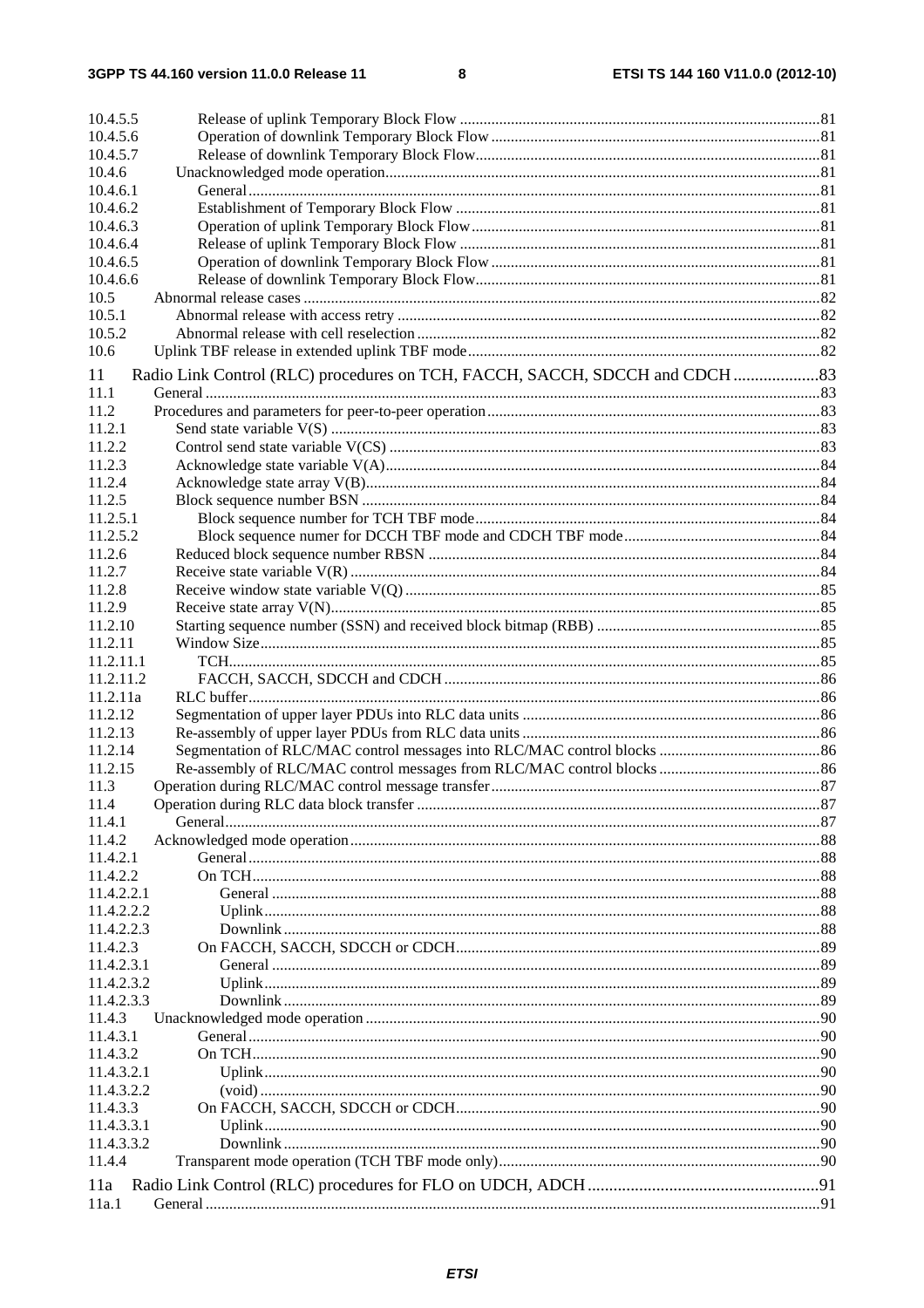10.4.5.5 Release of uplink Temporary Block Flow ....... 81
10.4.5.6 Operation of downlink Temporary Block Flow ....... 81
10.4.5.7 Release of downlink Temporary Block Flow ....... 81
10.4.6 Unacknowledged mode operation ....... 81
10.4.6.1 General ....... 81
10.4.6.2 Establishment of Temporary Block Flow ....... 81
10.4.6.3 Operation of uplink Temporary Block Flow ....... 81
10.4.6.4 Release of uplink Temporary Block Flow ....... 81
10.4.6.5 Operation of downlink Temporary Block Flow ....... 81
10.4.6.6 Release of downlink Temporary Block Flow ....... 81
10.5 Abnormal release cases ....... 82
10.5.1 Abnormal release with access retry ....... 82
10.5.2 Abnormal release with cell reselection ....... 82
10.6 Uplink TBF release in extended uplink TBF mode ....... 82

11 Radio Link Control (RLC) procedures on TCH, FACCH, SACCH, SDCCH and CDCH ....... 83
11.1 General ....... 83
11.2 Procedures and parameters for peer-to-peer operation ....... 83
11.2.1 Send state variable V(S) ....... 83
11.2.2 Control send state variable V(CS) ....... 83
11.2.3 Acknowledge state variable V(A) ....... 84
11.2.4 Acknowledge state array V(B) ....... 84
11.2.5 Block sequence number BSN ....... 84
11.2.5.1 Block sequence number for TCH TBF mode ....... 84
11.2.5.2 Block sequence numer for DCCH TBF mode and CDCH TBF mode ....... 84
11.2.6 Reduced block sequence number RBSN ....... 84
11.2.7 Receive state variable V(R) ....... 84
11.2.8 Receive window state variable V(Q) ....... 85
11.2.9 Receive state array V(N) ....... 85
11.2.10 Starting sequence number (SSN) and received block bitmap (RBB) ....... 85
11.2.11 Window Size ....... 85
11.2.11.1 TCH ....... 85
11.2.11.2 FACCH, SACCH, SDCCH and CDCH ....... 86
11.2.11a RLC buffer ....... 86
11.2.12 Segmentation of upper layer PDUs into RLC data units ....... 86
11.2.13 Re-assembly of upper layer PDUs from RLC data units ....... 86
11.2.14 Segmentation of RLC/MAC control messages into RLC/MAC control blocks ....... 86
11.2.15 Re-assembly of RLC/MAC control messages from RLC/MAC control blocks ....... 86
11.3 Operation during RLC/MAC control message transfer ....... 87
11.4 Operation during RLC data block transfer ....... 87
11.4.1 General ....... 87
11.4.2 Acknowledged mode operation ....... 88
11.4.2.1 General ....... 88
11.4.2.2 On TCH ....... 88
11.4.2.2.1 General ....... 88
11.4.2.2.2 Uplink ....... 88
11.4.2.2.3 Downlink ....... 88
11.4.2.3 On FACCH, SACCH, SDCCH or CDCH ....... 89
11.4.2.3.1 General ....... 89
11.4.2.3.2 Uplink ....... 89
11.4.2.3.3 Downlink ....... 89
11.4.3 Unacknowledged mode operation ....... 90
11.4.3.1 General ....... 90
11.4.3.2 On TCH ....... 90
11.4.3.2.1 Uplink ....... 90
11.4.3.2.2 (void) ....... 90
11.4.3.3 On FACCH, SACCH, SDCCH or CDCH ....... 90
11.4.3.3.1 Uplink ....... 90
11.4.3.3.2 Downlink ....... 90
11.4.4 Transparent mode operation (TCH TBF mode only) ....... 90

11a Radio Link Control (RLC) procedures for FLO on UDCH, ADCH ....... 91
11a.1 General ....... 91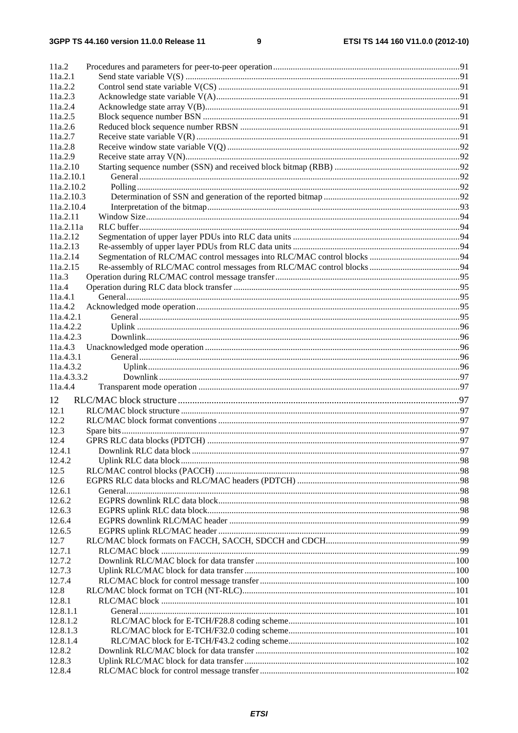11a.2 Procedures and parameters for peer-to-peer operation .......... 91
11a.2.1 Send state variable V(S) .......... 91
11a.2.2 Control send state variable V(CS) .......... 91
11a.2.3 Acknowledge state variable V(A) .......... 91
11a.2.4 Acknowledge state array V(B) .......... 91
11a.2.5 Block sequence number BSN .......... 91
11a.2.6 Reduced block sequence number RBSN .......... 91
11a.2.7 Receive state variable V(R) .......... 91
11a.2.8 Receive window state variable V(Q) .......... 92
11a.2.9 Receive state array V(N) .......... 92
11a.2.10 Starting sequence number (SSN) and received block bitmap (RBB) .......... 92
11a.2.10.1 General .......... 92
11a.2.10.2 Polling .......... 92
11a.2.10.3 Determination of SSN and generation of the reported bitmap .......... 92
11a.2.10.4 Interpretation of the bitmap .......... 93
11a.2.11 Window Size .......... 94
11a.2.11a RLC buffer .......... 94
11a.2.12 Segmentation of upper layer PDUs into RLC data units .......... 94
11a.2.13 Re-assembly of upper layer PDUs from RLC data units .......... 94
11a.2.14 Segmentation of RLC/MAC control messages into RLC/MAC control blocks .......... 94
11a.2.15 Re-assembly of RLC/MAC control messages from RLC/MAC control blocks .......... 94
11a.3 Operation during RLC/MAC control message transfer .......... 95
11a.4 Operation during RLC data block transfer .......... 95
11a.4.1 General .......... 95
11a.4.2 Acknowledged mode operation .......... 95
11a.4.2.1 General .......... 95
11a.4.2.2 Uplink .......... 96
11a.4.2.3 Downlink .......... 96
11a.4.3 Unacknowledged mode operation .......... 96
11a.4.3.1 General .......... 96
11a.4.3.2 Uplink .......... 96
11a.4.3.3.2 Downlink .......... 97
11a.4.4 Transparent mode operation .......... 97

12 RLC/MAC block structure .......... 97
12.1 RLC/MAC block structure .......... 97
12.2 RLC/MAC block format conventions .......... 97
12.3 Spare bits .......... 97
12.4 GPRS RLC data blocks (PDTCH) .......... 97
12.4.1 Downlink RLC data block .......... 97
12.4.2 Uplink RLC data block .......... 98
12.5 RLC/MAC control blocks (PACCH) .......... 98
12.6 EGPRS RLC data blocks and RLC/MAC headers (PDTCH) .......... 98
12.6.1 General .......... 98
12.6.2 EGPRS downlink RLC data block .......... 98
12.6.3 EGPRS uplink RLC data block .......... 98
12.6.4 EGPRS downlink RLC/MAC header .......... 99
12.6.5 EGPRS uplink RLC/MAC header .......... 99
12.7 RLC/MAC block formats on FACCH, SACCH, SDCCH and CDCH .......... 99
12.7.1 RLC/MAC block .......... 99
12.7.2 Downlink RLC/MAC block for data transfer .......... 100
12.7.3 Uplink RLC/MAC block for data transfer .......... 100
12.7.4 RLC/MAC block for control message transfer .......... 100
12.8 RLC/MAC block format on TCH (NT-RLC) .......... 101
12.8.1 RLC/MAC block .......... 101
12.8.1.1 General .......... 101
12.8.1.2 RLC/MAC block for E-TCH/F28.8 coding scheme .......... 101
12.8.1.3 RLC/MAC block for E-TCH/F32.0 coding scheme .......... 101
12.8.1.4 RLC/MAC block for E-TCH/F43.2 coding scheme .......... 102
12.8.2 Downlink RLC/MAC block for data transfer .......... 102
12.8.3 Uplink RLC/MAC block for data transfer .......... 102
12.8.4 RLC/MAC block for control message transfer .......... 102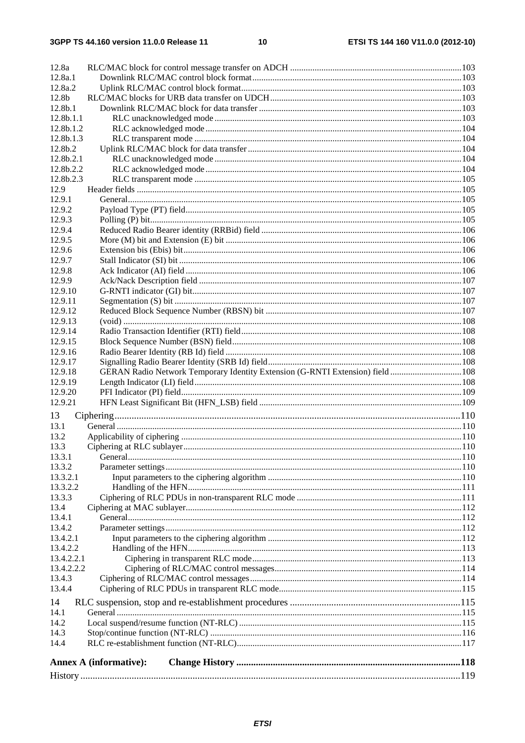12.8a RLC/MAC block for control message transfer on ADCH ....................................................................................103
12.8a.1 Downlink RLC/MAC control block format..........................................................................................103
12.8a.2 Uplink RLC/MAC control block format...............................................................................................103
12.8b RLC/MAC blocks for URB data transfer on UDCH...................................................................................103
12.8b.1 Downlink RLC/MAC block for data transfer ........................................................................................103
12.8b.1.1 RLC unacknowledged mode ............................................................................................................103
12.8b.1.2 RLC acknowledged mode ................................................................................................................104
12.8b.1.3 RLC transparent mode .....................................................................................................................104
12.8b.2 Uplink RLC/MAC block for data transfer .............................................................................................104
12.8b.2.1 RLC unacknowledged mode ............................................................................................................104
12.8b.2.2 RLC acknowledged mode ................................................................................................................104
12.8b.2.3 RLC transparent mode .....................................................................................................................105
12.9 Header fields ..............................................................................................................................................105
12.9.1 General...................................................................................................................................................105
12.9.2 Payload Type (PT) field.........................................................................................................................105
12.9.3 Polling (P) bit.........................................................................................................................................105
12.9.4 Reduced Radio Bearer identity (RRBid) field ........................................................................................106
12.9.5 More (M) bit and Extension (E) bit ........................................................................................................106
12.9.6 Extension bis (Ebis) bit...........................................................................................................................106
12.9.7 Stall Indicator (SI) bit ............................................................................................................................106
12.9.8 Ack Indicator (AI) field .........................................................................................................................106
12.9.9 Ack/Nack Description field ...................................................................................................................107
12.9.10 G-RNTI indicator (GI) bit......................................................................................................................107
12.9.11 Segmentation (S) bit ..............................................................................................................................107
12.9.12 Reduced Block Sequence Number (RBSN) bit ......................................................................................107
12.9.13 (void) .....................................................................................................................................................108
12.9.14 Radio Transaction Identifier (RTI) field.................................................................................................108
12.9.15 Block Sequence Number (BSN) field.....................................................................................................108
12.9.16 Radio Bearer Identity (RB Id) field .......................................................................................................108
12.9.17 Signalling Radio Bearer Identity (SRB Id) field.....................................................................................108
12.9.18 GERAN Radio Network Temporary Identity Extension (G-RNTI Extension) field ...............................108
12.9.19 Length Indicator (LI) field.....................................................................................................................108
12.9.20 PFI Indicator (PI) field...........................................................................................................................109
12.9.21 HFN Least Significant Bit (HFN_LSB) field .........................................................................................109

13 Ciphering...........................................................................................................................................110
13.1 General .......................................................................................................................................................110
13.2 Applicability of ciphering ..........................................................................................................................110
13.3 Ciphering at RLC sublayer.........................................................................................................................110
13.3.1 General...................................................................................................................................................110
13.3.2 Parameter settings..................................................................................................................................110
13.3.2.1 Input parameters to the ciphering algorithm .....................................................................................110
13.3.2.2 Handling of the HFN........................................................................................................................111
13.3.3 Ciphering of RLC PDUs in non-transparent RLC mode .........................................................................111
13.4 Ciphering at MAC sublayer........................................................................................................................112
13.4.1 General...................................................................................................................................................112
13.4.2 Parameter settings..................................................................................................................................112
13.4.2.1 Input parameters to the ciphering algorithm .....................................................................................112
13.4.2.2 Handling of the HFN........................................................................................................................113
13.4.2.2.1 Ciphering in transparent RLC mode...........................................................................................113
13.4.2.2.2 Ciphering of RLC/MAC control messages.................................................................................114
13.4.3 Ciphering of RLC/MAC control messages.............................................................................................114
13.4.4 Ciphering of RLC PDUs in transparent RLC mode................................................................................115

14 RLC suspension, stop and re-establishment procedures .....................................................................115
14.1 General .......................................................................................................................................................115
14.2 Local suspend/resume function (NT-RLC) .................................................................................................115
14.3 Stop/continue function (NT-RLC) ..............................................................................................................116
14.4 RLC re-establishment function (NT-RLC)..................................................................................................117

**Annex A (informative): Change History ...........................................................................................118**

History .........................................................................................................................................................119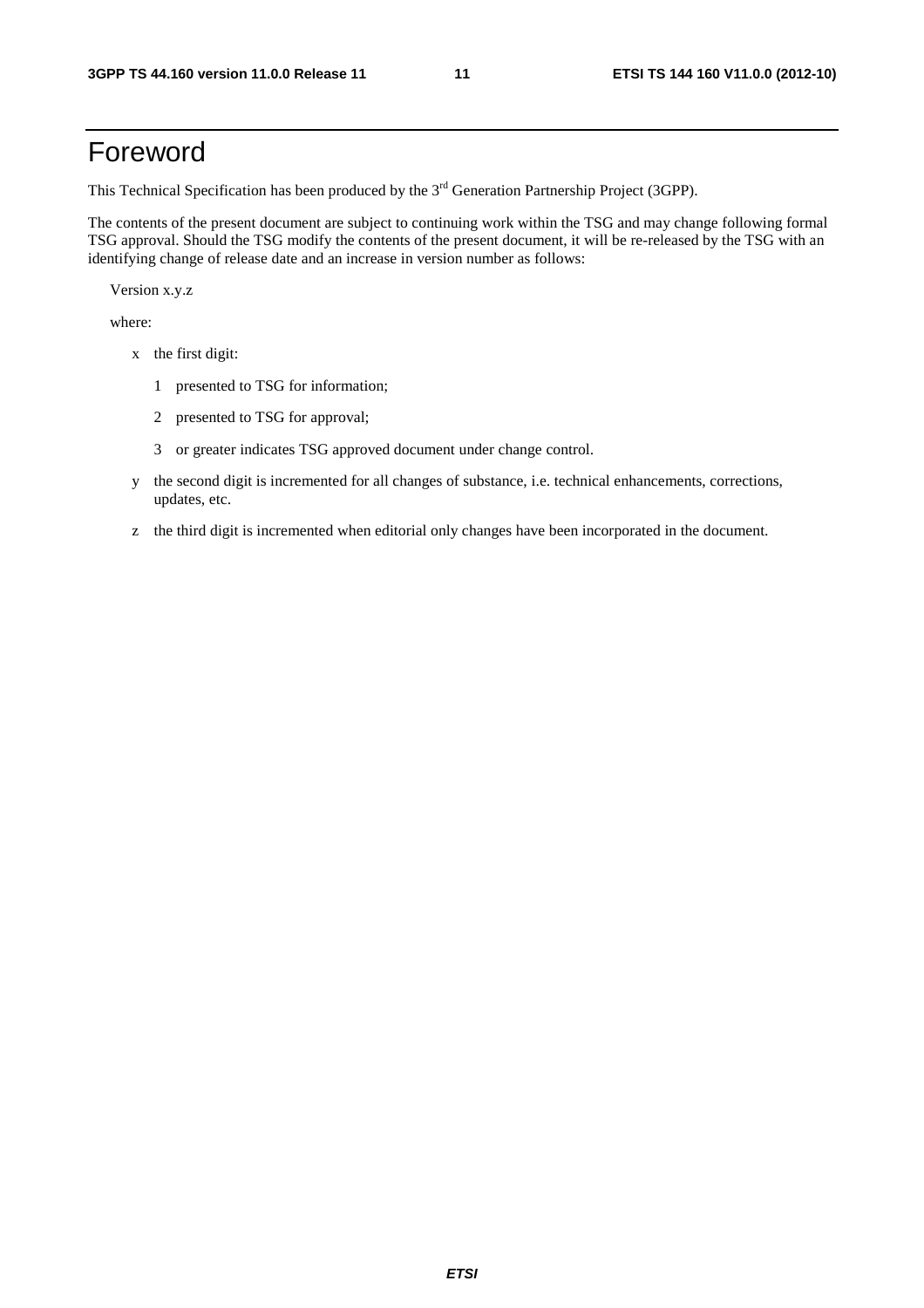# Foreword

This Technical Specification has been produced by the 3rd Generation Partnership Project (3GPP).

The contents of the present document are subject to continuing work within the TSG and may change following formal TSG approval. Should the TSG modify the contents of the present document, it will be re-released by the TSG with an identifying change of release date and an increase in version number as follows:

Version x.y.z

where:

- x the first digit:
  - 1 presented to TSG for information;
  - 2 presented to TSG for approval;
  - 3 or greater indicates TSG approved document under change control.
- y the second digit is incremented for all changes of substance, i.e. technical enhancements, corrections, updates, etc.
- z the third digit is incremented when editorial only changes have been incorporated in the document.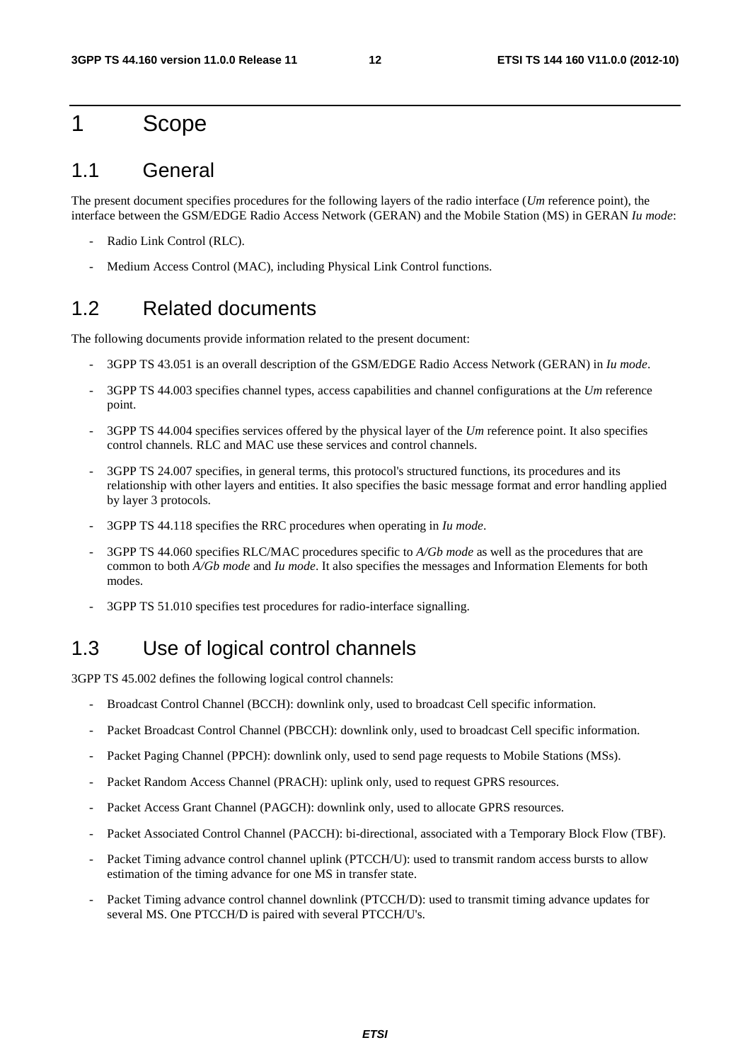# 1 Scope

## 1.1 General

The present document specifies procedures for the following layers of the radio interface (*Um* reference point), the interface between the GSM/EDGE Radio Access Network (GERAN) and the Mobile Station (MS) in GERAN *Iu mode*:

- Radio Link Control (RLC).
- Medium Access Control (MAC), including Physical Link Control functions.

## 1.2 Related documents

The following documents provide information related to the present document:

- 3GPP TS 43.051 is an overall description of the GSM/EDGE Radio Access Network (GERAN) in *Iu mode*.
- 3GPP TS 44.003 specifies channel types, access capabilities and channel configurations at the *Um* reference point.
- 3GPP TS 44.004 specifies services offered by the physical layer of the *Um* reference point. It also specifies control channels. RLC and MAC use these services and control channels.
- 3GPP TS 24.007 specifies, in general terms, this protocol's structured functions, its procedures and its relationship with other layers and entities. It also specifies the basic message format and error handling applied by layer 3 protocols.
- 3GPP TS 44.118 specifies the RRC procedures when operating in *Iu mode*.
- 3GPP TS 44.060 specifies RLC/MAC procedures specific to *A/Gb mode* as well as the procedures that are common to both *A/Gb mode* and *Iu mode*. It also specifies the messages and Information Elements for both modes.
- 3GPP TS 51.010 specifies test procedures for radio-interface signalling.

## 1.3 Use of logical control channels

3GPP TS 45.002 defines the following logical control channels:

- Broadcast Control Channel (BCCH): downlink only, used to broadcast Cell specific information.
- Packet Broadcast Control Channel (PBCCH): downlink only, used to broadcast Cell specific information.
- Packet Paging Channel (PPCH): downlink only, used to send page requests to Mobile Stations (MSs).
- Packet Random Access Channel (PRACH): uplink only, used to request GPRS resources.
- Packet Access Grant Channel (PAGCH): downlink only, used to allocate GPRS resources.
- Packet Associated Control Channel (PACCH): bi-directional, associated with a Temporary Block Flow (TBF).
- Packet Timing advance control channel uplink (PTCCH/U): used to transmit random access bursts to allow estimation of the timing advance for one MS in transfer state.
- Packet Timing advance control channel downlink (PTCCH/D): used to transmit timing advance updates for several MS. One PTCCH/D is paired with several PTCCH/U's.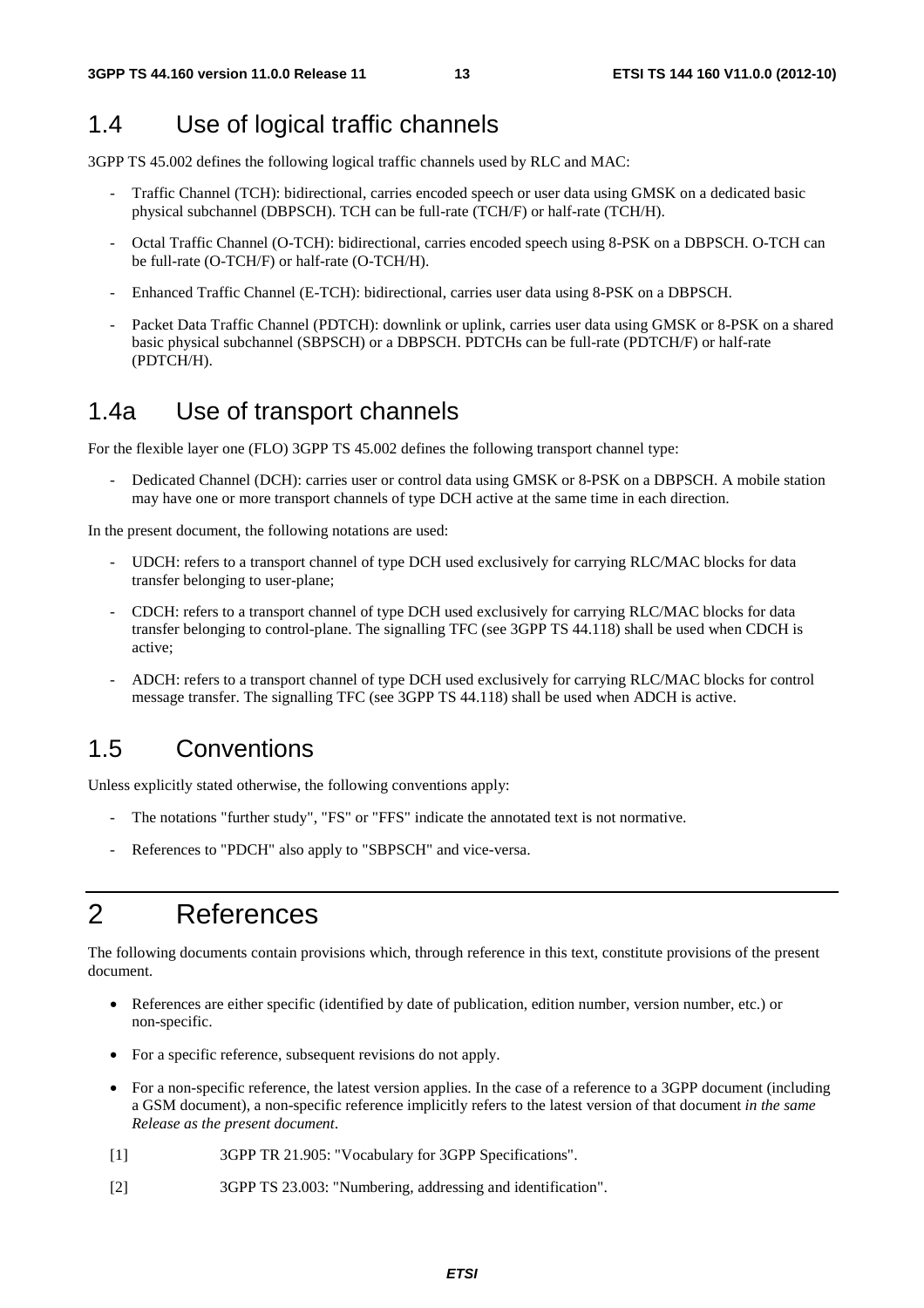## 1.4 Use of logical traffic channels

3GPP TS 45.002 defines the following logical traffic channels used by RLC and MAC:

- Traffic Channel (TCH): bidirectional, carries encoded speech or user data using GMSK on a dedicated basic physical subchannel (DBPSCH). TCH can be full-rate (TCH/F) or half-rate (TCH/H).
- Octal Traffic Channel (O-TCH): bidirectional, carries encoded speech using 8-PSK on a DBPSCH. O-TCH can be full-rate (O-TCH/F) or half-rate (O-TCH/H).
- Enhanced Traffic Channel (E-TCH): bidirectional, carries user data using 8-PSK on a DBPSCH.
- Packet Data Traffic Channel (PDTCH): downlink or uplink, carries user data using GMSK or 8-PSK on a shared basic physical subchannel (SBPSCH) or a DBPSCH. PDTCHs can be full-rate (PDTCH/F) or half-rate (PDTCH/H).

## 1.4a Use of transport channels

For the flexible layer one (FLO) 3GPP TS 45.002 defines the following transport channel type:

- Dedicated Channel (DCH): carries user or control data using GMSK or 8-PSK on a DBPSCH. A mobile station may have one or more transport channels of type DCH active at the same time in each direction.

In the present document, the following notations are used:

- UDCH: refers to a transport channel of type DCH used exclusively for carrying RLC/MAC blocks for data transfer belonging to user-plane;
- CDCH: refers to a transport channel of type DCH used exclusively for carrying RLC/MAC blocks for data transfer belonging to control-plane. The signalling TFC (see 3GPP TS 44.118) shall be used when CDCH is active;
- ADCH: refers to a transport channel of type DCH used exclusively for carrying RLC/MAC blocks for control message transfer. The signalling TFC (see 3GPP TS 44.118) shall be used when ADCH is active.

## 1.5 Conventions

Unless explicitly stated otherwise, the following conventions apply:

- The notations "further study", "FS" or "FFS" indicate the annotated text is not normative.
- References to "PDCH" also apply to "SBPSCH" and vice-versa.

# 2 References

The following documents contain provisions which, through reference in this text, constitute provisions of the present document.

- References are either specific (identified by date of publication, edition number, version number, etc.) or non-specific.
- For a specific reference, subsequent revisions do not apply.
- For a non-specific reference, the latest version applies. In the case of a reference to a 3GPP document (including a GSM document), a non-specific reference implicitly refers to the latest version of that document *in the same Release as the present document*.

[1] 3GPP TR 21.905: "Vocabulary for 3GPP Specifications".

[2] 3GPP TS 23.003: "Numbering, addressing and identification".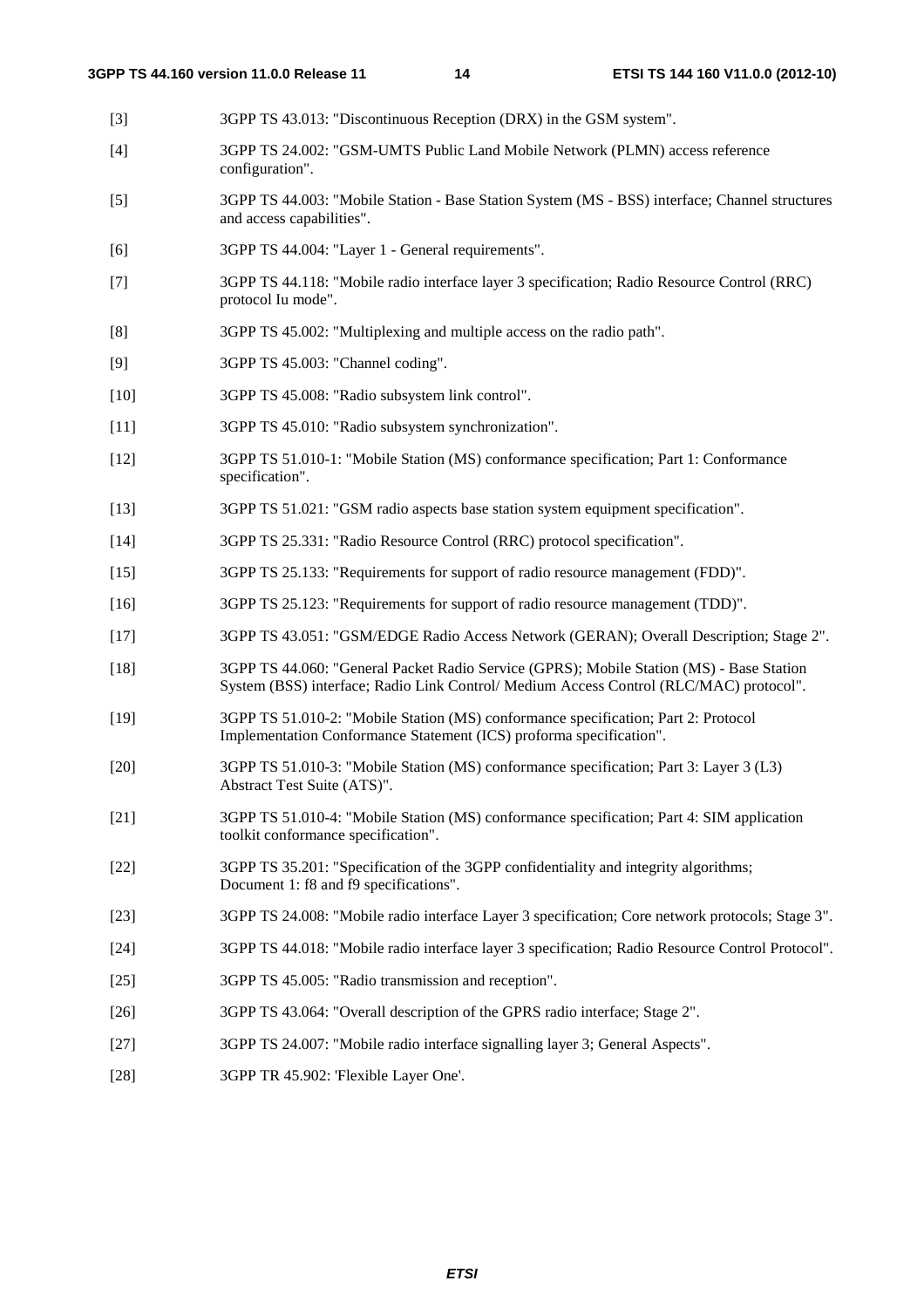[3] 3GPP TS 43.013: "Discontinuous Reception (DRX) in the GSM system".

[4] 3GPP TS 24.002: "GSM-UMTS Public Land Mobile Network (PLMN) access reference configuration".

[5] 3GPP TS 44.003: "Mobile Station - Base Station System (MS - BSS) interface; Channel structures and access capabilities".

[6] 3GPP TS 44.004: "Layer 1 - General requirements".

[7] 3GPP TS 44.118: "Mobile radio interface layer 3 specification; Radio Resource Control (RRC) protocol Iu mode".

[8] 3GPP TS 45.002: "Multiplexing and multiple access on the radio path".

[9] 3GPP TS 45.003: "Channel coding".

[10] 3GPP TS 45.008: "Radio subsystem link control".

[11] 3GPP TS 45.010: "Radio subsystem synchronization".

[12] 3GPP TS 51.010-1: "Mobile Station (MS) conformance specification; Part 1: Conformance specification".

[13] 3GPP TS 51.021: "GSM radio aspects base station system equipment specification".

[14] 3GPP TS 25.331: "Radio Resource Control (RRC) protocol specification".

[15] 3GPP TS 25.133: "Requirements for support of radio resource management (FDD)".

[16] 3GPP TS 25.123: "Requirements for support of radio resource management (TDD)".

[17] 3GPP TS 43.051: "GSM/EDGE Radio Access Network (GERAN); Overall Description; Stage 2".

[18] 3GPP TS 44.060: "General Packet Radio Service (GPRS); Mobile Station (MS) - Base Station System (BSS) interface; Radio Link Control/ Medium Access Control (RLC/MAC) protocol".

[19] 3GPP TS 51.010-2: "Mobile Station (MS) conformance specification; Part 2: Protocol Implementation Conformance Statement (ICS) proforma specification".

[20] 3GPP TS 51.010-3: "Mobile Station (MS) conformance specification; Part 3: Layer 3 (L3) Abstract Test Suite (ATS)".

[21] 3GPP TS 51.010-4: "Mobile Station (MS) conformance specification; Part 4: SIM application toolkit conformance specification".

[22] 3GPP TS 35.201: "Specification of the 3GPP confidentiality and integrity algorithms; Document 1: f8 and f9 specifications".

[23] 3GPP TS 24.008: "Mobile radio interface Layer 3 specification; Core network protocols; Stage 3".

[24] 3GPP TS 44.018: "Mobile radio interface layer 3 specification; Radio Resource Control Protocol".

[25] 3GPP TS 45.005: "Radio transmission and reception".

[26] 3GPP TS 43.064: "Overall description of the GPRS radio interface; Stage 2".

[27] 3GPP TS 24.007: "Mobile radio interface signalling layer 3; General Aspects".

[28] 3GPP TR 45.902: 'Flexible Layer One'.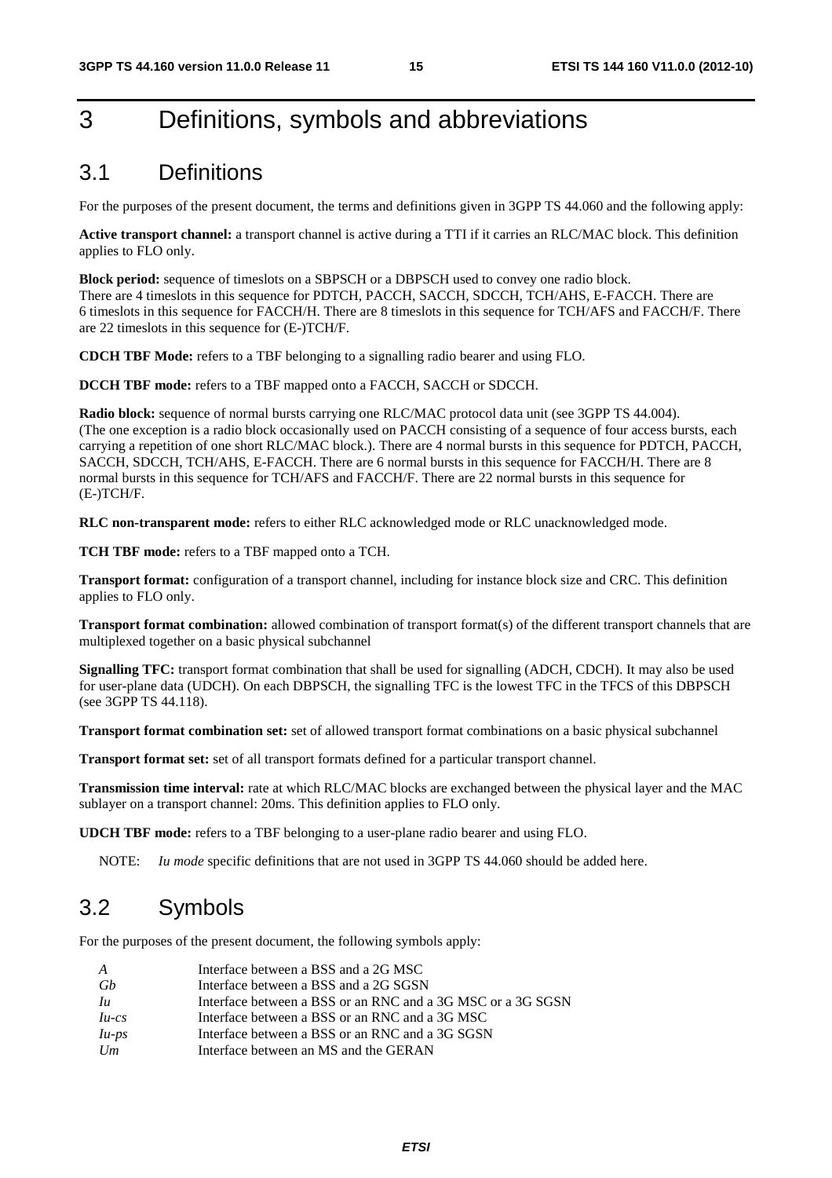# 3 Definitions, symbols and abbreviations

## 3.1 Definitions

For the purposes of the present document, the terms and definitions given in 3GPP TS 44.060 and the following apply:

**Active transport channel:** a transport channel is active during a TTI if it carries an RLC/MAC block. This definition applies to FLO only.

**Block period:** sequence of timeslots on a SBPSCH or a DBPSCH used to convey one radio block. There are 4 timeslots in this sequence for PDTCH, PACCH, SACCH, SDCCH, TCH/AHS, E-FACCH. There are 6 timeslots in this sequence for FACCH/H. There are 8 timeslots in this sequence for TCH/AFS and FACCH/F. There are 22 timeslots in this sequence for (E-)TCH/F.

**CDCH TBF Mode:** refers to a TBF belonging to a signalling radio bearer and using FLO.

**DCCH TBF mode:** refers to a TBF mapped onto a FACCH, SACCH or SDCCH.

**Radio block:** sequence of normal bursts carrying one RLC/MAC protocol data unit (see 3GPP TS 44.004). (The one exception is a radio block occasionally used on PACCH consisting of a sequence of four access bursts, each carrying a repetition of one short RLC/MAC block.). There are 4 normal bursts in this sequence for PDTCH, PACCH, SACCH, SDCCH, TCH/AHS, E-FACCH. There are 6 normal bursts in this sequence for FACCH/H. There are 8 normal bursts in this sequence for TCH/AFS and FACCH/F. There are 22 normal bursts in this sequence for (E-)TCH/F.

**RLC non-transparent mode:** refers to either RLC acknowledged mode or RLC unacknowledged mode.

**TCH TBF mode:** refers to a TBF mapped onto a TCH.

**Transport format:** configuration of a transport channel, including for instance block size and CRC. This definition applies to FLO only.

**Transport format combination:** allowed combination of transport format(s) of the different transport channels that are multiplexed together on a basic physical subchannel

**Signalling TFC:** transport format combination that shall be used for signalling (ADCH, CDCH). It may also be used for user-plane data (UDCH). On each DBPSCH, the signalling TFC is the lowest TFC in the TFCS of this DBPSCH (see 3GPP TS 44.118).

**Transport format combination set:** set of allowed transport format combinations on a basic physical subchannel

**Transport format set:** set of all transport formats defined for a particular transport channel.

**Transmission time interval:** rate at which RLC/MAC blocks are exchanged between the physical layer and the MAC sublayer on a transport channel: 20ms. This definition applies to FLO only.

**UDCH TBF mode:** refers to a TBF belonging to a user-plane radio bearer and using FLO.

NOTE: *Iu mode* specific definitions that are not used in 3GPP TS 44.060 should be added here.

## 3.2 Symbols

For the purposes of the present document, the following symbols apply:

| | |
|---|---|
| *A* | Interface between a BSS and a 2G MSC |
| *Gb* | Interface between a BSS and a 2G SGSN |
| *Iu* | Interface between a BSS or an RNC and a 3G MSC or a 3G SGSN |
| *Iu-cs* | Interface between a BSS or an RNC and a 3G MSC |
| *Iu-ps* | Interface between a BSS or an RNC and a 3G SGSN |
| *Um* | Interface between an MS and the GERAN |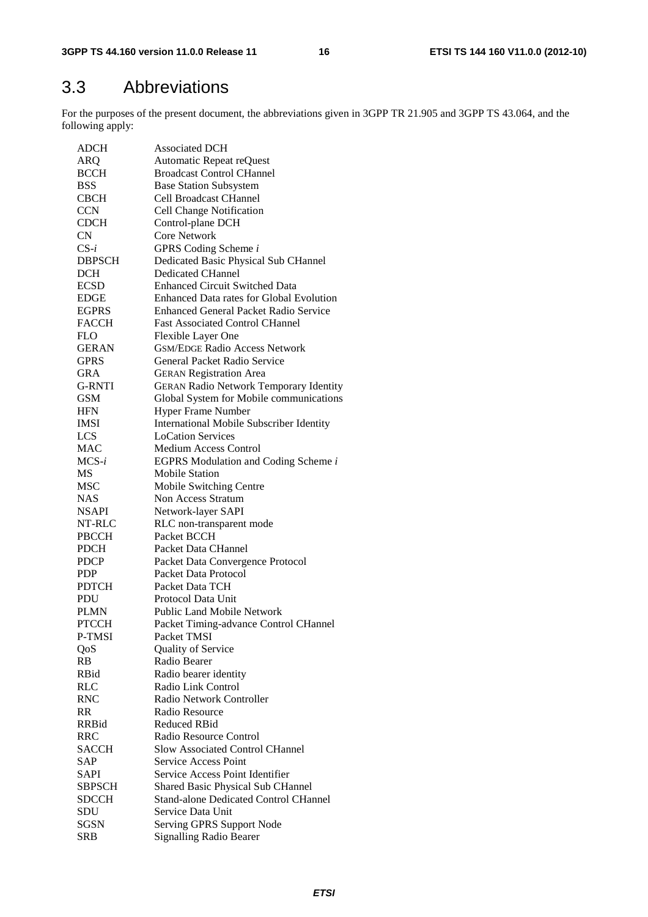## 3.3 Abbreviations

For the purposes of the present document, the abbreviations given in 3GPP TR 21.905 and 3GPP TS 43.064, and the following apply:

| | |
|---|---|
| ADCH | Associated DCH |
| ARQ | Automatic Repeat reQuest |
| BCCH | Broadcast Control CHannel |
| BSS | Base Station Subsystem |
| CBCH | Cell Broadcast CHannel |
| CCN | Cell Change Notification |
| CDCH | Control-plane DCH |
| CN | Core Network |
| CS-*i* | GPRS Coding Scheme *i* |
| DBPSCH | Dedicated Basic Physical Sub CHannel |
| DCH | Dedicated CHannel |
| ECSD | Enhanced Circuit Switched Data |
| EDGE | Enhanced Data rates for Global Evolution |
| EGPRS | Enhanced General Packet Radio Service |
| FACCH | Fast Associated Control CHannel |
| FLO | Flexible Layer One |
| GERAN | GSM/EDGE Radio Access Network |
| GPRS | General Packet Radio Service |
| GRA | GERAN Registration Area |
| G-RNTI | GERAN Radio Network Temporary Identity |
| GSM | Global System for Mobile communications |
| HFN | Hyper Frame Number |
| IMSI | International Mobile Subscriber Identity |
| LCS | LoCation Services |
| MAC | Medium Access Control |
| MCS-*i* | EGPRS Modulation and Coding Scheme *i* |
| MS | Mobile Station |
| MSC | Mobile Switching Centre |
| NAS | Non Access Stratum |
| NSAPI | Network-layer SAPI |
| NT-RLC | RLC non-transparent mode |
| PBCCH | Packet BCCH |
| PDCH | Packet Data CHannel |
| PDCP | Packet Data Convergence Protocol |
| PDP | Packet Data Protocol |
| PDTCH | Packet Data TCH |
| PDU | Protocol Data Unit |
| PLMN | Public Land Mobile Network |
| PTCCH | Packet Timing-advance Control CHannel |
| P-TMSI | Packet TMSI |
| QoS | Quality of Service |
| RB | Radio Bearer |
| RBid | Radio bearer identity |
| RLC | Radio Link Control |
| RNC | Radio Network Controller |
| RR | Radio Resource |
| RRBid | Reduced RBid |
| RRC | Radio Resource Control |
| SACCH | Slow Associated Control CHannel |
| SAP | Service Access Point |
| SAPI | Service Access Point Identifier |
| SBPSCH | Shared Basic Physical Sub CHannel |
| SDCCH | Stand-alone Dedicated Control CHannel |
| SDU | Service Data Unit |
| SGSN | Serving GPRS Support Node |
| SRB | Signalling Radio Bearer |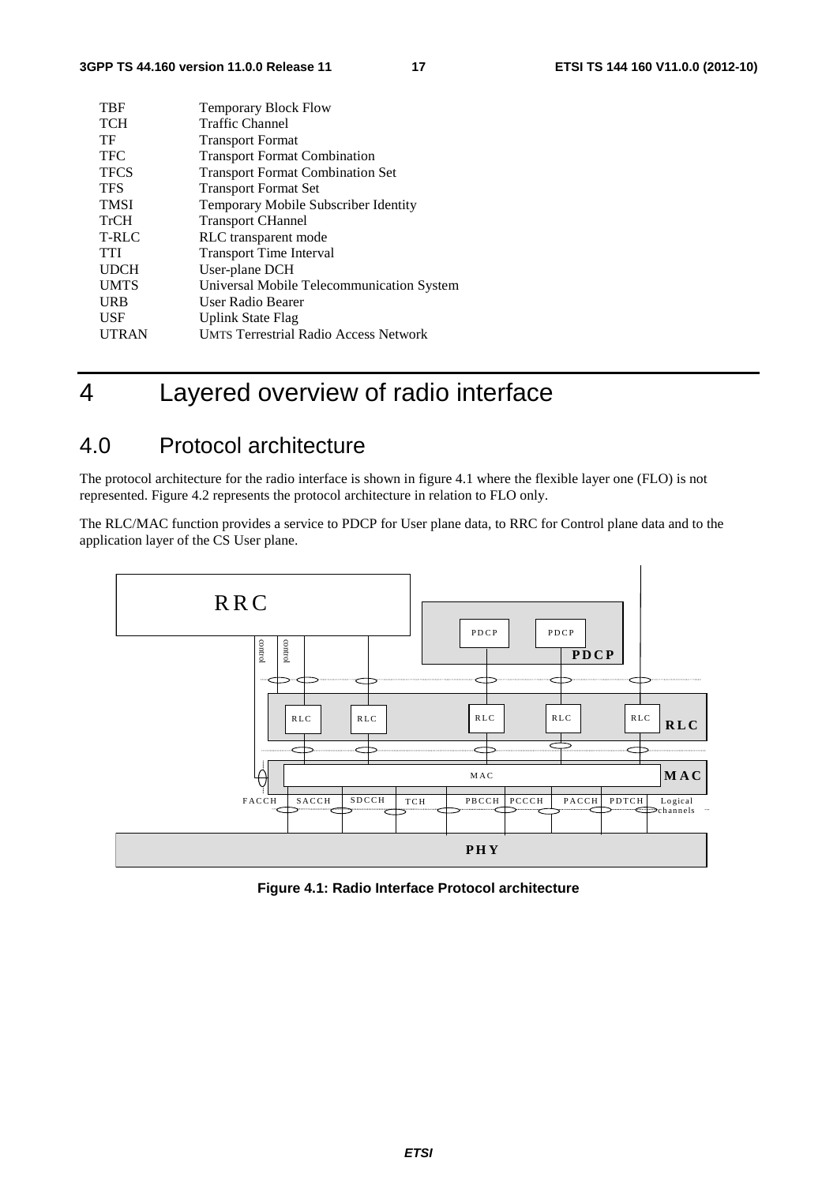| | |
|---|---|
| TBF | Temporary Block Flow |
| TCH | Traffic Channel |
| TF | Transport Format |
| TFC | Transport Format Combination |
| TFCS | Transport Format Combination Set |
| TFS | Transport Format Set |
| TMSI | Temporary Mobile Subscriber Identity |
| TrCH | Transport CHannel |
| T-RLC | RLC transparent mode |
| TTI | Transport Time Interval |
| UDCH | User-plane DCH |
| UMTS | Universal Mobile Telecommunication System |
| URB | User Radio Bearer |
| USF | Uplink State Flag |
| UTRAN | UMTS Terrestrial Radio Access Network |

# 4 Layered overview of radio interface

## 4.0 Protocol architecture

The protocol architecture for the radio interface is shown in figure 4.1 where the flexible layer one (FLO) is not represented. Figure 4.2 represents the protocol architecture in relation to FLO only.

The RLC/MAC function provides a service to PDCP for User plane data, to RRC for Control plane data and to the application layer of the CS User plane.

**Figure 4.1: Radio Interface Protocol architecture**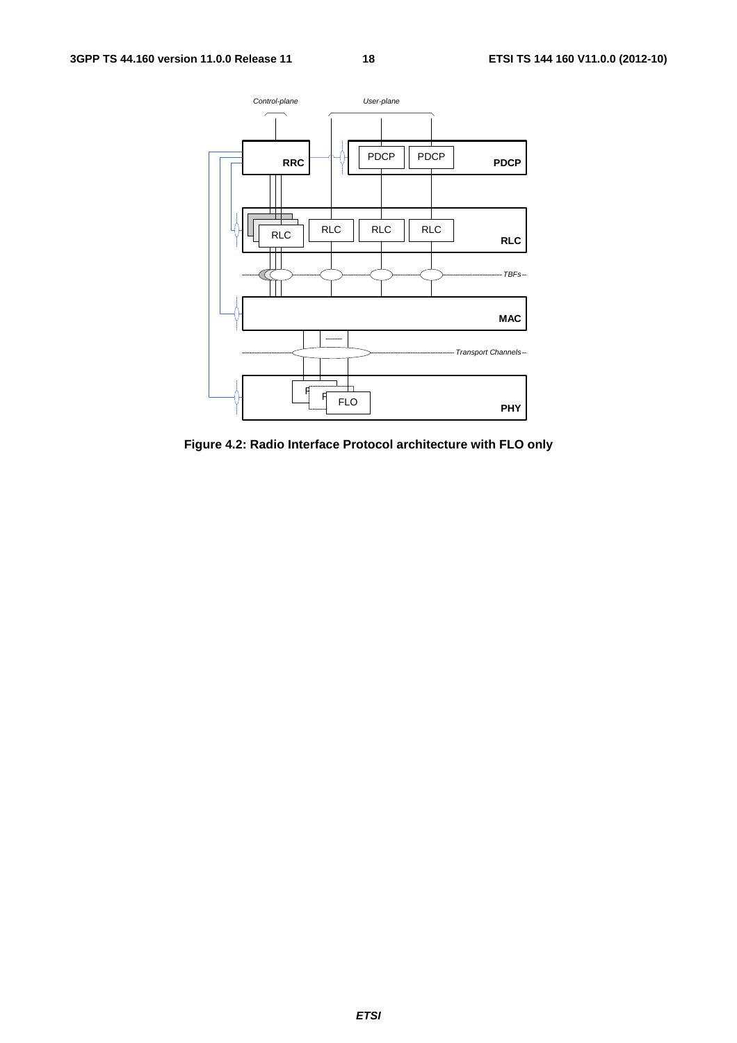Figure 4.2: Radio Interface Protocol architecture with FLO only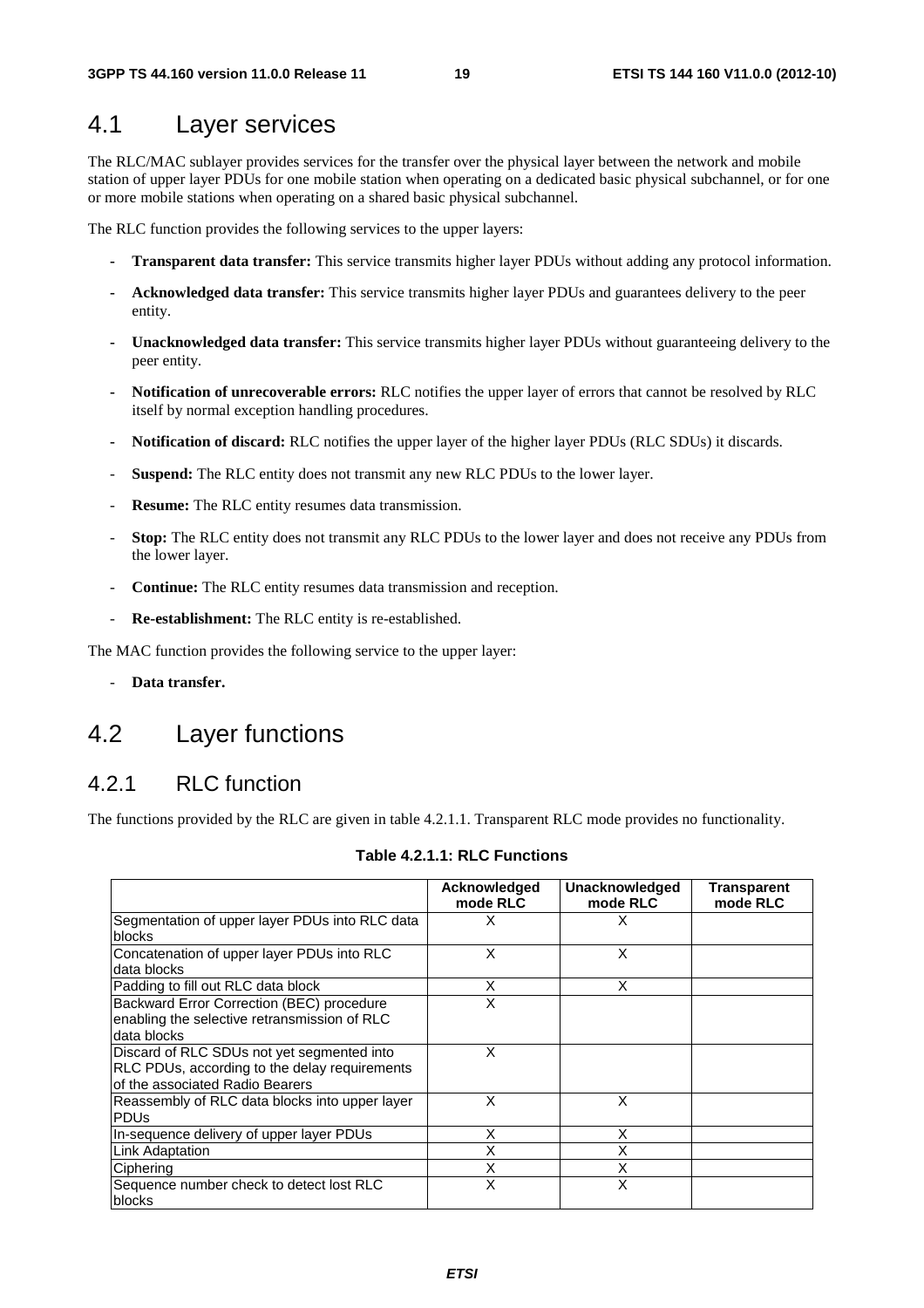## 4.1 Layer services

The RLC/MAC sublayer provides services for the transfer over the physical layer between the network and mobile station of upper layer PDUs for one mobile station when operating on a dedicated basic physical subchannel, or for one or more mobile stations when operating on a shared basic physical subchannel.

The RLC function provides the following services to the upper layers:

- **Transparent data transfer:** This service transmits higher layer PDUs without adding any protocol information.
- **Acknowledged data transfer:** This service transmits higher layer PDUs and guarantees delivery to the peer entity.
- **Unacknowledged data transfer:** This service transmits higher layer PDUs without guaranteeing delivery to the peer entity.
- **Notification of unrecoverable errors:** RLC notifies the upper layer of errors that cannot be resolved by RLC itself by normal exception handling procedures.
- **Notification of discard:** RLC notifies the upper layer of the higher layer PDUs (RLC SDUs) it discards.
- **Suspend:** The RLC entity does not transmit any new RLC PDUs to the lower layer.
- **Resume:** The RLC entity resumes data transmission.
- **Stop:** The RLC entity does not transmit any RLC PDUs to the lower layer and does not receive any PDUs from the lower layer.
- **Continue:** The RLC entity resumes data transmission and reception.
- **Re-establishment:** The RLC entity is re-established.

The MAC function provides the following service to the upper layer:

- **Data transfer.**

## 4.2 Layer functions

### 4.2.1 RLC function

The functions provided by the RLC are given in table 4.2.1.1. Transparent RLC mode provides no functionality.

**Table 4.2.1.1: RLC Functions**

| | Acknowledged mode RLC | Unacknowledged mode RLC | Transparent mode RLC |
|---|---|---|---|
| Segmentation of upper layer PDUs into RLC data blocks | X | X | |
| Concatenation of upper layer PDUs into RLC data blocks | X | X | |
| Padding to fill out RLC data block | X | X | |
| Backward Error Correction (BEC) procedure enabling the selective retransmission of RLC data blocks | X | | |
| Discard of RLC SDUs not yet segmented into RLC PDUs, according to the delay requirements of the associated Radio Bearers | X | | |
| Reassembly of RLC data blocks into upper layer PDUs | X | X | |
| In-sequence delivery of upper layer PDUs | X | X | |
| Link Adaptation | X | X | |
| Ciphering | X | X | |
| Sequence number check to detect lost RLC blocks | X | X | |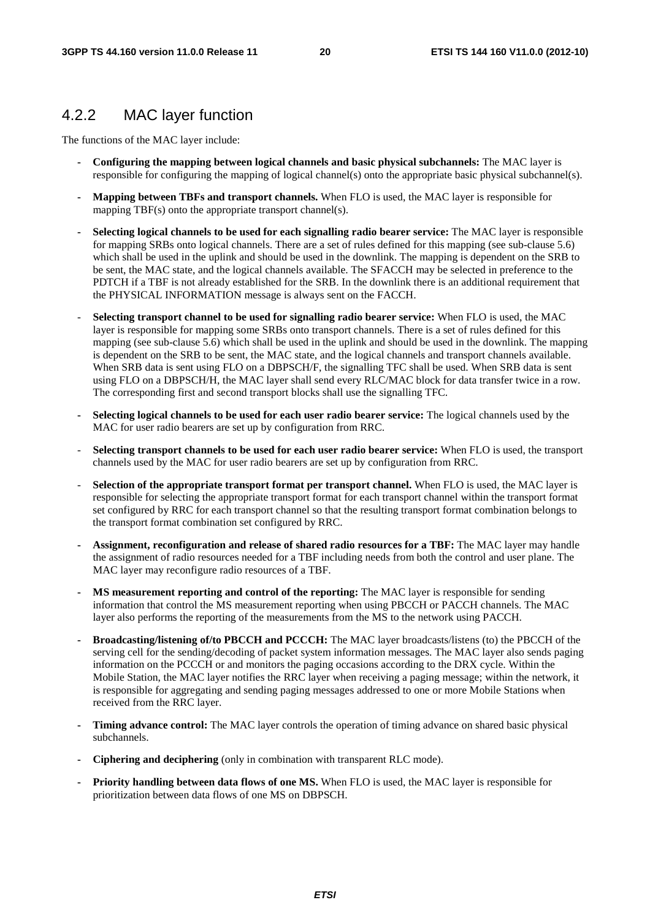### 4.2.2 MAC layer function

The functions of the MAC layer include:

- **Configuring the mapping between logical channels and basic physical subchannels:** The MAC layer is responsible for configuring the mapping of logical channel(s) onto the appropriate basic physical subchannel(s).
- **Mapping between TBFs and transport channels.** When FLO is used, the MAC layer is responsible for mapping TBF(s) onto the appropriate transport channel(s).
- **Selecting logical channels to be used for each signalling radio bearer service:** The MAC layer is responsible for mapping SRBs onto logical channels. There are a set of rules defined for this mapping (see sub-clause 5.6) which shall be used in the uplink and should be used in the downlink. The mapping is dependent on the SRB to be sent, the MAC state, and the logical channels available. The SFACCH may be selected in preference to the PDTCH if a TBF is not already established for the SRB. In the downlink there is an additional requirement that the PHYSICAL INFORMATION message is always sent on the FACCH.
- **Selecting transport channel to be used for signalling radio bearer service:** When FLO is used, the MAC layer is responsible for mapping some SRBs onto transport channels. There is a set of rules defined for this mapping (see sub-clause 5.6) which shall be used in the uplink and should be used in the downlink. The mapping is dependent on the SRB to be sent, the MAC state, and the logical channels and transport channels available. When SRB data is sent using FLO on a DBPSCH/F, the signalling TFC shall be used. When SRB data is sent using FLO on a DBPSCH/H, the MAC layer shall send every RLC/MAC block for data transfer twice in a row. The corresponding first and second transport blocks shall use the signalling TFC.
- **Selecting logical channels to be used for each user radio bearer service:** The logical channels used by the MAC for user radio bearers are set up by configuration from RRC.
- **Selecting transport channels to be used for each user radio bearer service:** When FLO is used, the transport channels used by the MAC for user radio bearers are set up by configuration from RRC.
- **Selection of the appropriate transport format per transport channel.** When FLO is used, the MAC layer is responsible for selecting the appropriate transport format for each transport channel within the transport format set configured by RRC for each transport channel so that the resulting transport format combination belongs to the transport format combination set configured by RRC.
- **Assignment, reconfiguration and release of shared radio resources for a TBF:** The MAC layer may handle the assignment of radio resources needed for a TBF including needs from both the control and user plane. The MAC layer may reconfigure radio resources of a TBF.
- **MS measurement reporting and control of the reporting:** The MAC layer is responsible for sending information that control the MS measurement reporting when using PBCCH or PACCH channels. The MAC layer also performs the reporting of the measurements from the MS to the network using PACCH.
- **Broadcasting/listening of/to PBCCH and PCCCH:** The MAC layer broadcasts/listens (to) the PBCCH of the serving cell for the sending/decoding of packet system information messages. The MAC layer also sends paging information on the PCCCH or and monitors the paging occasions according to the DRX cycle. Within the Mobile Station, the MAC layer notifies the RRC layer when receiving a paging message; within the network, it is responsible for aggregating and sending paging messages addressed to one or more Mobile Stations when received from the RRC layer.
- **Timing advance control:** The MAC layer controls the operation of timing advance on shared basic physical subchannels.
- **Ciphering and deciphering** (only in combination with transparent RLC mode).
- **Priority handling between data flows of one MS.** When FLO is used, the MAC layer is responsible for prioritization between data flows of one MS on DBPSCH.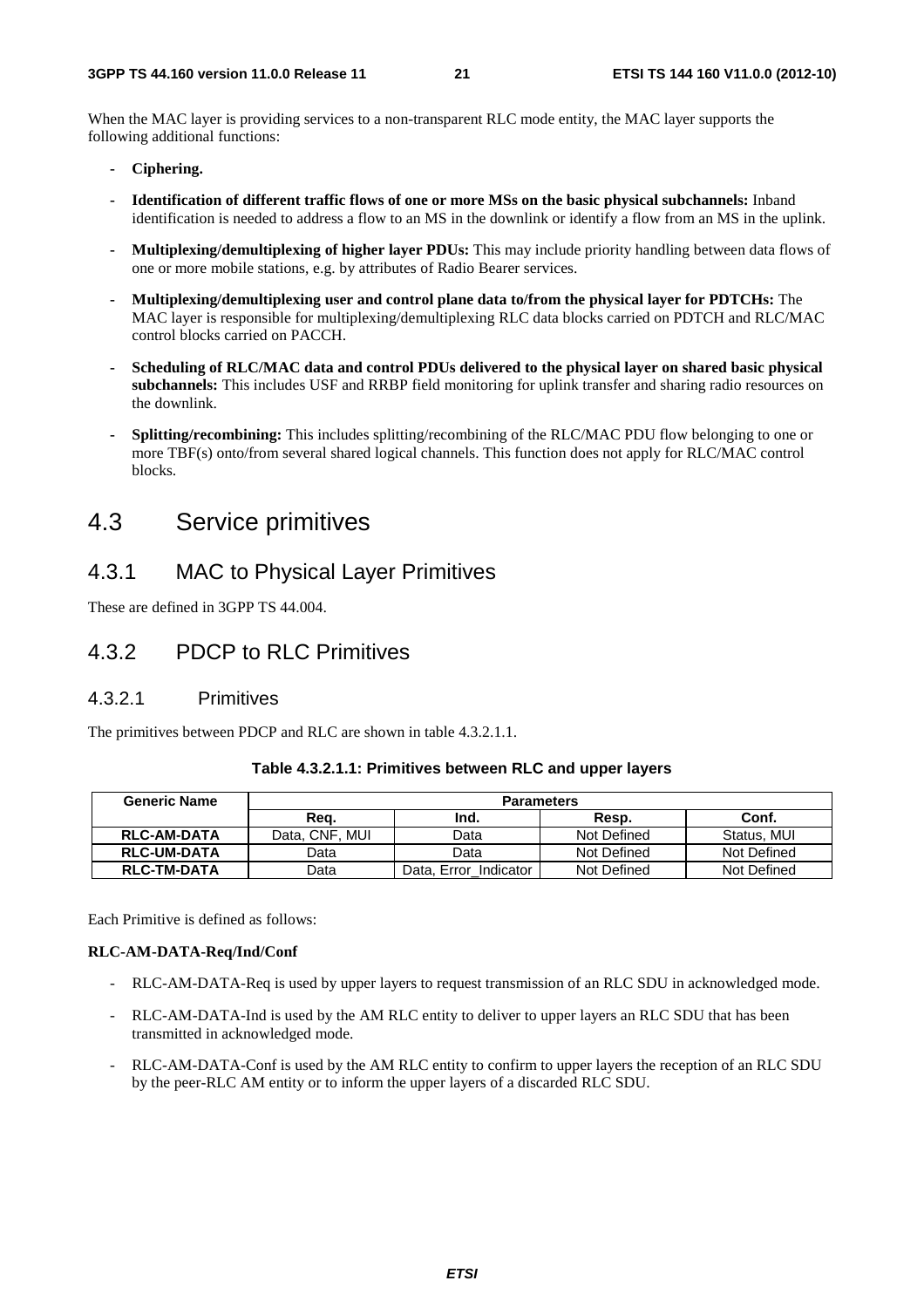When the MAC layer is providing services to a non-transparent RLC mode entity, the MAC layer supports the following additional functions:

- **Ciphering.**
- **Identification of different traffic flows of one or more MSs on the basic physical subchannels:** Inband identification is needed to address a flow to an MS in the downlink or identify a flow from an MS in the uplink.
- **Multiplexing/demultiplexing of higher layer PDUs:** This may include priority handling between data flows of one or more mobile stations, e.g. by attributes of Radio Bearer services.
- **Multiplexing/demultiplexing user and control plane data to/from the physical layer for PDTCHs:** The MAC layer is responsible for multiplexing/demultiplexing RLC data blocks carried on PDTCH and RLC/MAC control blocks carried on PACCH.
- **Scheduling of RLC/MAC data and control PDUs delivered to the physical layer on shared basic physical subchannels:** This includes USF and RRBP field monitoring for uplink transfer and sharing radio resources on the downlink.
- **Splitting/recombining:** This includes splitting/recombining of the RLC/MAC PDU flow belonging to one or more TBF(s) onto/from several shared logical channels. This function does not apply for RLC/MAC control blocks.

# 4.3 Service primitives

## 4.3.1 MAC to Physical Layer Primitives

These are defined in 3GPP TS 44.004.

## 4.3.2 PDCP to RLC Primitives

### 4.3.2.1 Primitives

The primitives between PDCP and RLC are shown in table 4.3.2.1.1.

**Table 4.3.2.1.1: Primitives between RLC and upper layers**

| Generic Name | Parameters | | | |
|---|---|---|---|---|
| | Req. | Ind. | Resp. | Conf. |
| **RLC-AM-DATA** | Data, CNF, MUI | Data | Not Defined | Status, MUI |
| **RLC-UM-DATA** | Data | Data | Not Defined | Not Defined |
| **RLC-TM-DATA** | Data | Data, Error_Indicator | Not Defined | Not Defined |

Each Primitive is defined as follows:

**RLC-AM-DATA-Req/Ind/Conf**

- RLC-AM-DATA-Req is used by upper layers to request transmission of an RLC SDU in acknowledged mode.
- RLC-AM-DATA-Ind is used by the AM RLC entity to deliver to upper layers an RLC SDU that has been transmitted in acknowledged mode.
- RLC-AM-DATA-Conf is used by the AM RLC entity to confirm to upper layers the reception of an RLC SDU by the peer-RLC AM entity or to inform the upper layers of a discarded RLC SDU.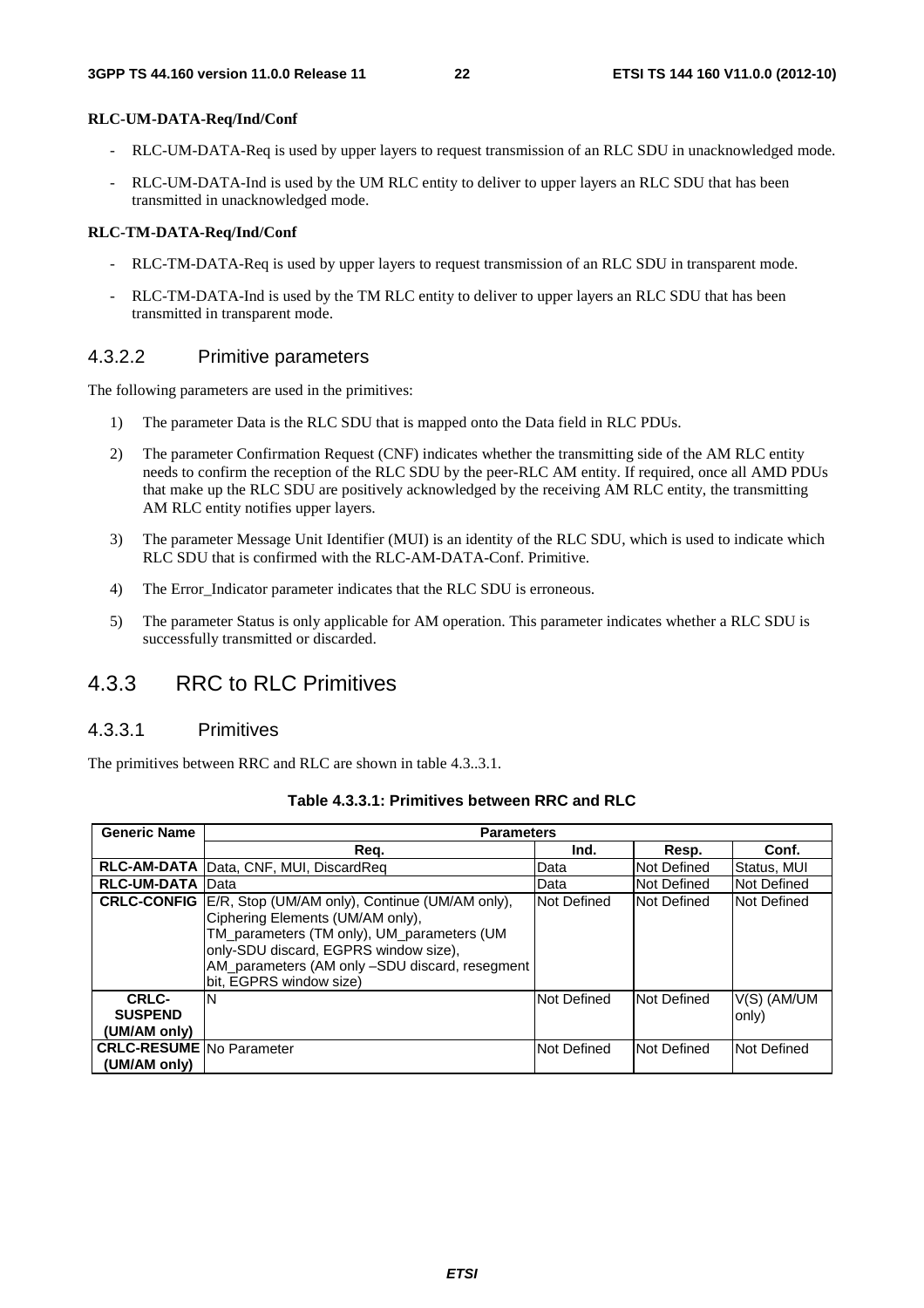**RLC-UM-DATA-Req/Ind/Conf**

- RLC-UM-DATA-Req is used by upper layers to request transmission of an RLC SDU in unacknowledged mode.
- RLC-UM-DATA-Ind is used by the UM RLC entity to deliver to upper layers an RLC SDU that has been transmitted in unacknowledged mode.

**RLC-TM-DATA-Req/Ind/Conf**

- RLC-TM-DATA-Req is used by upper layers to request transmission of an RLC SDU in transparent mode.
- RLC-TM-DATA-Ind is used by the TM RLC entity to deliver to upper layers an RLC SDU that has been transmitted in transparent mode.

### 4.3.2.2 Primitive parameters

The following parameters are used in the primitives:

1) The parameter Data is the RLC SDU that is mapped onto the Data field in RLC PDUs.

2) The parameter Confirmation Request (CNF) indicates whether the transmitting side of the AM RLC entity needs to confirm the reception of the RLC SDU by the peer-RLC AM entity. If required, once all AMD PDUs that make up the RLC SDU are positively acknowledged by the receiving AM RLC entity, the transmitting AM RLC entity notifies upper layers.

3) The parameter Message Unit Identifier (MUI) is an identity of the RLC SDU, which is used to indicate which RLC SDU that is confirmed with the RLC-AM-DATA-Conf. Primitive.

4) The Error_Indicator parameter indicates that the RLC SDU is erroneous.

5) The parameter Status is only applicable for AM operation. This parameter indicates whether a RLC SDU is successfully transmitted or discarded.

## 4.3.3 RRC to RLC Primitives

### 4.3.3.1 Primitives

The primitives between RRC and RLC are shown in table 4.3..3.1.

**Table 4.3.3.1: Primitives between RRC and RLC**

| Generic Name | Parameters | | | |
|---|---|---|---|---|
| | Req. | Ind. | Resp. | Conf. |
| **RLC-AM-DATA** | Data, CNF, MUI, DiscardReq | Data | Not Defined | Status, MUI |
| **RLC-UM-DATA** | Data | Data | Not Defined | Not Defined |
| **CRLC-CONFIG** | E/R, Stop (UM/AM only), Continue (UM/AM only), Ciphering Elements (UM/AM only), TM_parameters (TM only), UM_parameters (UM only-SDU discard, EGPRS window size), AM_parameters (AM only –SDU discard, resegment bit, EGPRS window size) | Not Defined | Not Defined | Not Defined |
| **CRLC-SUSPEND (UM/AM only)** | N | Not Defined | Not Defined | V(S) (AM/UM only) |
| **CRLC-RESUME (UM/AM only)** | No Parameter | Not Defined | Not Defined | Not Defined |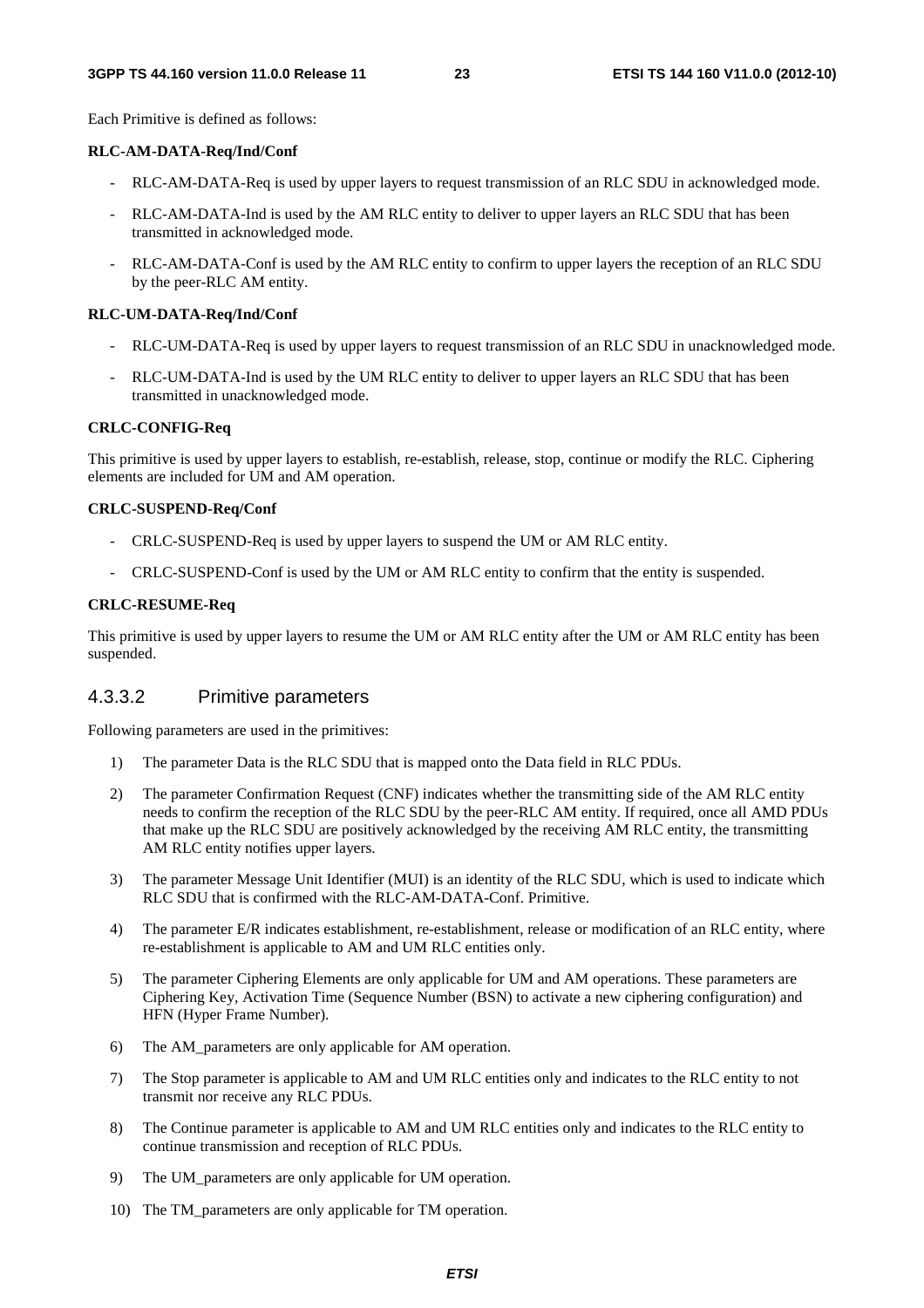Each Primitive is defined as follows:

**RLC-AM-DATA-Req/Ind/Conf**

- RLC-AM-DATA-Req is used by upper layers to request transmission of an RLC SDU in acknowledged mode.
- RLC-AM-DATA-Ind is used by the AM RLC entity to deliver to upper layers an RLC SDU that has been transmitted in acknowledged mode.
- RLC-AM-DATA-Conf is used by the AM RLC entity to confirm to upper layers the reception of an RLC SDU by the peer-RLC AM entity.

**RLC-UM-DATA-Req/Ind/Conf**

- RLC-UM-DATA-Req is used by upper layers to request transmission of an RLC SDU in unacknowledged mode.
- RLC-UM-DATA-Ind is used by the UM RLC entity to deliver to upper layers an RLC SDU that has been transmitted in unacknowledged mode.

**CRLC-CONFIG-Req**

This primitive is used by upper layers to establish, re-establish, release, stop, continue or modify the RLC. Ciphering elements are included for UM and AM operation.

**CRLC-SUSPEND-Req/Conf**

- CRLC-SUSPEND-Req is used by upper layers to suspend the UM or AM RLC entity.
- CRLC-SUSPEND-Conf is used by the UM or AM RLC entity to confirm that the entity is suspended.

**CRLC-RESUME-Req**

This primitive is used by upper layers to resume the UM or AM RLC entity after the UM or AM RLC entity has been suspended.

#### 4.3.3.2 Primitive parameters

Following parameters are used in the primitives:

1) The parameter Data is the RLC SDU that is mapped onto the Data field in RLC PDUs.
2) The parameter Confirmation Request (CNF) indicates whether the transmitting side of the AM RLC entity needs to confirm the reception of the RLC SDU by the peer-RLC AM entity. If required, once all AMD PDUs that make up the RLC SDU are positively acknowledged by the receiving AM RLC entity, the transmitting AM RLC entity notifies upper layers.
3) The parameter Message Unit Identifier (MUI) is an identity of the RLC SDU, which is used to indicate which RLC SDU that is confirmed with the RLC-AM-DATA-Conf. Primitive.
4) The parameter E/R indicates establishment, re-establishment, release or modification of an RLC entity, where re-establishment is applicable to AM and UM RLC entities only.
5) The parameter Ciphering Elements are only applicable for UM and AM operations. These parameters are Ciphering Key, Activation Time (Sequence Number (BSN) to activate a new ciphering configuration) and HFN (Hyper Frame Number).
6) The AM_parameters are only applicable for AM operation.
7) The Stop parameter is applicable to AM and UM RLC entities only and indicates to the RLC entity to not transmit nor receive any RLC PDUs.
8) The Continue parameter is applicable to AM and UM RLC entities only and indicates to the RLC entity to continue transmission and reception of RLC PDUs.
9) The UM_parameters are only applicable for UM operation.
10) The TM_parameters are only applicable for TM operation.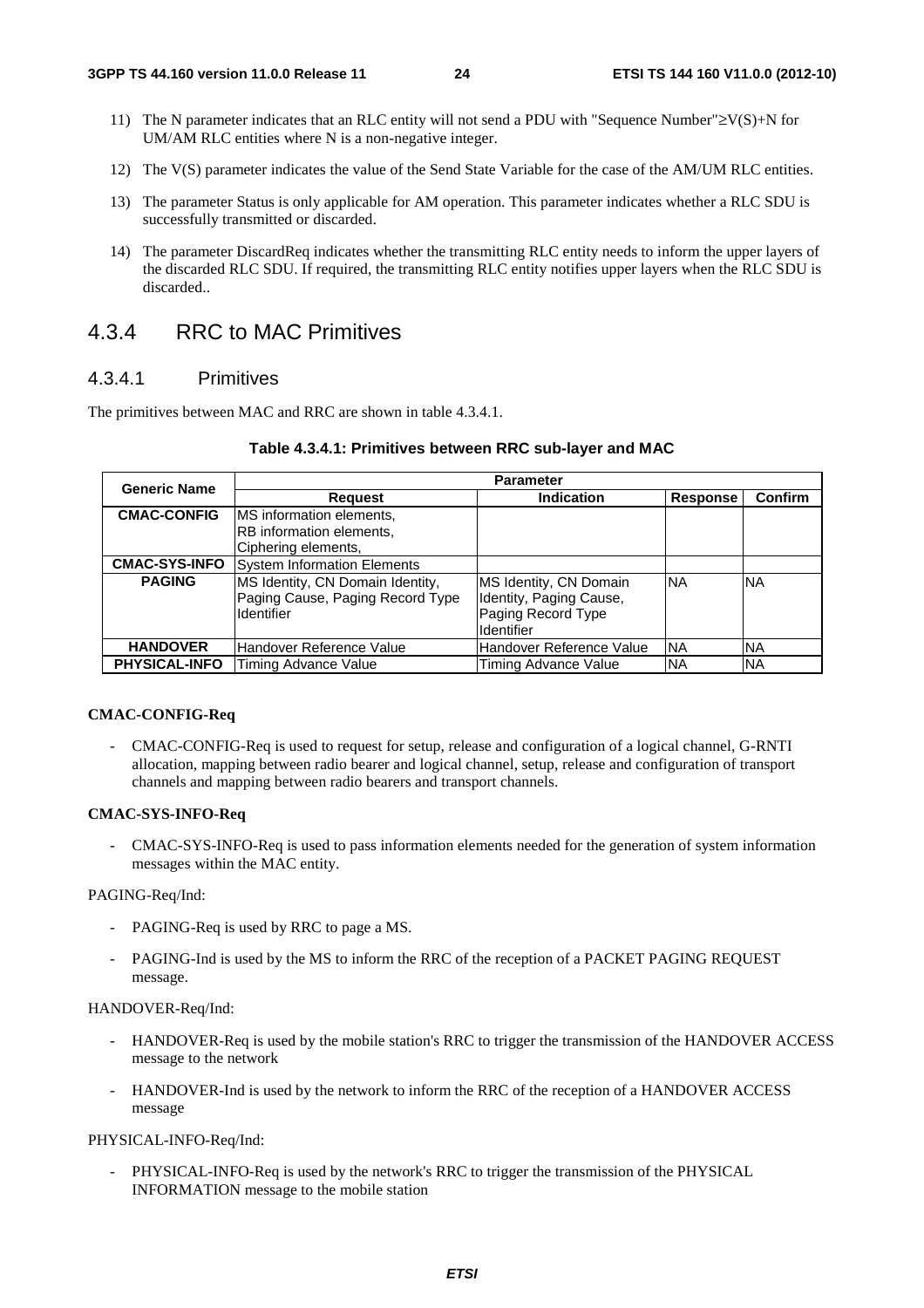11) The N parameter indicates that an RLC entity will not send a PDU with "Sequence Number"≥V(S)+N for UM/AM RLC entities where N is a non-negative integer.

12) The V(S) parameter indicates the value of the Send State Variable for the case of the AM/UM RLC entities.

13) The parameter Status is only applicable for AM operation. This parameter indicates whether a RLC SDU is successfully transmitted or discarded.

14) The parameter DiscardReq indicates whether the transmitting RLC entity needs to inform the upper layers of the discarded RLC SDU. If required, the transmitting RLC entity notifies upper layers when the RLC SDU is discarded..

## 4.3.4 RRC to MAC Primitives

### 4.3.4.1 Primitives

The primitives between MAC and RRC are shown in table 4.3.4.1.

**Table 4.3.4.1: Primitives between RRC sub-layer and MAC**

| Generic Name | Parameter | | | |
|---|---|---|---|---|
| | **Request** | **Indication** | **Response** | **Confirm** |
| **CMAC-CONFIG** | MS information elements, RB information elements, Ciphering elements, | | | |
| **CMAC-SYS-INFO** | System Information Elements | | | |
| **PAGING** | MS Identity, CN Domain Identity, Paging Cause, Paging Record Type Identifier | MS Identity, CN Domain Identity, Paging Cause, Paging Record Type Identifier | NA | NA |
| **HANDOVER** | Handover Reference Value | Handover Reference Value | NA | NA |
| **PHYSICAL-INFO** | Timing Advance Value | Timing Advance Value | NA | NA |

**CMAC-CONFIG-Req**

- CMAC-CONFIG-Req is used to request for setup, release and configuration of a logical channel, G-RNTI allocation, mapping between radio bearer and logical channel, setup, release and configuration of transport channels and mapping between radio bearers and transport channels.

**CMAC-SYS-INFO-Req**

- CMAC-SYS-INFO-Req is used to pass information elements needed for the generation of system information messages within the MAC entity.

PAGING-Req/Ind:

- PAGING-Req is used by RRC to page a MS.
- PAGING-Ind is used by the MS to inform the RRC of the reception of a PACKET PAGING REQUEST message.

HANDOVER-Req/Ind:

- HANDOVER-Req is used by the mobile station's RRC to trigger the transmission of the HANDOVER ACCESS message to the network
- HANDOVER-Ind is used by the network to inform the RRC of the reception of a HANDOVER ACCESS message

PHYSICAL-INFO-Req/Ind:

- PHYSICAL-INFO-Req is used by the network's RRC to trigger the transmission of the PHYSICAL INFORMATION message to the mobile station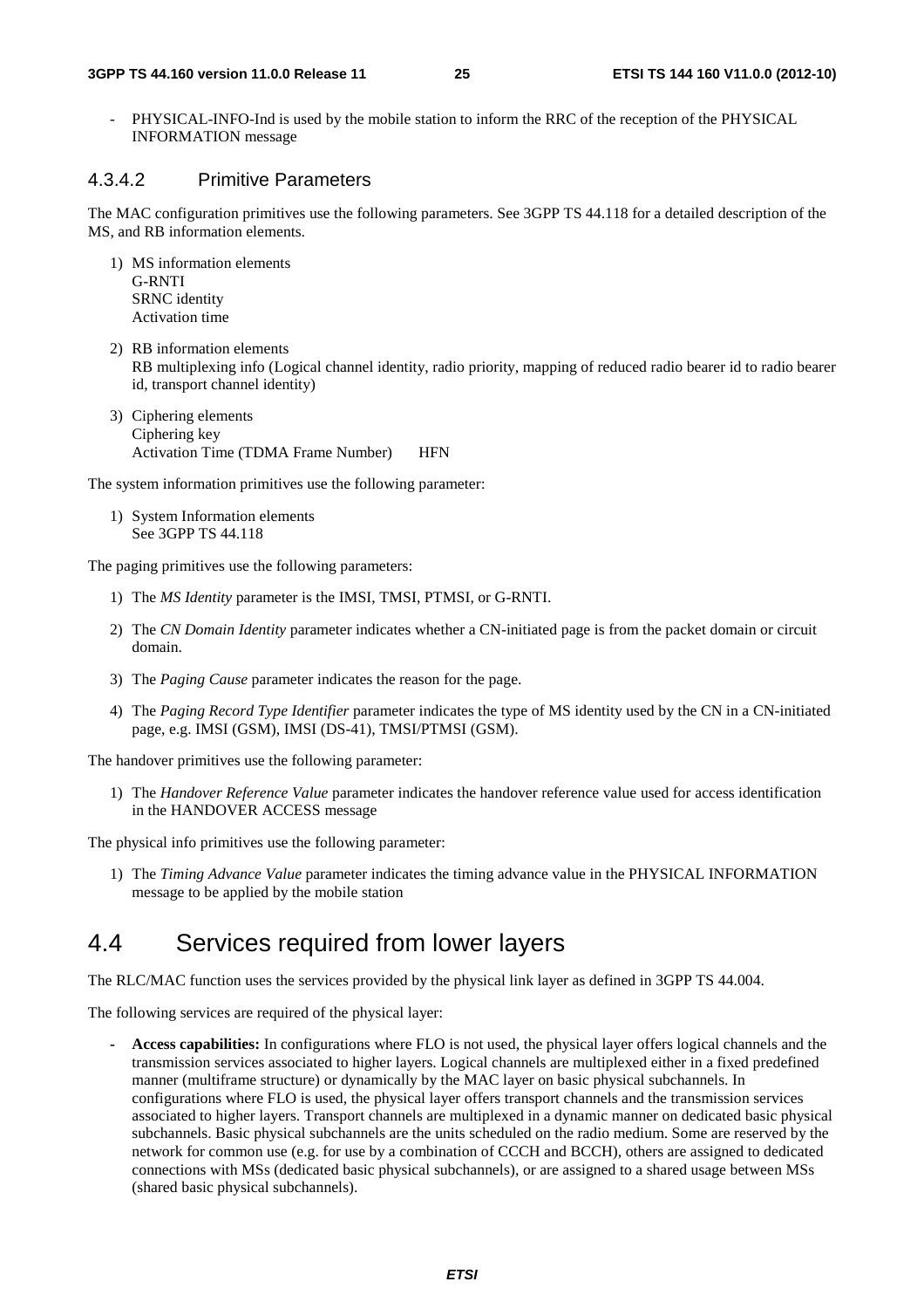- PHYSICAL-INFO-Ind is used by the mobile station to inform the RRC of the reception of the PHYSICAL INFORMATION message

#### 4.3.4.2 Primitive Parameters

The MAC configuration primitives use the following parameters. See 3GPP TS 44.118 for a detailed description of the MS, and RB information elements.

1) MS information elements
   G-RNTI
   SRNC identity
   Activation time

2) RB information elements
   RB multiplexing info (Logical channel identity, radio priority, mapping of reduced radio bearer id to radio bearer id, transport channel identity)

3) Ciphering elements
   Ciphering key
   Activation Time (TDMA Frame Number) HFN

The system information primitives use the following parameter:

1) System Information elements
   See 3GPP TS 44.118

The paging primitives use the following parameters:

1) The *MS Identity* parameter is the IMSI, TMSI, PTMSI, or G-RNTI.

2) The *CN Domain Identity* parameter indicates whether a CN-initiated page is from the packet domain or circuit domain.

3) The *Paging Cause* parameter indicates the reason for the page.

4) The *Paging Record Type Identifier* parameter indicates the type of MS identity used by the CN in a CN-initiated page, e.g. IMSI (GSM), IMSI (DS-41), TMSI/PTMSI (GSM).

The handover primitives use the following parameter:

1) The *Handover Reference Value* parameter indicates the handover reference value used for access identification in the HANDOVER ACCESS message

The physical info primitives use the following parameter:

1) The *Timing Advance Value* parameter indicates the timing advance value in the PHYSICAL INFORMATION message to be applied by the mobile station

## 4.4 Services required from lower layers

The RLC/MAC function uses the services provided by the physical link layer as defined in 3GPP TS 44.004.

The following services are required of the physical layer:

- **Access capabilities:** In configurations where FLO is not used, the physical layer offers logical channels and the transmission services associated to higher layers. Logical channels are multiplexed either in a fixed predefined manner (multiframe structure) or dynamically by the MAC layer on basic physical subchannels. In configurations where FLO is used, the physical layer offers transport channels and the transmission services associated to higher layers. Transport channels are multiplexed in a dynamic manner on dedicated basic physical subchannels. Basic physical subchannels are the units scheduled on the radio medium. Some are reserved by the network for common use (e.g. for use by a combination of CCCH and BCCH), others are assigned to dedicated connections with MSs (dedicated basic physical subchannels), or are assigned to a shared usage between MSs (shared basic physical subchannels).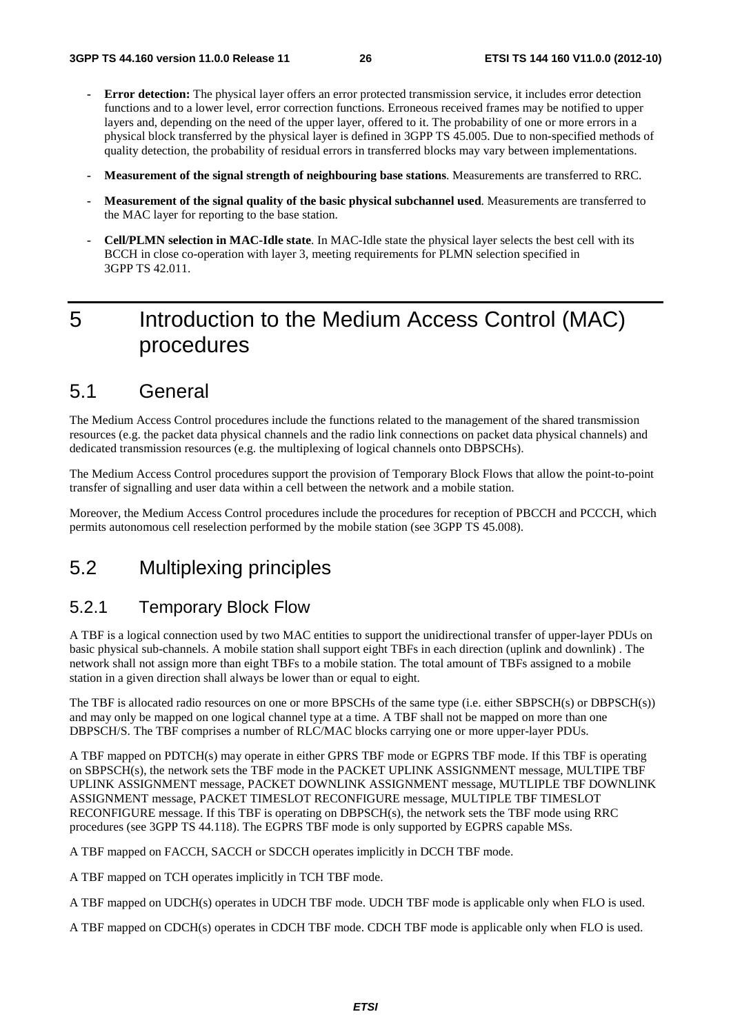- **Error detection:** The physical layer offers an error protected transmission service, it includes error detection functions and to a lower level, error correction functions. Erroneous received frames may be notified to upper layers and, depending on the need of the upper layer, offered to it. The probability of one or more errors in a physical block transferred by the physical layer is defined in 3GPP TS 45.005. Due to non-specified methods of quality detection, the probability of residual errors in transferred blocks may vary between implementations.
- **Measurement of the signal strength of neighbouring base stations**. Measurements are transferred to RRC.
- **Measurement of the signal quality of the basic physical subchannel used**. Measurements are transferred to the MAC layer for reporting to the base station.
- **Cell/PLMN selection in MAC-Idle state**. In MAC-Idle state the physical layer selects the best cell with its BCCH in close co-operation with layer 3, meeting requirements for PLMN selection specified in 3GPP TS 42.011.

# 5 Introduction to the Medium Access Control (MAC) procedures

## 5.1 General

The Medium Access Control procedures include the functions related to the management of the shared transmission resources (e.g. the packet data physical channels and the radio link connections on packet data physical channels) and dedicated transmission resources (e.g. the multiplexing of logical channels onto DBPSCHs).

The Medium Access Control procedures support the provision of Temporary Block Flows that allow the point-to-point transfer of signalling and user data within a cell between the network and a mobile station.

Moreover, the Medium Access Control procedures include the procedures for reception of PBCCH and PCCCH, which permits autonomous cell reselection performed by the mobile station (see 3GPP TS 45.008).

## 5.2 Multiplexing principles

### 5.2.1 Temporary Block Flow

A TBF is a logical connection used by two MAC entities to support the unidirectional transfer of upper-layer PDUs on basic physical sub-channels. A mobile station shall support eight TBFs in each direction (uplink and downlink) . The network shall not assign more than eight TBFs to a mobile station. The total amount of TBFs assigned to a mobile station in a given direction shall always be lower than or equal to eight.

The TBF is allocated radio resources on one or more BPSCHs of the same type (i.e. either SBPSCH(s) or DBPSCH(s)) and may only be mapped on one logical channel type at a time. A TBF shall not be mapped on more than one DBPSCH/S. The TBF comprises a number of RLC/MAC blocks carrying one or more upper-layer PDUs.

A TBF mapped on PDTCH(s) may operate in either GPRS TBF mode or EGPRS TBF mode. If this TBF is operating on SBPSCH(s), the network sets the TBF mode in the PACKET UPLINK ASSIGNMENT message, MULTIPE TBF UPLINK ASSIGNMENT message, PACKET DOWNLINK ASSIGNMENT message, MUTLIPLE TBF DOWNLINK ASSIGNMENT message, PACKET TIMESLOT RECONFIGURE message, MULTIPLE TBF TIMESLOT RECONFIGURE message. If this TBF is operating on DBPSCH(s), the network sets the TBF mode using RRC procedures (see 3GPP TS 44.118). The EGPRS TBF mode is only supported by EGPRS capable MSs.

A TBF mapped on FACCH, SACCH or SDCCH operates implicitly in DCCH TBF mode.

A TBF mapped on TCH operates implicitly in TCH TBF mode.

A TBF mapped on UDCH(s) operates in UDCH TBF mode. UDCH TBF mode is applicable only when FLO is used.

A TBF mapped on CDCH(s) operates in CDCH TBF mode. CDCH TBF mode is applicable only when FLO is used.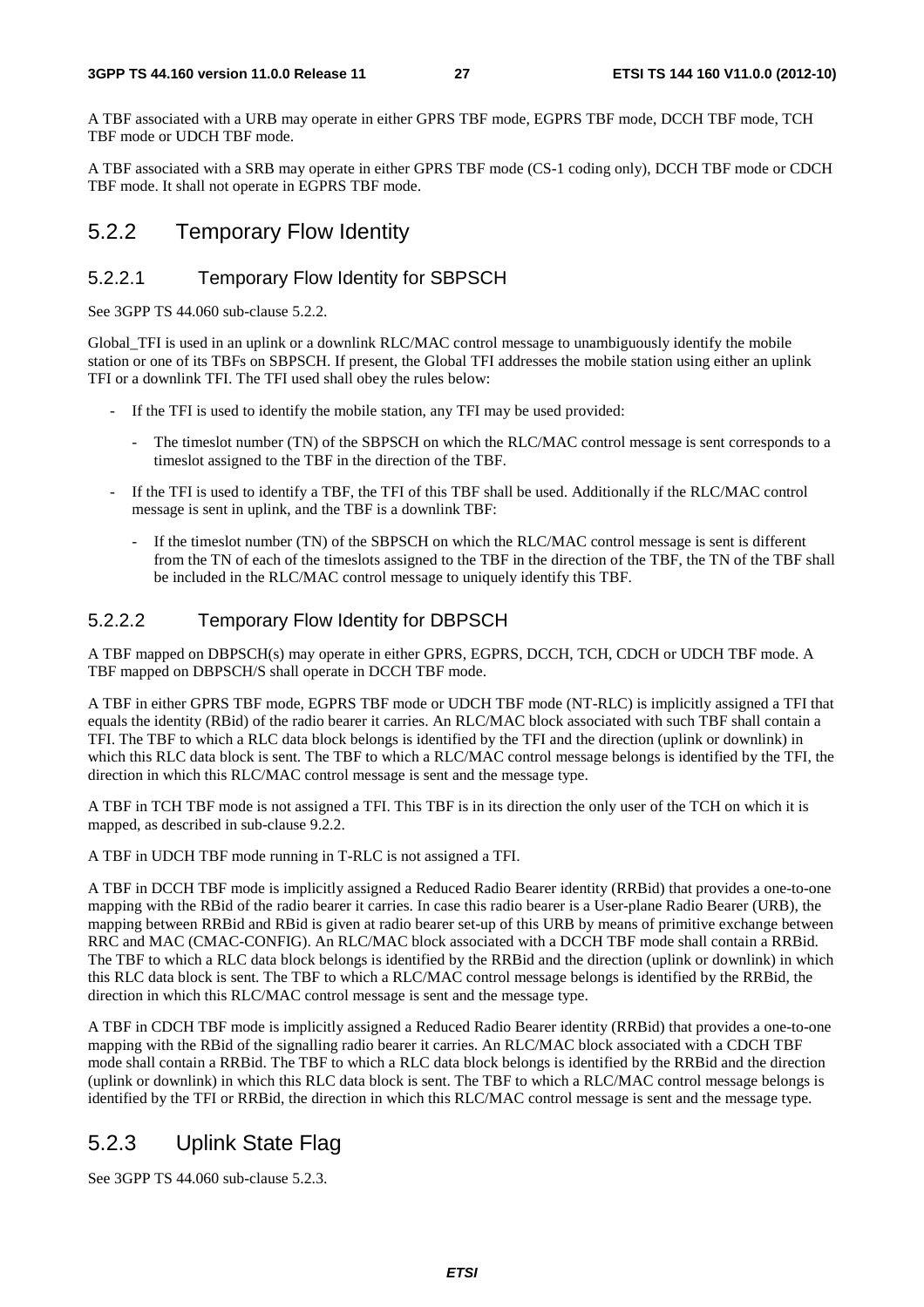A TBF associated with a URB may operate in either GPRS TBF mode, EGPRS TBF mode, DCCH TBF mode, TCH TBF mode or UDCH TBF mode.

A TBF associated with a SRB may operate in either GPRS TBF mode (CS-1 coding only), DCCH TBF mode or CDCH TBF mode. It shall not operate in EGPRS TBF mode.

## 5.2.2 Temporary Flow Identity

### 5.2.2.1 Temporary Flow Identity for SBPSCH

See 3GPP TS 44.060 sub-clause 5.2.2.

Global_TFI is used in an uplink or a downlink RLC/MAC control message to unambiguously identify the mobile station or one of its TBFs on SBPSCH. If present, the Global TFI addresses the mobile station using either an uplink TFI or a downlink TFI. The TFI used shall obey the rules below:

- If the TFI is used to identify the mobile station, any TFI may be used provided:
  - The timeslot number (TN) of the SBPSCH on which the RLC/MAC control message is sent corresponds to a timeslot assigned to the TBF in the direction of the TBF.
- If the TFI is used to identify a TBF, the TFI of this TBF shall be used. Additionally if the RLC/MAC control message is sent in uplink, and the TBF is a downlink TBF:
  - If the timeslot number (TN) of the SBPSCH on which the RLC/MAC control message is sent is different from the TN of each of the timeslots assigned to the TBF in the direction of the TBF, the TN of the TBF shall be included in the RLC/MAC control message to uniquely identify this TBF.

### 5.2.2.2 Temporary Flow Identity for DBPSCH

A TBF mapped on DBPSCH(s) may operate in either GPRS, EGPRS, DCCH, TCH, CDCH or UDCH TBF mode. A TBF mapped on DBPSCH/S shall operate in DCCH TBF mode.

A TBF in either GPRS TBF mode, EGPRS TBF mode or UDCH TBF mode (NT-RLC) is implicitly assigned a TFI that equals the identity (RBid) of the radio bearer it carries. An RLC/MAC block associated with such TBF shall contain a TFI. The TBF to which a RLC data block belongs is identified by the TFI and the direction (uplink or downlink) in which this RLC data block is sent. The TBF to which a RLC/MAC control message belongs is identified by the TFI, the direction in which this RLC/MAC control message is sent and the message type.

A TBF in TCH TBF mode is not assigned a TFI. This TBF is in its direction the only user of the TCH on which it is mapped, as described in sub-clause 9.2.2.

A TBF in UDCH TBF mode running in T-RLC is not assigned a TFI.

A TBF in DCCH TBF mode is implicitly assigned a Reduced Radio Bearer identity (RRBid) that provides a one-to-one mapping with the RBid of the radio bearer it carries. In case this radio bearer is a User-plane Radio Bearer (URB), the mapping between RRBid and RBid is given at radio bearer set-up of this URB by means of primitive exchange between RRC and MAC (CMAC-CONFIG). An RLC/MAC block associated with a DCCH TBF mode shall contain a RRBid. The TBF to which a RLC data block belongs is identified by the RRBid and the direction (uplink or downlink) in which this RLC data block is sent. The TBF to which a RLC/MAC control message belongs is identified by the RRBid, the direction in which this RLC/MAC control message is sent and the message type.

A TBF in CDCH TBF mode is implicitly assigned a Reduced Radio Bearer identity (RRBid) that provides a one-to-one mapping with the RBid of the signalling radio bearer it carries. An RLC/MAC block associated with a CDCH TBF mode shall contain a RRBid. The TBF to which a RLC data block belongs is identified by the RRBid and the direction (uplink or downlink) in which this RLC data block is sent. The TBF to which a RLC/MAC control message belongs is identified by the TFI or RRBid, the direction in which this RLC/MAC control message is sent and the message type.

## 5.2.3 Uplink State Flag

See 3GPP TS 44.060 sub-clause 5.2.3.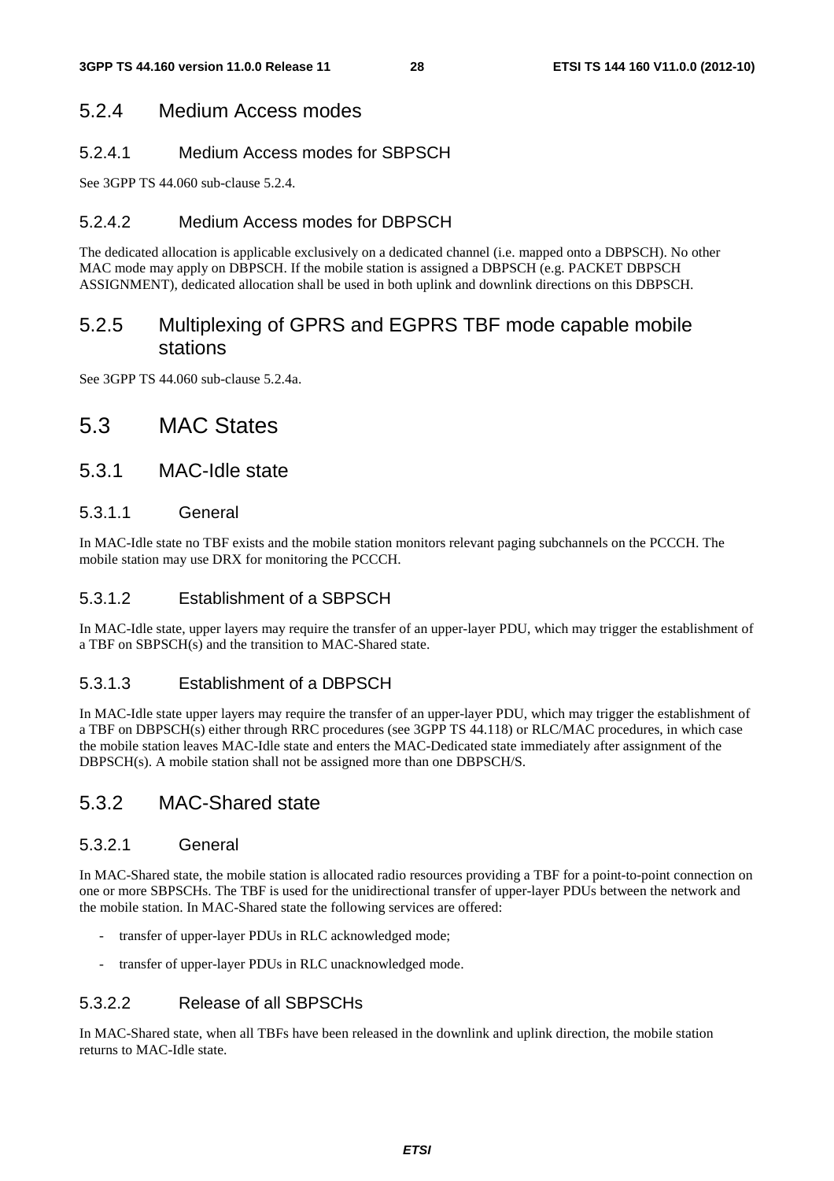### 5.2.4 Medium Access modes

#### 5.2.4.1 Medium Access modes for SBPSCH

See 3GPP TS 44.060 sub-clause 5.2.4.

#### 5.2.4.2 Medium Access modes for DBPSCH

The dedicated allocation is applicable exclusively on a dedicated channel (i.e. mapped onto a DBPSCH). No other MAC mode may apply on DBPSCH. If the mobile station is assigned a DBPSCH (e.g. PACKET DBPSCH ASSIGNMENT), dedicated allocation shall be used in both uplink and downlink directions on this DBPSCH.

### 5.2.5 Multiplexing of GPRS and EGPRS TBF mode capable mobile stations

See 3GPP TS 44.060 sub-clause 5.2.4a.

## 5.3 MAC States

### 5.3.1 MAC-Idle state

#### 5.3.1.1 General

In MAC-Idle state no TBF exists and the mobile station monitors relevant paging subchannels on the PCCCH. The mobile station may use DRX for monitoring the PCCCH.

#### 5.3.1.2 Establishment of a SBPSCH

In MAC-Idle state, upper layers may require the transfer of an upper-layer PDU, which may trigger the establishment of a TBF on SBPSCH(s) and the transition to MAC-Shared state.

#### 5.3.1.3 Establishment of a DBPSCH

In MAC-Idle state upper layers may require the transfer of an upper-layer PDU, which may trigger the establishment of a TBF on DBPSCH(s) either through RRC procedures (see 3GPP TS 44.118) or RLC/MAC procedures, in which case the mobile station leaves MAC-Idle state and enters the MAC-Dedicated state immediately after assignment of the DBPSCH(s). A mobile station shall not be assigned more than one DBPSCH/S.

### 5.3.2 MAC-Shared state

#### 5.3.2.1 General

In MAC-Shared state, the mobile station is allocated radio resources providing a TBF for a point-to-point connection on one or more SBPSCHs. The TBF is used for the unidirectional transfer of upper-layer PDUs between the network and the mobile station. In MAC-Shared state the following services are offered:

- transfer of upper-layer PDUs in RLC acknowledged mode;
- transfer of upper-layer PDUs in RLC unacknowledged mode.

#### 5.3.2.2 Release of all SBPSCHs

In MAC-Shared state, when all TBFs have been released in the downlink and uplink direction, the mobile station returns to MAC-Idle state.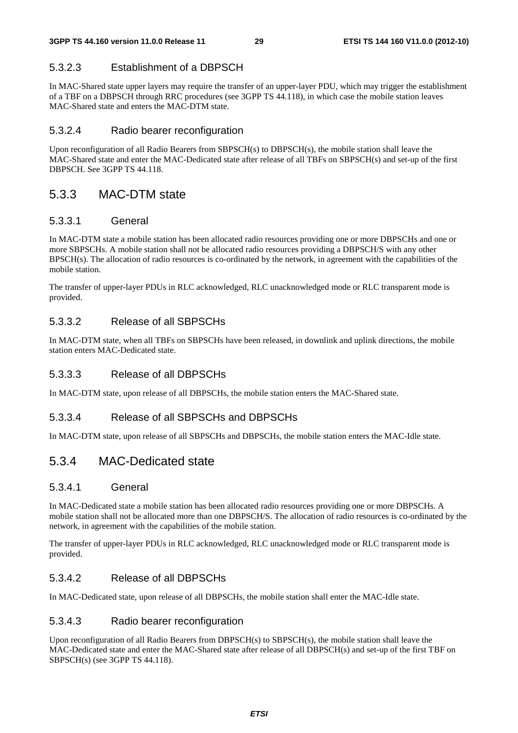#### 5.3.2.3 Establishment of a DBPSCH

In MAC-Shared state upper layers may require the transfer of an upper-layer PDU, which may trigger the establishment of a TBF on a DBPSCH through RRC procedures (see 3GPP TS 44.118), in which case the mobile station leaves MAC-Shared state and enters the MAC-DTM state.

#### 5.3.2.4 Radio bearer reconfiguration

Upon reconfiguration of all Radio Bearers from SBPSCH(s) to DBPSCH(s), the mobile station shall leave the MAC-Shared state and enter the MAC-Dedicated state after release of all TBFs on SBPSCH(s) and set-up of the first DBPSCH. See 3GPP TS 44.118.

### 5.3.3 MAC-DTM state

#### 5.3.3.1 General

In MAC-DTM state a mobile station has been allocated radio resources providing one or more DBPSCHs and one or more SBPSCHs. A mobile station shall not be allocated radio resources providing a DBPSCH/S with any other BPSCH(s). The allocation of radio resources is co-ordinated by the network, in agreement with the capabilities of the mobile station.

The transfer of upper-layer PDUs in RLC acknowledged, RLC unacknowledged mode or RLC transparent mode is provided.

#### 5.3.3.2 Release of all SBPSCHs

In MAC-DTM state, when all TBFs on SBPSCHs have been released, in downlink and uplink directions, the mobile station enters MAC-Dedicated state.

#### 5.3.3.3 Release of all DBPSCHs

In MAC-DTM state, upon release of all DBPSCHs, the mobile station enters the MAC-Shared state.

#### 5.3.3.4 Release of all SBPSCHs and DBPSCHs

In MAC-DTM state, upon release of all SBPSCHs and DBPSCHs, the mobile station enters the MAC-Idle state.

### 5.3.4 MAC-Dedicated state

#### 5.3.4.1 General

In MAC-Dedicated state a mobile station has been allocated radio resources providing one or more DBPSCHs. A mobile station shall not be allocated more than one DBPSCH/S. The allocation of radio resources is co-ordinated by the network, in agreement with the capabilities of the mobile station.

The transfer of upper-layer PDUs in RLC acknowledged, RLC unacknowledged mode or RLC transparent mode is provided.

#### 5.3.4.2 Release of all DBPSCHs

In MAC-Dedicated state, upon release of all DBPSCHs, the mobile station shall enter the MAC-Idle state.

#### 5.3.4.3 Radio bearer reconfiguration

Upon reconfiguration of all Radio Bearers from DBPSCH(s) to SBPSCH(s), the mobile station shall leave the MAC-Dedicated state and enter the MAC-Shared state after release of all DBPSCH(s) and set-up of the first TBF on SBPSCH(s) (see 3GPP TS 44.118).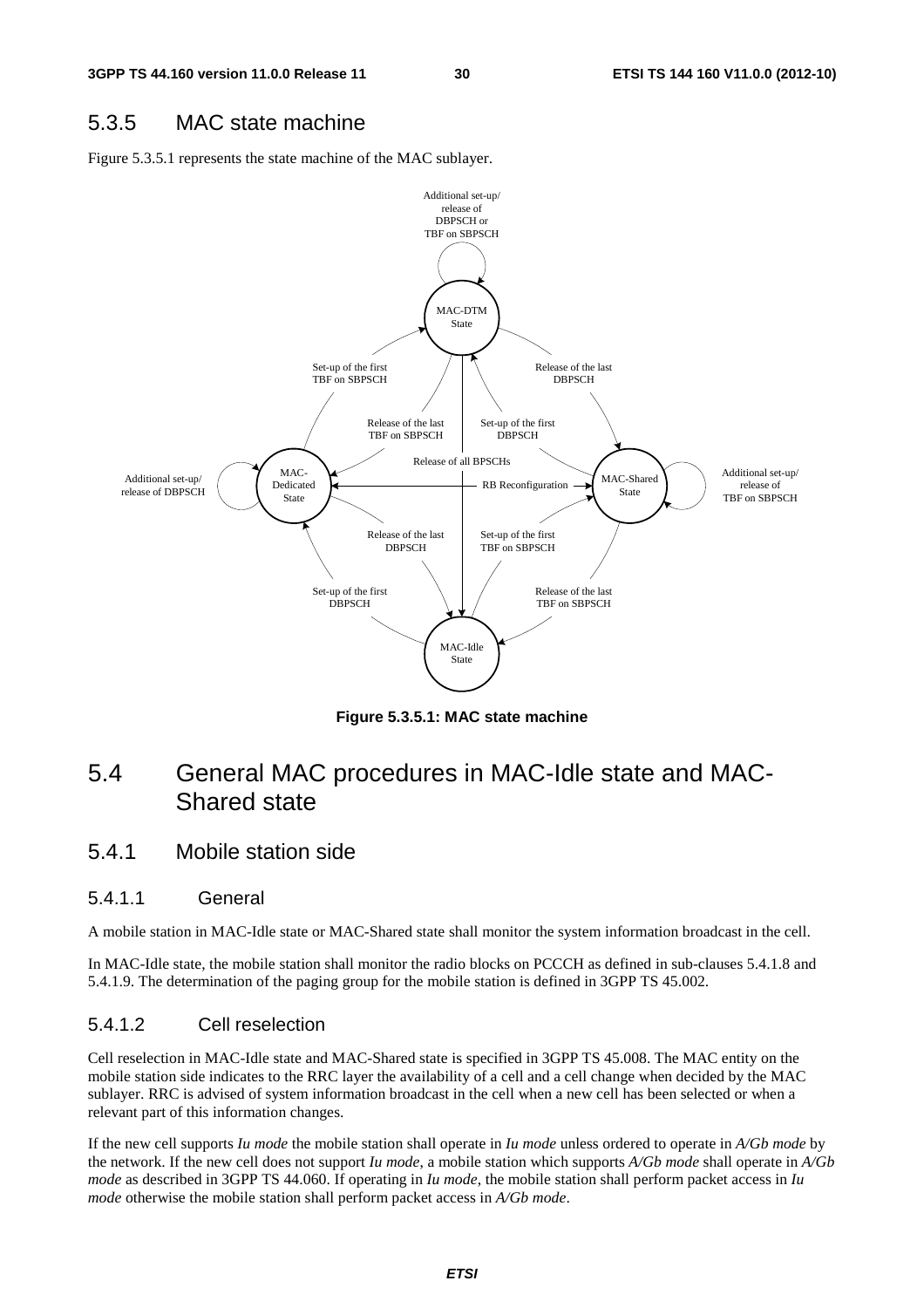## 5.3.5 MAC state machine

Figure 5.3.5.1 represents the state machine of the MAC sublayer.

**Figure 5.3.5.1: MAC state machine**

# 5.4 General MAC procedures in MAC-Idle state and MAC-Shared state

## 5.4.1 Mobile station side

### 5.4.1.1 General

A mobile station in MAC-Idle state or MAC-Shared state shall monitor the system information broadcast in the cell.

In MAC-Idle state, the mobile station shall monitor the radio blocks on PCCCH as defined in sub-clauses 5.4.1.8 and 5.4.1.9. The determination of the paging group for the mobile station is defined in 3GPP TS 45.002.

### 5.4.1.2 Cell reselection

Cell reselection in MAC-Idle state and MAC-Shared state is specified in 3GPP TS 45.008. The MAC entity on the mobile station side indicates to the RRC layer the availability of a cell and a cell change when decided by the MAC sublayer. RRC is advised of system information broadcast in the cell when a new cell has been selected or when a relevant part of this information changes.

If the new cell supports *Iu mode* the mobile station shall operate in *Iu mode* unless ordered to operate in *A/Gb mode* by the network. If the new cell does not support *Iu mode*, a mobile station which supports *A/Gb mode* shall operate in *A/Gb mode* as described in 3GPP TS 44.060. If operating in *Iu mode*, the mobile station shall perform packet access in *Iu mode* otherwise the mobile station shall perform packet access in *A/Gb mode*.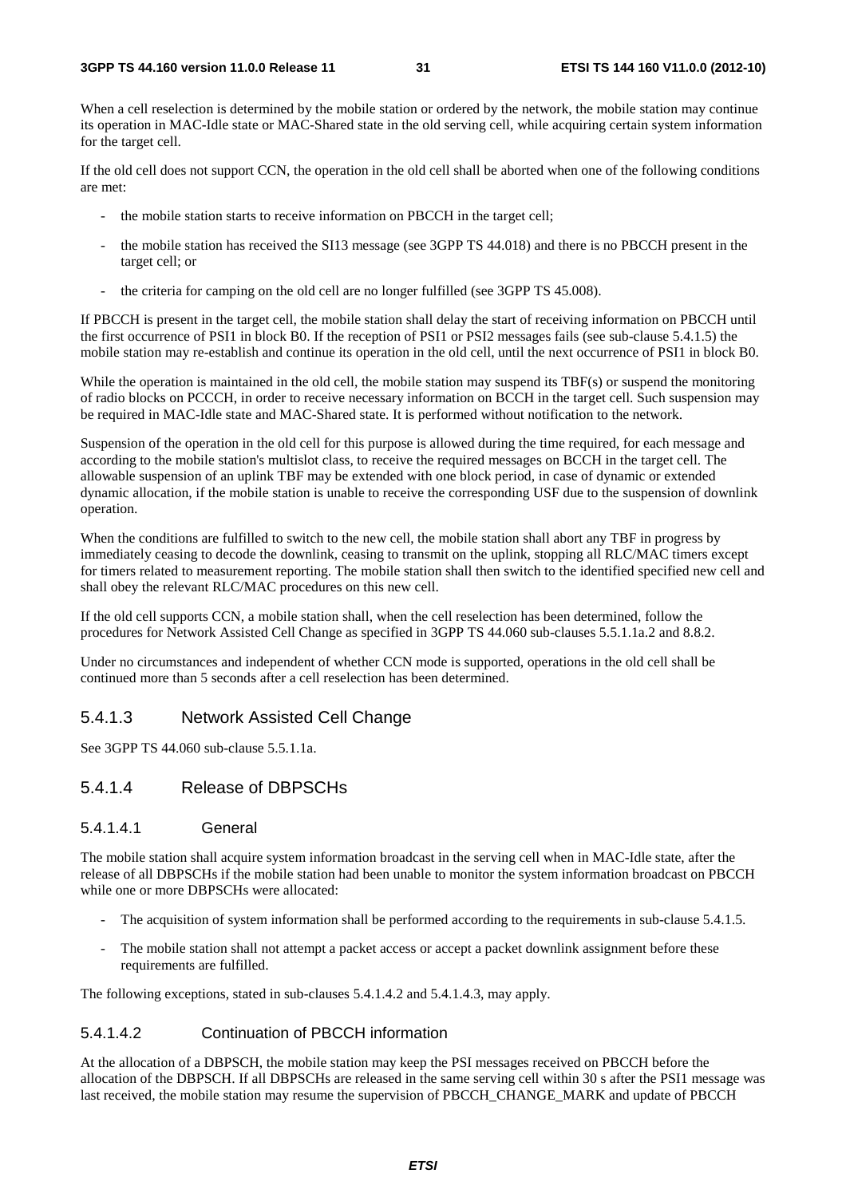When a cell reselection is determined by the mobile station or ordered by the network, the mobile station may continue its operation in MAC-Idle state or MAC-Shared state in the old serving cell, while acquiring certain system information for the target cell.

If the old cell does not support CCN, the operation in the old cell shall be aborted when one of the following conditions are met:

- the mobile station starts to receive information on PBCCH in the target cell;
- the mobile station has received the SI13 message (see 3GPP TS 44.018) and there is no PBCCH present in the target cell; or
- the criteria for camping on the old cell are no longer fulfilled (see 3GPP TS 45.008).

If PBCCH is present in the target cell, the mobile station shall delay the start of receiving information on PBCCH until the first occurrence of PSI1 in block B0. If the reception of PSI1 or PSI2 messages fails (see sub-clause 5.4.1.5) the mobile station may re-establish and continue its operation in the old cell, until the next occurrence of PSI1 in block B0.

While the operation is maintained in the old cell, the mobile station may suspend its TBF(s) or suspend the monitoring of radio blocks on PCCCH, in order to receive necessary information on BCCH in the target cell. Such suspension may be required in MAC-Idle state and MAC-Shared state. It is performed without notification to the network.

Suspension of the operation in the old cell for this purpose is allowed during the time required, for each message and according to the mobile station's multislot class, to receive the required messages on BCCH in the target cell. The allowable suspension of an uplink TBF may be extended with one block period, in case of dynamic or extended dynamic allocation, if the mobile station is unable to receive the corresponding USF due to the suspension of downlink operation.

When the conditions are fulfilled to switch to the new cell, the mobile station shall abort any TBF in progress by immediately ceasing to decode the downlink, ceasing to transmit on the uplink, stopping all RLC/MAC timers except for timers related to measurement reporting. The mobile station shall then switch to the identified specified new cell and shall obey the relevant RLC/MAC procedures on this new cell.

If the old cell supports CCN, a mobile station shall, when the cell reselection has been determined, follow the procedures for Network Assisted Cell Change as specified in 3GPP TS 44.060 sub-clauses 5.5.1.1a.2 and 8.8.2.

Under no circumstances and independent of whether CCN mode is supported, operations in the old cell shall be continued more than 5 seconds after a cell reselection has been determined.

### 5.4.1.3 Network Assisted Cell Change

See 3GPP TS 44.060 sub-clause 5.5.1.1a.

### 5.4.1.4 Release of DBPSCHs

#### 5.4.1.4.1 General

The mobile station shall acquire system information broadcast in the serving cell when in MAC-Idle state, after the release of all DBPSCHs if the mobile station had been unable to monitor the system information broadcast on PBCCH while one or more DBPSCHs were allocated:

- The acquisition of system information shall be performed according to the requirements in sub-clause 5.4.1.5.
- The mobile station shall not attempt a packet access or accept a packet downlink assignment before these requirements are fulfilled.

The following exceptions, stated in sub-clauses 5.4.1.4.2 and 5.4.1.4.3, may apply.

#### 5.4.1.4.2 Continuation of PBCCH information

At the allocation of a DBPSCH, the mobile station may keep the PSI messages received on PBCCH before the allocation of the DBPSCH. If all DBPSCHs are released in the same serving cell within 30 s after the PSI1 message was last received, the mobile station may resume the supervision of PBCCH_CHANGE_MARK and update of PBCCH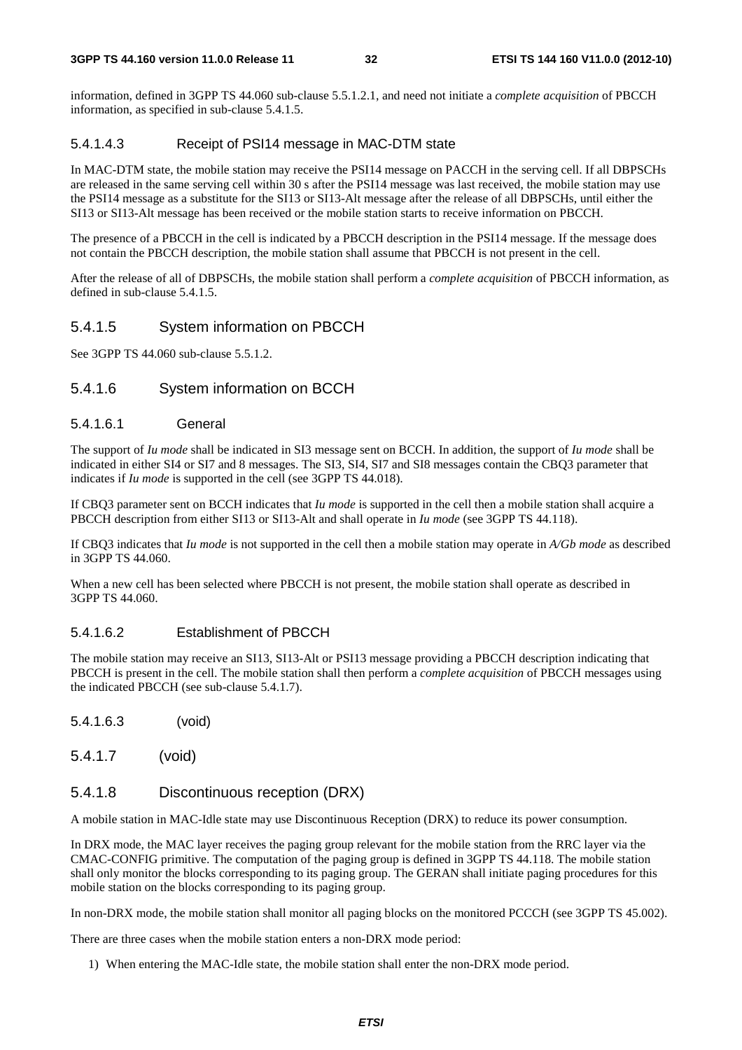information, defined in 3GPP TS 44.060 sub-clause 5.5.1.2.1, and need not initiate a *complete acquisition* of PBCCH information, as specified in sub-clause 5.4.1.5.

##### 5.4.1.4.3 Receipt of PSI14 message in MAC-DTM state

In MAC-DTM state, the mobile station may receive the PSI14 message on PACCH in the serving cell. If all DBPSCHs are released in the same serving cell within 30 s after the PSI14 message was last received, the mobile station may use the PSI14 message as a substitute for the SI13 or SI13-Alt message after the release of all DBPSCHs, until either the SI13 or SI13-Alt message has been received or the mobile station starts to receive information on PBCCH.

The presence of a PBCCH in the cell is indicated by a PBCCH description in the PSI14 message. If the message does not contain the PBCCH description, the mobile station shall assume that PBCCH is not present in the cell.

After the release of all of DBPSCHs, the mobile station shall perform a *complete acquisition* of PBCCH information, as defined in sub-clause 5.4.1.5.

#### 5.4.1.5 System information on PBCCH

See 3GPP TS 44.060 sub-clause 5.5.1.2.

#### 5.4.1.6 System information on BCCH

##### 5.4.1.6.1 General

The support of *Iu mode* shall be indicated in SI3 message sent on BCCH. In addition, the support of *Iu mode* shall be indicated in either SI4 or SI7 and 8 messages. The SI3, SI4, SI7 and SI8 messages contain the CBQ3 parameter that indicates if *Iu mode* is supported in the cell (see 3GPP TS 44.018).

If CBQ3 parameter sent on BCCH indicates that *Iu mode* is supported in the cell then a mobile station shall acquire a PBCCH description from either SI13 or SI13-Alt and shall operate in *Iu mode* (see 3GPP TS 44.118).

If CBQ3 indicates that *Iu mode* is not supported in the cell then a mobile station may operate in *A/Gb mode* as described in 3GPP TS 44.060.

When a new cell has been selected where PBCCH is not present, the mobile station shall operate as described in 3GPP TS 44.060.

##### 5.4.1.6.2 Establishment of PBCCH

The mobile station may receive an SI13, SI13-Alt or PSI13 message providing a PBCCH description indicating that PBCCH is present in the cell. The mobile station shall then perform a *complete acquisition* of PBCCH messages using the indicated PBCCH (see sub-clause 5.4.1.7).

##### 5.4.1.6.3 (void)

#### 5.4.1.7 (void)

#### 5.4.1.8 Discontinuous reception (DRX)

A mobile station in MAC-Idle state may use Discontinuous Reception (DRX) to reduce its power consumption.

In DRX mode, the MAC layer receives the paging group relevant for the mobile station from the RRC layer via the CMAC-CONFIG primitive. The computation of the paging group is defined in 3GPP TS 44.118. The mobile station shall only monitor the blocks corresponding to its paging group. The GERAN shall initiate paging procedures for this mobile station on the blocks corresponding to its paging group.

In non-DRX mode, the mobile station shall monitor all paging blocks on the monitored PCCCH (see 3GPP TS 45.002).

There are three cases when the mobile station enters a non-DRX mode period:

1) When entering the MAC-Idle state, the mobile station shall enter the non-DRX mode period.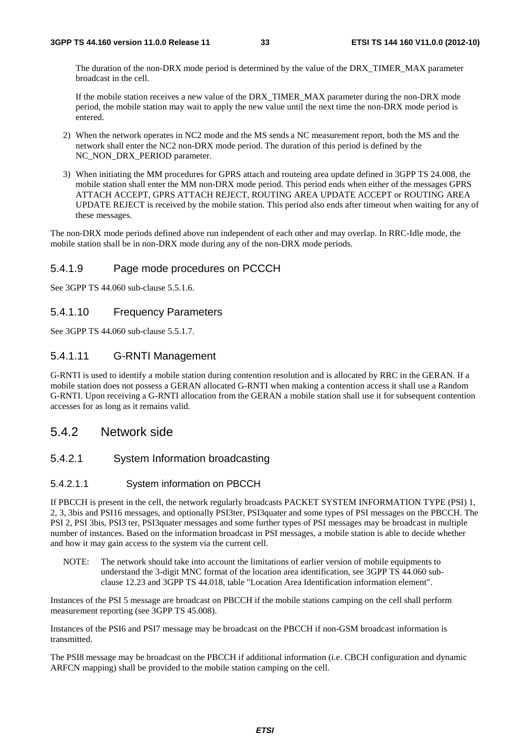The duration of the non-DRX mode period is determined by the value of the DRX_TIMER_MAX parameter broadcast in the cell.

If the mobile station receives a new value of the DRX_TIMER_MAX parameter during the non-DRX mode period, the mobile station may wait to apply the new value until the next time the non-DRX mode period is entered.

2) When the network operates in NC2 mode and the MS sends a NC measurement report, both the MS and the network shall enter the NC2 non-DRX mode period. The duration of this period is defined by the NC_NON_DRX_PERIOD parameter.

3) When initiating the MM procedures for GPRS attach and routeing area update defined in 3GPP TS 24.008, the mobile station shall enter the MM non-DRX mode period. This period ends when either of the messages GPRS ATTACH ACCEPT, GPRS ATTACH REJECT, ROUTING AREA UPDATE ACCEPT or ROUTING AREA UPDATE REJECT is received by the mobile station. This period also ends after timeout when waiting for any of these messages.

The non-DRX mode periods defined above run independent of each other and may overlap. In RRC-Idle mode, the mobile station shall be in non-DRX mode during any of the non-DRX mode periods.

#### 5.4.1.9 Page mode procedures on PCCCH

See 3GPP TS 44.060 sub-clause 5.5.1.6.

#### 5.4.1.10 Frequency Parameters

See 3GPP TS 44.060 sub-clause 5.5.1.7.

#### 5.4.1.11 G-RNTI Management

G-RNTI is used to identify a mobile station during contention resolution and is allocated by RRC in the GERAN. If a mobile station does not possess a GERAN allocated G-RNTI when making a contention access it shall use a Random G-RNTI. Upon receiving a G-RNTI allocation from the GERAN a mobile station shall use it for subsequent contention accesses for as long as it remains valid.

### 5.4.2 Network side

#### 5.4.2.1 System Information broadcasting

##### 5.4.2.1.1 System information on PBCCH

If PBCCH is present in the cell, the network regularly broadcasts PACKET SYSTEM INFORMATION TYPE (PSI) 1, 2, 3, 3bis and PSI16 messages, and optionally PSI3ter, PSI3quater and some types of PSI messages on the PBCCH. The PSI 2, PSI 3bis, PSI3 ter, PSI3quater messages and some further types of PSI messages may be broadcast in multiple number of instances. Based on the information broadcast in PSI messages, a mobile station is able to decide whether and how it may gain access to the system via the current cell.

NOTE: The network should take into account the limitations of earlier version of mobile equipments to understand the 3-digit MNC format of the location area identification, see 3GPP TS 44.060 sub-clause 12.23 and 3GPP TS 44.018, table "Location Area Identification information element".

Instances of the PSI 5 message are broadcast on PBCCH if the mobile stations camping on the cell shall perform measurement reporting (see 3GPP TS 45.008).

Instances of the PSI6 and PSI7 message may be broadcast on the PBCCH if non-GSM broadcast information is transmitted.

The PSI8 message may be broadcast on the PBCCH if additional information (i.e. CBCH configuration and dynamic ARFCN mapping) shall be provided to the mobile station camping on the cell.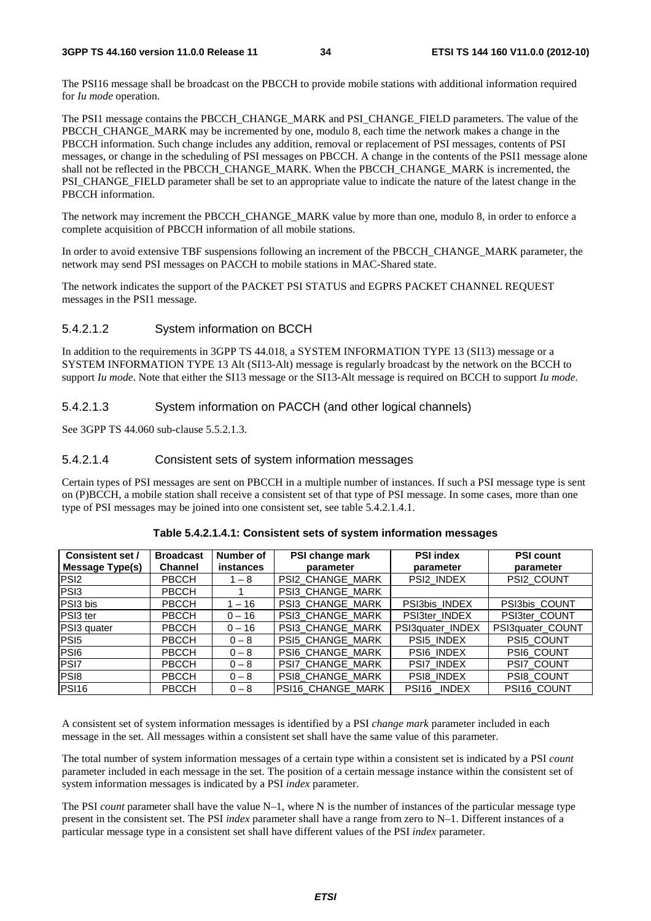The PSI16 message shall be broadcast on the PBCCH to provide mobile stations with additional information required for *Iu mode* operation.

The PSI1 message contains the PBCCH_CHANGE_MARK and PSI_CHANGE_FIELD parameters. The value of the PBCCH_CHANGE_MARK may be incremented by one, modulo 8, each time the network makes a change in the PBCCH information. Such change includes any addition, removal or replacement of PSI messages, contents of PSI messages, or change in the scheduling of PSI messages on PBCCH. A change in the contents of the PSI1 message alone shall not be reflected in the PBCCH_CHANGE_MARK. When the PBCCH_CHANGE_MARK is incremented, the PSI_CHANGE_FIELD parameter shall be set to an appropriate value to indicate the nature of the latest change in the PBCCH information.

The network may increment the PBCCH_CHANGE_MARK value by more than one, modulo 8, in order to enforce a complete acquisition of PBCCH information of all mobile stations.

In order to avoid extensive TBF suspensions following an increment of the PBCCH_CHANGE_MARK parameter, the network may send PSI messages on PACCH to mobile stations in MAC-Shared state.

The network indicates the support of the PACKET PSI STATUS and EGPRS PACKET CHANNEL REQUEST messages in the PSI1 message.

#### 5.4.2.1.2 System information on BCCH

In addition to the requirements in 3GPP TS 44.018, a SYSTEM INFORMATION TYPE 13 (SI13) message or a SYSTEM INFORMATION TYPE 13 Alt (SI13-Alt) message is regularly broadcast by the network on the BCCH to support *Iu mode*. Note that either the SI13 message or the SI13-Alt message is required on BCCH to support *Iu mode*.

#### 5.4.2.1.3 System information on PACCH (and other logical channels)

See 3GPP TS 44.060 sub-clause 5.5.2.1.3.

#### 5.4.2.1.4 Consistent sets of system information messages

Certain types of PSI messages are sent on PBCCH in a multiple number of instances. If such a PSI message type is sent on (P)BCCH, a mobile station shall receive a consistent set of that type of PSI message. In some cases, more than one type of PSI messages may be joined into one consistent set, see table 5.4.2.1.4.1.

**Table 5.4.2.1.4.1: Consistent sets of system information messages**

| Consistent set / Message Type(s) | Broadcast Channel | Number of instances | PSI change mark parameter | PSI index parameter | PSI count parameter |
|---|---|---|---|---|---|
| PSI2 | PBCCH | 1 – 8 | PSI2_CHANGE_MARK | PSI2_INDEX | PSI2_COUNT |
| PSI3 | PBCCH | 1 | PSI3_CHANGE_MARK | | |
| PSI3 bis | PBCCH | 1 – 16 | PSI3_CHANGE_MARK | PSI3bis_INDEX | PSI3bis_COUNT |
| PSI3 ter | PBCCH | 0 – 16 | PSI3_CHANGE_MARK | PSI3ter_INDEX | PSI3ter_COUNT |
| PSI3 quater | PBCCH | 0 – 16 | PSI3_CHANGE_MARK | PSI3quater_INDEX | PSI3quater_COUNT |
| PSI5 | PBCCH | 0 – 8 | PSI5_CHANGE_MARK | PSI5_INDEX | PSI5_COUNT |
| PSI6 | PBCCH | 0 – 8 | PSI6_CHANGE_MARK | PSI6_INDEX | PSI6_COUNT |
| PSI7 | PBCCH | 0 – 8 | PSI7_CHANGE_MARK | PSI7_INDEX | PSI7_COUNT |
| PSI8 | PBCCH | 0 – 8 | PSI8_CHANGE_MARK | PSI8_INDEX | PSI8_COUNT |
| PSI16 | PBCCH | 0 – 8 | PSI16_CHANGE_MARK | PSI16 _INDEX | PSI16_COUNT |

A consistent set of system information messages is identified by a PSI *change mark* parameter included in each message in the set. All messages within a consistent set shall have the same value of this parameter.

The total number of system information messages of a certain type within a consistent set is indicated by a PSI *count* parameter included in each message in the set. The position of a certain message instance within the consistent set of system information messages is indicated by a PSI *index* parameter.

The PSI *count* parameter shall have the value N–1, where N is the number of instances of the particular message type present in the consistent set. The PSI *index* parameter shall have a range from zero to N–1. Different instances of a particular message type in a consistent set shall have different values of the PSI *index* parameter.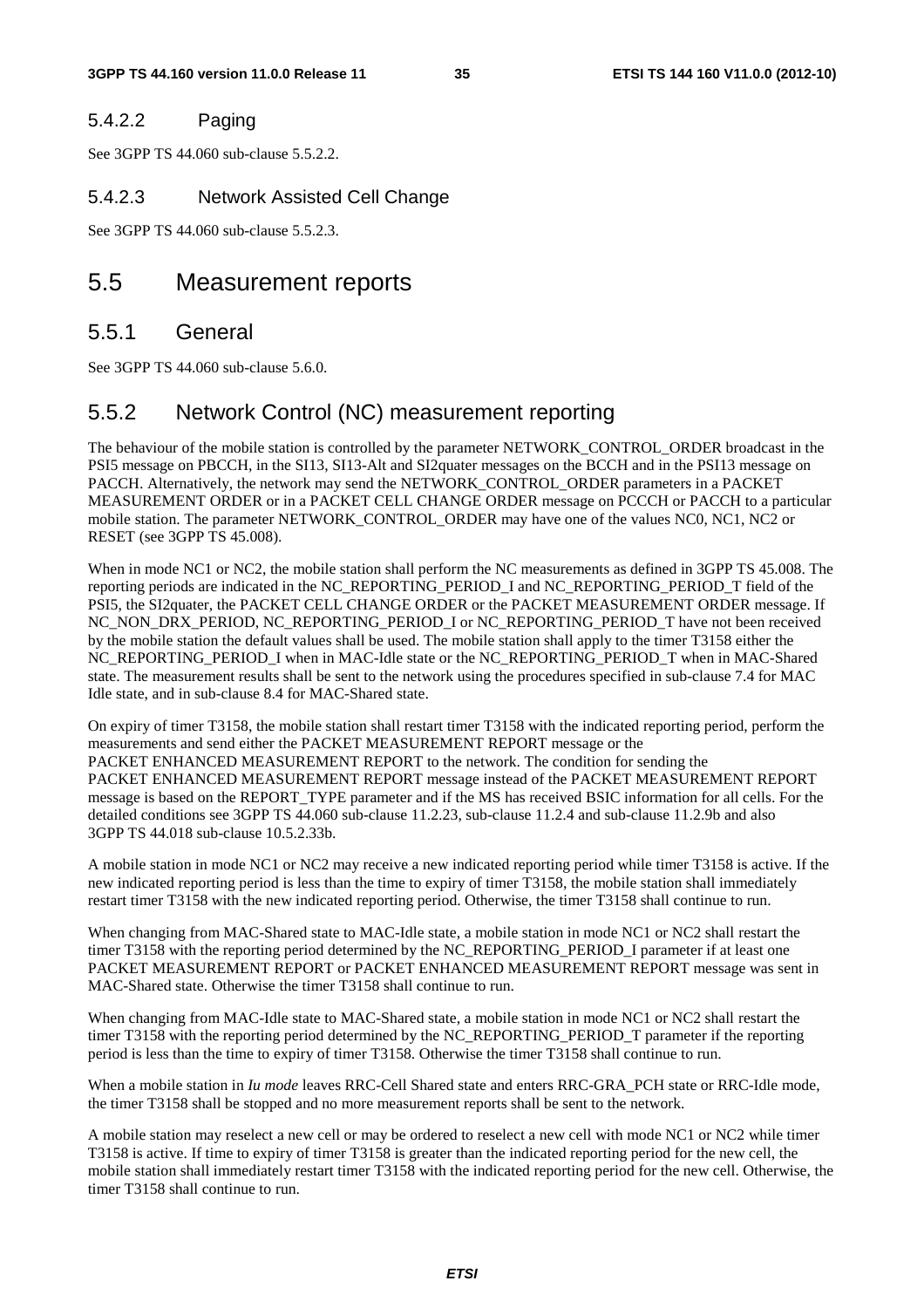#### 5.4.2.2 Paging

See 3GPP TS 44.060 sub-clause 5.5.2.2.

#### 5.4.2.3 Network Assisted Cell Change

See 3GPP TS 44.060 sub-clause 5.5.2.3.

## 5.5 Measurement reports

### 5.5.1 General

See 3GPP TS 44.060 sub-clause 5.6.0.

### 5.5.2 Network Control (NC) measurement reporting

The behaviour of the mobile station is controlled by the parameter NETWORK_CONTROL_ORDER broadcast in the PSI5 message on PBCCH, in the SI13, SI13-Alt and SI2quater messages on the BCCH and in the PSI13 message on PACCH. Alternatively, the network may send the NETWORK_CONTROL_ORDER parameters in a PACKET MEASUREMENT ORDER or in a PACKET CELL CHANGE ORDER message on PCCCH or PACCH to a particular mobile station. The parameter NETWORK_CONTROL_ORDER may have one of the values NC0, NC1, NC2 or RESET (see 3GPP TS 45.008).

When in mode NC1 or NC2, the mobile station shall perform the NC measurements as defined in 3GPP TS 45.008. The reporting periods are indicated in the NC_REPORTING_PERIOD_I and NC_REPORTING_PERIOD_T field of the PSI5, the SI2quater, the PACKET CELL CHANGE ORDER or the PACKET MEASUREMENT ORDER message. If NC_NON_DRX_PERIOD, NC_REPORTING_PERIOD_I or NC_REPORTING_PERIOD_T have not been received by the mobile station the default values shall be used. The mobile station shall apply to the timer T3158 either the NC_REPORTING_PERIOD_I when in MAC-Idle state or the NC_REPORTING_PERIOD_T when in MAC-Shared state. The measurement results shall be sent to the network using the procedures specified in sub-clause 7.4 for MAC Idle state, and in sub-clause 8.4 for MAC-Shared state.

On expiry of timer T3158, the mobile station shall restart timer T3158 with the indicated reporting period, perform the measurements and send either the PACKET MEASUREMENT REPORT message or the PACKET ENHANCED MEASUREMENT REPORT to the network. The condition for sending the PACKET ENHANCED MEASUREMENT REPORT message instead of the PACKET MEASUREMENT REPORT message is based on the REPORT_TYPE parameter and if the MS has received BSIC information for all cells. For the detailed conditions see 3GPP TS 44.060 sub-clause 11.2.23, sub-clause 11.2.4 and sub-clause 11.2.9b and also 3GPP TS 44.018 sub-clause 10.5.2.33b.

A mobile station in mode NC1 or NC2 may receive a new indicated reporting period while timer T3158 is active. If the new indicated reporting period is less than the time to expiry of timer T3158, the mobile station shall immediately restart timer T3158 with the new indicated reporting period. Otherwise, the timer T3158 shall continue to run.

When changing from MAC-Shared state to MAC-Idle state, a mobile station in mode NC1 or NC2 shall restart the timer T3158 with the reporting period determined by the NC_REPORTING_PERIOD_I parameter if at least one PACKET MEASUREMENT REPORT or PACKET ENHANCED MEASUREMENT REPORT message was sent in MAC-Shared state. Otherwise the timer T3158 shall continue to run.

When changing from MAC-Idle state to MAC-Shared state, a mobile station in mode NC1 or NC2 shall restart the timer T3158 with the reporting period determined by the NC_REPORTING_PERIOD_T parameter if the reporting period is less than the time to expiry of timer T3158. Otherwise the timer T3158 shall continue to run.

When a mobile station in *Iu mode* leaves RRC-Cell Shared state and enters RRC-GRA_PCH state or RRC-Idle mode, the timer T3158 shall be stopped and no more measurement reports shall be sent to the network.

A mobile station may reselect a new cell or may be ordered to reselect a new cell with mode NC1 or NC2 while timer T3158 is active. If time to expiry of timer T3158 is greater than the indicated reporting period for the new cell, the mobile station shall immediately restart timer T3158 with the indicated reporting period for the new cell. Otherwise, the timer T3158 shall continue to run.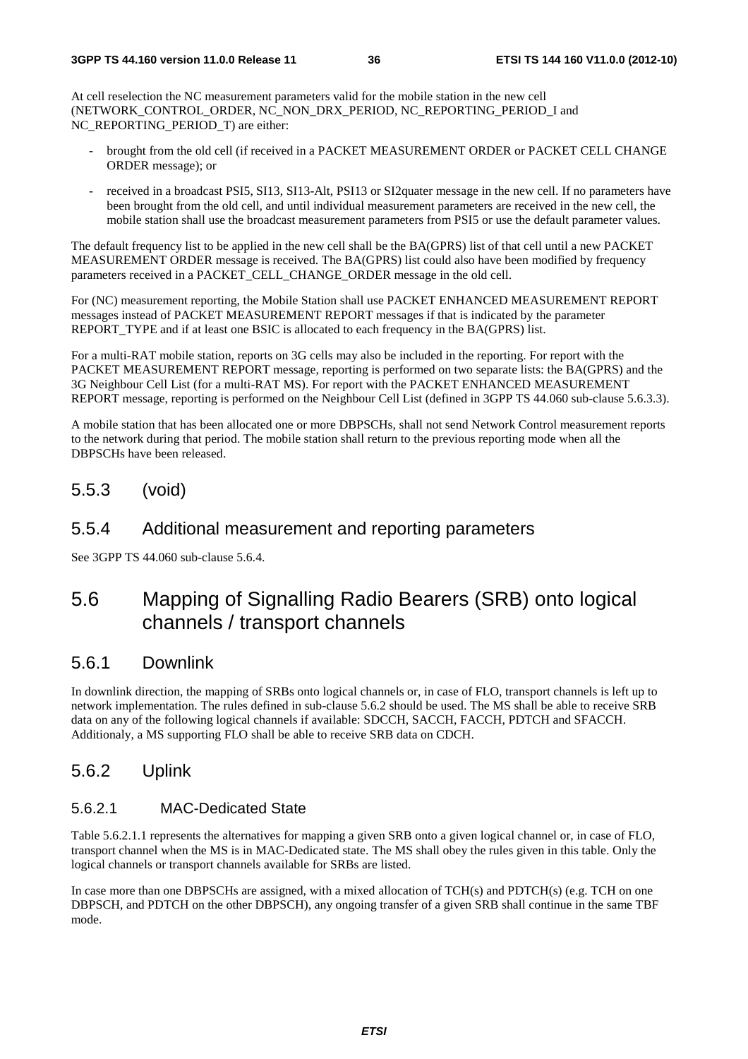At cell reselection the NC measurement parameters valid for the mobile station in the new cell (NETWORK_CONTROL_ORDER, NC_NON_DRX_PERIOD, NC_REPORTING_PERIOD_I and NC_REPORTING_PERIOD_T) are either:

- brought from the old cell (if received in a PACKET MEASUREMENT ORDER or PACKET CELL CHANGE ORDER message); or
- received in a broadcast PSI5, SI13, SI13-Alt, PSI13 or SI2quater message in the new cell. If no parameters have been brought from the old cell, and until individual measurement parameters are received in the new cell, the mobile station shall use the broadcast measurement parameters from PSI5 or use the default parameter values.

The default frequency list to be applied in the new cell shall be the BA(GPRS) list of that cell until a new PACKET MEASUREMENT ORDER message is received. The BA(GPRS) list could also have been modified by frequency parameters received in a PACKET_CELL_CHANGE_ORDER message in the old cell.

For (NC) measurement reporting, the Mobile Station shall use PACKET ENHANCED MEASUREMENT REPORT messages instead of PACKET MEASUREMENT REPORT messages if that is indicated by the parameter REPORT_TYPE and if at least one BSIC is allocated to each frequency in the BA(GPRS) list.

For a multi-RAT mobile station, reports on 3G cells may also be included in the reporting. For report with the PACKET MEASUREMENT REPORT message, reporting is performed on two separate lists: the BA(GPRS) and the 3G Neighbour Cell List (for a multi-RAT MS). For report with the PACKET ENHANCED MEASUREMENT REPORT message, reporting is performed on the Neighbour Cell List (defined in 3GPP TS 44.060 sub-clause 5.6.3.3).

A mobile station that has been allocated one or more DBPSCHs, shall not send Network Control measurement reports to the network during that period. The mobile station shall return to the previous reporting mode when all the DBPSCHs have been released.

### 5.5.3 (void)

### 5.5.4 Additional measurement and reporting parameters

See 3GPP TS 44.060 sub-clause 5.6.4.

## 5.6 Mapping of Signalling Radio Bearers (SRB) onto logical channels / transport channels

### 5.6.1 Downlink

In downlink direction, the mapping of SRBs onto logical channels or, in case of FLO, transport channels is left up to network implementation. The rules defined in sub-clause 5.6.2 should be used. The MS shall be able to receive SRB data on any of the following logical channels if available: SDCCH, SACCH, FACCH, PDTCH and SFACCH. Additionaly, a MS supporting FLO shall be able to receive SRB data on CDCH.

### 5.6.2 Uplink

#### 5.6.2.1 MAC-Dedicated State

Table 5.6.2.1.1 represents the alternatives for mapping a given SRB onto a given logical channel or, in case of FLO, transport channel when the MS is in MAC-Dedicated state. The MS shall obey the rules given in this table. Only the logical channels or transport channels available for SRBs are listed.

In case more than one DBPSCHs are assigned, with a mixed allocation of TCH(s) and PDTCH(s) (e.g. TCH on one DBPSCH, and PDTCH on the other DBPSCH), any ongoing transfer of a given SRB shall continue in the same TBF mode.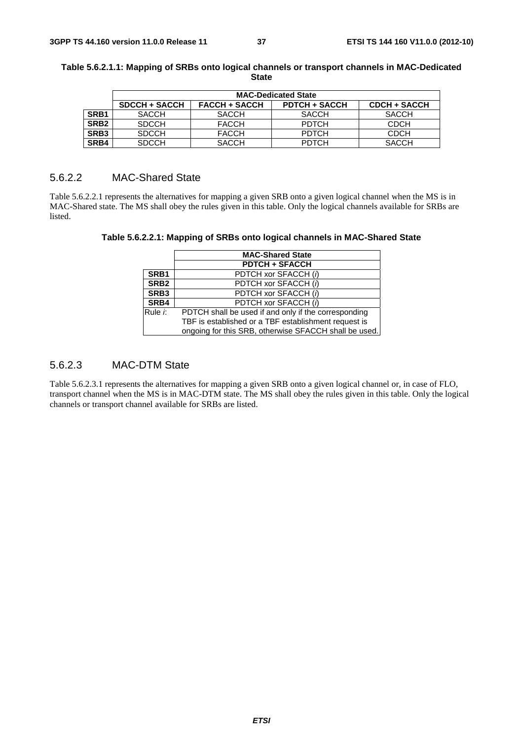**Table 5.6.2.1.1: Mapping of SRBs onto logical channels or transport channels in MAC-Dedicated State**

| | MAC-Dedicated State | | | |
|---|---|---|---|---|
| | **SDCCH + SACCH** | **FACCH + SACCH** | **PDTCH + SACCH** | **CDCH + SACCH** |
| **SRB1** | SACCH | SACCH | SACCH | SACCH |
| **SRB2** | SDCCH | FACCH | PDTCH | CDCH |
| **SRB3** | SDCCH | FACCH | PDTCH | CDCH |
| **SRB4** | SDCCH | SACCH | PDTCH | SACCH |

### 5.6.2.2 MAC-Shared State

Table 5.6.2.2.1 represents the alternatives for mapping a given SRB onto a given logical channel when the MS is in MAC-Shared state. The MS shall obey the rules given in this table. Only the logical channels available for SRBs are listed.

**Table 5.6.2.2.1: Mapping of SRBs onto logical channels in MAC-Shared State**

| | MAC-Shared State |
|---|---|
| | **PDTCH + SFACCH** |
| **SRB1** | PDTCH xor SFACCH (*i*) |
| **SRB2** | PDTCH xor SFACCH (*i*) |
| **SRB3** | PDTCH xor SFACCH (*i*) |
| **SRB4** | PDTCH xor SFACCH (*i*) |
| Rule *i*: | PDTCH shall be used if and only if the corresponding TBF is established or a TBF establishment request is ongoing for this SRB, otherwise SFACCH shall be used. |

### 5.6.2.3 MAC-DTM State

Table 5.6.2.3.1 represents the alternatives for mapping a given SRB onto a given logical channel or, in case of FLO, transport channel when the MS is in MAC-DTM state. The MS shall obey the rules given in this table. Only the logical channels or transport channel available for SRBs are listed.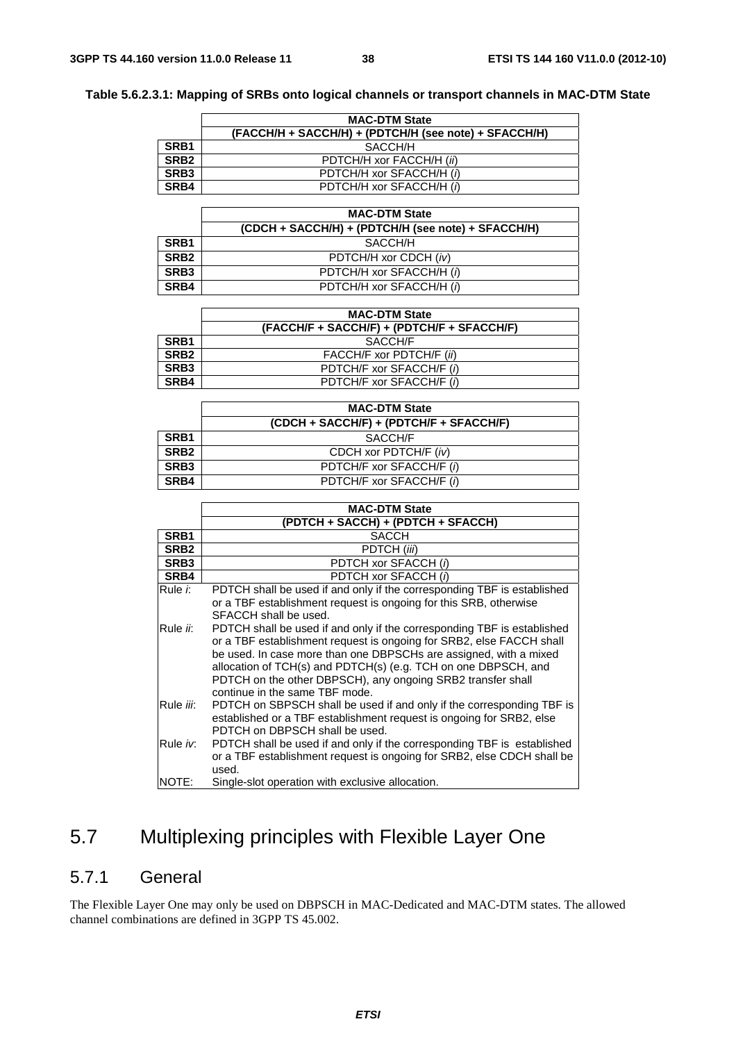**Table 5.6.2.3.1: Mapping of SRBs onto logical channels or transport channels in MAC-DTM State**

| | MAC-DTM State |
|---|---|
| | (FACCH/H + SACCH/H) + (PDTCH/H (see note) + SFACCH/H) |
| SRB1 | SACCH/H |
| SRB2 | PDTCH/H xor FACCH/H (*ii*) |
| SRB3 | PDTCH/H xor SFACCH/H (*i*) |
| SRB4 | PDTCH/H xor SFACCH/H (*i*) |

| | MAC-DTM State |
|---|---|
| | (CDCH + SACCH/H) + (PDTCH/H (see note) + SFACCH/H) |
| SRB1 | SACCH/H |
| SRB2 | PDTCH/H xor CDCH (*iv*) |
| SRB3 | PDTCH/H xor SFACCH/H (*i*) |
| SRB4 | PDTCH/H xor SFACCH/H (*i*) |

| | MAC-DTM State |
|---|---|
| | (FACCH/F + SACCH/F) + (PDTCH/F + SFACCH/F) |
| SRB1 | SACCH/F |
| SRB2 | FACCH/F xor PDTCH/F (*ii*) |
| SRB3 | PDTCH/F xor SFACCH/F (*i*) |
| SRB4 | PDTCH/F xor SFACCH/F (*i*) |

| | MAC-DTM State |
|---|---|
| | (CDCH + SACCH/F) + (PDTCH/F + SFACCH/F) |
| SRB1 | SACCH/F |
| SRB2 | CDCH xor PDTCH/F (*iv*) |
| SRB3 | PDTCH/F xor SFACCH/F (*i*) |
| SRB4 | PDTCH/F xor SFACCH/F (*i*) |

| | MAC-DTM State |
|---|---|
| | (PDTCH + SACCH) + (PDTCH + SFACCH) |
| SRB1 | SACCH |
| SRB2 | PDTCH (*iii*) |
| SRB3 | PDTCH xor SFACCH (*i*) |
| SRB4 | PDTCH xor SFACCH (*i*) |
| Rule *i*: | PDTCH shall be used if and only if the corresponding TBF is established or a TBF establishment request is ongoing for this SRB, otherwise SFACCH shall be used. |
| Rule *ii*: | PDTCH shall be used if and only if the corresponding TBF is established or a TBF establishment request is ongoing for SRB2, else FACCH shall be used. In case more than one DBPSCHs are assigned, with a mixed allocation of TCH(s) and PDTCH(s) (e.g. TCH on one DBPSCH, and PDTCH on the other DBPSCH), any ongoing SRB2 transfer shall continue in the same TBF mode. |
| Rule *iii*: | PDTCH on SBPSCH shall be used if and only if the corresponding TBF is established or a TBF establishment request is ongoing for SRB2, else PDTCH on DBPSCH shall be used. |
| Rule *iv*: | PDTCH shall be used if and only if the corresponding TBF is established or a TBF establishment request is ongoing for SRB2, else CDCH shall be used. |
| NOTE: | Single-slot operation with exclusive allocation. |

# 5.7 Multiplexing principles with Flexible Layer One

## 5.7.1 General

The Flexible Layer One may only be used on DBPSCH in MAC-Dedicated and MAC-DTM states. The allowed channel combinations are defined in 3GPP TS 45.002.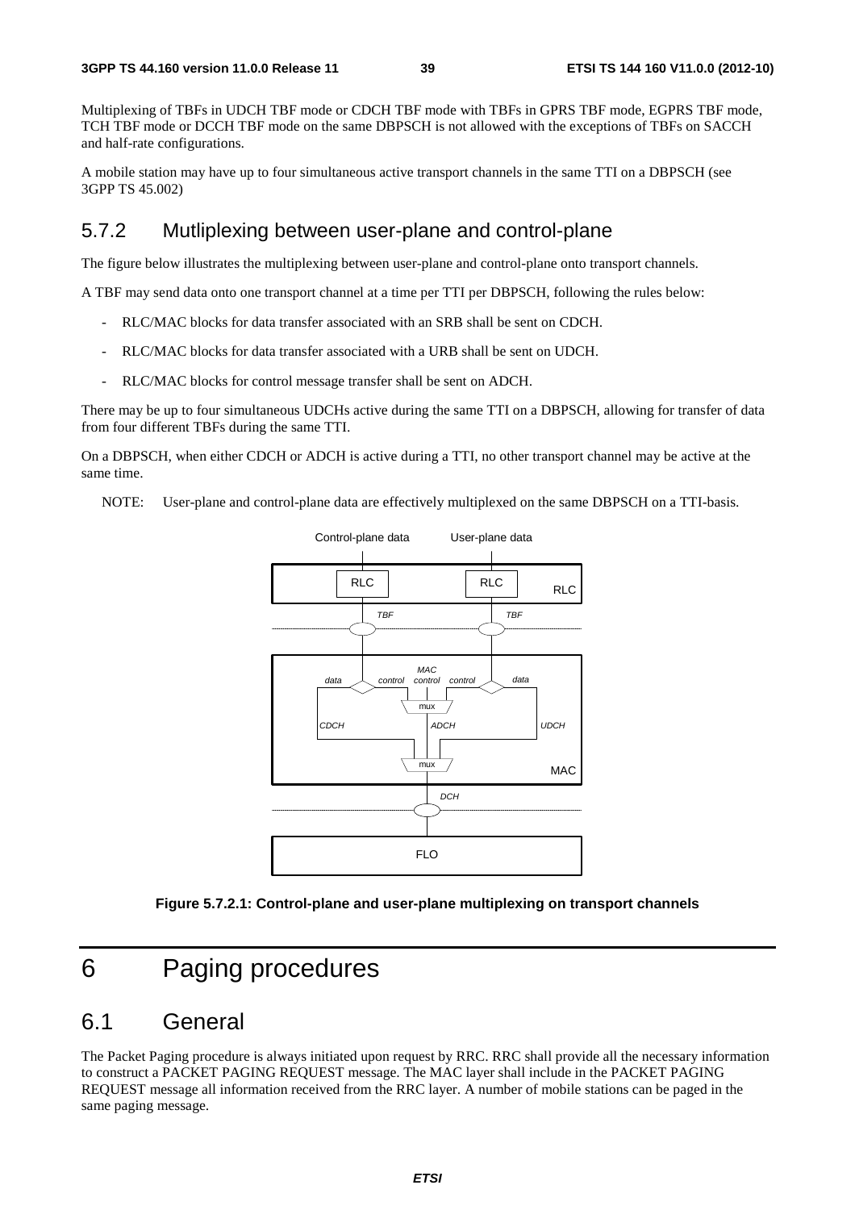Multiplexing of TBFs in UDCH TBF mode or CDCH TBF mode with TBFs in GPRS TBF mode, EGPRS TBF mode, TCH TBF mode or DCCH TBF mode on the same DBPSCH is not allowed with the exceptions of TBFs on SACCH and half-rate configurations.

A mobile station may have up to four simultaneous active transport channels in the same TTI on a DBPSCH (see 3GPP TS 45.002)

### 5.7.2 Mutliplexing between user-plane and control-plane

The figure below illustrates the multiplexing between user-plane and control-plane onto transport channels.

A TBF may send data onto one transport channel at a time per TTI per DBPSCH, following the rules below:

- RLC/MAC blocks for data transfer associated with an SRB shall be sent on CDCH.
- RLC/MAC blocks for data transfer associated with a URB shall be sent on UDCH.
- RLC/MAC blocks for control message transfer shall be sent on ADCH.

There may be up to four simultaneous UDCHs active during the same TTI on a DBPSCH, allowing for transfer of data from four different TBFs during the same TTI.

On a DBPSCH, when either CDCH or ADCH is active during a TTI, no other transport channel may be active at the same time.

NOTE: User-plane and control-plane data are effectively multiplexed on the same DBPSCH on a TTI-basis.

**Figure 5.7.2.1: Control-plane and user-plane multiplexing on transport channels**

# 6 Paging procedures

## 6.1 General

The Packet Paging procedure is always initiated upon request by RRC. RRC shall provide all the necessary information to construct a PACKET PAGING REQUEST message. The MAC layer shall include in the PACKET PAGING REQUEST message all information received from the RRC layer. A number of mobile stations can be paged in the same paging message.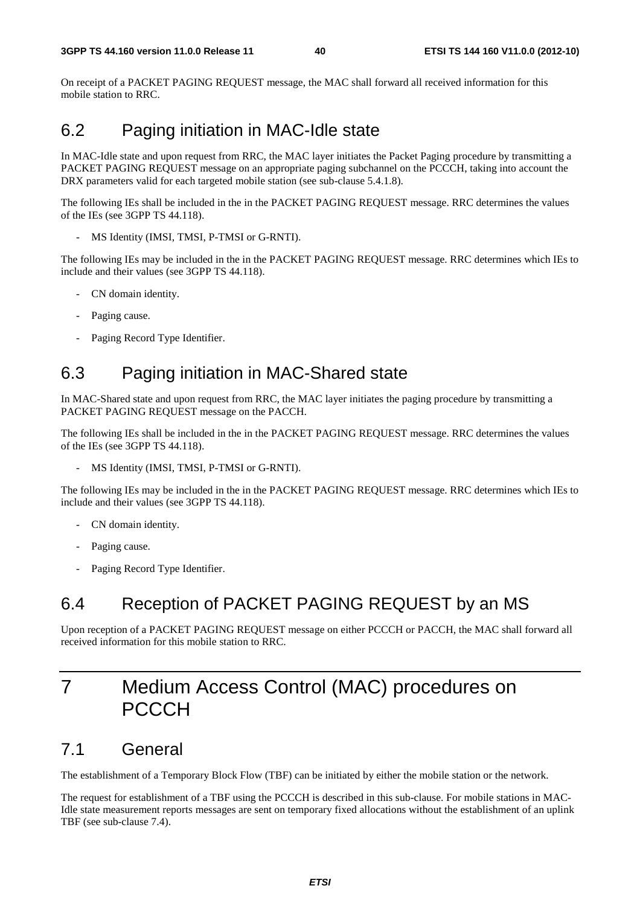On receipt of a PACKET PAGING REQUEST message, the MAC shall forward all received information for this mobile station to RRC.

## 6.2 Paging initiation in MAC-Idle state

In MAC-Idle state and upon request from RRC, the MAC layer initiates the Packet Paging procedure by transmitting a PACKET PAGING REQUEST message on an appropriate paging subchannel on the PCCCH, taking into account the DRX parameters valid for each targeted mobile station (see sub-clause 5.4.1.8).

The following IEs shall be included in the in the PACKET PAGING REQUEST message. RRC determines the values of the IEs (see 3GPP TS 44.118).

- MS Identity (IMSI, TMSI, P-TMSI or G-RNTI).

The following IEs may be included in the in the PACKET PAGING REQUEST message. RRC determines which IEs to include and their values (see 3GPP TS 44.118).

- CN domain identity.
- Paging cause.
- Paging Record Type Identifier.

## 6.3 Paging initiation in MAC-Shared state

In MAC-Shared state and upon request from RRC, the MAC layer initiates the paging procedure by transmitting a PACKET PAGING REQUEST message on the PACCH.

The following IEs shall be included in the in the PACKET PAGING REQUEST message. RRC determines the values of the IEs (see 3GPP TS 44.118).

- MS Identity (IMSI, TMSI, P-TMSI or G-RNTI).

The following IEs may be included in the in the PACKET PAGING REQUEST message. RRC determines which IEs to include and their values (see 3GPP TS 44.118).

- CN domain identity.
- Paging cause.
- Paging Record Type Identifier.

## 6.4 Reception of PACKET PAGING REQUEST by an MS

Upon reception of a PACKET PAGING REQUEST message on either PCCCH or PACCH, the MAC shall forward all received information for this mobile station to RRC.

# 7 Medium Access Control (MAC) procedures on PCCCH

## 7.1 General

The establishment of a Temporary Block Flow (TBF) can be initiated by either the mobile station or the network.

The request for establishment of a TBF using the PCCCH is described in this sub-clause. For mobile stations in MAC-Idle state measurement reports messages are sent on temporary fixed allocations without the establishment of an uplink TBF (see sub-clause 7.4).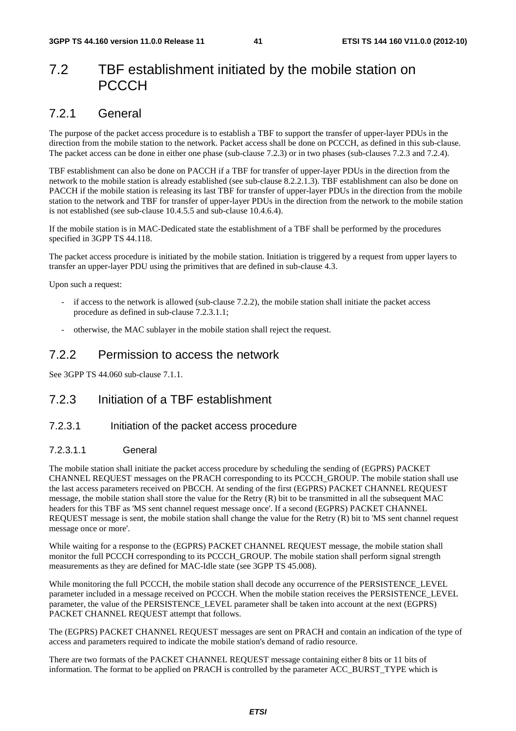## 7.2 TBF establishment initiated by the mobile station on PCCCH

### 7.2.1 General

The purpose of the packet access procedure is to establish a TBF to support the transfer of upper-layer PDUs in the direction from the mobile station to the network. Packet access shall be done on PCCCH, as defined in this sub-clause. The packet access can be done in either one phase (sub-clause 7.2.3) or in two phases (sub-clauses 7.2.3 and 7.2.4).

TBF establishment can also be done on PACCH if a TBF for transfer of upper-layer PDUs in the direction from the network to the mobile station is already established (see sub-clause 8.2.2.1.3). TBF establishment can also be done on PACCH if the mobile station is releasing its last TBF for transfer of upper-layer PDUs in the direction from the mobile station to the network and TBF for transfer of upper-layer PDUs in the direction from the network to the mobile station is not established (see sub-clause 10.4.5.5 and sub-clause 10.4.6.4).

If the mobile station is in MAC-Dedicated state the establishment of a TBF shall be performed by the procedures specified in 3GPP TS 44.118.

The packet access procedure is initiated by the mobile station. Initiation is triggered by a request from upper layers to transfer an upper-layer PDU using the primitives that are defined in sub-clause 4.3.

Upon such a request:

- if access to the network is allowed (sub-clause 7.2.2), the mobile station shall initiate the packet access procedure as defined in sub-clause 7.2.3.1.1;
- otherwise, the MAC sublayer in the mobile station shall reject the request.

### 7.2.2 Permission to access the network

See 3GPP TS 44.060 sub-clause 7.1.1.

### 7.2.3 Initiation of a TBF establishment

#### 7.2.3.1 Initiation of the packet access procedure

##### 7.2.3.1.1 General

The mobile station shall initiate the packet access procedure by scheduling the sending of (EGPRS) PACKET CHANNEL REQUEST messages on the PRACH corresponding to its PCCCH_GROUP. The mobile station shall use the last access parameters received on PBCCH. At sending of the first (EGPRS) PACKET CHANNEL REQUEST message, the mobile station shall store the value for the Retry (R) bit to be transmitted in all the subsequent MAC headers for this TBF as 'MS sent channel request message once'. If a second (EGPRS) PACKET CHANNEL REQUEST message is sent, the mobile station shall change the value for the Retry (R) bit to 'MS sent channel request message once or more'.

While waiting for a response to the (EGPRS) PACKET CHANNEL REQUEST message, the mobile station shall monitor the full PCCCH corresponding to its PCCCH_GROUP. The mobile station shall perform signal strength measurements as they are defined for MAC-Idle state (see 3GPP TS 45.008).

While monitoring the full PCCCH, the mobile station shall decode any occurrence of the PERSISTENCE_LEVEL parameter included in a message received on PCCCH. When the mobile station receives the PERSISTENCE_LEVEL parameter, the value of the PERSISTENCE_LEVEL parameter shall be taken into account at the next (EGPRS) PACKET CHANNEL REQUEST attempt that follows.

The (EGPRS) PACKET CHANNEL REQUEST messages are sent on PRACH and contain an indication of the type of access and parameters required to indicate the mobile station's demand of radio resource.

There are two formats of the PACKET CHANNEL REQUEST message containing either 8 bits or 11 bits of information. The format to be applied on PRACH is controlled by the parameter ACC_BURST_TYPE which is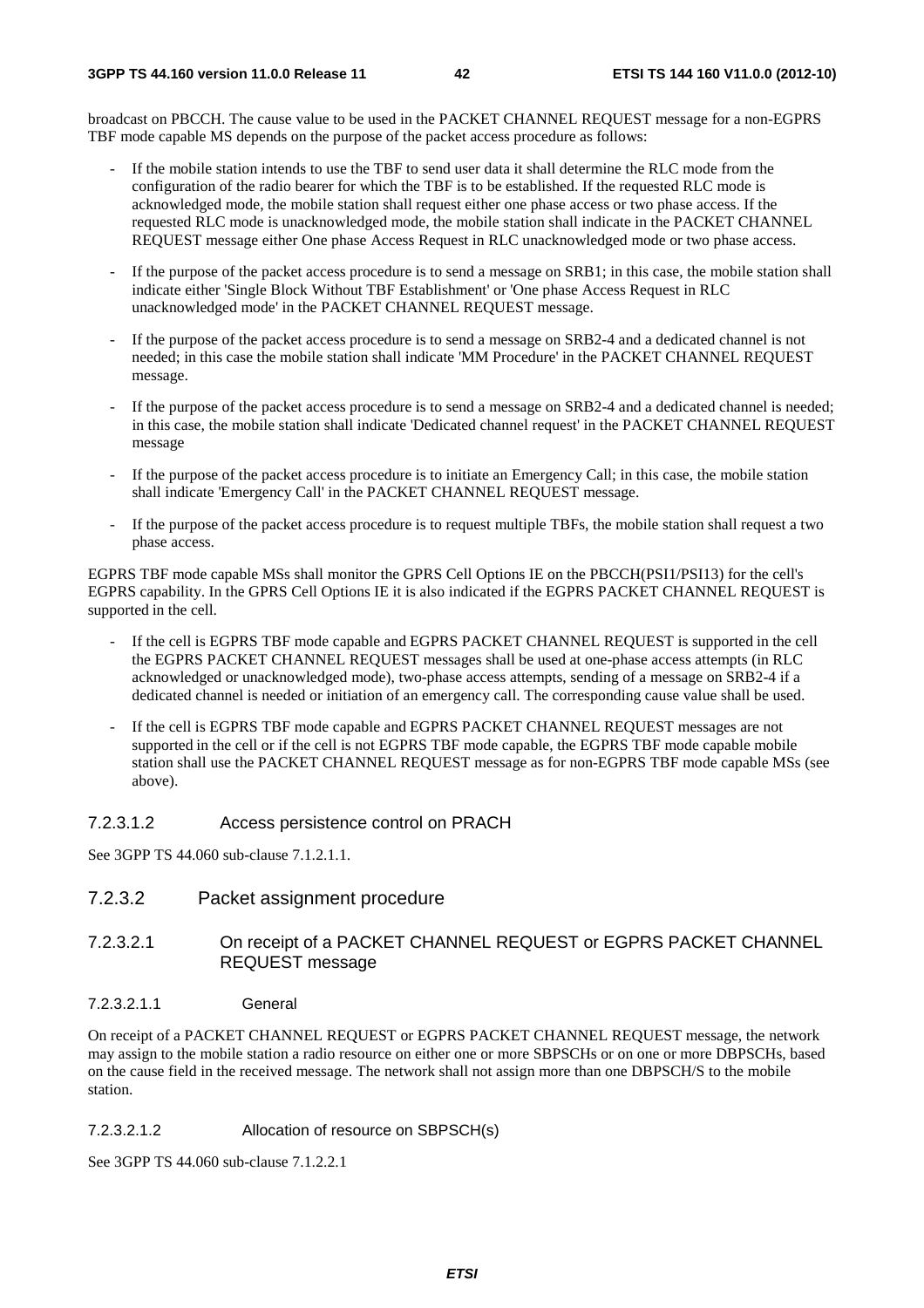broadcast on PBCCH. The cause value to be used in the PACKET CHANNEL REQUEST message for a non-EGPRS TBF mode capable MS depends on the purpose of the packet access procedure as follows:

- If the mobile station intends to use the TBF to send user data it shall determine the RLC mode from the configuration of the radio bearer for which the TBF is to be established. If the requested RLC mode is acknowledged mode, the mobile station shall request either one phase access or two phase access. If the requested RLC mode is unacknowledged mode, the mobile station shall indicate in the PACKET CHANNEL REQUEST message either One phase Access Request in RLC unacknowledged mode or two phase access.
- If the purpose of the packet access procedure is to send a message on SRB1; in this case, the mobile station shall indicate either 'Single Block Without TBF Establishment' or 'One phase Access Request in RLC unacknowledged mode' in the PACKET CHANNEL REQUEST message.
- If the purpose of the packet access procedure is to send a message on SRB2-4 and a dedicated channel is not needed; in this case the mobile station shall indicate 'MM Procedure' in the PACKET CHANNEL REQUEST message.
- If the purpose of the packet access procedure is to send a message on SRB2-4 and a dedicated channel is needed; in this case, the mobile station shall indicate 'Dedicated channel request' in the PACKET CHANNEL REQUEST message
- If the purpose of the packet access procedure is to initiate an Emergency Call; in this case, the mobile station shall indicate 'Emergency Call' in the PACKET CHANNEL REQUEST message.
- If the purpose of the packet access procedure is to request multiple TBFs, the mobile station shall request a two phase access.

EGPRS TBF mode capable MSs shall monitor the GPRS Cell Options IE on the PBCCH(PSI1/PSI13) for the cell's EGPRS capability. In the GPRS Cell Options IE it is also indicated if the EGPRS PACKET CHANNEL REQUEST is supported in the cell.

- If the cell is EGPRS TBF mode capable and EGPRS PACKET CHANNEL REQUEST is supported in the cell the EGPRS PACKET CHANNEL REQUEST messages shall be used at one-phase access attempts (in RLC acknowledged or unacknowledged mode), two-phase access attempts, sending of a message on SRB2-4 if a dedicated channel is needed or initiation of an emergency call. The corresponding cause value shall be used.
- If the cell is EGPRS TBF mode capable and EGPRS PACKET CHANNEL REQUEST messages are not supported in the cell or if the cell is not EGPRS TBF mode capable, the EGPRS TBF mode capable mobile station shall use the PACKET CHANNEL REQUEST message as for non-EGPRS TBF mode capable MSs (see above).

##### 7.2.3.1.2 Access persistence control on PRACH

See 3GPP TS 44.060 sub-clause 7.1.2.1.1.

#### 7.2.3.2 Packet assignment procedure

##### 7.2.3.2.1 On receipt of a PACKET CHANNEL REQUEST or EGPRS PACKET CHANNEL REQUEST message

###### 7.2.3.2.1.1 General

On receipt of a PACKET CHANNEL REQUEST or EGPRS PACKET CHANNEL REQUEST message, the network may assign to the mobile station a radio resource on either one or more SBPSCHs or on one or more DBPSCHs, based on the cause field in the received message. The network shall not assign more than one DBPSCH/S to the mobile station.

###### 7.2.3.2.1.2 Allocation of resource on SBPSCH(s)

See 3GPP TS 44.060 sub-clause 7.1.2.2.1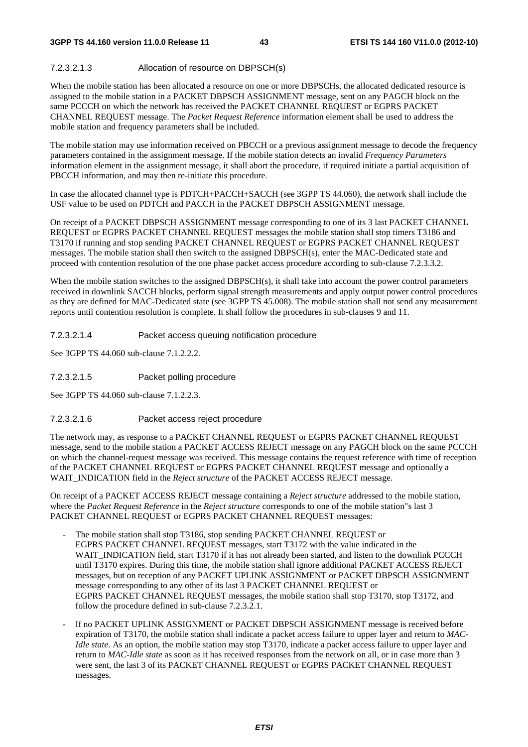#### 7.2.3.2.1.3 Allocation of resource on DBPSCH(s)

When the mobile station has been allocated a resource on one or more DBPSCHs, the allocated dedicated resource is assigned to the mobile station in a PACKET DBPSCH ASSIGNMENT message, sent on any PAGCH block on the same PCCCH on which the network has received the PACKET CHANNEL REQUEST or EGPRS PACKET CHANNEL REQUEST message. The *Packet Request Reference* information element shall be used to address the mobile station and frequency parameters shall be included.

The mobile station may use information received on PBCCH or a previous assignment message to decode the frequency parameters contained in the assignment message. If the mobile station detects an invalid *Frequency Parameters* information element in the assignment message, it shall abort the procedure, if required initiate a partial acquisition of PBCCH information, and may then re-initiate this procedure.

In case the allocated channel type is PDTCH+PACCH+SACCH (see 3GPP TS 44.060), the network shall include the USF value to be used on PDTCH and PACCH in the PACKET DBPSCH ASSIGNMENT message.

On receipt of a PACKET DBPSCH ASSIGNMENT message corresponding to one of its 3 last PACKET CHANNEL REQUEST or EGPRS PACKET CHANNEL REQUEST messages the mobile station shall stop timers T3186 and T3170 if running and stop sending PACKET CHANNEL REQUEST or EGPRS PACKET CHANNEL REQUEST messages. The mobile station shall then switch to the assigned DBPSCH(s), enter the MAC-Dedicated state and proceed with contention resolution of the one phase packet access procedure according to sub-clause 7.2.3.3.2.

When the mobile station switches to the assigned DBPSCH(s), it shall take into account the power control parameters received in downlink SACCH blocks, perform signal strength measurements and apply output power control procedures as they are defined for MAC-Dedicated state (see 3GPP TS 45.008). The mobile station shall not send any measurement reports until contention resolution is complete. It shall follow the procedures in sub-clauses 9 and 11.

#### 7.2.3.2.1.4 Packet access queuing notification procedure

See 3GPP TS 44.060 sub-clause 7.1.2.2.2.

#### 7.2.3.2.1.5 Packet polling procedure

See 3GPP TS 44.060 sub-clause 7.1.2.2.3.

#### 7.2.3.2.1.6 Packet access reject procedure

The network may, as response to a PACKET CHANNEL REQUEST or EGPRS PACKET CHANNEL REQUEST message, send to the mobile station a PACKET ACCESS REJECT message on any PAGCH block on the same PCCCH on which the channel-request message was received. This message contains the request reference with time of reception of the PACKET CHANNEL REQUEST or EGPRS PACKET CHANNEL REQUEST message and optionally a WAIT_INDICATION field in the *Reject structure* of the PACKET ACCESS REJECT message.

On receipt of a PACKET ACCESS REJECT message containing a *Reject structure* addressed to the mobile station, where the *Packet Request Reference* in the *Reject structure* corresponds to one of the mobile station"s last 3 PACKET CHANNEL REQUEST or EGPRS PACKET CHANNEL REQUEST messages:

- The mobile station shall stop T3186, stop sending PACKET CHANNEL REQUEST or EGPRS PACKET CHANNEL REQUEST messages, start T3172 with the value indicated in the WAIT_INDICATION field, start T3170 if it has not already been started, and listen to the downlink PCCCH until T3170 expires. During this time, the mobile station shall ignore additional PACKET ACCESS REJECT messages, but on reception of any PACKET UPLINK ASSIGNMENT or PACKET DBPSCH ASSIGNMENT message corresponding to any other of its last 3 PACKET CHANNEL REQUEST or EGPRS PACKET CHANNEL REQUEST messages, the mobile station shall stop T3170, stop T3172, and follow the procedure defined in sub-clause 7.2.3.2.1.
- If no PACKET UPLINK ASSIGNMENT or PACKET DBPSCH ASSIGNMENT message is received before expiration of T3170, the mobile station shall indicate a packet access failure to upper layer and return to *MAC-Idle state.* As an option, the mobile station may stop T3170, indicate a packet access failure to upper layer and return to *MAC-Idle state* as soon as it has received responses from the network on all, or in case more than 3 were sent, the last 3 of its PACKET CHANNEL REQUEST or EGPRS PACKET CHANNEL REQUEST messages.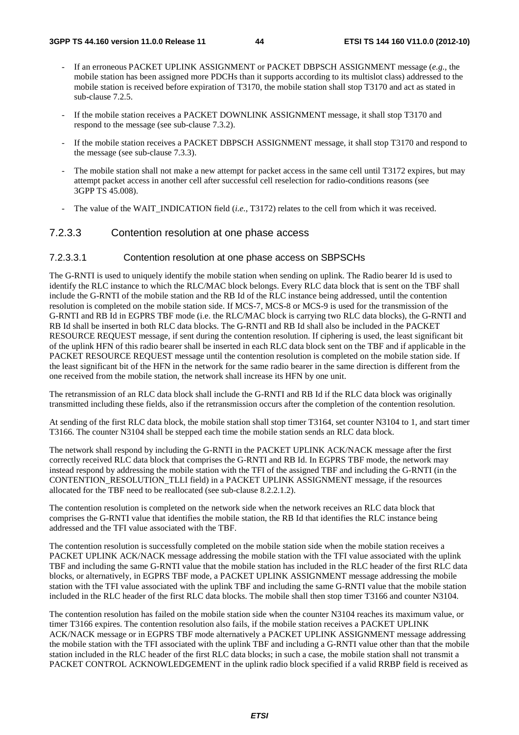- If an erroneous PACKET UPLINK ASSIGNMENT or PACKET DBPSCH ASSIGNMENT message (*e.g.*, the mobile station has been assigned more PDCHs than it supports according to its multislot class) addressed to the mobile station is received before expiration of T3170, the mobile station shall stop T3170 and act as stated in sub-clause 7.2.5.
- If the mobile station receives a PACKET DOWNLINK ASSIGNMENT message, it shall stop T3170 and respond to the message (see sub-clause 7.3.2).
- If the mobile station receives a PACKET DBPSCH ASSIGNMENT message, it shall stop T3170 and respond to the message (see sub-clause 7.3.3).
- The mobile station shall not make a new attempt for packet access in the same cell until T3172 expires, but may attempt packet access in another cell after successful cell reselection for radio-conditions reasons (see 3GPP TS 45.008).
- The value of the WAIT_INDICATION field (*i.e.*, T3172) relates to the cell from which it was received.

### 7.2.3.3 Contention resolution at one phase access

#### 7.2.3.3.1 Contention resolution at one phase access on SBPSCHs

The G-RNTI is used to uniquely identify the mobile station when sending on uplink. The Radio bearer Id is used to identify the RLC instance to which the RLC/MAC block belongs. Every RLC data block that is sent on the TBF shall include the G-RNTI of the mobile station and the RB Id of the RLC instance being addressed, until the contention resolution is completed on the mobile station side. If MCS-7, MCS-8 or MCS-9 is used for the transmission of the G-RNTI and RB Id in EGPRS TBF mode (i.e. the RLC/MAC block is carrying two RLC data blocks), the G-RNTI and RB Id shall be inserted in both RLC data blocks. The G-RNTI and RB Id shall also be included in the PACKET RESOURCE REQUEST message, if sent during the contention resolution. If ciphering is used, the least significant bit of the uplink HFN of this radio bearer shall be inserted in each RLC data block sent on the TBF and if applicable in the PACKET RESOURCE REQUEST message until the contention resolution is completed on the mobile station side. If the least significant bit of the HFN in the network for the same radio bearer in the same direction is different from the one received from the mobile station, the network shall increase its HFN by one unit.

The retransmission of an RLC data block shall include the G-RNTI and RB Id if the RLC data block was originally transmitted including these fields, also if the retransmission occurs after the completion of the contention resolution.

At sending of the first RLC data block, the mobile station shall stop timer T3164, set counter N3104 to 1, and start timer T3166. The counter N3104 shall be stepped each time the mobile station sends an RLC data block.

The network shall respond by including the G-RNTI in the PACKET UPLINK ACK/NACK message after the first correctly received RLC data block that comprises the G-RNTI and RB Id. In EGPRS TBF mode, the network may instead respond by addressing the mobile station with the TFI of the assigned TBF and including the G-RNTI (in the CONTENTION_RESOLUTION_TLLI field) in a PACKET UPLINK ASSIGNMENT message, if the resources allocated for the TBF need to be reallocated (see sub-clause 8.2.2.1.2).

The contention resolution is completed on the network side when the network receives an RLC data block that comprises the G-RNTI value that identifies the mobile station, the RB Id that identifies the RLC instance being addressed and the TFI value associated with the TBF.

The contention resolution is successfully completed on the mobile station side when the mobile station receives a PACKET UPLINK ACK/NACK message addressing the mobile station with the TFI value associated with the uplink TBF and including the same G-RNTI value that the mobile station has included in the RLC header of the first RLC data blocks, or alternatively, in EGPRS TBF mode, a PACKET UPLINK ASSIGNMENT message addressing the mobile station with the TFI value associated with the uplink TBF and including the same G-RNTI value that the mobile station included in the RLC header of the first RLC data blocks. The mobile shall then stop timer T3166 and counter N3104.

The contention resolution has failed on the mobile station side when the counter N3104 reaches its maximum value, or timer T3166 expires. The contention resolution also fails, if the mobile station receives a PACKET UPLINK ACK/NACK message or in EGPRS TBF mode alternatively a PACKET UPLINK ASSIGNMENT message addressing the mobile station with the TFI associated with the uplink TBF and including a G-RNTI value other than that the mobile station included in the RLC header of the first RLC data blocks; in such a case, the mobile station shall not transmit a PACKET CONTROL ACKNOWLEDGEMENT in the uplink radio block specified if a valid RRBP field is received as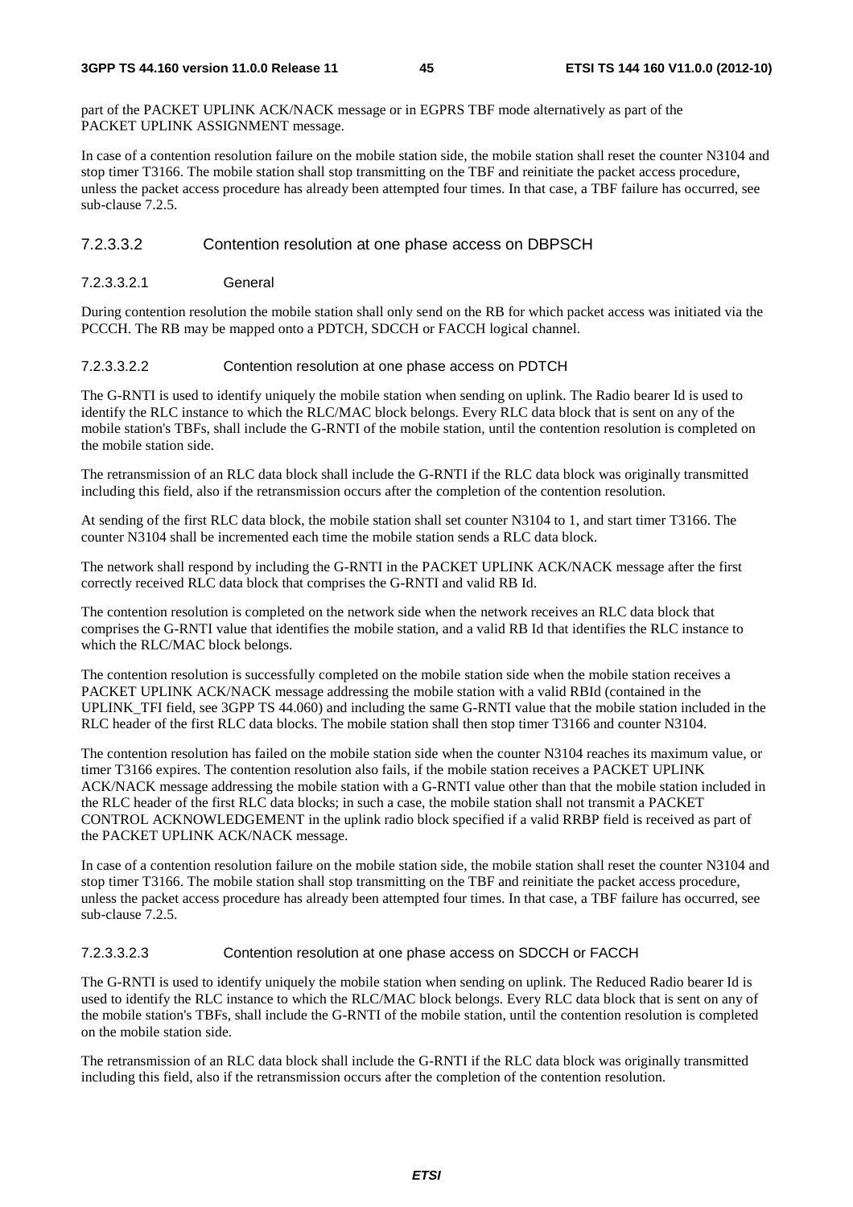part of the PACKET UPLINK ACK/NACK message or in EGPRS TBF mode alternatively as part of the PACKET UPLINK ASSIGNMENT message.

In case of a contention resolution failure on the mobile station side, the mobile station shall reset the counter N3104 and stop timer T3166. The mobile station shall stop transmitting on the TBF and reinitiate the packet access procedure, unless the packet access procedure has already been attempted four times. In that case, a TBF failure has occurred, see sub-clause 7.2.5.

##### 7.2.3.3.2 Contention resolution at one phase access on DBPSCH

###### 7.2.3.3.2.1 General

During contention resolution the mobile station shall only send on the RB for which packet access was initiated via the PCCCH. The RB may be mapped onto a PDTCH, SDCCH or FACCH logical channel.

###### 7.2.3.3.2.2 Contention resolution at one phase access on PDTCH

The G-RNTI is used to identify uniquely the mobile station when sending on uplink. The Radio bearer Id is used to identify the RLC instance to which the RLC/MAC block belongs. Every RLC data block that is sent on any of the mobile station's TBFs, shall include the G-RNTI of the mobile station, until the contention resolution is completed on the mobile station side.

The retransmission of an RLC data block shall include the G-RNTI if the RLC data block was originally transmitted including this field, also if the retransmission occurs after the completion of the contention resolution.

At sending of the first RLC data block, the mobile station shall set counter N3104 to 1, and start timer T3166. The counter N3104 shall be incremented each time the mobile station sends a RLC data block.

The network shall respond by including the G-RNTI in the PACKET UPLINK ACK/NACK message after the first correctly received RLC data block that comprises the G-RNTI and valid RB Id.

The contention resolution is completed on the network side when the network receives an RLC data block that comprises the G-RNTI value that identifies the mobile station, and a valid RB Id that identifies the RLC instance to which the RLC/MAC block belongs.

The contention resolution is successfully completed on the mobile station side when the mobile station receives a PACKET UPLINK ACK/NACK message addressing the mobile station with a valid RBId (contained in the UPLINK_TFI field, see 3GPP TS 44.060) and including the same G-RNTI value that the mobile station included in the RLC header of the first RLC data blocks. The mobile station shall then stop timer T3166 and counter N3104.

The contention resolution has failed on the mobile station side when the counter N3104 reaches its maximum value, or timer T3166 expires. The contention resolution also fails, if the mobile station receives a PACKET UPLINK ACK/NACK message addressing the mobile station with a G-RNTI value other than that the mobile station included in the RLC header of the first RLC data blocks; in such a case, the mobile station shall not transmit a PACKET CONTROL ACKNOWLEDGEMENT in the uplink radio block specified if a valid RRBP field is received as part of the PACKET UPLINK ACK/NACK message.

In case of a contention resolution failure on the mobile station side, the mobile station shall reset the counter N3104 and stop timer T3166. The mobile station shall stop transmitting on the TBF and reinitiate the packet access procedure, unless the packet access procedure has already been attempted four times. In that case, a TBF failure has occurred, see sub-clause 7.2.5.

###### 7.2.3.3.2.3 Contention resolution at one phase access on SDCCH or FACCH

The G-RNTI is used to identify uniquely the mobile station when sending on uplink. The Reduced Radio bearer Id is used to identify the RLC instance to which the RLC/MAC block belongs. Every RLC data block that is sent on any of the mobile station's TBFs, shall include the G-RNTI of the mobile station, until the contention resolution is completed on the mobile station side.

The retransmission of an RLC data block shall include the G-RNTI if the RLC data block was originally transmitted including this field, also if the retransmission occurs after the completion of the contention resolution.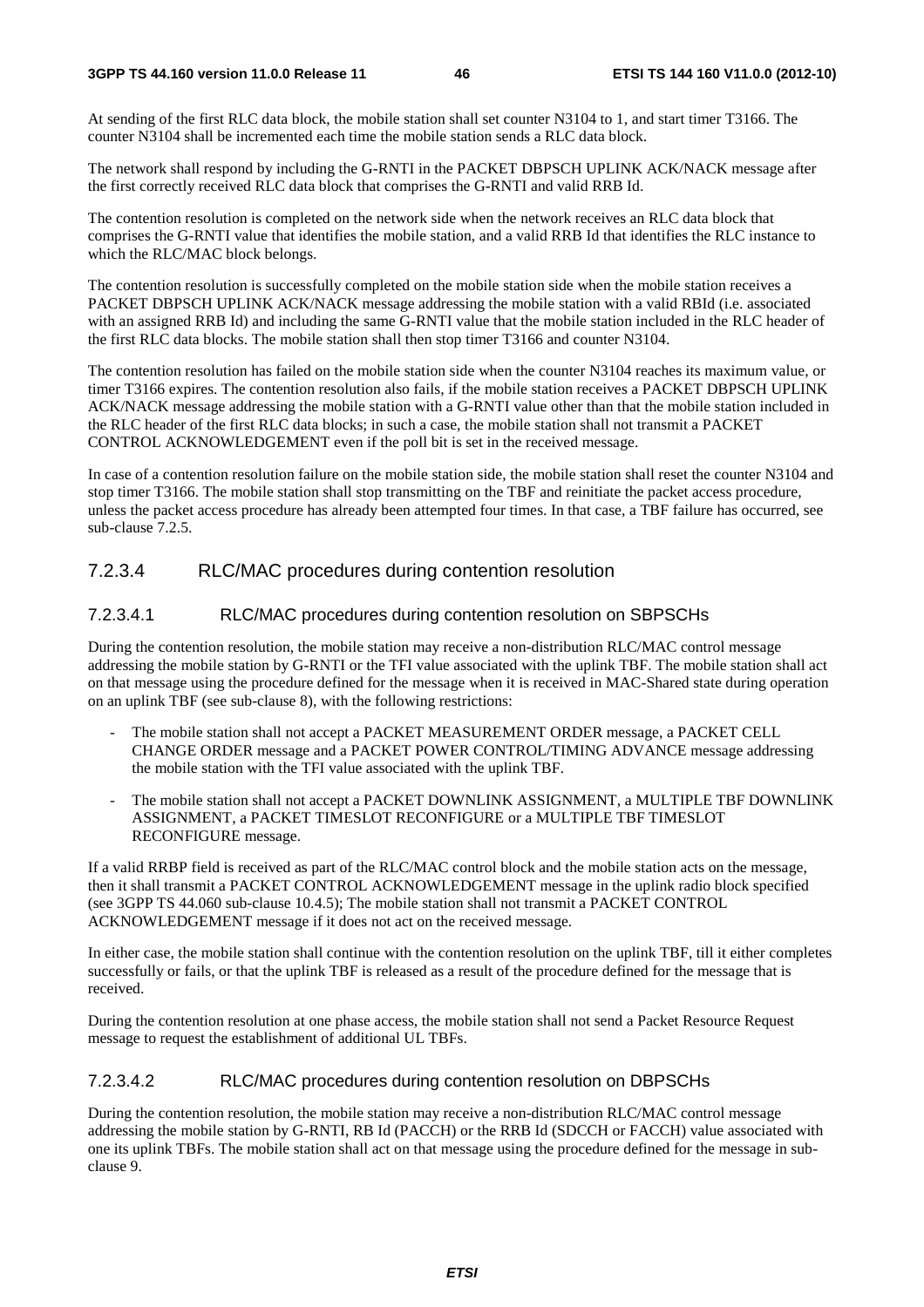At sending of the first RLC data block, the mobile station shall set counter N3104 to 1, and start timer T3166. The counter N3104 shall be incremented each time the mobile station sends a RLC data block.

The network shall respond by including the G-RNTI in the PACKET DBPSCH UPLINK ACK/NACK message after the first correctly received RLC data block that comprises the G-RNTI and valid RRB Id.

The contention resolution is completed on the network side when the network receives an RLC data block that comprises the G-RNTI value that identifies the mobile station, and a valid RRB Id that identifies the RLC instance to which the RLC/MAC block belongs.

The contention resolution is successfully completed on the mobile station side when the mobile station receives a PACKET DBPSCH UPLINK ACK/NACK message addressing the mobile station with a valid RBId (i.e. associated with an assigned RRB Id) and including the same G-RNTI value that the mobile station included in the RLC header of the first RLC data blocks. The mobile station shall then stop timer T3166 and counter N3104.

The contention resolution has failed on the mobile station side when the counter N3104 reaches its maximum value, or timer T3166 expires. The contention resolution also fails, if the mobile station receives a PACKET DBPSCH UPLINK ACK/NACK message addressing the mobile station with a G-RNTI value other than that the mobile station included in the RLC header of the first RLC data blocks; in such a case, the mobile station shall not transmit a PACKET CONTROL ACKNOWLEDGEMENT even if the poll bit is set in the received message.

In case of a contention resolution failure on the mobile station side, the mobile station shall reset the counter N3104 and stop timer T3166. The mobile station shall stop transmitting on the TBF and reinitiate the packet access procedure, unless the packet access procedure has already been attempted four times. In that case, a TBF failure has occurred, see sub-clause 7.2.5.

### 7.2.3.4 RLC/MAC procedures during contention resolution

#### 7.2.3.4.1 RLC/MAC procedures during contention resolution on SBPSCHs

During the contention resolution, the mobile station may receive a non-distribution RLC/MAC control message addressing the mobile station by G-RNTI or the TFI value associated with the uplink TBF. The mobile station shall act on that message using the procedure defined for the message when it is received in MAC-Shared state during operation on an uplink TBF (see sub-clause 8), with the following restrictions:

- The mobile station shall not accept a PACKET MEASUREMENT ORDER message, a PACKET CELL CHANGE ORDER message and a PACKET POWER CONTROL/TIMING ADVANCE message addressing the mobile station with the TFI value associated with the uplink TBF.
- The mobile station shall not accept a PACKET DOWNLINK ASSIGNMENT, a MULTIPLE TBF DOWNLINK ASSIGNMENT, a PACKET TIMESLOT RECONFIGURE or a MULTIPLE TBF TIMESLOT RECONFIGURE message.

If a valid RRBP field is received as part of the RLC/MAC control block and the mobile station acts on the message, then it shall transmit a PACKET CONTROL ACKNOWLEDGEMENT message in the uplink radio block specified (see 3GPP TS 44.060 sub-clause 10.4.5); The mobile station shall not transmit a PACKET CONTROL ACKNOWLEDGEMENT message if it does not act on the received message.

In either case, the mobile station shall continue with the contention resolution on the uplink TBF, till it either completes successfully or fails, or that the uplink TBF is released as a result of the procedure defined for the message that is received.

During the contention resolution at one phase access, the mobile station shall not send a Packet Resource Request message to request the establishment of additional UL TBFs.

#### 7.2.3.4.2 RLC/MAC procedures during contention resolution on DBPSCHs

During the contention resolution, the mobile station may receive a non-distribution RLC/MAC control message addressing the mobile station by G-RNTI, RB Id (PACCH) or the RRB Id (SDCCH or FACCH) value associated with one its uplink TBFs. The mobile station shall act on that message using the procedure defined for the message in sub-clause 9.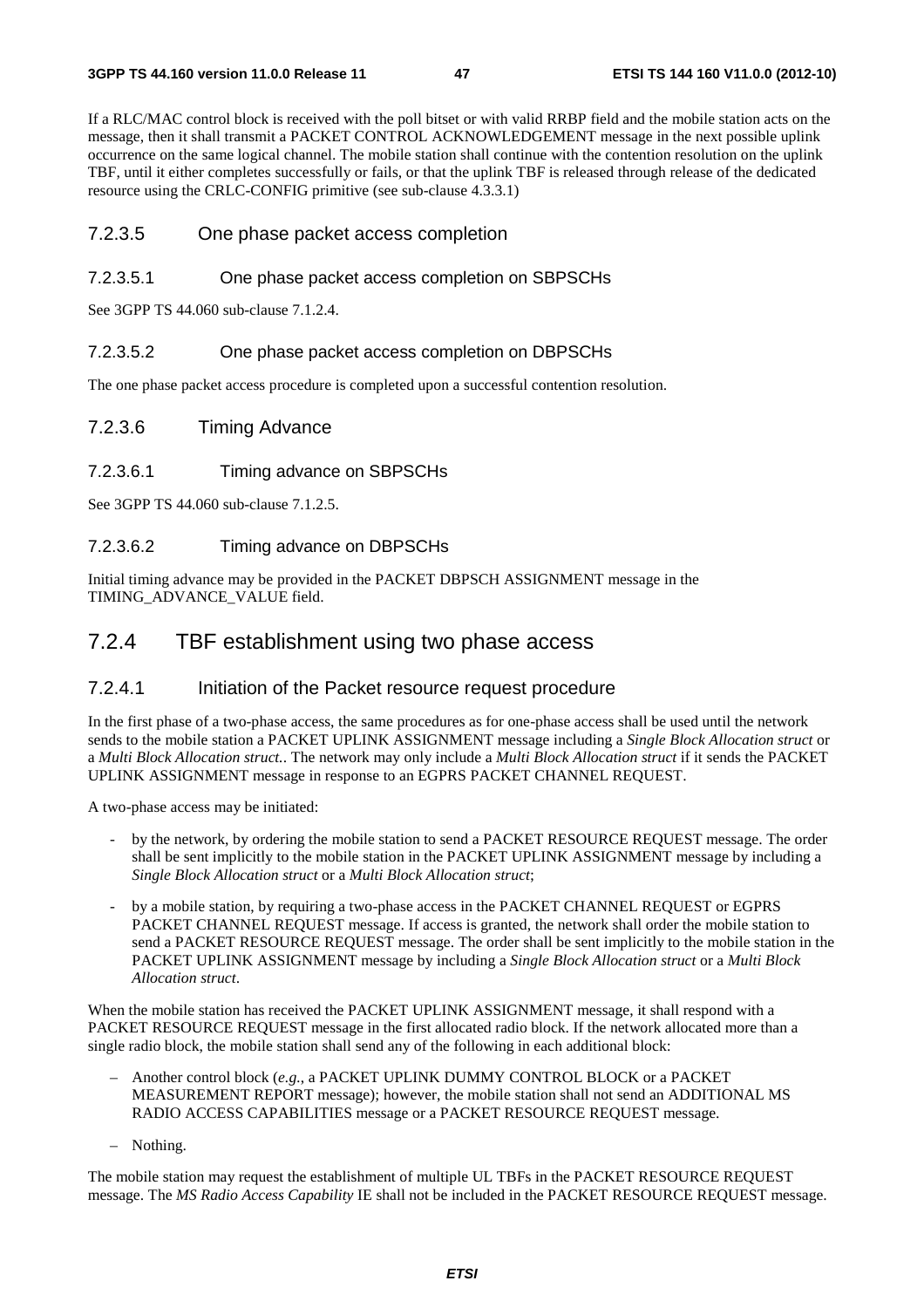If a RLC/MAC control block is received with the poll bitset or with valid RRBP field and the mobile station acts on the message, then it shall transmit a PACKET CONTROL ACKNOWLEDGEMENT message in the next possible uplink occurrence on the same logical channel. The mobile station shall continue with the contention resolution on the uplink TBF, until it either completes successfully or fails, or that the uplink TBF is released through release of the dedicated resource using the CRLC-CONFIG primitive (see sub-clause 4.3.3.1)

#### 7.2.3.5 One phase packet access completion

##### 7.2.3.5.1 One phase packet access completion on SBPSCHs

See 3GPP TS 44.060 sub-clause 7.1.2.4.

##### 7.2.3.5.2 One phase packet access completion on DBPSCHs

The one phase packet access procedure is completed upon a successful contention resolution.

#### 7.2.3.6 Timing Advance

##### 7.2.3.6.1 Timing advance on SBPSCHs

See 3GPP TS 44.060 sub-clause 7.1.2.5.

##### 7.2.3.6.2 Timing advance on DBPSCHs

Initial timing advance may be provided in the PACKET DBPSCH ASSIGNMENT message in the TIMING_ADVANCE_VALUE field.

### 7.2.4 TBF establishment using two phase access

#### 7.2.4.1 Initiation of the Packet resource request procedure

In the first phase of a two-phase access, the same procedures as for one-phase access shall be used until the network sends to the mobile station a PACKET UPLINK ASSIGNMENT message including a *Single Block Allocation struct* or a *Multi Block Allocation struct.*. The network may only include a *Multi Block Allocation struct* if it sends the PACKET UPLINK ASSIGNMENT message in response to an EGPRS PACKET CHANNEL REQUEST.

A two-phase access may be initiated:

- by the network, by ordering the mobile station to send a PACKET RESOURCE REQUEST message. The order shall be sent implicitly to the mobile station in the PACKET UPLINK ASSIGNMENT message by including a *Single Block Allocation struct* or a *Multi Block Allocation struct*;
- by a mobile station, by requiring a two-phase access in the PACKET CHANNEL REQUEST or EGPRS PACKET CHANNEL REQUEST message. If access is granted, the network shall order the mobile station to send a PACKET RESOURCE REQUEST message. The order shall be sent implicitly to the mobile station in the PACKET UPLINK ASSIGNMENT message by including a *Single Block Allocation struct* or a *Multi Block Allocation struct*.

When the mobile station has received the PACKET UPLINK ASSIGNMENT message, it shall respond with a PACKET RESOURCE REQUEST message in the first allocated radio block. If the network allocated more than a single radio block, the mobile station shall send any of the following in each additional block:

- Another control block (*e.g.*, a PACKET UPLINK DUMMY CONTROL BLOCK or a PACKET MEASUREMENT REPORT message); however, the mobile station shall not send an ADDITIONAL MS RADIO ACCESS CAPABILITIES message or a PACKET RESOURCE REQUEST message.
- Nothing.

The mobile station may request the establishment of multiple UL TBFs in the PACKET RESOURCE REQUEST message. The *MS Radio Access Capability* IE shall not be included in the PACKET RESOURCE REQUEST message.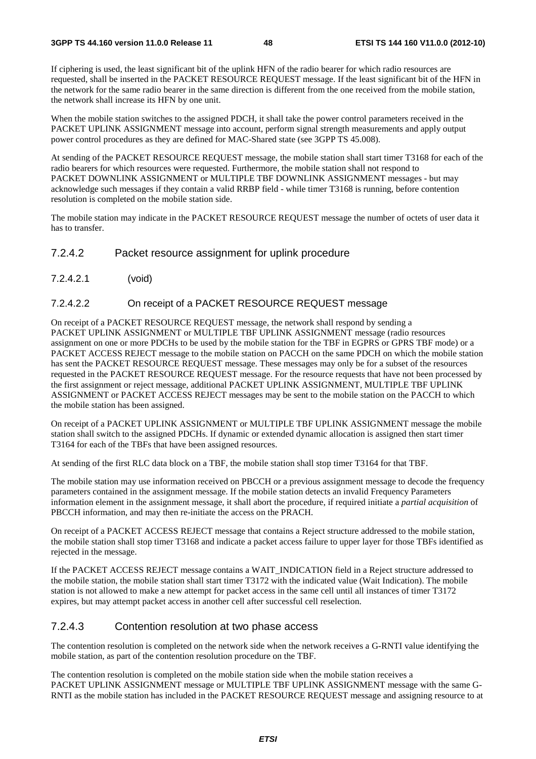If ciphering is used, the least significant bit of the uplink HFN of the radio bearer for which radio resources are requested, shall be inserted in the PACKET RESOURCE REQUEST message. If the least significant bit of the HFN in the network for the same radio bearer in the same direction is different from the one received from the mobile station, the network shall increase its HFN by one unit.

When the mobile station switches to the assigned PDCH, it shall take the power control parameters received in the PACKET UPLINK ASSIGNMENT message into account, perform signal strength measurements and apply output power control procedures as they are defined for MAC-Shared state (see 3GPP TS 45.008).

At sending of the PACKET RESOURCE REQUEST message, the mobile station shall start timer T3168 for each of the radio bearers for which resources were requested. Furthermore, the mobile station shall not respond to PACKET DOWNLINK ASSIGNMENT or MULTIPLE TBF DOWNLINK ASSIGNMENT messages - but may acknowledge such messages if they contain a valid RRBP field - while timer T3168 is running, before contention resolution is completed on the mobile station side.

The mobile station may indicate in the PACKET RESOURCE REQUEST message the number of octets of user data it has to transfer.

### 7.2.4.2 Packet resource assignment for uplink procedure

#### 7.2.4.2.1 (void)

#### 7.2.4.2.2 On receipt of a PACKET RESOURCE REQUEST message

On receipt of a PACKET RESOURCE REQUEST message, the network shall respond by sending a PACKET UPLINK ASSIGNMENT or MULTIPLE TBF UPLINK ASSIGNMENT message (radio resources assignment on one or more PDCHs to be used by the mobile station for the TBF in EGPRS or GPRS TBF mode) or a PACKET ACCESS REJECT message to the mobile station on PACCH on the same PDCH on which the mobile station has sent the PACKET RESOURCE REQUEST message. These messages may only be for a subset of the resources requested in the PACKET RESOURCE REQUEST message. For the resource requests that have not been processed by the first assignment or reject message, additional PACKET UPLINK ASSIGNMENT, MULTIPLE TBF UPLINK ASSIGNMENT or PACKET ACCESS REJECT messages may be sent to the mobile station on the PACCH to which the mobile station has been assigned.

On receipt of a PACKET UPLINK ASSIGNMENT or MULTIPLE TBF UPLINK ASSIGNMENT message the mobile station shall switch to the assigned PDCHs. If dynamic or extended dynamic allocation is assigned then start timer T3164 for each of the TBFs that have been assigned resources.

At sending of the first RLC data block on a TBF, the mobile station shall stop timer T3164 for that TBF.

The mobile station may use information received on PBCCH or a previous assignment message to decode the frequency parameters contained in the assignment message. If the mobile station detects an invalid Frequency Parameters information element in the assignment message, it shall abort the procedure, if required initiate a *partial acquisition* of PBCCH information, and may then re-initiate the access on the PRACH.

On receipt of a PACKET ACCESS REJECT message that contains a Reject structure addressed to the mobile station, the mobile station shall stop timer T3168 and indicate a packet access failure to upper layer for those TBFs identified as rejected in the message.

If the PACKET ACCESS REJECT message contains a WAIT_INDICATION field in a Reject structure addressed to the mobile station, the mobile station shall start timer T3172 with the indicated value (Wait Indication). The mobile station is not allowed to make a new attempt for packet access in the same cell until all instances of timer T3172 expires, but may attempt packet access in another cell after successful cell reselection.

### 7.2.4.3 Contention resolution at two phase access

The contention resolution is completed on the network side when the network receives a G-RNTI value identifying the mobile station, as part of the contention resolution procedure on the TBF.

The contention resolution is completed on the mobile station side when the mobile station receives a PACKET UPLINK ASSIGNMENT message or MULTIPLE TBF UPLINK ASSIGNMENT message with the same G-RNTI as the mobile station has included in the PACKET RESOURCE REQUEST message and assigning resource to at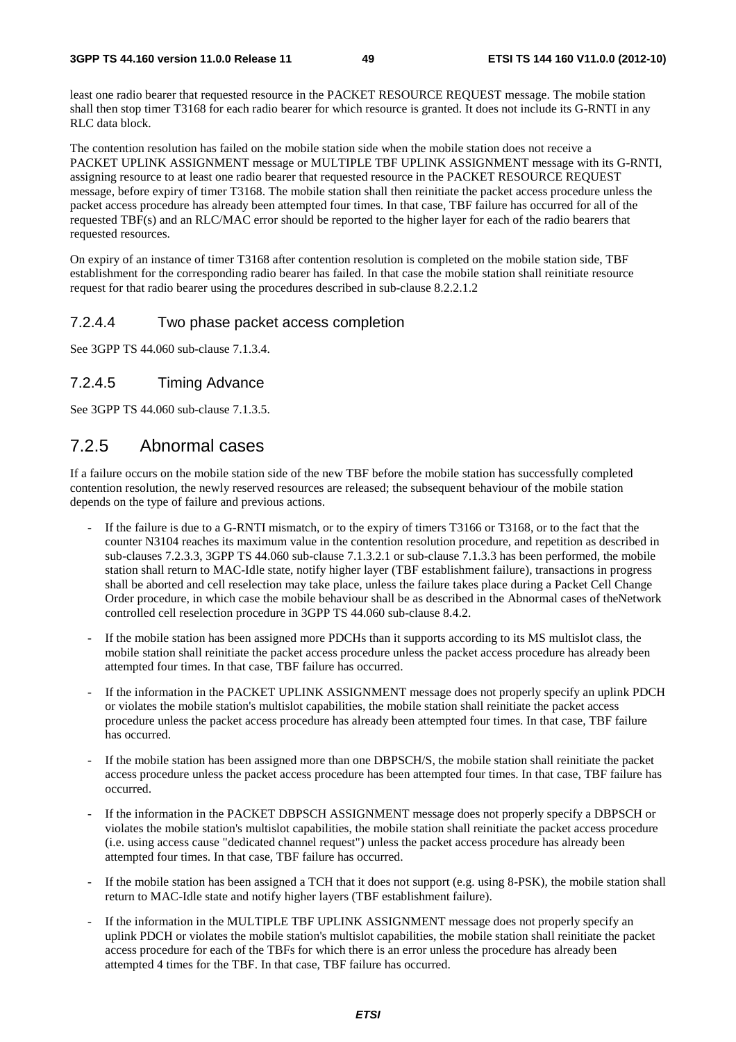least one radio bearer that requested resource in the PACKET RESOURCE REQUEST message. The mobile station shall then stop timer T3168 for each radio bearer for which resource is granted. It does not include its G-RNTI in any RLC data block.

The contention resolution has failed on the mobile station side when the mobile station does not receive a PACKET UPLINK ASSIGNMENT message or MULTIPLE TBF UPLINK ASSIGNMENT message with its G-RNTI, assigning resource to at least one radio bearer that requested resource in the PACKET RESOURCE REQUEST message, before expiry of timer T3168. The mobile station shall then reinitiate the packet access procedure unless the packet access procedure has already been attempted four times. In that case, TBF failure has occurred for all of the requested TBF(s) and an RLC/MAC error should be reported to the higher layer for each of the radio bearers that requested resources.

On expiry of an instance of timer T3168 after contention resolution is completed on the mobile station side, TBF establishment for the corresponding radio bearer has failed. In that case the mobile station shall reinitiate resource request for that radio bearer using the procedures described in sub-clause 8.2.2.1.2

#### 7.2.4.4 Two phase packet access completion

See 3GPP TS 44.060 sub-clause 7.1.3.4.

#### 7.2.4.5 Timing Advance

See 3GPP TS 44.060 sub-clause 7.1.3.5.

### 7.2.5 Abnormal cases

If a failure occurs on the mobile station side of the new TBF before the mobile station has successfully completed contention resolution, the newly reserved resources are released; the subsequent behaviour of the mobile station depends on the type of failure and previous actions.

- If the failure is due to a G-RNTI mismatch, or to the expiry of timers T3166 or T3168, or to the fact that the counter N3104 reaches its maximum value in the contention resolution procedure, and repetition as described in sub-clauses 7.2.3.3, 3GPP TS 44.060 sub-clause 7.1.3.2.1 or sub-clause 7.1.3.3 has been performed, the mobile station shall return to MAC-Idle state, notify higher layer (TBF establishment failure), transactions in progress shall be aborted and cell reselection may take place, unless the failure takes place during a Packet Cell Change Order procedure, in which case the mobile behaviour shall be as described in the Abnormal cases of theNetwork controlled cell reselection procedure in 3GPP TS 44.060 sub-clause 8.4.2.
- If the mobile station has been assigned more PDCHs than it supports according to its MS multislot class, the mobile station shall reinitiate the packet access procedure unless the packet access procedure has already been attempted four times. In that case, TBF failure has occurred.
- If the information in the PACKET UPLINK ASSIGNMENT message does not properly specify an uplink PDCH or violates the mobile station's multislot capabilities, the mobile station shall reinitiate the packet access procedure unless the packet access procedure has already been attempted four times. In that case, TBF failure has occurred.
- If the mobile station has been assigned more than one DBPSCH/S, the mobile station shall reinitiate the packet access procedure unless the packet access procedure has been attempted four times. In that case, TBF failure has occurred.
- If the information in the PACKET DBPSCH ASSIGNMENT message does not properly specify a DBPSCH or violates the mobile station's multislot capabilities, the mobile station shall reinitiate the packet access procedure (i.e. using access cause "dedicated channel request") unless the packet access procedure has already been attempted four times. In that case, TBF failure has occurred.
- If the mobile station has been assigned a TCH that it does not support (e.g. using 8-PSK), the mobile station shall return to MAC-Idle state and notify higher layers (TBF establishment failure).
- If the information in the MULTIPLE TBF UPLINK ASSIGNMENT message does not properly specify an uplink PDCH or violates the mobile station's multislot capabilities, the mobile station shall reinitiate the packet access procedure for each of the TBFs for which there is an error unless the procedure has already been attempted 4 times for the TBF. In that case, TBF failure has occurred.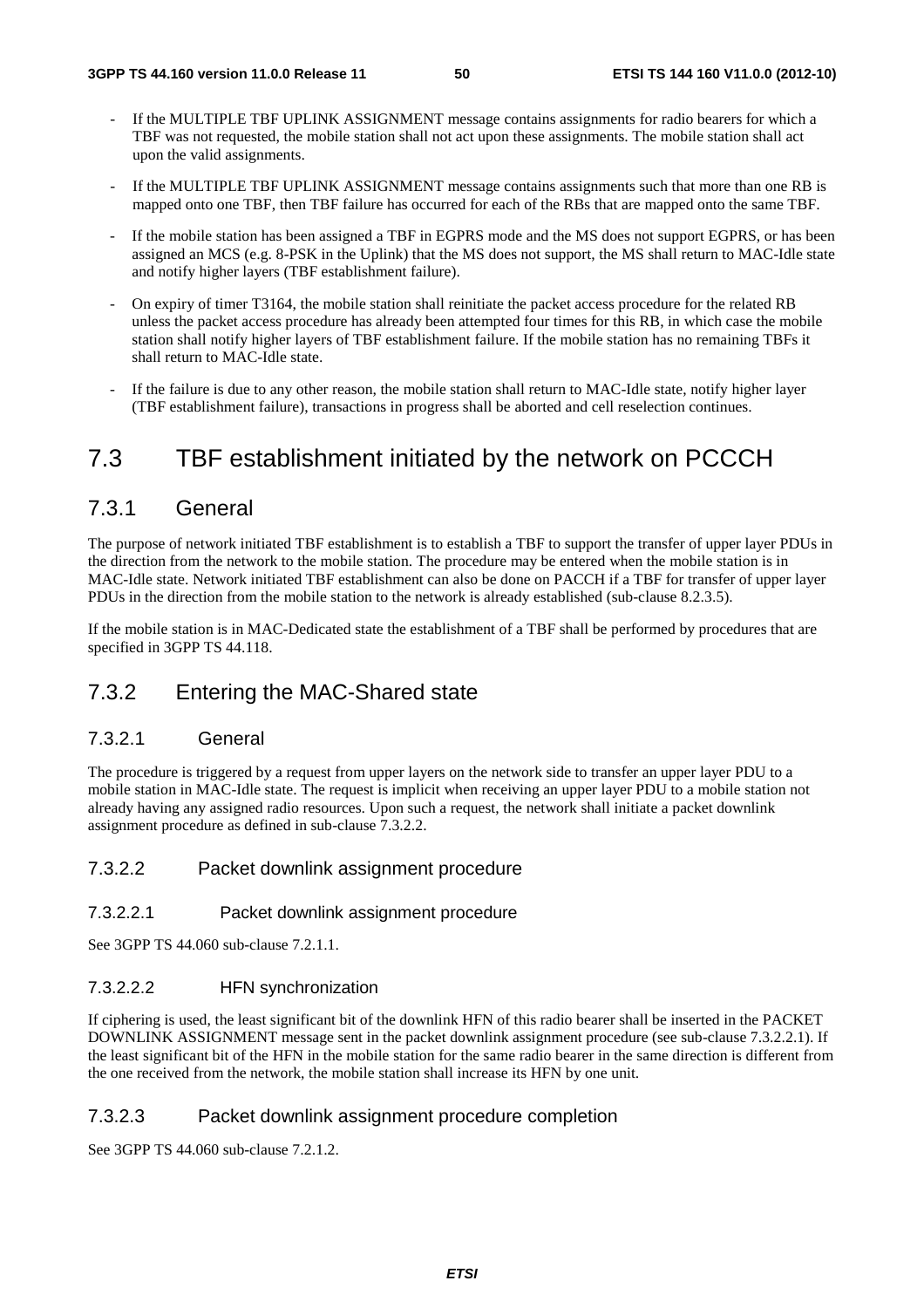- If the MULTIPLE TBF UPLINK ASSIGNMENT message contains assignments for radio bearers for which a TBF was not requested, the mobile station shall not act upon these assignments. The mobile station shall act upon the valid assignments.

- If the MULTIPLE TBF UPLINK ASSIGNMENT message contains assignments such that more than one RB is mapped onto one TBF, then TBF failure has occurred for each of the RBs that are mapped onto the same TBF.

- If the mobile station has been assigned a TBF in EGPRS mode and the MS does not support EGPRS, or has been assigned an MCS (e.g. 8-PSK in the Uplink) that the MS does not support, the MS shall return to MAC-Idle state and notify higher layers (TBF establishment failure).

- On expiry of timer T3164, the mobile station shall reinitiate the packet access procedure for the related RB unless the packet access procedure has already been attempted four times for this RB, in which case the mobile station shall notify higher layers of TBF establishment failure. If the mobile station has no remaining TBFs it shall return to MAC-Idle state.

- If the failure is due to any other reason, the mobile station shall return to MAC-Idle state, notify higher layer (TBF establishment failure), transactions in progress shall be aborted and cell reselection continues.

# 7.3 TBF establishment initiated by the network on PCCCH

## 7.3.1 General

The purpose of network initiated TBF establishment is to establish a TBF to support the transfer of upper layer PDUs in the direction from the network to the mobile station. The procedure may be entered when the mobile station is in MAC-Idle state. Network initiated TBF establishment can also be done on PACCH if a TBF for transfer of upper layer PDUs in the direction from the mobile station to the network is already established (sub-clause 8.2.3.5).

If the mobile station is in MAC-Dedicated state the establishment of a TBF shall be performed by procedures that are specified in 3GPP TS 44.118.

## 7.3.2 Entering the MAC-Shared state

### 7.3.2.1 General

The procedure is triggered by a request from upper layers on the network side to transfer an upper layer PDU to a mobile station in MAC-Idle state. The request is implicit when receiving an upper layer PDU to a mobile station not already having any assigned radio resources. Upon such a request, the network shall initiate a packet downlink assignment procedure as defined in sub-clause 7.3.2.2.

### 7.3.2.2 Packet downlink assignment procedure

#### 7.3.2.2.1 Packet downlink assignment procedure

See 3GPP TS 44.060 sub-clause 7.2.1.1.

#### 7.3.2.2.2 HFN synchronization

If ciphering is used, the least significant bit of the downlink HFN of this radio bearer shall be inserted in the PACKET DOWNLINK ASSIGNMENT message sent in the packet downlink assignment procedure (see sub-clause 7.3.2.2.1). If the least significant bit of the HFN in the mobile station for the same radio bearer in the same direction is different from the one received from the network, the mobile station shall increase its HFN by one unit.

### 7.3.2.3 Packet downlink assignment procedure completion

See 3GPP TS 44.060 sub-clause 7.2.1.2.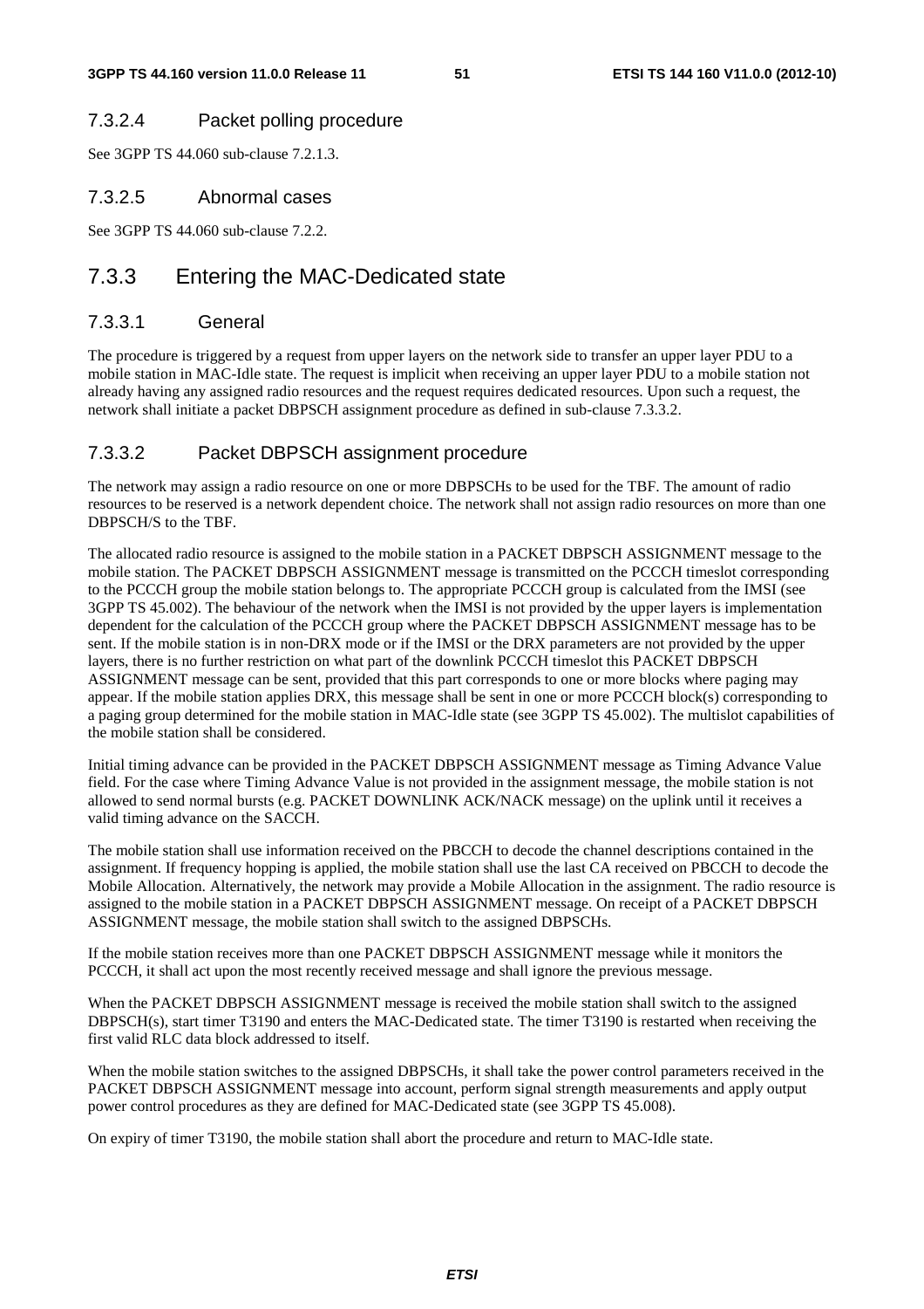#### 7.3.2.4 Packet polling procedure

See 3GPP TS 44.060 sub-clause 7.2.1.3.

#### 7.3.2.5 Abnormal cases

See 3GPP TS 44.060 sub-clause 7.2.2.

### 7.3.3 Entering the MAC-Dedicated state

#### 7.3.3.1 General

The procedure is triggered by a request from upper layers on the network side to transfer an upper layer PDU to a mobile station in MAC-Idle state. The request is implicit when receiving an upper layer PDU to a mobile station not already having any assigned radio resources and the request requires dedicated resources. Upon such a request, the network shall initiate a packet DBPSCH assignment procedure as defined in sub-clause 7.3.3.2.

#### 7.3.3.2 Packet DBPSCH assignment procedure

The network may assign a radio resource on one or more DBPSCHs to be used for the TBF. The amount of radio resources to be reserved is a network dependent choice. The network shall not assign radio resources on more than one DBPSCH/S to the TBF.

The allocated radio resource is assigned to the mobile station in a PACKET DBPSCH ASSIGNMENT message to the mobile station. The PACKET DBPSCH ASSIGNMENT message is transmitted on the PCCCH timeslot corresponding to the PCCCH group the mobile station belongs to. The appropriate PCCCH group is calculated from the IMSI (see 3GPP TS 45.002). The behaviour of the network when the IMSI is not provided by the upper layers is implementation dependent for the calculation of the PCCCH group where the PACKET DBPSCH ASSIGNMENT message has to be sent. If the mobile station is in non-DRX mode or if the IMSI or the DRX parameters are not provided by the upper layers, there is no further restriction on what part of the downlink PCCCH timeslot this PACKET DBPSCH ASSIGNMENT message can be sent, provided that this part corresponds to one or more blocks where paging may appear. If the mobile station applies DRX, this message shall be sent in one or more PCCCH block(s) corresponding to a paging group determined for the mobile station in MAC-Idle state (see 3GPP TS 45.002). The multislot capabilities of the mobile station shall be considered.

Initial timing advance can be provided in the PACKET DBPSCH ASSIGNMENT message as Timing Advance Value field. For the case where Timing Advance Value is not provided in the assignment message, the mobile station is not allowed to send normal bursts (e.g. PACKET DOWNLINK ACK/NACK message) on the uplink until it receives a valid timing advance on the SACCH.

The mobile station shall use information received on the PBCCH to decode the channel descriptions contained in the assignment. If frequency hopping is applied, the mobile station shall use the last CA received on PBCCH to decode the Mobile Allocation. Alternatively, the network may provide a Mobile Allocation in the assignment. The radio resource is assigned to the mobile station in a PACKET DBPSCH ASSIGNMENT message. On receipt of a PACKET DBPSCH ASSIGNMENT message, the mobile station shall switch to the assigned DBPSCHs.

If the mobile station receives more than one PACKET DBPSCH ASSIGNMENT message while it monitors the PCCCH, it shall act upon the most recently received message and shall ignore the previous message.

When the PACKET DBPSCH ASSIGNMENT message is received the mobile station shall switch to the assigned DBPSCH(s), start timer T3190 and enters the MAC-Dedicated state. The timer T3190 is restarted when receiving the first valid RLC data block addressed to itself.

When the mobile station switches to the assigned DBPSCHs, it shall take the power control parameters received in the PACKET DBPSCH ASSIGNMENT message into account, perform signal strength measurements and apply output power control procedures as they are defined for MAC-Dedicated state (see 3GPP TS 45.008).

On expiry of timer T3190, the mobile station shall abort the procedure and return to MAC-Idle state.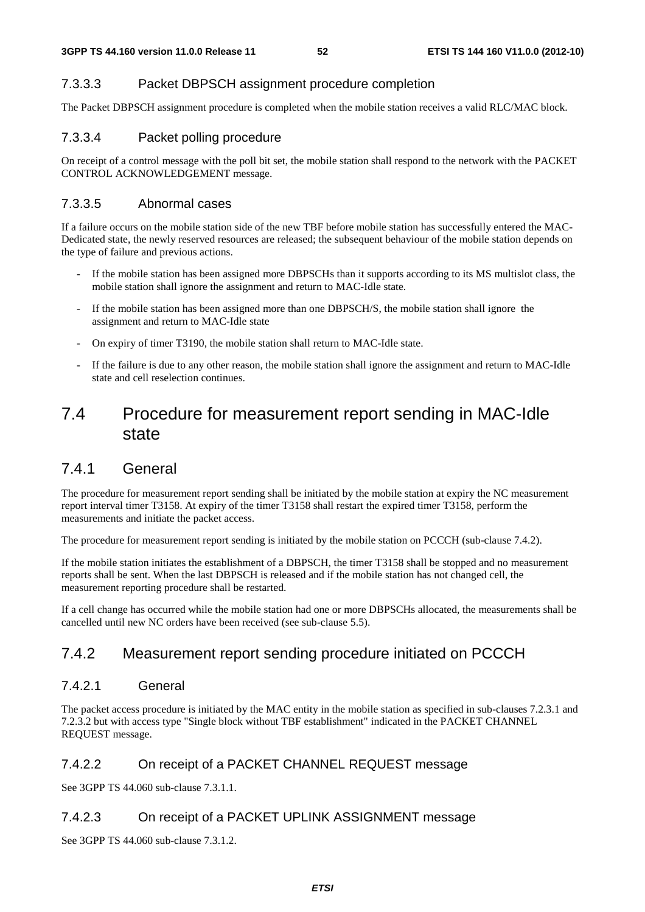#### 7.3.3.3 Packet DBPSCH assignment procedure completion

The Packet DBPSCH assignment procedure is completed when the mobile station receives a valid RLC/MAC block.

#### 7.3.3.4 Packet polling procedure

On receipt of a control message with the poll bit set, the mobile station shall respond to the network with the PACKET CONTROL ACKNOWLEDGEMENT message.

#### 7.3.3.5 Abnormal cases

If a failure occurs on the mobile station side of the new TBF before mobile station has successfully entered the MAC-Dedicated state, the newly reserved resources are released; the subsequent behaviour of the mobile station depends on the type of failure and previous actions.

- If the mobile station has been assigned more DBPSCHs than it supports according to its MS multislot class, the mobile station shall ignore the assignment and return to MAC-Idle state.
- If the mobile station has been assigned more than one DBPSCH/S, the mobile station shall ignore the assignment and return to MAC-Idle state
- On expiry of timer T3190, the mobile station shall return to MAC-Idle state.
- If the failure is due to any other reason, the mobile station shall ignore the assignment and return to MAC-Idle state and cell reselection continues.

## 7.4 Procedure for measurement report sending in MAC-Idle state

### 7.4.1 General

The procedure for measurement report sending shall be initiated by the mobile station at expiry the NC measurement report interval timer T3158. At expiry of the timer T3158 shall restart the expired timer T3158, perform the measurements and initiate the packet access.

The procedure for measurement report sending is initiated by the mobile station on PCCCH (sub-clause 7.4.2).

If the mobile station initiates the establishment of a DBPSCH, the timer T3158 shall be stopped and no measurement reports shall be sent. When the last DBPSCH is released and if the mobile station has not changed cell, the measurement reporting procedure shall be restarted.

If a cell change has occurred while the mobile station had one or more DBPSCHs allocated, the measurements shall be cancelled until new NC orders have been received (see sub-clause 5.5).

### 7.4.2 Measurement report sending procedure initiated on PCCCH

#### 7.4.2.1 General

The packet access procedure is initiated by the MAC entity in the mobile station as specified in sub-clauses 7.2.3.1 and 7.2.3.2 but with access type "Single block without TBF establishment" indicated in the PACKET CHANNEL REQUEST message.

#### 7.4.2.2 On receipt of a PACKET CHANNEL REQUEST message

See 3GPP TS 44.060 sub-clause 7.3.1.1.

#### 7.4.2.3 On receipt of a PACKET UPLINK ASSIGNMENT message

See 3GPP TS 44.060 sub-clause 7.3.1.2.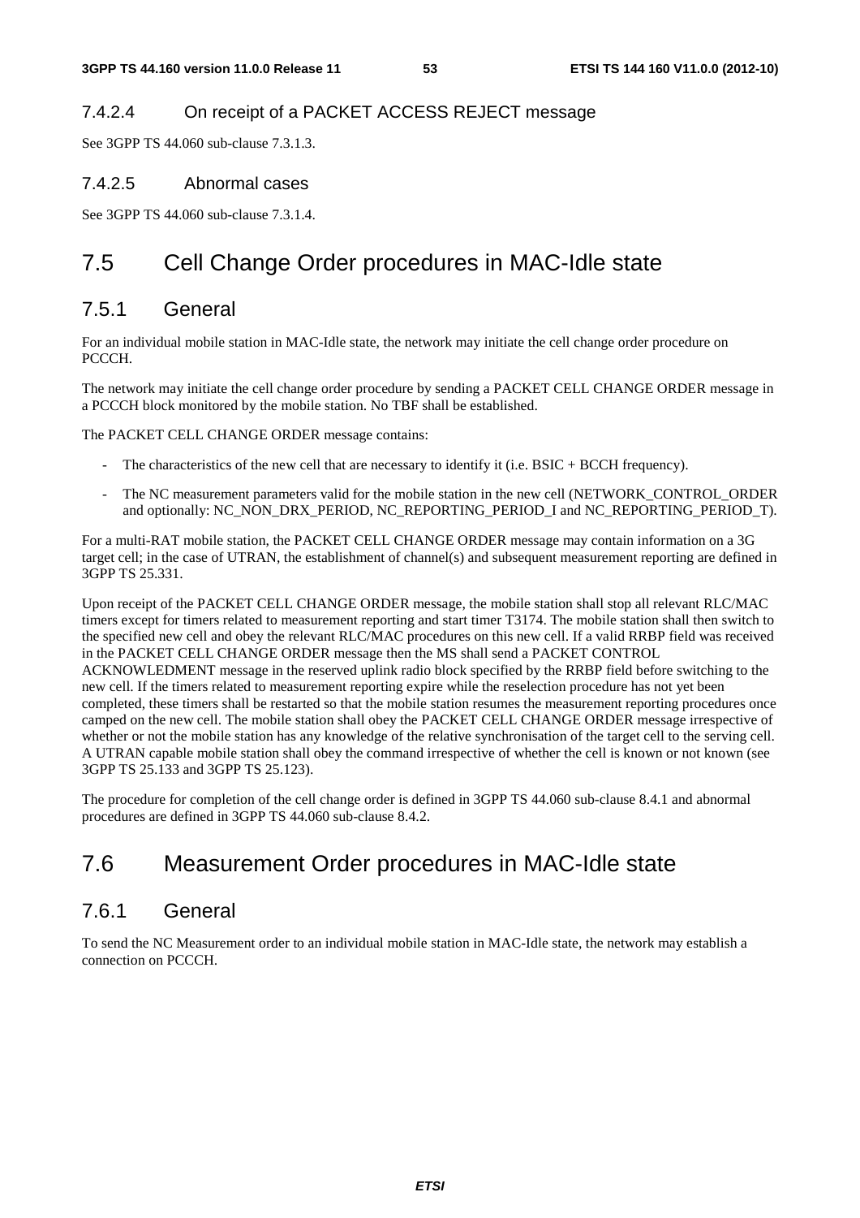#### 7.4.2.4 On receipt of a PACKET ACCESS REJECT message

See 3GPP TS 44.060 sub-clause 7.3.1.3.

#### 7.4.2.5 Abnormal cases

See 3GPP TS 44.060 sub-clause 7.3.1.4.

## 7.5 Cell Change Order procedures in MAC-Idle state

### 7.5.1 General

For an individual mobile station in MAC-Idle state, the network may initiate the cell change order procedure on PCCCH.

The network may initiate the cell change order procedure by sending a PACKET CELL CHANGE ORDER message in a PCCCH block monitored by the mobile station. No TBF shall be established.

The PACKET CELL CHANGE ORDER message contains:

- The characteristics of the new cell that are necessary to identify it (i.e. BSIC + BCCH frequency).
- The NC measurement parameters valid for the mobile station in the new cell (NETWORK_CONTROL_ORDER and optionally: NC_NON_DRX_PERIOD, NC_REPORTING_PERIOD_I and NC_REPORTING_PERIOD_T).

For a multi-RAT mobile station, the PACKET CELL CHANGE ORDER message may contain information on a 3G target cell; in the case of UTRAN, the establishment of channel(s) and subsequent measurement reporting are defined in 3GPP TS 25.331.

Upon receipt of the PACKET CELL CHANGE ORDER message, the mobile station shall stop all relevant RLC/MAC timers except for timers related to measurement reporting and start timer T3174. The mobile station shall then switch to the specified new cell and obey the relevant RLC/MAC procedures on this new cell. If a valid RRBP field was received in the PACKET CELL CHANGE ORDER message then the MS shall send a PACKET CONTROL ACKNOWLEDMENT message in the reserved uplink radio block specified by the RRBP field before switching to the new cell. If the timers related to measurement reporting expire while the reselection procedure has not yet been completed, these timers shall be restarted so that the mobile station resumes the measurement reporting procedures once camped on the new cell. The mobile station shall obey the PACKET CELL CHANGE ORDER message irrespective of whether or not the mobile station has any knowledge of the relative synchronisation of the target cell to the serving cell. A UTRAN capable mobile station shall obey the command irrespective of whether the cell is known or not known (see 3GPP TS 25.133 and 3GPP TS 25.123).

The procedure for completion of the cell change order is defined in 3GPP TS 44.060 sub-clause 8.4.1 and abnormal procedures are defined in 3GPP TS 44.060 sub-clause 8.4.2.

## 7.6 Measurement Order procedures in MAC-Idle state

### 7.6.1 General

To send the NC Measurement order to an individual mobile station in MAC-Idle state, the network may establish a connection on PCCCH.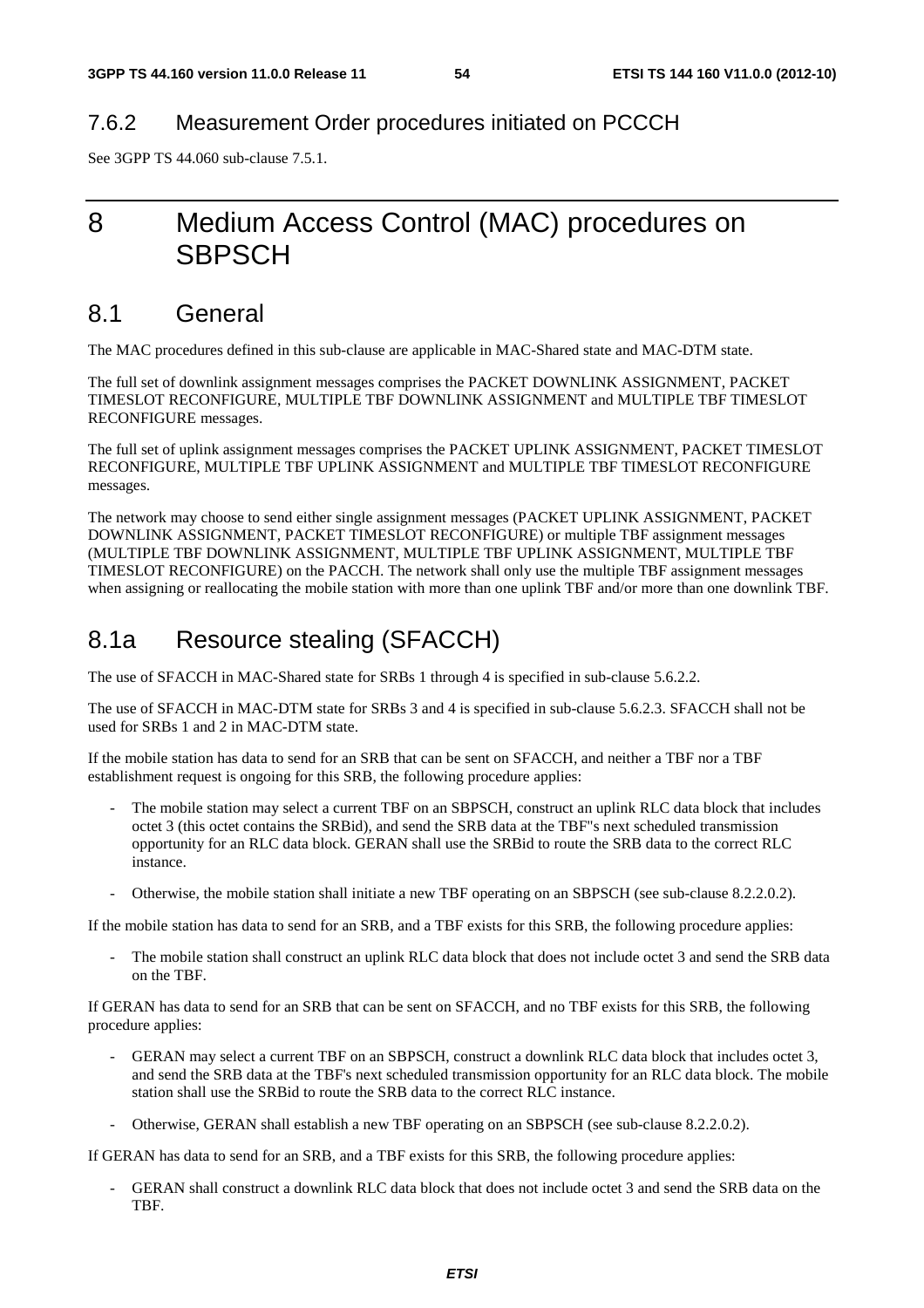### 7.6.2 Measurement Order procedures initiated on PCCCH

See 3GPP TS 44.060 sub-clause 7.5.1.

# 8 Medium Access Control (MAC) procedures on SBPSCH

## 8.1 General

The MAC procedures defined in this sub-clause are applicable in MAC-Shared state and MAC-DTM state.

The full set of downlink assignment messages comprises the PACKET DOWNLINK ASSIGNMENT, PACKET TIMESLOT RECONFIGURE, MULTIPLE TBF DOWNLINK ASSIGNMENT and MULTIPLE TBF TIMESLOT RECONFIGURE messages.

The full set of uplink assignment messages comprises the PACKET UPLINK ASSIGNMENT, PACKET TIMESLOT RECONFIGURE, MULTIPLE TBF UPLINK ASSIGNMENT and MULTIPLE TBF TIMESLOT RECONFIGURE messages.

The network may choose to send either single assignment messages (PACKET UPLINK ASSIGNMENT, PACKET DOWNLINK ASSIGNMENT, PACKET TIMESLOT RECONFIGURE) or multiple TBF assignment messages (MULTIPLE TBF DOWNLINK ASSIGNMENT, MULTIPLE TBF UPLINK ASSIGNMENT, MULTIPLE TBF TIMESLOT RECONFIGURE) on the PACCH. The network shall only use the multiple TBF assignment messages when assigning or reallocating the mobile station with more than one uplink TBF and/or more than one downlink TBF.

## 8.1a Resource stealing (SFACCH)

The use of SFACCH in MAC-Shared state for SRBs 1 through 4 is specified in sub-clause 5.6.2.2.

The use of SFACCH in MAC-DTM state for SRBs 3 and 4 is specified in sub-clause 5.6.2.3. SFACCH shall not be used for SRBs 1 and 2 in MAC-DTM state.

If the mobile station has data to send for an SRB that can be sent on SFACCH, and neither a TBF nor a TBF establishment request is ongoing for this SRB, the following procedure applies:

- The mobile station may select a current TBF on an SBPSCH, construct an uplink RLC data block that includes octet 3 (this octet contains the SRBid), and send the SRB data at the TBF''s next scheduled transmission opportunity for an RLC data block. GERAN shall use the SRBid to route the SRB data to the correct RLC instance.
- Otherwise, the mobile station shall initiate a new TBF operating on an SBPSCH (see sub-clause 8.2.2.0.2).

If the mobile station has data to send for an SRB, and a TBF exists for this SRB, the following procedure applies:

- The mobile station shall construct an uplink RLC data block that does not include octet 3 and send the SRB data on the TBF.

If GERAN has data to send for an SRB that can be sent on SFACCH, and no TBF exists for this SRB, the following procedure applies:

- GERAN may select a current TBF on an SBPSCH, construct a downlink RLC data block that includes octet 3, and send the SRB data at the TBF's next scheduled transmission opportunity for an RLC data block. The mobile station shall use the SRBid to route the SRB data to the correct RLC instance.
- Otherwise, GERAN shall establish a new TBF operating on an SBPSCH (see sub-clause 8.2.2.0.2).

If GERAN has data to send for an SRB, and a TBF exists for this SRB, the following procedure applies:

- GERAN shall construct a downlink RLC data block that does not include octet 3 and send the SRB data on the TBF.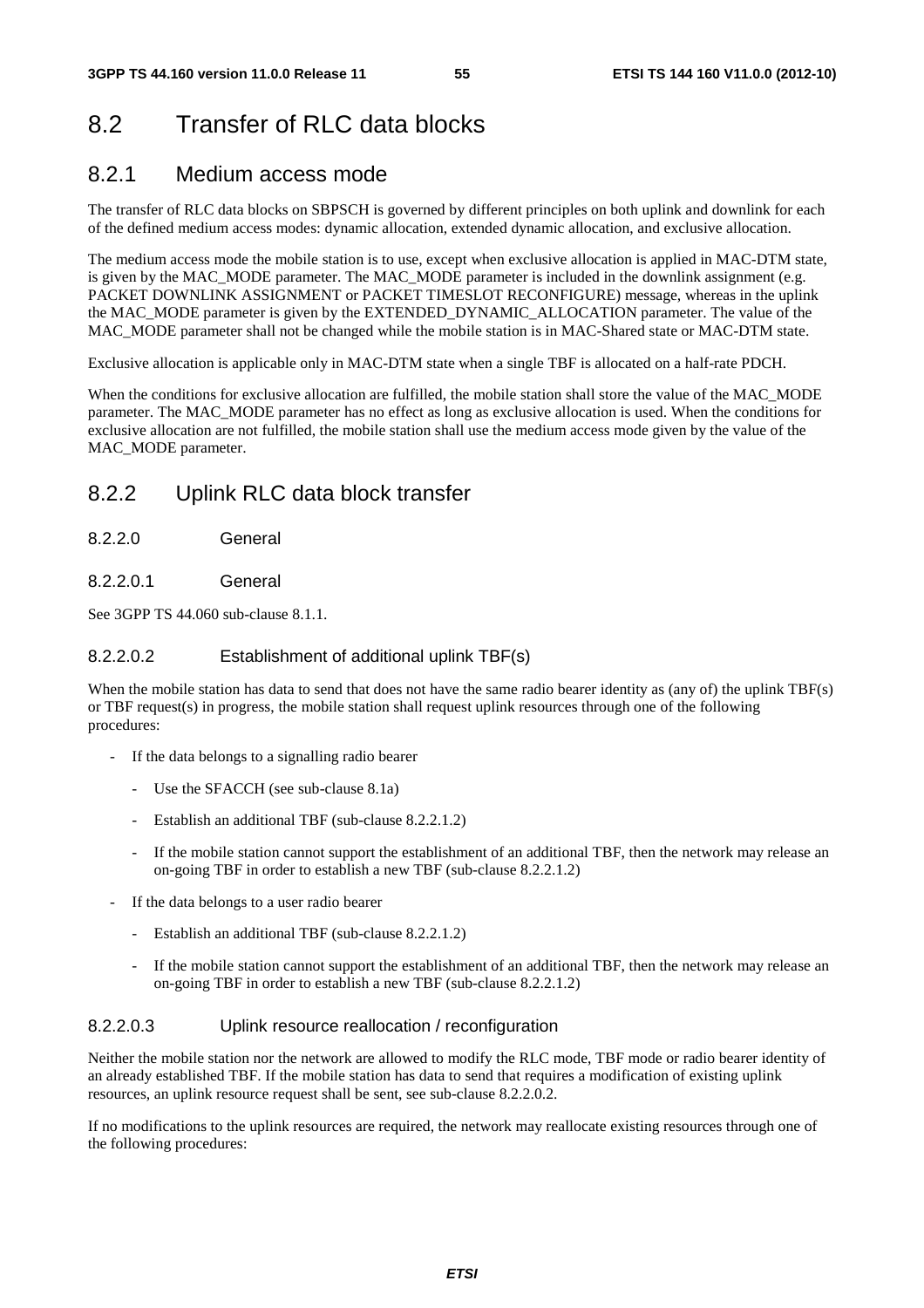# 8.2 Transfer of RLC data blocks

## 8.2.1 Medium access mode

The transfer of RLC data blocks on SBPSCH is governed by different principles on both uplink and downlink for each of the defined medium access modes: dynamic allocation, extended dynamic allocation, and exclusive allocation.

The medium access mode the mobile station is to use, except when exclusive allocation is applied in MAC-DTM state, is given by the MAC_MODE parameter. The MAC_MODE parameter is included in the downlink assignment (e.g. PACKET DOWNLINK ASSIGNMENT or PACKET TIMESLOT RECONFIGURE) message, whereas in the uplink the MAC_MODE parameter is given by the EXTENDED_DYNAMIC_ALLOCATION parameter. The value of the MAC_MODE parameter shall not be changed while the mobile station is in MAC-Shared state or MAC-DTM state.

Exclusive allocation is applicable only in MAC-DTM state when a single TBF is allocated on a half-rate PDCH.

When the conditions for exclusive allocation are fulfilled, the mobile station shall store the value of the MAC_MODE parameter. The MAC_MODE parameter has no effect as long as exclusive allocation is used. When the conditions for exclusive allocation are not fulfilled, the mobile station shall use the medium access mode given by the value of the MAC_MODE parameter.

## 8.2.2 Uplink RLC data block transfer

### 8.2.2.0 General

#### 8.2.2.0.1 General

See 3GPP TS 44.060 sub-clause 8.1.1.

#### 8.2.2.0.2 Establishment of additional uplink TBF(s)

When the mobile station has data to send that does not have the same radio bearer identity as (any of) the uplink TBF(s) or TBF request(s) in progress, the mobile station shall request uplink resources through one of the following procedures:

- If the data belongs to a signalling radio bearer
  - Use the SFACCH (see sub-clause 8.1a)
  - Establish an additional TBF (sub-clause 8.2.2.1.2)
  - If the mobile station cannot support the establishment of an additional TBF, then the network may release an on-going TBF in order to establish a new TBF (sub-clause 8.2.2.1.2)
- If the data belongs to a user radio bearer
  - Establish an additional TBF (sub-clause 8.2.2.1.2)
  - If the mobile station cannot support the establishment of an additional TBF, then the network may release an on-going TBF in order to establish a new TBF (sub-clause 8.2.2.1.2)

#### 8.2.2.0.3 Uplink resource reallocation / reconfiguration

Neither the mobile station nor the network are allowed to modify the RLC mode, TBF mode or radio bearer identity of an already established TBF. If the mobile station has data to send that requires a modification of existing uplink resources, an uplink resource request shall be sent, see sub-clause 8.2.2.0.2.

If no modifications to the uplink resources are required, the network may reallocate existing resources through one of the following procedures: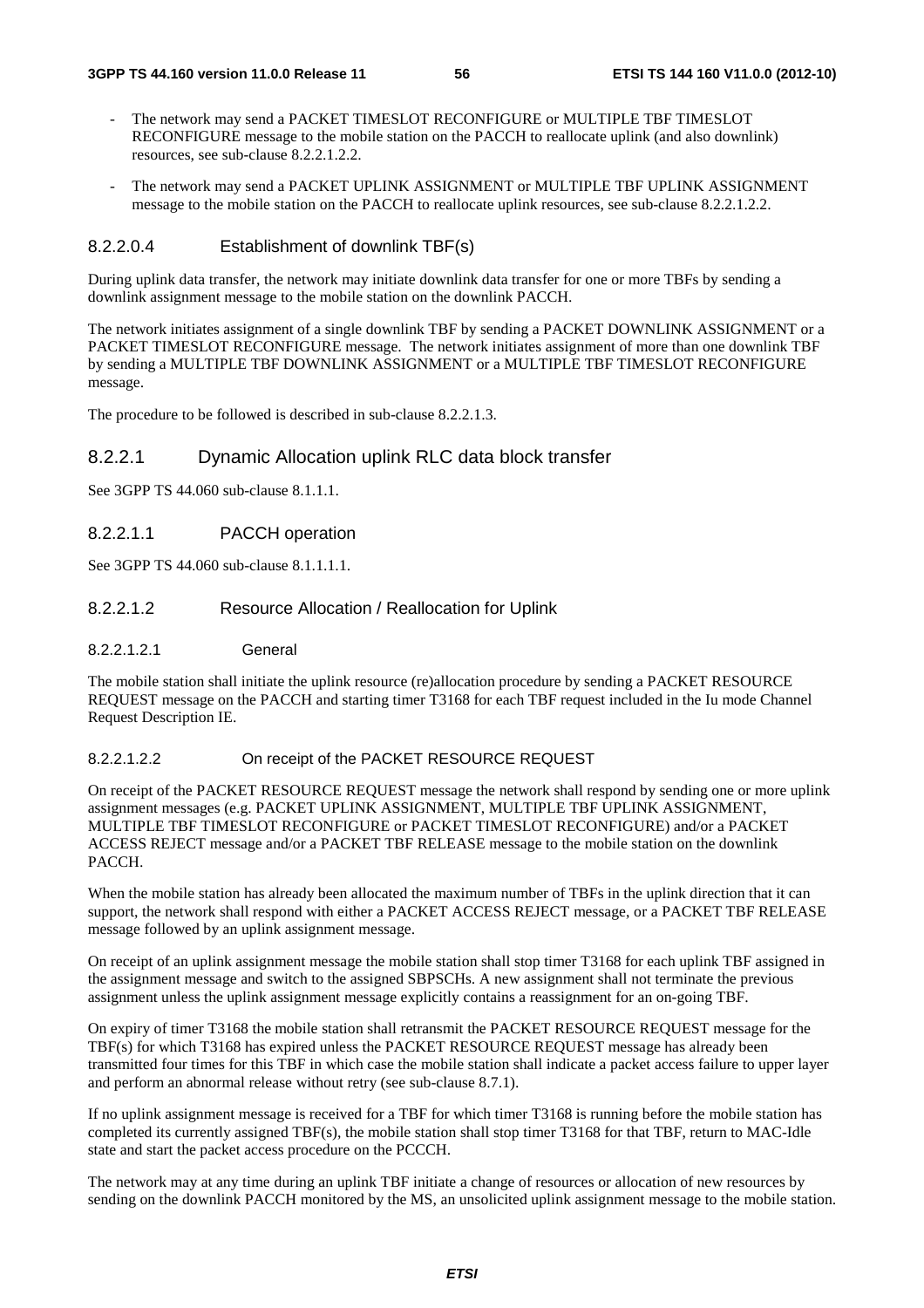- The network may send a PACKET TIMESLOT RECONFIGURE or MULTIPLE TBF TIMESLOT RECONFIGURE message to the mobile station on the PACCH to reallocate uplink (and also downlink) resources, see sub-clause 8.2.2.1.2.2.

- The network may send a PACKET UPLINK ASSIGNMENT or MULTIPLE TBF UPLINK ASSIGNMENT message to the mobile station on the PACCH to reallocate uplink resources, see sub-clause 8.2.2.1.2.2.

#### 8.2.2.0.4 Establishment of downlink TBF(s)

During uplink data transfer, the network may initiate downlink data transfer for one or more TBFs by sending a downlink assignment message to the mobile station on the downlink PACCH.

The network initiates assignment of a single downlink TBF by sending a PACKET DOWNLINK ASSIGNMENT or a PACKET TIMESLOT RECONFIGURE message. The network initiates assignment of more than one downlink TBF by sending a MULTIPLE TBF DOWNLINK ASSIGNMENT or a MULTIPLE TBF TIMESLOT RECONFIGURE message.

The procedure to be followed is described in sub-clause 8.2.2.1.3.

### 8.2.2.1 Dynamic Allocation uplink RLC data block transfer

See 3GPP TS 44.060 sub-clause 8.1.1.1.

#### 8.2.2.1.1 PACCH operation

See 3GPP TS 44.060 sub-clause 8.1.1.1.1.

#### 8.2.2.1.2 Resource Allocation / Reallocation for Uplink

##### 8.2.2.1.2.1 General

The mobile station shall initiate the uplink resource (re)allocation procedure by sending a PACKET RESOURCE REQUEST message on the PACCH and starting timer T3168 for each TBF request included in the Iu mode Channel Request Description IE.

##### 8.2.2.1.2.2 On receipt of the PACKET RESOURCE REQUEST

On receipt of the PACKET RESOURCE REQUEST message the network shall respond by sending one or more uplink assignment messages (e.g. PACKET UPLINK ASSIGNMENT, MULTIPLE TBF UPLINK ASSIGNMENT, MULTIPLE TBF TIMESLOT RECONFIGURE or PACKET TIMESLOT RECONFIGURE) and/or a PACKET ACCESS REJECT message and/or a PACKET TBF RELEASE message to the mobile station on the downlink PACCH.

When the mobile station has already been allocated the maximum number of TBFs in the uplink direction that it can support, the network shall respond with either a PACKET ACCESS REJECT message, or a PACKET TBF RELEASE message followed by an uplink assignment message.

On receipt of an uplink assignment message the mobile station shall stop timer T3168 for each uplink TBF assigned in the assignment message and switch to the assigned SBPSCHs. A new assignment shall not terminate the previous assignment unless the uplink assignment message explicitly contains a reassignment for an on-going TBF.

On expiry of timer T3168 the mobile station shall retransmit the PACKET RESOURCE REQUEST message for the TBF(s) for which T3168 has expired unless the PACKET RESOURCE REQUEST message has already been transmitted four times for this TBF in which case the mobile station shall indicate a packet access failure to upper layer and perform an abnormal release without retry (see sub-clause 8.7.1).

If no uplink assignment message is received for a TBF for which timer T3168 is running before the mobile station has completed its currently assigned TBF(s), the mobile station shall stop timer T3168 for that TBF, return to MAC-Idle state and start the packet access procedure on the PCCCH.

The network may at any time during an uplink TBF initiate a change of resources or allocation of new resources by sending on the downlink PACCH monitored by the MS, an unsolicited uplink assignment message to the mobile station.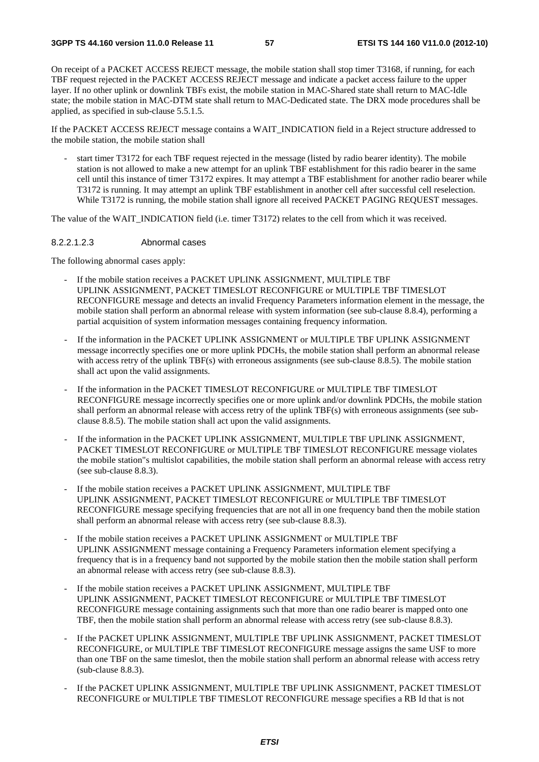On receipt of a PACKET ACCESS REJECT message, the mobile station shall stop timer T3168, if running, for each TBF request rejected in the PACKET ACCESS REJECT message and indicate a packet access failure to the upper layer. If no other uplink or downlink TBFs exist, the mobile station in MAC-Shared state shall return to MAC-Idle state; the mobile station in MAC-DTM state shall return to MAC-Dedicated state. The DRX mode procedures shall be applied, as specified in sub-clause 5.5.1.5.

If the PACKET ACCESS REJECT message contains a WAIT_INDICATION field in a Reject structure addressed to the mobile station, the mobile station shall

- start timer T3172 for each TBF request rejected in the message (listed by radio bearer identity). The mobile station is not allowed to make a new attempt for an uplink TBF establishment for this radio bearer in the same cell until this instance of timer T3172 expires. It may attempt a TBF establishment for another radio bearer while T3172 is running. It may attempt an uplink TBF establishment in another cell after successful cell reselection. While T3172 is running, the mobile station shall ignore all received PACKET PAGING REQUEST messages.

The value of the WAIT_INDICATION field (i.e. timer T3172) relates to the cell from which it was received.

##### 8.2.2.1.2.3 Abnormal cases

The following abnormal cases apply:

- If the mobile station receives a PACKET UPLINK ASSIGNMENT, MULTIPLE TBF UPLINK ASSIGNMENT, PACKET TIMESLOT RECONFIGURE or MULTIPLE TBF TIMESLOT RECONFIGURE message and detects an invalid Frequency Parameters information element in the message, the mobile station shall perform an abnormal release with system information (see sub-clause 8.8.4), performing a partial acquisition of system information messages containing frequency information.
- If the information in the PACKET UPLINK ASSIGNMENT or MULTIPLE TBF UPLINK ASSIGNMENT message incorrectly specifies one or more uplink PDCHs, the mobile station shall perform an abnormal release with access retry of the uplink TBF(s) with erroneous assignments (see sub-clause 8.8.5). The mobile station shall act upon the valid assignments.
- If the information in the PACKET TIMESLOT RECONFIGURE or MULTIPLE TBF TIMESLOT RECONFIGURE message incorrectly specifies one or more uplink and/or downlink PDCHs, the mobile station shall perform an abnormal release with access retry of the uplink TBF(s) with erroneous assignments (see sub-clause 8.8.5). The mobile station shall act upon the valid assignments.
- If the information in the PACKET UPLINK ASSIGNMENT, MULTIPLE TBF UPLINK ASSIGNMENT, PACKET TIMESLOT RECONFIGURE or MULTIPLE TBF TIMESLOT RECONFIGURE message violates the mobile station"s multislot capabilities, the mobile station shall perform an abnormal release with access retry (see sub-clause 8.8.3).
- If the mobile station receives a PACKET UPLINK ASSIGNMENT, MULTIPLE TBF UPLINK ASSIGNMENT, PACKET TIMESLOT RECONFIGURE or MULTIPLE TBF TIMESLOT RECONFIGURE message specifying frequencies that are not all in one frequency band then the mobile station shall perform an abnormal release with access retry (see sub-clause 8.8.3).
- If the mobile station receives a PACKET UPLINK ASSIGNMENT or MULTIPLE TBF UPLINK ASSIGNMENT message containing a Frequency Parameters information element specifying a frequency that is in a frequency band not supported by the mobile station then the mobile station shall perform an abnormal release with access retry (see sub-clause 8.8.3).
- If the mobile station receives a PACKET UPLINK ASSIGNMENT, MULTIPLE TBF UPLINK ASSIGNMENT, PACKET TIMESLOT RECONFIGURE or MULTIPLE TBF TIMESLOT RECONFIGURE message containing assignments such that more than one radio bearer is mapped onto one TBF, then the mobile station shall perform an abnormal release with access retry (see sub-clause 8.8.3).
- If the PACKET UPLINK ASSIGNMENT, MULTIPLE TBF UPLINK ASSIGNMENT, PACKET TIMESLOT RECONFIGURE, or MULTIPLE TBF TIMESLOT RECONFIGURE message assigns the same USF to more than one TBF on the same timeslot, then the mobile station shall perform an abnormal release with access retry (sub-clause 8.8.3).
- If the PACKET UPLINK ASSIGNMENT, MULTIPLE TBF UPLINK ASSIGNMENT, PACKET TIMESLOT RECONFIGURE or MULTIPLE TBF TIMESLOT RECONFIGURE message specifies a RB Id that is not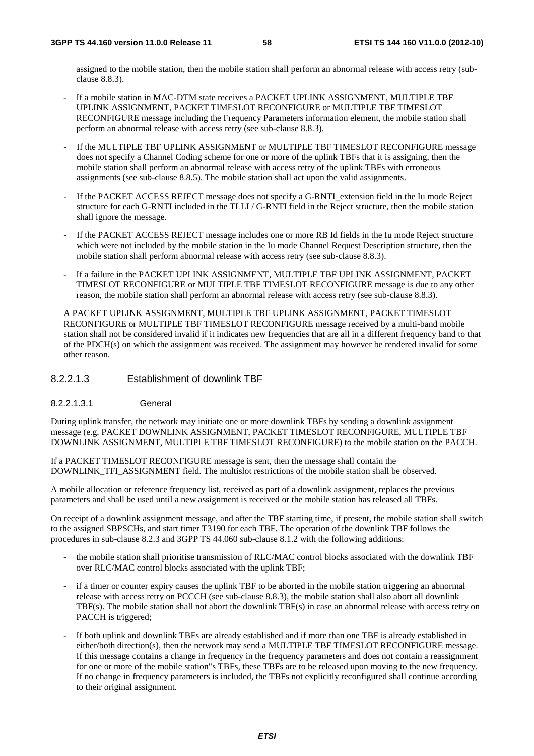assigned to the mobile station, then the mobile station shall perform an abnormal release with access retry (sub-clause 8.8.3).

- If a mobile station in MAC-DTM state receives a PACKET UPLINK ASSIGNMENT, MULTIPLE TBF UPLINK ASSIGNMENT, PACKET TIMESLOT RECONFIGURE or MULTIPLE TBF TIMESLOT RECONFIGURE message including the Frequency Parameters information element, the mobile station shall perform an abnormal release with access retry (see sub-clause 8.8.3).
- If the MULTIPLE TBF UPLINK ASSIGNMENT or MULTIPLE TBF TIMESLOT RECONFIGURE message does not specify a Channel Coding scheme for one or more of the uplink TBFs that it is assigning, then the mobile station shall perform an abnormal release with access retry of the uplink TBFs with erroneous assignments (see sub-clause 8.8.5). The mobile station shall act upon the valid assignments.
- If the PACKET ACCESS REJECT message does not specify a G-RNTI_extension field in the Iu mode Reject structure for each G-RNTI included in the TLLI / G-RNTI field in the Reject structure, then the mobile station shall ignore the message.
- If the PACKET ACCESS REJECT message includes one or more RB Id fields in the Iu mode Reject structure which were not included by the mobile station in the Iu mode Channel Request Description structure, then the mobile station shall perform abnormal release with access retry (see sub-clause 8.8.3).
- If a failure in the PACKET UPLINK ASSIGNMENT, MULTIPLE TBF UPLINK ASSIGNMENT, PACKET TIMESLOT RECONFIGURE or MULTIPLE TBF TIMESLOT RECONFIGURE message is due to any other reason, the mobile station shall perform an abnormal release with access retry (see sub-clause 8.8.3).

A PACKET UPLINK ASSIGNMENT, MULTIPLE TBF UPLINK ASSIGNMENT, PACKET TIMESLOT RECONFIGURE or MULTIPLE TBF TIMESLOT RECONFIGURE message received by a multi-band mobile station shall not be considered invalid if it indicates new frequencies that are all in a different frequency band to that of the PDCH(s) on which the assignment was received. The assignment may however be rendered invalid for some other reason.

#### 8.2.2.1.3 Establishment of downlink TBF

##### 8.2.2.1.3.1 General

During uplink transfer, the network may initiate one or more downlink TBFs by sending a downlink assignment message (e.g. PACKET DOWNLINK ASSIGNMENT, PACKET TIMESLOT RECONFIGURE, MULTIPLE TBF DOWNLINK ASSIGNMENT, MULTIPLE TBF TIMESLOT RECONFIGURE) to the mobile station on the PACCH.

If a PACKET TIMESLOT RECONFIGURE message is sent, then the message shall contain the DOWNLINK_TFI_ASSIGNMENT field. The multislot restrictions of the mobile station shall be observed.

A mobile allocation or reference frequency list, received as part of a downlink assignment, replaces the previous parameters and shall be used until a new assignment is received or the mobile station has released all TBFs.

On receipt of a downlink assignment message, and after the TBF starting time, if present, the mobile station shall switch to the assigned SBPSCHs, and start timer T3190 for each TBF. The operation of the downlink TBF follows the procedures in sub-clause 8.2.3 and 3GPP TS 44.060 sub-clause 8.1.2 with the following additions:

- the mobile station shall prioritise transmission of RLC/MAC control blocks associated with the downlink TBF over RLC/MAC control blocks associated with the uplink TBF;
- if a timer or counter expiry causes the uplink TBF to be aborted in the mobile station triggering an abnormal release with access retry on PCCCH (see sub-clause 8.8.3), the mobile station shall also abort all downlink TBF(s). The mobile station shall not abort the downlink TBF(s) in case an abnormal release with access retry on PACCH is triggered;
- If both uplink and downlink TBFs are already established and if more than one TBF is already established in either/both direction(s), then the network may send a MULTIPLE TBF TIMESLOT RECONFIGURE message. If this message contains a change in frequency in the frequency parameters and does not contain a reassignment for one or more of the mobile station"s TBFs, these TBFs are to be released upon moving to the new frequency. If no change in frequency parameters is included, the TBFs not explicitly reconfigured shall continue according to their original assignment.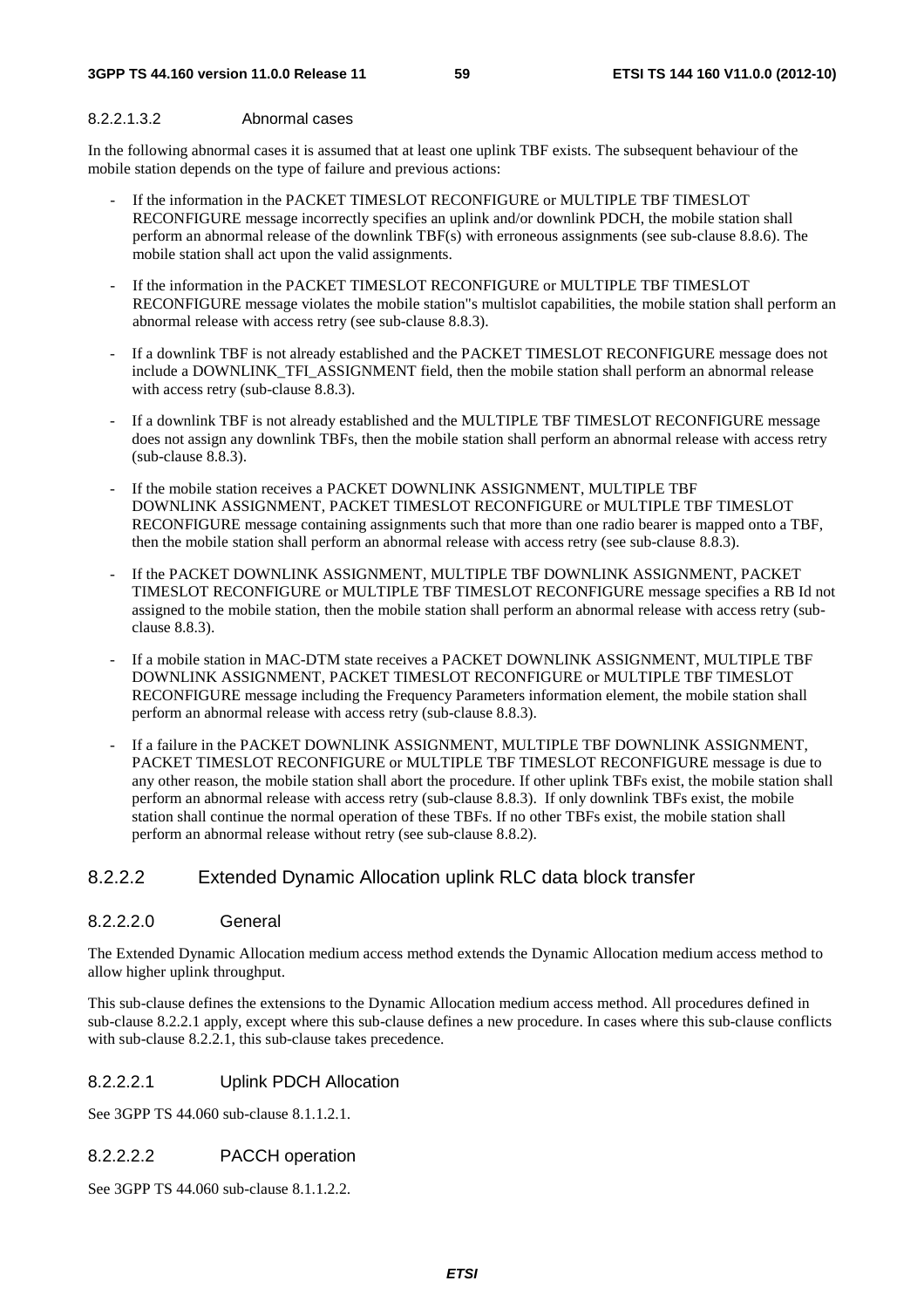#### 8.2.2.1.3.2 Abnormal cases

In the following abnormal cases it is assumed that at least one uplink TBF exists. The subsequent behaviour of the mobile station depends on the type of failure and previous actions:

- If the information in the PACKET TIMESLOT RECONFIGURE or MULTIPLE TBF TIMESLOT RECONFIGURE message incorrectly specifies an uplink and/or downlink PDCH, the mobile station shall perform an abnormal release of the downlink TBF(s) with erroneous assignments (see sub-clause 8.8.6). The mobile station shall act upon the valid assignments.
- If the information in the PACKET TIMESLOT RECONFIGURE or MULTIPLE TBF TIMESLOT RECONFIGURE message violates the mobile station"s multislot capabilities, the mobile station shall perform an abnormal release with access retry (see sub-clause 8.8.3).
- If a downlink TBF is not already established and the PACKET TIMESLOT RECONFIGURE message does not include a DOWNLINK_TFI_ASSIGNMENT field, then the mobile station shall perform an abnormal release with access retry (sub-clause 8.8.3).
- If a downlink TBF is not already established and the MULTIPLE TBF TIMESLOT RECONFIGURE message does not assign any downlink TBFs, then the mobile station shall perform an abnormal release with access retry (sub-clause 8.8.3).
- If the mobile station receives a PACKET DOWNLINK ASSIGNMENT, MULTIPLE TBF DOWNLINK ASSIGNMENT, PACKET TIMESLOT RECONFIGURE or MULTIPLE TBF TIMESLOT RECONFIGURE message containing assignments such that more than one radio bearer is mapped onto a TBF, then the mobile station shall perform an abnormal release with access retry (see sub-clause 8.8.3).
- If the PACKET DOWNLINK ASSIGNMENT, MULTIPLE TBF DOWNLINK ASSIGNMENT, PACKET TIMESLOT RECONFIGURE or MULTIPLE TBF TIMESLOT RECONFIGURE message specifies a RB Id not assigned to the mobile station, then the mobile station shall perform an abnormal release with access retry (sub-clause 8.8.3).
- If a mobile station in MAC-DTM state receives a PACKET DOWNLINK ASSIGNMENT, MULTIPLE TBF DOWNLINK ASSIGNMENT, PACKET TIMESLOT RECONFIGURE or MULTIPLE TBF TIMESLOT RECONFIGURE message including the Frequency Parameters information element, the mobile station shall perform an abnormal release with access retry (sub-clause 8.8.3).
- If a failure in the PACKET DOWNLINK ASSIGNMENT, MULTIPLE TBF DOWNLINK ASSIGNMENT, PACKET TIMESLOT RECONFIGURE or MULTIPLE TBF TIMESLOT RECONFIGURE message is due to any other reason, the mobile station shall abort the procedure. If other uplink TBFs exist, the mobile station shall perform an abnormal release with access retry (sub-clause 8.8.3). If only downlink TBFs exist, the mobile station shall continue the normal operation of these TBFs. If no other TBFs exist, the mobile station shall perform an abnormal release without retry (see sub-clause 8.8.2).

### 8.2.2.2 Extended Dynamic Allocation uplink RLC data block transfer

#### 8.2.2.2.0 General

The Extended Dynamic Allocation medium access method extends the Dynamic Allocation medium access method to allow higher uplink throughput.

This sub-clause defines the extensions to the Dynamic Allocation medium access method. All procedures defined in sub-clause 8.2.2.1 apply, except where this sub-clause defines a new procedure. In cases where this sub-clause conflicts with sub-clause 8.2.2.1, this sub-clause takes precedence.

#### 8.2.2.2.1 Uplink PDCH Allocation

See 3GPP TS 44.060 sub-clause 8.1.1.2.1.

#### 8.2.2.2.2 PACCH operation

See 3GPP TS 44.060 sub-clause 8.1.1.2.2.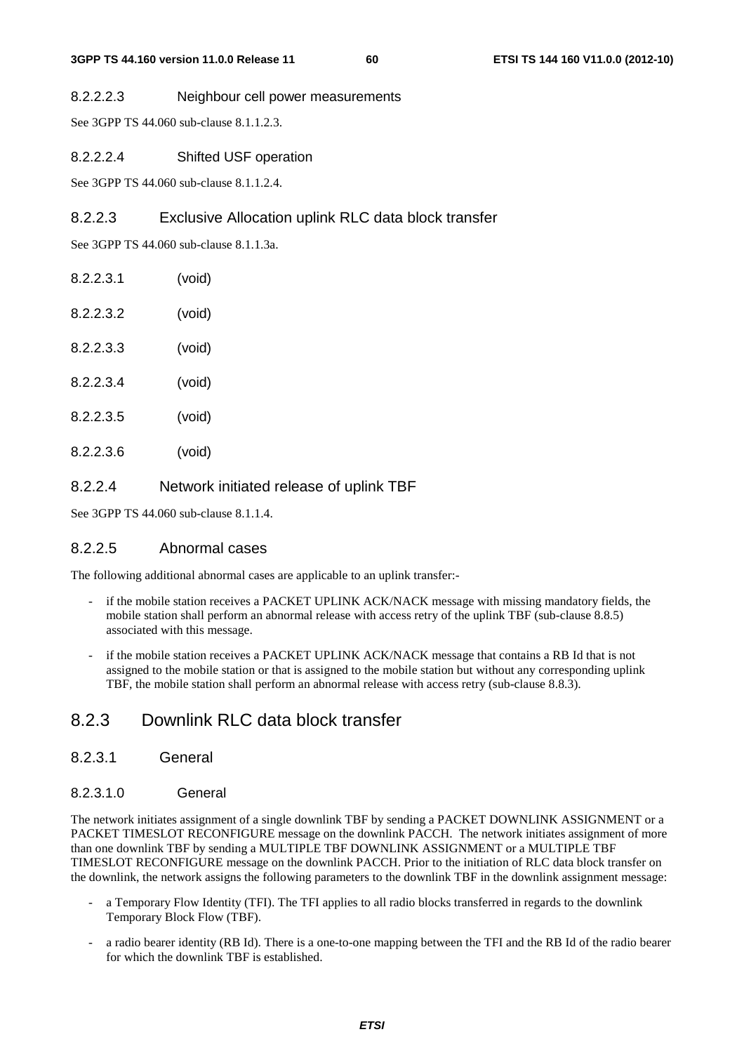#### 8.2.2.2.3 Neighbour cell power measurements

See 3GPP TS 44.060 sub-clause 8.1.1.2.3.

#### 8.2.2.2.4 Shifted USF operation

See 3GPP TS 44.060 sub-clause 8.1.1.2.4.

### 8.2.2.3 Exclusive Allocation uplink RLC data block transfer

See 3GPP TS 44.060 sub-clause 8.1.1.3a.

#### 8.2.2.3.1 (void)

#### 8.2.2.3.2 (void)

#### 8.2.2.3.3 (void)

#### 8.2.2.3.4 (void)

#### 8.2.2.3.5 (void)

#### 8.2.2.3.6 (void)

### 8.2.2.4 Network initiated release of uplink TBF

See 3GPP TS 44.060 sub-clause 8.1.1.4.

### 8.2.2.5 Abnormal cases

The following additional abnormal cases are applicable to an uplink transfer:-

- if the mobile station receives a PACKET UPLINK ACK/NACK message with missing mandatory fields, the mobile station shall perform an abnormal release with access retry of the uplink TBF (sub-clause 8.8.5) associated with this message.
- if the mobile station receives a PACKET UPLINK ACK/NACK message that contains a RB Id that is not assigned to the mobile station or that is assigned to the mobile station but without any corresponding uplink TBF, the mobile station shall perform an abnormal release with access retry (sub-clause 8.8.3).

## 8.2.3 Downlink RLC data block transfer

### 8.2.3.1 General

#### 8.2.3.1.0 General

The network initiates assignment of a single downlink TBF by sending a PACKET DOWNLINK ASSIGNMENT or a PACKET TIMESLOT RECONFIGURE message on the downlink PACCH. The network initiates assignment of more than one downlink TBF by sending a MULTIPLE TBF DOWNLINK ASSIGNMENT or a MULTIPLE TBF TIMESLOT RECONFIGURE message on the downlink PACCH. Prior to the initiation of RLC data block transfer on the downlink, the network assigns the following parameters to the downlink TBF in the downlink assignment message:

- a Temporary Flow Identity (TFI). The TFI applies to all radio blocks transferred in regards to the downlink Temporary Block Flow (TBF).
- a radio bearer identity (RB Id). There is a one-to-one mapping between the TFI and the RB Id of the radio bearer for which the downlink TBF is established.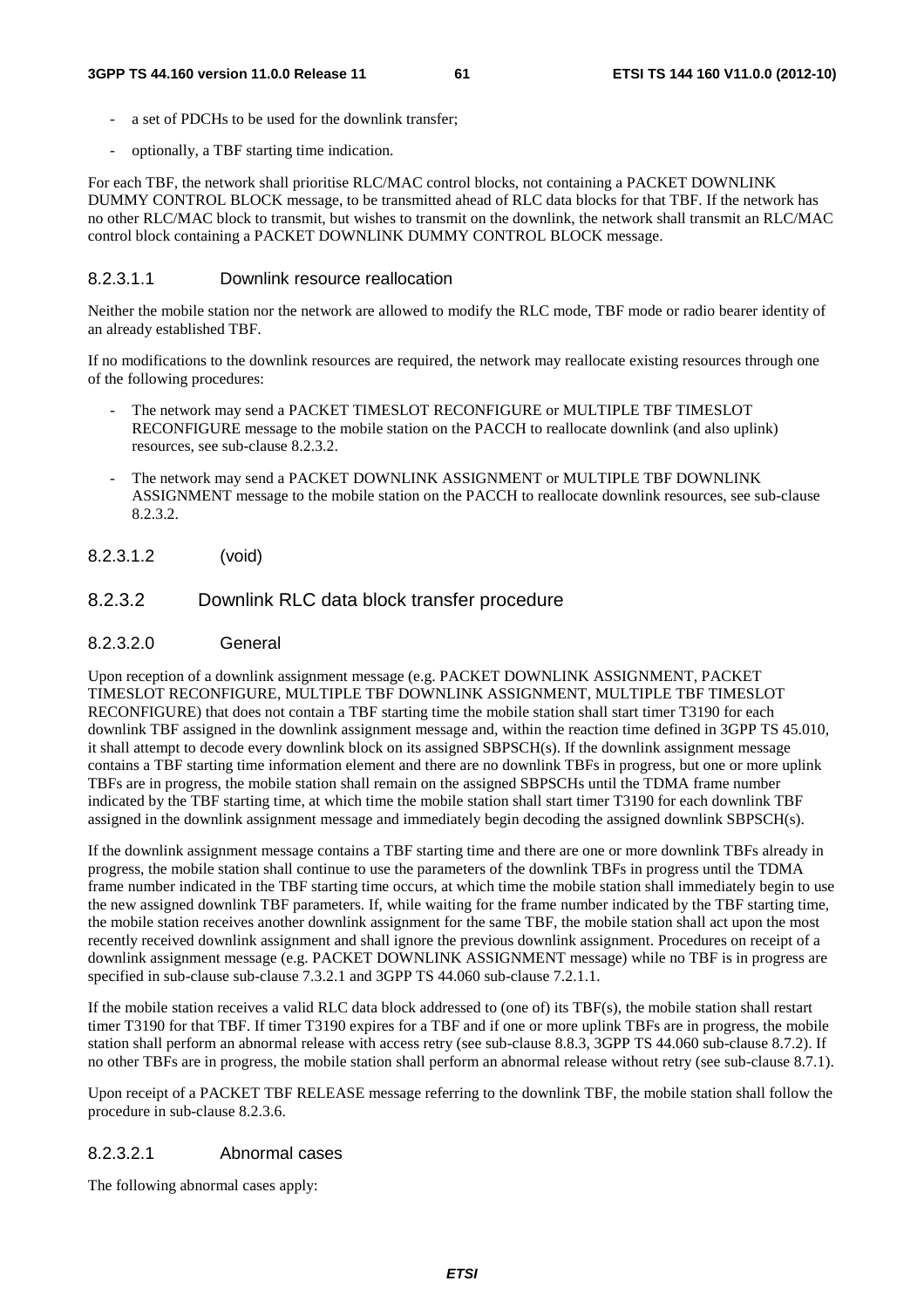- a set of PDCHs to be used for the downlink transfer;
- optionally, a TBF starting time indication.

For each TBF, the network shall prioritise RLC/MAC control blocks, not containing a PACKET DOWNLINK DUMMY CONTROL BLOCK message, to be transmitted ahead of RLC data blocks for that TBF. If the network has no other RLC/MAC block to transmit, but wishes to transmit on the downlink, the network shall transmit an RLC/MAC control block containing a PACKET DOWNLINK DUMMY CONTROL BLOCK message.

#### 8.2.3.1.1 Downlink resource reallocation

Neither the mobile station nor the network are allowed to modify the RLC mode, TBF mode or radio bearer identity of an already established TBF.

If no modifications to the downlink resources are required, the network may reallocate existing resources through one of the following procedures:

- The network may send a PACKET TIMESLOT RECONFIGURE or MULTIPLE TBF TIMESLOT RECONFIGURE message to the mobile station on the PACCH to reallocate downlink (and also uplink) resources, see sub-clause 8.2.3.2.
- The network may send a PACKET DOWNLINK ASSIGNMENT or MULTIPLE TBF DOWNLINK ASSIGNMENT message to the mobile station on the PACCH to reallocate downlink resources, see sub-clause 8.2.3.2.

#### 8.2.3.1.2 (void)

### 8.2.3.2 Downlink RLC data block transfer procedure

#### 8.2.3.2.0 General

Upon reception of a downlink assignment message (e.g. PACKET DOWNLINK ASSIGNMENT, PACKET TIMESLOT RECONFIGURE, MULTIPLE TBF DOWNLINK ASSIGNMENT, MULTIPLE TBF TIMESLOT RECONFIGURE) that does not contain a TBF starting time the mobile station shall start timer T3190 for each downlink TBF assigned in the downlink assignment message and, within the reaction time defined in 3GPP TS 45.010, it shall attempt to decode every downlink block on its assigned SBPSCH(s). If the downlink assignment message contains a TBF starting time information element and there are no downlink TBFs in progress, but one or more uplink TBFs are in progress, the mobile station shall remain on the assigned SBPSCHs until the TDMA frame number indicated by the TBF starting time, at which time the mobile station shall start timer T3190 for each downlink TBF assigned in the downlink assignment message and immediately begin decoding the assigned downlink SBPSCH(s).

If the downlink assignment message contains a TBF starting time and there are one or more downlink TBFs already in progress, the mobile station shall continue to use the parameters of the downlink TBFs in progress until the TDMA frame number indicated in the TBF starting time occurs, at which time the mobile station shall immediately begin to use the new assigned downlink TBF parameters. If, while waiting for the frame number indicated by the TBF starting time, the mobile station receives another downlink assignment for the same TBF, the mobile station shall act upon the most recently received downlink assignment and shall ignore the previous downlink assignment. Procedures on receipt of a downlink assignment message (e.g. PACKET DOWNLINK ASSIGNMENT message) while no TBF is in progress are specified in sub-clause sub-clause 7.3.2.1 and 3GPP TS 44.060 sub-clause 7.2.1.1.

If the mobile station receives a valid RLC data block addressed to (one of) its TBF(s), the mobile station shall restart timer T3190 for that TBF. If timer T3190 expires for a TBF and if one or more uplink TBFs are in progress, the mobile station shall perform an abnormal release with access retry (see sub-clause 8.8.3, 3GPP TS 44.060 sub-clause 8.7.2). If no other TBFs are in progress, the mobile station shall perform an abnormal release without retry (see sub-clause 8.7.1).

Upon receipt of a PACKET TBF RELEASE message referring to the downlink TBF, the mobile station shall follow the procedure in sub-clause 8.2.3.6.

#### 8.2.3.2.1 Abnormal cases

The following abnormal cases apply: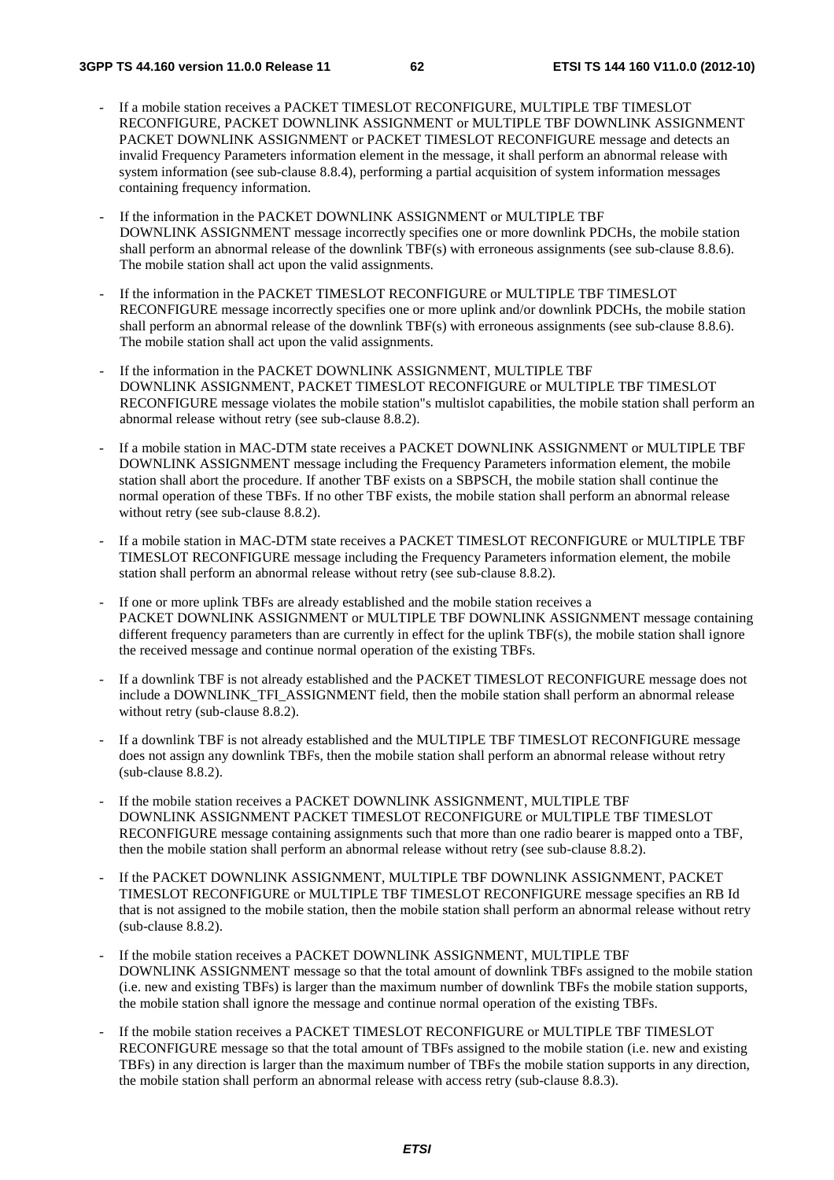- If a mobile station receives a PACKET TIMESLOT RECONFIGURE, MULTIPLE TBF TIMESLOT RECONFIGURE, PACKET DOWNLINK ASSIGNMENT or MULTIPLE TBF DOWNLINK ASSIGNMENT PACKET DOWNLINK ASSIGNMENT or PACKET TIMESLOT RECONFIGURE message and detects an invalid Frequency Parameters information element in the message, it shall perform an abnormal release with system information (see sub-clause 8.8.4), performing a partial acquisition of system information messages containing frequency information.

- If the information in the PACKET DOWNLINK ASSIGNMENT or MULTIPLE TBF DOWNLINK ASSIGNMENT message incorrectly specifies one or more downlink PDCHs, the mobile station shall perform an abnormal release of the downlink TBF(s) with erroneous assignments (see sub-clause 8.8.6). The mobile station shall act upon the valid assignments.

- If the information in the PACKET TIMESLOT RECONFIGURE or MULTIPLE TBF TIMESLOT RECONFIGURE message incorrectly specifies one or more uplink and/or downlink PDCHs, the mobile station shall perform an abnormal release of the downlink TBF(s) with erroneous assignments (see sub-clause 8.8.6). The mobile station shall act upon the valid assignments.

- If the information in the PACKET DOWNLINK ASSIGNMENT, MULTIPLE TBF DOWNLINK ASSIGNMENT, PACKET TIMESLOT RECONFIGURE or MULTIPLE TBF TIMESLOT RECONFIGURE message violates the mobile station"s multislot capabilities, the mobile station shall perform an abnormal release without retry (see sub-clause 8.8.2).

- If a mobile station in MAC-DTM state receives a PACKET DOWNLINK ASSIGNMENT or MULTIPLE TBF DOWNLINK ASSIGNMENT message including the Frequency Parameters information element, the mobile station shall abort the procedure. If another TBF exists on a SBPSCH, the mobile station shall continue the normal operation of these TBFs. If no other TBF exists, the mobile station shall perform an abnormal release without retry (see sub-clause 8.8.2).

- If a mobile station in MAC-DTM state receives a PACKET TIMESLOT RECONFIGURE or MULTIPLE TBF TIMESLOT RECONFIGURE message including the Frequency Parameters information element, the mobile station shall perform an abnormal release without retry (see sub-clause 8.8.2).

- If one or more uplink TBFs are already established and the mobile station receives a PACKET DOWNLINK ASSIGNMENT or MULTIPLE TBF DOWNLINK ASSIGNMENT message containing different frequency parameters than are currently in effect for the uplink TBF(s), the mobile station shall ignore the received message and continue normal operation of the existing TBFs.

- If a downlink TBF is not already established and the PACKET TIMESLOT RECONFIGURE message does not include a DOWNLINK_TFI_ASSIGNMENT field, then the mobile station shall perform an abnormal release without retry (sub-clause 8.8.2).

- If a downlink TBF is not already established and the MULTIPLE TBF TIMESLOT RECONFIGURE message does not assign any downlink TBFs, then the mobile station shall perform an abnormal release without retry (sub-clause 8.8.2).

- If the mobile station receives a PACKET DOWNLINK ASSIGNMENT, MULTIPLE TBF DOWNLINK ASSIGNMENT PACKET TIMESLOT RECONFIGURE or MULTIPLE TBF TIMESLOT RECONFIGURE message containing assignments such that more than one radio bearer is mapped onto a TBF, then the mobile station shall perform an abnormal release without retry (see sub-clause 8.8.2).

- If the PACKET DOWNLINK ASSIGNMENT, MULTIPLE TBF DOWNLINK ASSIGNMENT, PACKET TIMESLOT RECONFIGURE or MULTIPLE TBF TIMESLOT RECONFIGURE message specifies an RB Id that is not assigned to the mobile station, then the mobile station shall perform an abnormal release without retry (sub-clause 8.8.2).

- If the mobile station receives a PACKET DOWNLINK ASSIGNMENT, MULTIPLE TBF DOWNLINK ASSIGNMENT message so that the total amount of downlink TBFs assigned to the mobile station (i.e. new and existing TBFs) is larger than the maximum number of downlink TBFs the mobile station supports, the mobile station shall ignore the message and continue normal operation of the existing TBFs.

- If the mobile station receives a PACKET TIMESLOT RECONFIGURE or MULTIPLE TBF TIMESLOT RECONFIGURE message so that the total amount of TBFs assigned to the mobile station (i.e. new and existing TBFs) in any direction is larger than the maximum number of TBFs the mobile station supports in any direction, the mobile station shall perform an abnormal release with access retry (sub-clause 8.8.3).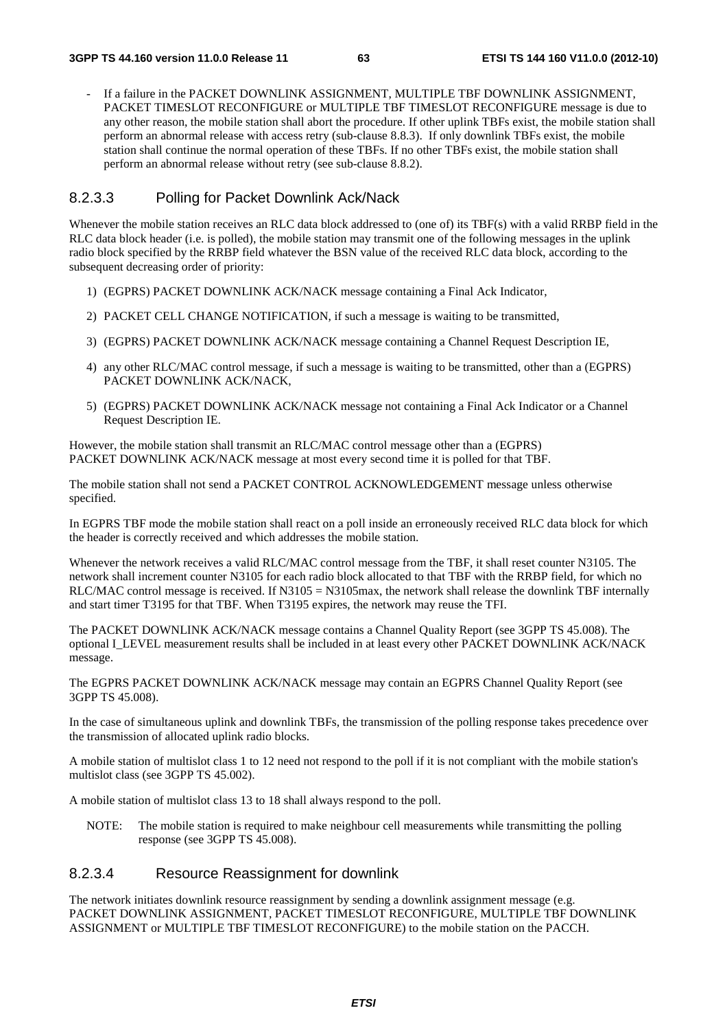- If a failure in the PACKET DOWNLINK ASSIGNMENT, MULTIPLE TBF DOWNLINK ASSIGNMENT, PACKET TIMESLOT RECONFIGURE or MULTIPLE TBF TIMESLOT RECONFIGURE message is due to any other reason, the mobile station shall abort the procedure. If other uplink TBFs exist, the mobile station shall perform an abnormal release with access retry (sub-clause 8.8.3). If only downlink TBFs exist, the mobile station shall continue the normal operation of these TBFs. If no other TBFs exist, the mobile station shall perform an abnormal release without retry (see sub-clause 8.8.2).

#### 8.2.3.3 Polling for Packet Downlink Ack/Nack

Whenever the mobile station receives an RLC data block addressed to (one of) its TBF(s) with a valid RRBP field in the RLC data block header (i.e. is polled), the mobile station may transmit one of the following messages in the uplink radio block specified by the RRBP field whatever the BSN value of the received RLC data block, according to the subsequent decreasing order of priority:

1) (EGPRS) PACKET DOWNLINK ACK/NACK message containing a Final Ack Indicator,
2) PACKET CELL CHANGE NOTIFICATION, if such a message is waiting to be transmitted,
3) (EGPRS) PACKET DOWNLINK ACK/NACK message containing a Channel Request Description IE,
4) any other RLC/MAC control message, if such a message is waiting to be transmitted, other than a (EGPRS) PACKET DOWNLINK ACK/NACK,
5) (EGPRS) PACKET DOWNLINK ACK/NACK message not containing a Final Ack Indicator or a Channel Request Description IE.

However, the mobile station shall transmit an RLC/MAC control message other than a (EGPRS) PACKET DOWNLINK ACK/NACK message at most every second time it is polled for that TBF.

The mobile station shall not send a PACKET CONTROL ACKNOWLEDGEMENT message unless otherwise specified.

In EGPRS TBF mode the mobile station shall react on a poll inside an erroneously received RLC data block for which the header is correctly received and which addresses the mobile station.

Whenever the network receives a valid RLC/MAC control message from the TBF, it shall reset counter N3105. The network shall increment counter N3105 for each radio block allocated to that TBF with the RRBP field, for which no RLC/MAC control message is received. If N3105 = N3105max, the network shall release the downlink TBF internally and start timer T3195 for that TBF. When T3195 expires, the network may reuse the TFI.

The PACKET DOWNLINK ACK/NACK message contains a Channel Quality Report (see 3GPP TS 45.008). The optional I_LEVEL measurement results shall be included in at least every other PACKET DOWNLINK ACK/NACK message.

The EGPRS PACKET DOWNLINK ACK/NACK message may contain an EGPRS Channel Quality Report (see 3GPP TS 45.008).

In the case of simultaneous uplink and downlink TBFs, the transmission of the polling response takes precedence over the transmission of allocated uplink radio blocks.

A mobile station of multislot class 1 to 12 need not respond to the poll if it is not compliant with the mobile station's multislot class (see 3GPP TS 45.002).

A mobile station of multislot class 13 to 18 shall always respond to the poll.

NOTE: The mobile station is required to make neighbour cell measurements while transmitting the polling response (see 3GPP TS 45.008).

#### 8.2.3.4 Resource Reassignment for downlink

The network initiates downlink resource reassignment by sending a downlink assignment message (e.g. PACKET DOWNLINK ASSIGNMENT, PACKET TIMESLOT RECONFIGURE, MULTIPLE TBF DOWNLINK ASSIGNMENT or MULTIPLE TBF TIMESLOT RECONFIGURE) to the mobile station on the PACCH.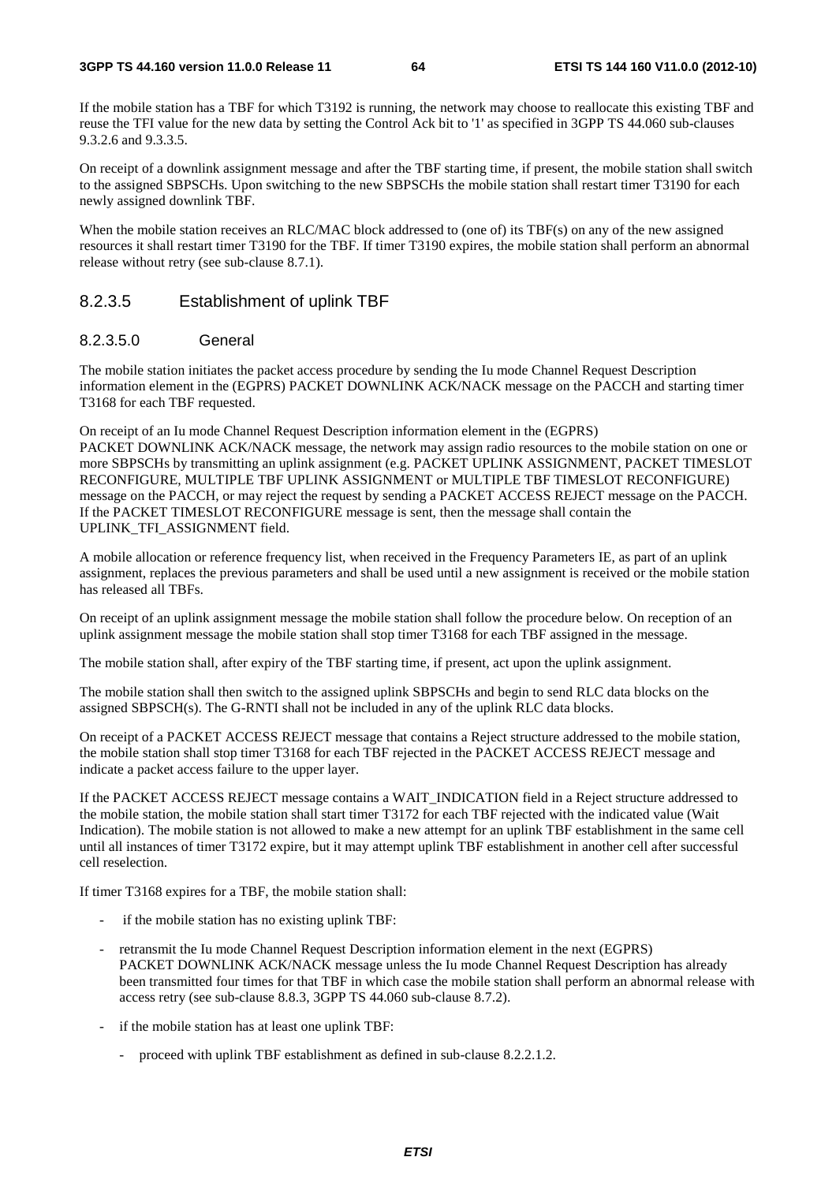If the mobile station has a TBF for which T3192 is running, the network may choose to reallocate this existing TBF and reuse the TFI value for the new data by setting the Control Ack bit to '1' as specified in 3GPP TS 44.060 sub-clauses 9.3.2.6 and 9.3.3.5.

On receipt of a downlink assignment message and after the TBF starting time, if present, the mobile station shall switch to the assigned SBPSCHs. Upon switching to the new SBPSCHs the mobile station shall restart timer T3190 for each newly assigned downlink TBF.

When the mobile station receives an RLC/MAC block addressed to (one of) its TBF(s) on any of the new assigned resources it shall restart timer T3190 for the TBF. If timer T3190 expires, the mobile station shall perform an abnormal release without retry (see sub-clause 8.7.1).

### 8.2.3.5 Establishment of uplink TBF

#### 8.2.3.5.0 General

The mobile station initiates the packet access procedure by sending the Iu mode Channel Request Description information element in the (EGPRS) PACKET DOWNLINK ACK/NACK message on the PACCH and starting timer T3168 for each TBF requested.

On receipt of an Iu mode Channel Request Description information element in the (EGPRS) PACKET DOWNLINK ACK/NACK message, the network may assign radio resources to the mobile station on one or more SBPSCHs by transmitting an uplink assignment (e.g. PACKET UPLINK ASSIGNMENT, PACKET TIMESLOT RECONFIGURE, MULTIPLE TBF UPLINK ASSIGNMENT or MULTIPLE TBF TIMESLOT RECONFIGURE) message on the PACCH, or may reject the request by sending a PACKET ACCESS REJECT message on the PACCH. If the PACKET TIMESLOT RECONFIGURE message is sent, then the message shall contain the UPLINK_TFI_ASSIGNMENT field.

A mobile allocation or reference frequency list, when received in the Frequency Parameters IE, as part of an uplink assignment, replaces the previous parameters and shall be used until a new assignment is received or the mobile station has released all TBFs.

On receipt of an uplink assignment message the mobile station shall follow the procedure below. On reception of an uplink assignment message the mobile station shall stop timer T3168 for each TBF assigned in the message.

The mobile station shall, after expiry of the TBF starting time, if present, act upon the uplink assignment.

The mobile station shall then switch to the assigned uplink SBPSCHs and begin to send RLC data blocks on the assigned SBPSCH(s). The G-RNTI shall not be included in any of the uplink RLC data blocks.

On receipt of a PACKET ACCESS REJECT message that contains a Reject structure addressed to the mobile station, the mobile station shall stop timer T3168 for each TBF rejected in the PACKET ACCESS REJECT message and indicate a packet access failure to the upper layer.

If the PACKET ACCESS REJECT message contains a WAIT_INDICATION field in a Reject structure addressed to the mobile station, the mobile station shall start timer T3172 for each TBF rejected with the indicated value (Wait Indication). The mobile station is not allowed to make a new attempt for an uplink TBF establishment in the same cell until all instances of timer T3172 expire, but it may attempt uplink TBF establishment in another cell after successful cell reselection.

If timer T3168 expires for a TBF, the mobile station shall:

- if the mobile station has no existing uplink TBF:
- retransmit the Iu mode Channel Request Description information element in the next (EGPRS) PACKET DOWNLINK ACK/NACK message unless the Iu mode Channel Request Description has already been transmitted four times for that TBF in which case the mobile station shall perform an abnormal release with access retry (see sub-clause 8.8.3, 3GPP TS 44.060 sub-clause 8.7.2).
- if the mobile station has at least one uplink TBF:
  - proceed with uplink TBF establishment as defined in sub-clause 8.2.2.1.2.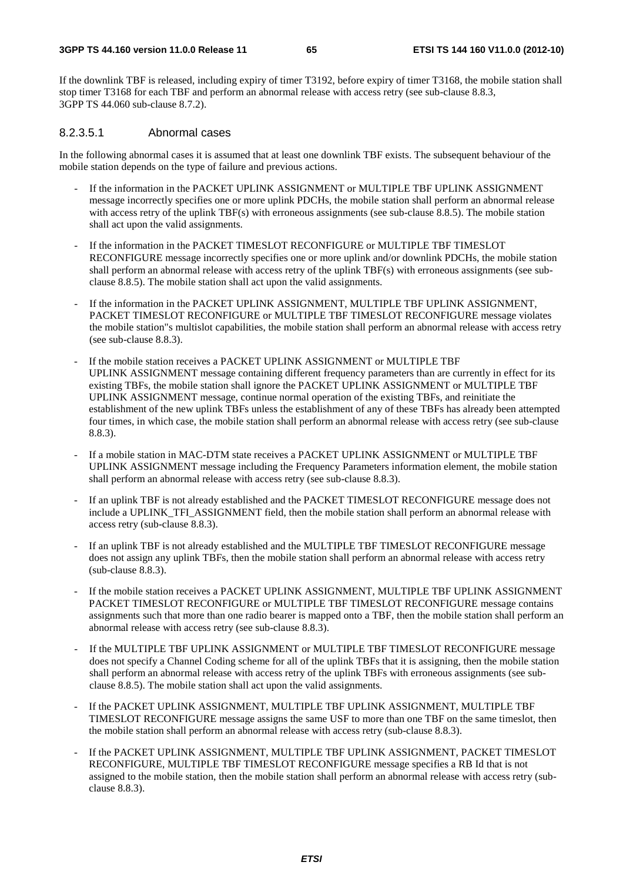If the downlink TBF is released, including expiry of timer T3192, before expiry of timer T3168, the mobile station shall stop timer T3168 for each TBF and perform an abnormal release with access retry (see sub-clause 8.8.3, 3GPP TS 44.060 sub-clause 8.7.2).

#### 8.2.3.5.1 Abnormal cases

In the following abnormal cases it is assumed that at least one downlink TBF exists. The subsequent behaviour of the mobile station depends on the type of failure and previous actions.

- If the information in the PACKET UPLINK ASSIGNMENT or MULTIPLE TBF UPLINK ASSIGNMENT message incorrectly specifies one or more uplink PDCHs, the mobile station shall perform an abnormal release with access retry of the uplink TBF(s) with erroneous assignments (see sub-clause 8.8.5). The mobile station shall act upon the valid assignments.
- If the information in the PACKET TIMESLOT RECONFIGURE or MULTIPLE TBF TIMESLOT RECONFIGURE message incorrectly specifies one or more uplink and/or downlink PDCHs, the mobile station shall perform an abnormal release with access retry of the uplink TBF(s) with erroneous assignments (see sub-clause 8.8.5). The mobile station shall act upon the valid assignments.
- If the information in the PACKET UPLINK ASSIGNMENT, MULTIPLE TBF UPLINK ASSIGNMENT, PACKET TIMESLOT RECONFIGURE or MULTIPLE TBF TIMESLOT RECONFIGURE message violates the mobile station"s multislot capabilities, the mobile station shall perform an abnormal release with access retry (see sub-clause 8.8.3).
- If the mobile station receives a PACKET UPLINK ASSIGNMENT or MULTIPLE TBF UPLINK ASSIGNMENT message containing different frequency parameters than are currently in effect for its existing TBFs, the mobile station shall ignore the PACKET UPLINK ASSIGNMENT or MULTIPLE TBF UPLINK ASSIGNMENT message, continue normal operation of the existing TBFs, and reinitiate the establishment of the new uplink TBFs unless the establishment of any of these TBFs has already been attempted four times, in which case, the mobile station shall perform an abnormal release with access retry (see sub-clause 8.8.3).
- If a mobile station in MAC-DTM state receives a PACKET UPLINK ASSIGNMENT or MULTIPLE TBF UPLINK ASSIGNMENT message including the Frequency Parameters information element, the mobile station shall perform an abnormal release with access retry (see sub-clause 8.8.3).
- If an uplink TBF is not already established and the PACKET TIMESLOT RECONFIGURE message does not include a UPLINK_TFI_ASSIGNMENT field, then the mobile station shall perform an abnormal release with access retry (sub-clause 8.8.3).
- If an uplink TBF is not already established and the MULTIPLE TBF TIMESLOT RECONFIGURE message does not assign any uplink TBFs, then the mobile station shall perform an abnormal release with access retry (sub-clause 8.8.3).
- If the mobile station receives a PACKET UPLINK ASSIGNMENT, MULTIPLE TBF UPLINK ASSIGNMENT PACKET TIMESLOT RECONFIGURE or MULTIPLE TBF TIMESLOT RECONFIGURE message contains assignments such that more than one radio bearer is mapped onto a TBF, then the mobile station shall perform an abnormal release with access retry (see sub-clause 8.8.3).
- If the MULTIPLE TBF UPLINK ASSIGNMENT or MULTIPLE TBF TIMESLOT RECONFIGURE message does not specify a Channel Coding scheme for all of the uplink TBFs that it is assigning, then the mobile station shall perform an abnormal release with access retry of the uplink TBFs with erroneous assignments (see sub-clause 8.8.5). The mobile station shall act upon the valid assignments.
- If the PACKET UPLINK ASSIGNMENT, MULTIPLE TBF UPLINK ASSIGNMENT, MULTIPLE TBF TIMESLOT RECONFIGURE message assigns the same USF to more than one TBF on the same timeslot, then the mobile station shall perform an abnormal release with access retry (sub-clause 8.8.3).
- If the PACKET UPLINK ASSIGNMENT, MULTIPLE TBF UPLINK ASSIGNMENT, PACKET TIMESLOT RECONFIGURE, MULTIPLE TBF TIMESLOT RECONFIGURE message specifies a RB Id that is not assigned to the mobile station, then the mobile station shall perform an abnormal release with access retry (sub-clause 8.8.3).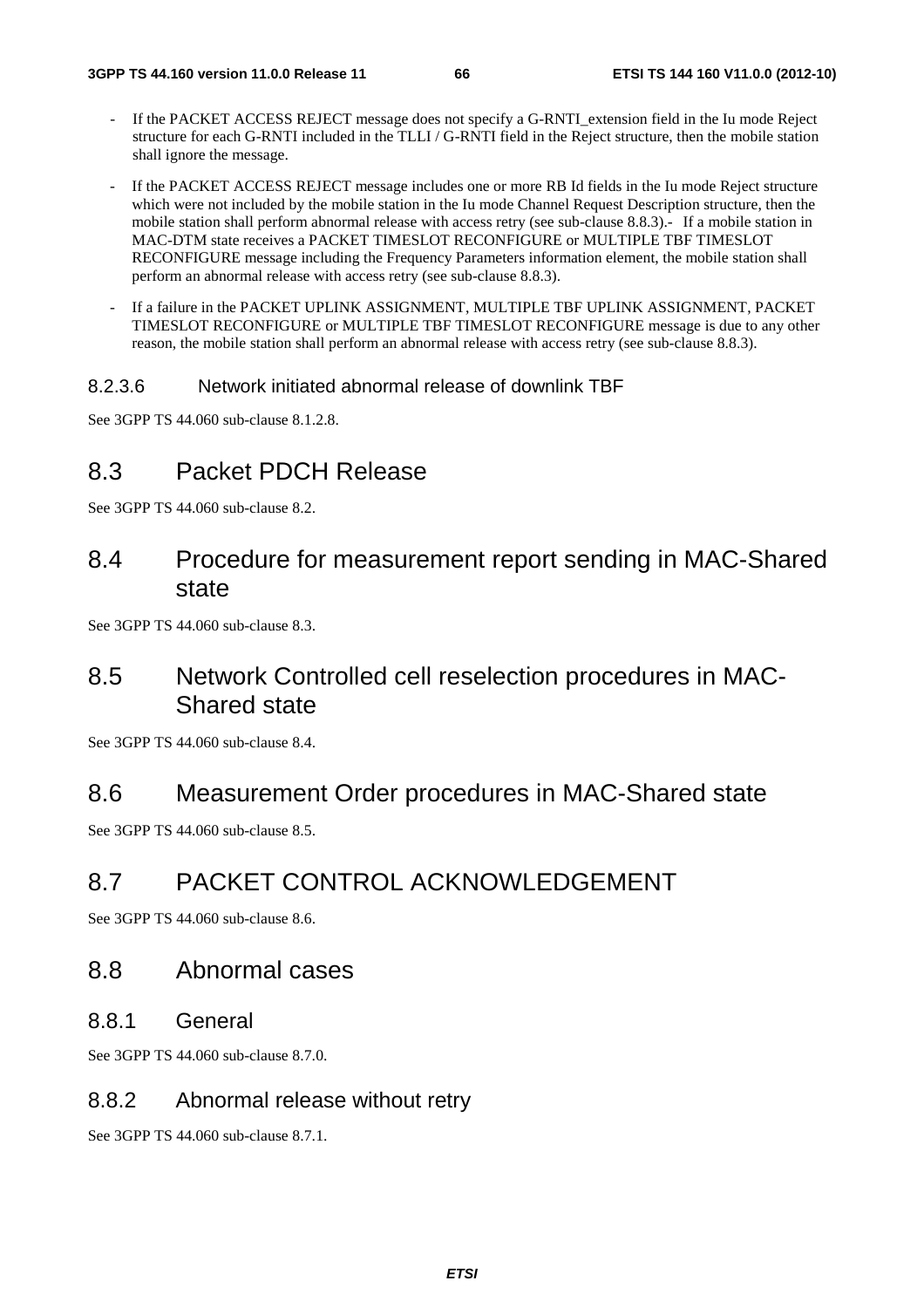- If the PACKET ACCESS REJECT message does not specify a G-RNTI_extension field in the Iu mode Reject structure for each G-RNTI included in the TLLI / G-RNTI field in the Reject structure, then the mobile station shall ignore the message.

- If the PACKET ACCESS REJECT message includes one or more RB Id fields in the Iu mode Reject structure which were not included by the mobile station in the Iu mode Channel Request Description structure, then the mobile station shall perform abnormal release with access retry (see sub-clause 8.8.3).- If a mobile station in MAC-DTM state receives a PACKET TIMESLOT RECONFIGURE or MULTIPLE TBF TIMESLOT RECONFIGURE message including the Frequency Parameters information element, the mobile station shall perform an abnormal release with access retry (see sub-clause 8.8.3).

- If a failure in the PACKET UPLINK ASSIGNMENT, MULTIPLE TBF UPLINK ASSIGNMENT, PACKET TIMESLOT RECONFIGURE or MULTIPLE TBF TIMESLOT RECONFIGURE message is due to any other reason, the mobile station shall perform an abnormal release with access retry (see sub-clause 8.8.3).

#### 8.2.3.6 Network initiated abnormal release of downlink TBF

See 3GPP TS 44.060 sub-clause 8.1.2.8.

## 8.3 Packet PDCH Release

See 3GPP TS 44.060 sub-clause 8.2.

## 8.4 Procedure for measurement report sending in MAC-Shared state

See 3GPP TS 44.060 sub-clause 8.3.

## 8.5 Network Controlled cell reselection procedures in MAC-Shared state

See 3GPP TS 44.060 sub-clause 8.4.

## 8.6 Measurement Order procedures in MAC-Shared state

See 3GPP TS 44.060 sub-clause 8.5.

## 8.7 PACKET CONTROL ACKNOWLEDGEMENT

See 3GPP TS 44.060 sub-clause 8.6.

## 8.8 Abnormal cases

### 8.8.1 General

See 3GPP TS 44.060 sub-clause 8.7.0.

### 8.8.2 Abnormal release without retry

See 3GPP TS 44.060 sub-clause 8.7.1.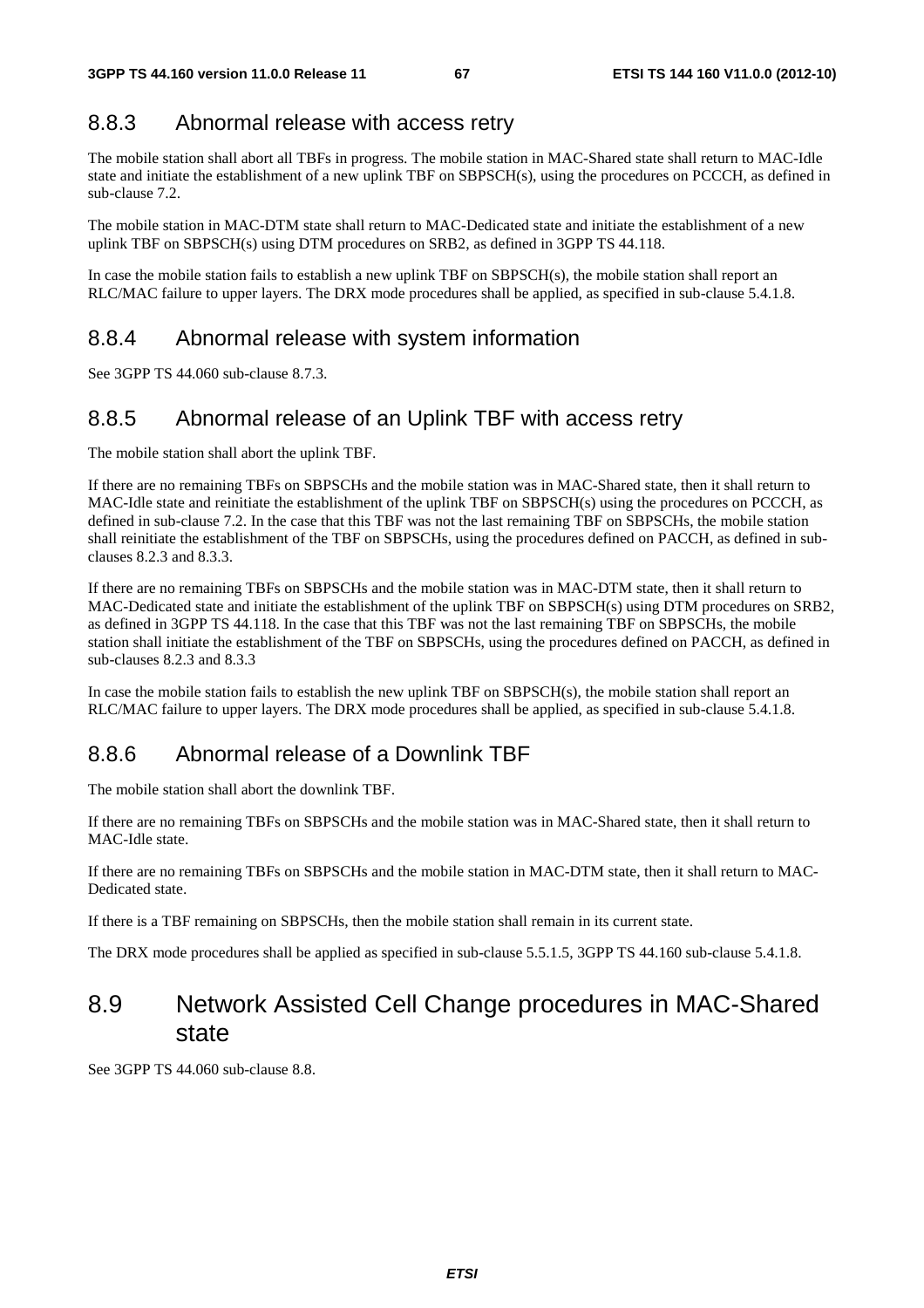### 8.8.3 Abnormal release with access retry

The mobile station shall abort all TBFs in progress. The mobile station in MAC-Shared state shall return to MAC-Idle state and initiate the establishment of a new uplink TBF on SBPSCH(s), using the procedures on PCCCH, as defined in sub-clause 7.2.

The mobile station in MAC-DTM state shall return to MAC-Dedicated state and initiate the establishment of a new uplink TBF on SBPSCH(s) using DTM procedures on SRB2, as defined in 3GPP TS 44.118.

In case the mobile station fails to establish a new uplink TBF on SBPSCH(s), the mobile station shall report an RLC/MAC failure to upper layers. The DRX mode procedures shall be applied, as specified in sub-clause 5.4.1.8.

### 8.8.4 Abnormal release with system information

See 3GPP TS 44.060 sub-clause 8.7.3.

### 8.8.5 Abnormal release of an Uplink TBF with access retry

The mobile station shall abort the uplink TBF.

If there are no remaining TBFs on SBPSCHs and the mobile station was in MAC-Shared state, then it shall return to MAC-Idle state and reinitiate the establishment of the uplink TBF on SBPSCH(s) using the procedures on PCCCH, as defined in sub-clause 7.2. In the case that this TBF was not the last remaining TBF on SBPSCHs, the mobile station shall reinitiate the establishment of the TBF on SBPSCHs, using the procedures defined on PACCH, as defined in sub-clauses 8.2.3 and 8.3.3.

If there are no remaining TBFs on SBPSCHs and the mobile station was in MAC-DTM state, then it shall return to MAC-Dedicated state and initiate the establishment of the uplink TBF on SBPSCH(s) using DTM procedures on SRB2, as defined in 3GPP TS 44.118. In the case that this TBF was not the last remaining TBF on SBPSCHs, the mobile station shall initiate the establishment of the TBF on SBPSCHs, using the procedures defined on PACCH, as defined in sub-clauses 8.2.3 and 8.3.3

In case the mobile station fails to establish the new uplink TBF on SBPSCH(s), the mobile station shall report an RLC/MAC failure to upper layers. The DRX mode procedures shall be applied, as specified in sub-clause 5.4.1.8.

### 8.8.6 Abnormal release of a Downlink TBF

The mobile station shall abort the downlink TBF.

If there are no remaining TBFs on SBPSCHs and the mobile station was in MAC-Shared state, then it shall return to MAC-Idle state.

If there are no remaining TBFs on SBPSCHs and the mobile station in MAC-DTM state, then it shall return to MAC-Dedicated state.

If there is a TBF remaining on SBPSCHs, then the mobile station shall remain in its current state.

The DRX mode procedures shall be applied as specified in sub-clause 5.5.1.5, 3GPP TS 44.160 sub-clause 5.4.1.8.

## 8.9 Network Assisted Cell Change procedures in MAC-Shared state

See 3GPP TS 44.060 sub-clause 8.8.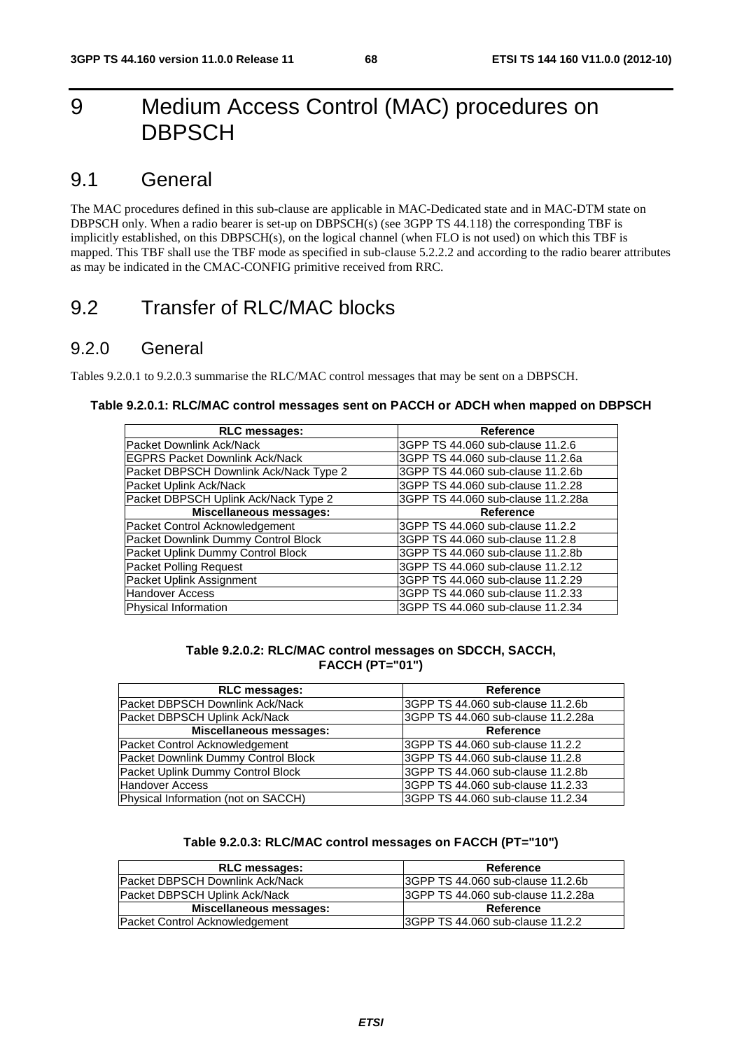# 9 Medium Access Control (MAC) procedures on DBPSCH

## 9.1 General

The MAC procedures defined in this sub-clause are applicable in MAC-Dedicated state and in MAC-DTM state on DBPSCH only. When a radio bearer is set-up on DBPSCH(s) (see 3GPP TS 44.118) the corresponding TBF is implicitly established, on this DBPSCH(s), on the logical channel (when FLO is not used) on which this TBF is mapped. This TBF shall use the TBF mode as specified in sub-clause 5.2.2.2 and according to the radio bearer attributes as may be indicated in the CMAC-CONFIG primitive received from RRC.

## 9.2 Transfer of RLC/MAC blocks

### 9.2.0 General

Tables 9.2.0.1 to 9.2.0.3 summarise the RLC/MAC control messages that may be sent on a DBPSCH.

**Table 9.2.0.1: RLC/MAC control messages sent on PACCH or ADCH when mapped on DBPSCH**

| RLC messages: | Reference |
|---|---|
| Packet Downlink Ack/Nack | 3GPP TS 44.060 sub-clause 11.2.6 |
| EGPRS Packet Downlink Ack/Nack | 3GPP TS 44.060 sub-clause 11.2.6a |
| Packet DBPSCH Downlink Ack/Nack Type 2 | 3GPP TS 44.060 sub-clause 11.2.6b |
| Packet Uplink Ack/Nack | 3GPP TS 44.060 sub-clause 11.2.28 |
| Packet DBPSCH Uplink Ack/Nack Type 2 | 3GPP TS 44.060 sub-clause 11.2.28a |
| **Miscellaneous messages:** | **Reference** |
| Packet Control Acknowledgement | 3GPP TS 44.060 sub-clause 11.2.2 |
| Packet Downlink Dummy Control Block | 3GPP TS 44.060 sub-clause 11.2.8 |
| Packet Uplink Dummy Control Block | 3GPP TS 44.060 sub-clause 11.2.8b |
| Packet Polling Request | 3GPP TS 44.060 sub-clause 11.2.12 |
| Packet Uplink Assignment | 3GPP TS 44.060 sub-clause 11.2.29 |
| Handover Access | 3GPP TS 44.060 sub-clause 11.2.33 |
| Physical Information | 3GPP TS 44.060 sub-clause 11.2.34 |

**Table 9.2.0.2: RLC/MAC control messages on SDCCH, SACCH, FACCH (PT="01")**

| RLC messages: | Reference |
|---|---|
| Packet DBPSCH Downlink Ack/Nack | 3GPP TS 44.060 sub-clause 11.2.6b |
| Packet DBPSCH Uplink Ack/Nack | 3GPP TS 44.060 sub-clause 11.2.28a |
| **Miscellaneous messages:** | **Reference** |
| Packet Control Acknowledgement | 3GPP TS 44.060 sub-clause 11.2.2 |
| Packet Downlink Dummy Control Block | 3GPP TS 44.060 sub-clause 11.2.8 |
| Packet Uplink Dummy Control Block | 3GPP TS 44.060 sub-clause 11.2.8b |
| Handover Access | 3GPP TS 44.060 sub-clause 11.2.33 |
| Physical Information (not on SACCH) | 3GPP TS 44.060 sub-clause 11.2.34 |

**Table 9.2.0.3: RLC/MAC control messages on FACCH (PT="10")**

| RLC messages: | Reference |
|---|---|
| Packet DBPSCH Downlink Ack/Nack | 3GPP TS 44.060 sub-clause 11.2.6b |
| Packet DBPSCH Uplink Ack/Nack | 3GPP TS 44.060 sub-clause 11.2.28a |
| **Miscellaneous messages:** | **Reference** |
| Packet Control Acknowledgement | 3GPP TS 44.060 sub-clause 11.2.2 |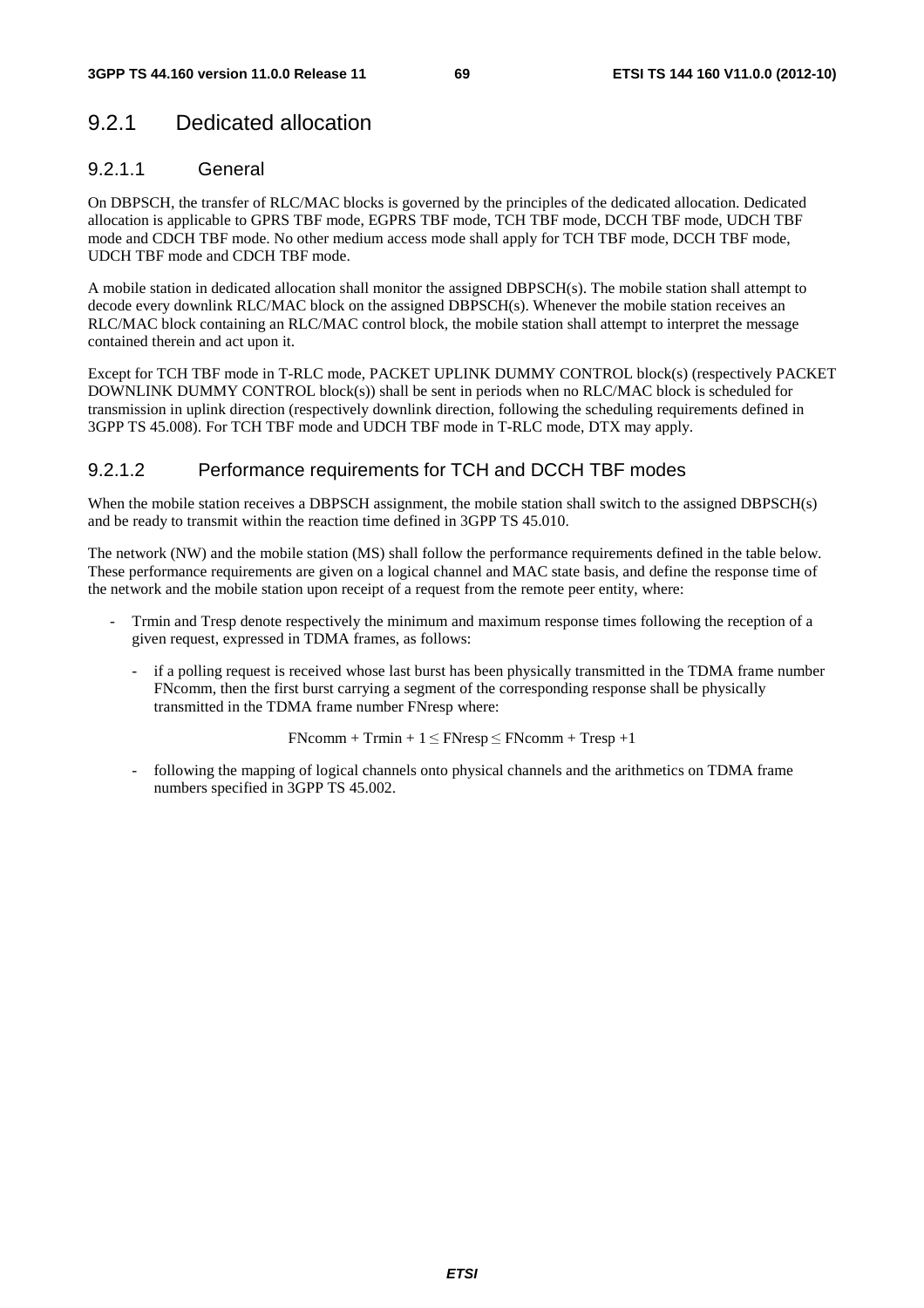### 9.2.1 Dedicated allocation

#### 9.2.1.1 General

On DBPSCH, the transfer of RLC/MAC blocks is governed by the principles of the dedicated allocation. Dedicated allocation is applicable to GPRS TBF mode, EGPRS TBF mode, TCH TBF mode, DCCH TBF mode, UDCH TBF mode and CDCH TBF mode. No other medium access mode shall apply for TCH TBF mode, DCCH TBF mode, UDCH TBF mode and CDCH TBF mode.

A mobile station in dedicated allocation shall monitor the assigned DBPSCH(s). The mobile station shall attempt to decode every downlink RLC/MAC block on the assigned DBPSCH(s). Whenever the mobile station receives an RLC/MAC block containing an RLC/MAC control block, the mobile station shall attempt to interpret the message contained therein and act upon it.

Except for TCH TBF mode in T-RLC mode, PACKET UPLINK DUMMY CONTROL block(s) (respectively PACKET DOWNLINK DUMMY CONTROL block(s)) shall be sent in periods when no RLC/MAC block is scheduled for transmission in uplink direction (respectively downlink direction, following the scheduling requirements defined in 3GPP TS 45.008). For TCH TBF mode and UDCH TBF mode in T-RLC mode, DTX may apply.

#### 9.2.1.2 Performance requirements for TCH and DCCH TBF modes

When the mobile station receives a DBPSCH assignment, the mobile station shall switch to the assigned DBPSCH(s) and be ready to transmit within the reaction time defined in 3GPP TS 45.010.

The network (NW) and the mobile station (MS) shall follow the performance requirements defined in the table below. These performance requirements are given on a logical channel and MAC state basis, and define the response time of the network and the mobile station upon receipt of a request from the remote peer entity, where:

- Trmin and Tresp denote respectively the minimum and maximum response times following the reception of a given request, expressed in TDMA frames, as follows:
  - if a polling request is received whose last burst has been physically transmitted in the TDMA frame number FNcomm, then the first burst carrying a segment of the corresponding response shall be physically transmitted in the TDMA frame number FNresp where:

$$FNcomm + Trmin + 1 \leq FNresp \leq FNcomm + Tresp + 1$$

  - following the mapping of logical channels onto physical channels and the arithmetics on TDMA frame numbers specified in 3GPP TS 45.002.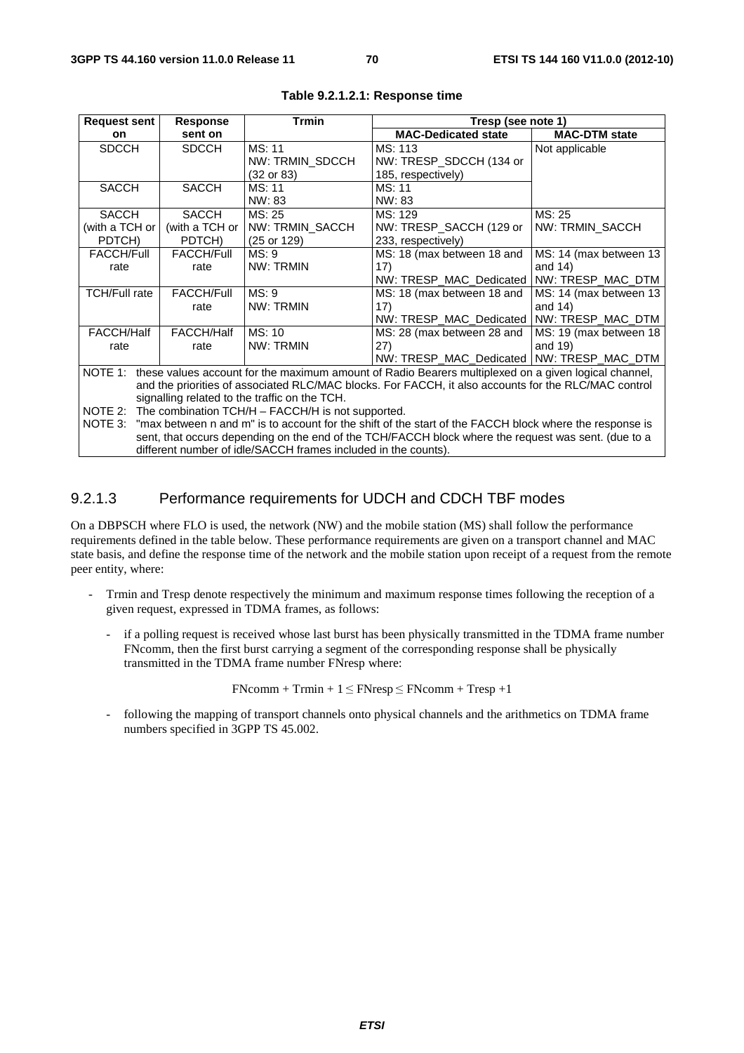**Table 9.2.1.2.1: Response time**

| Request sent on | Response sent on | Trmin | Tresp (see note 1) | |
|---|---|---|---|---|
| | | | MAC-Dedicated state | MAC-DTM state |
| SDCCH | SDCCH | MS: 11<br>NW: TRMIN_SDCCH (32 or 83) | MS: 113<br>NW: TRESP_SDCCH (134 or 185, respectively) | Not applicable |
| SACCH | SACCH | MS: 11<br>NW: 83 | MS: 11<br>NW: 83 | |
| SACCH (with a TCH or PDTCH) | SACCH (with a TCH or PDTCH) | MS: 25<br>NW: TRMIN_SACCH (25 or 129) | MS: 129<br>NW: TRESP_SACCH (129 or 233, respectively) | MS: 25<br>NW: TRMIN_SACCH |
| FACCH/Full rate | FACCH/Full rate | MS: 9<br>NW: TRMIN | MS: 18 (max between 18 and 17)<br>NW: TRESP_MAC_Dedicated | MS: 14 (max between 13 and 14)<br>NW: TRESP_MAC_DTM |
| TCH/Full rate | FACCH/Full rate | MS: 9<br>NW: TRMIN | MS: 18 (max between 18 and 17)<br>NW: TRESP_MAC_Dedicated | MS: 14 (max between 13 and 14)<br>NW: TRESP_MAC_DTM |
| FACCH/Half rate | FACCH/Half rate | MS: 10<br>NW: TRMIN | MS: 28 (max between 28 and 27)<br>NW: TRESP_MAC_Dedicated | MS: 19 (max between 18 and 19)<br>NW: TRESP_MAC_DTM |

NOTE 1: these values account for the maximum amount of Radio Bearers multiplexed on a given logical channel, and the priorities of associated RLC/MAC blocks. For FACCH, it also accounts for the RLC/MAC control signalling related to the traffic on the TCH.

NOTE 2: The combination TCH/H – FACCH/H is not supported.

NOTE 3: "max between n and m" is to account for the shift of the start of the FACCH block where the response is sent, that occurs depending on the end of the TCH/FACCH block where the request was sent. (due to a different number of idle/SACCH frames included in the counts).

### 9.2.1.3 Performance requirements for UDCH and CDCH TBF modes

On a DBPSCH where FLO is used, the network (NW) and the mobile station (MS) shall follow the performance requirements defined in the table below. These performance requirements are given on a transport channel and MAC state basis, and define the response time of the network and the mobile station upon receipt of a request from the remote peer entity, where:

- Trmin and Tresp denote respectively the minimum and maximum response times following the reception of a given request, expressed in TDMA frames, as follows:
  - if a polling request is received whose last burst has been physically transmitted in the TDMA frame number FNcomm, then the first burst carrying a segment of the corresponding response shall be physically transmitted in the TDMA frame number FNresp where:

$$\text{FNcomm} + \text{Trmin} + 1 \leq \text{FNresp} \leq \text{FNcomm} + \text{Tresp} + 1$$

  - following the mapping of transport channels onto physical channels and the arithmetics on TDMA frame numbers specified in 3GPP TS 45.002.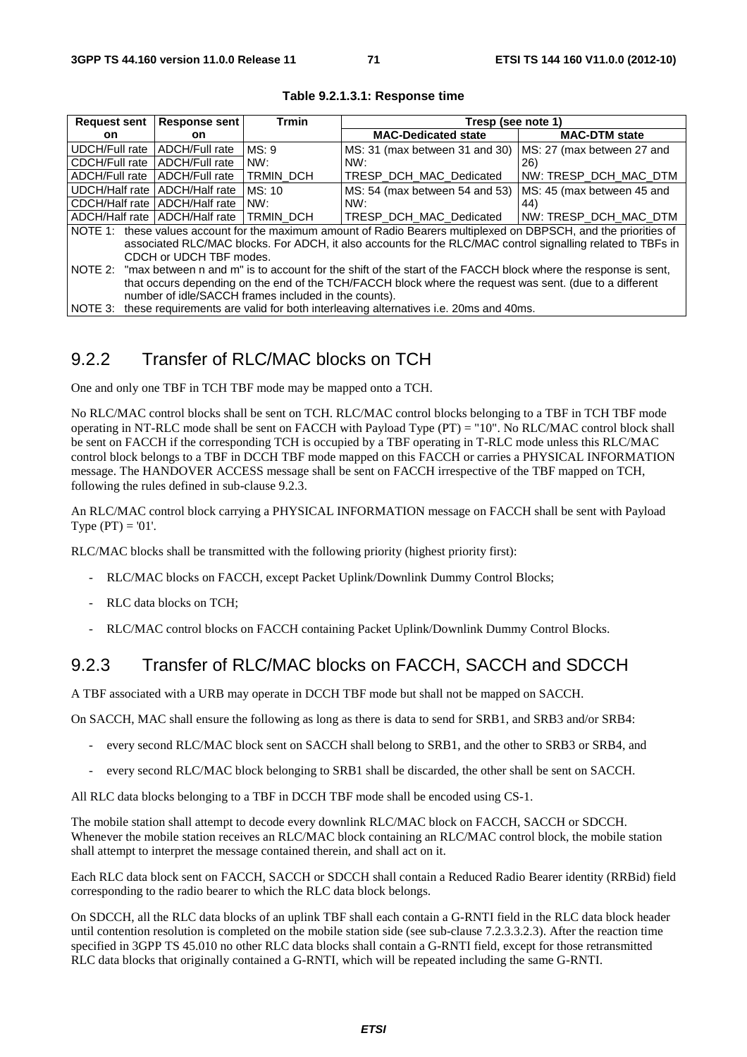**Table 9.2.1.3.1: Response time**

| Request sent on | Response sent on | Trmin | Tresp (see note 1) | |
|---|---|---|---|---|
| | | | **MAC-Dedicated state** | **MAC-DTM state** |
| UDCH/Full rate<br>CDCH/Full rate<br>ADCH/Full rate | ADCH/Full rate<br>ADCH/Full rate<br>ADCH/Full rate | MS: 9<br>NW:<br>TRMIN_DCH | MS: 31 (max between 31 and 30)<br>NW:<br>TRESP_DCH_MAC_Dedicated | MS: 27 (max between 27 and 26)<br>NW: TRESP_DCH_MAC_DTM |
| UDCH/Half rate<br>CDCH/Half rate<br>ADCH/Half rate | ADCH/Half rate<br>ADCH/Half rate<br>ADCH/Half rate | MS: 10<br>NW:<br>TRMIN_DCH | MS: 54 (max between 54 and 53)<br>NW:<br>TRESP_DCH_MAC_Dedicated | MS: 45 (max between 45 and 44)<br>NW: TRESP_DCH_MAC_DTM |
| NOTE 1: these values account for the maximum amount of Radio Bearers multiplexed on DBPSCH, and the priorities of associated RLC/MAC blocks. For ADCH, it also accounts for the RLC/MAC control signalling related to TBFs in CDCH or UDCH TBF modes.<br>NOTE 2: "max between n and m" is to account for the shift of the start of the FACCH block where the response is sent, that occurs depending on the end of the TCH/FACCH block where the request was sent. (due to a different number of idle/SACCH frames included in the counts).<br>NOTE 3: these requirements are valid for both interleaving alternatives i.e. 20ms and 40ms. | | | | |

## 9.2.2 Transfer of RLC/MAC blocks on TCH

One and only one TBF in TCH TBF mode may be mapped onto a TCH.

No RLC/MAC control blocks shall be sent on TCH. RLC/MAC control blocks belonging to a TBF in TCH TBF mode operating in NT-RLC mode shall be sent on FACCH with Payload Type (PT) = "10". No RLC/MAC control block shall be sent on FACCH if the corresponding TCH is occupied by a TBF operating in T-RLC mode unless this RLC/MAC control block belongs to a TBF in DCCH TBF mode mapped on this FACCH or carries a PHYSICAL INFORMATION message. The HANDOVER ACCESS message shall be sent on FACCH irrespective of the TBF mapped on TCH, following the rules defined in sub-clause 9.2.3.

An RLC/MAC control block carrying a PHYSICAL INFORMATION message on FACCH shall be sent with Payload Type (PT) = '01'.

RLC/MAC blocks shall be transmitted with the following priority (highest priority first):

- RLC/MAC blocks on FACCH, except Packet Uplink/Downlink Dummy Control Blocks;
- RLC data blocks on TCH;
- RLC/MAC control blocks on FACCH containing Packet Uplink/Downlink Dummy Control Blocks.

## 9.2.3 Transfer of RLC/MAC blocks on FACCH, SACCH and SDCCH

A TBF associated with a URB may operate in DCCH TBF mode but shall not be mapped on SACCH.

On SACCH, MAC shall ensure the following as long as there is data to send for SRB1, and SRB3 and/or SRB4:

- every second RLC/MAC block sent on SACCH shall belong to SRB1, and the other to SRB3 or SRB4, and
- every second RLC/MAC block belonging to SRB1 shall be discarded, the other shall be sent on SACCH.

All RLC data blocks belonging to a TBF in DCCH TBF mode shall be encoded using CS-1.

The mobile station shall attempt to decode every downlink RLC/MAC block on FACCH, SACCH or SDCCH. Whenever the mobile station receives an RLC/MAC block containing an RLC/MAC control block, the mobile station shall attempt to interpret the message contained therein, and shall act on it.

Each RLC data block sent on FACCH, SACCH or SDCCH shall contain a Reduced Radio Bearer identity (RRBid) field corresponding to the radio bearer to which the RLC data block belongs.

On SDCCH, all the RLC data blocks of an uplink TBF shall each contain a G-RNTI field in the RLC data block header until contention resolution is completed on the mobile station side (see sub-clause 7.2.3.3.2.3). After the reaction time specified in 3GPP TS 45.010 no other RLC data blocks shall contain a G-RNTI field, except for those retransmitted RLC data blocks that originally contained a G-RNTI, which will be repeated including the same G-RNTI.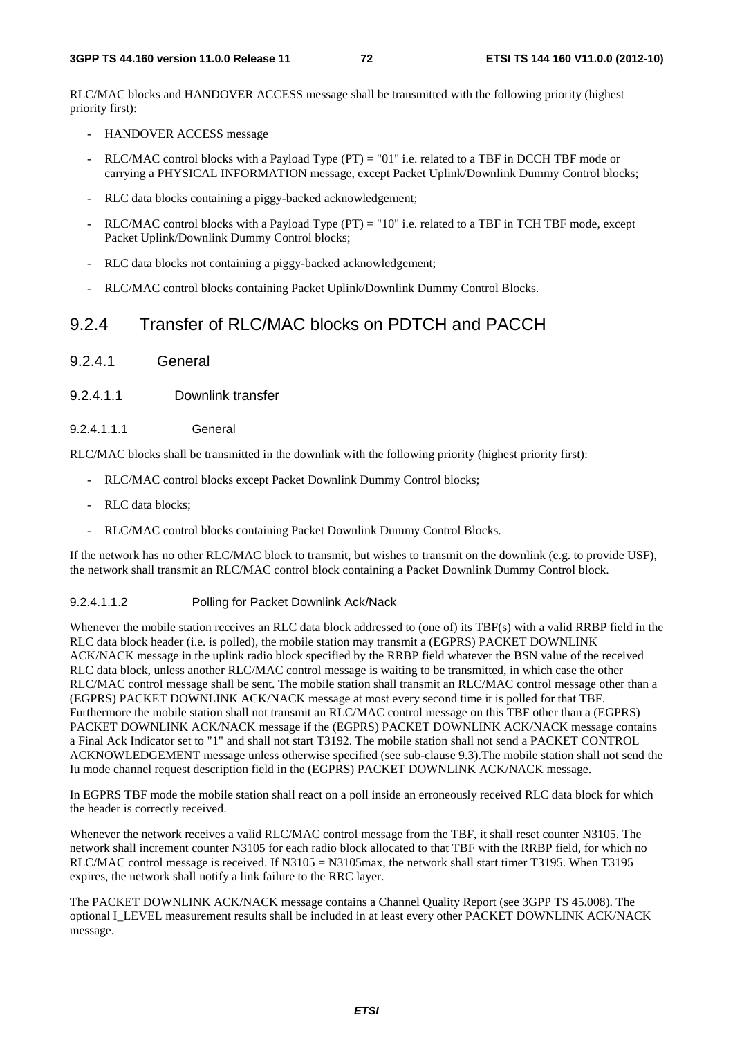RLC/MAC blocks and HANDOVER ACCESS message shall be transmitted with the following priority (highest priority first):

- HANDOVER ACCESS message
- RLC/MAC control blocks with a Payload Type (PT) = "01" i.e. related to a TBF in DCCH TBF mode or carrying a PHYSICAL INFORMATION message, except Packet Uplink/Downlink Dummy Control blocks;
- RLC data blocks containing a piggy-backed acknowledgement;
- RLC/MAC control blocks with a Payload Type (PT) = "10" i.e. related to a TBF in TCH TBF mode, except Packet Uplink/Downlink Dummy Control blocks;
- RLC data blocks not containing a piggy-backed acknowledgement;
- RLC/MAC control blocks containing Packet Uplink/Downlink Dummy Control Blocks.

## 9.2.4 Transfer of RLC/MAC blocks on PDTCH and PACCH

### 9.2.4.1 General

#### 9.2.4.1.1 Downlink transfer

##### 9.2.4.1.1.1 General

RLC/MAC blocks shall be transmitted in the downlink with the following priority (highest priority first):

- RLC/MAC control blocks except Packet Downlink Dummy Control blocks;
- RLC data blocks;
- RLC/MAC control blocks containing Packet Downlink Dummy Control Blocks.

If the network has no other RLC/MAC block to transmit, but wishes to transmit on the downlink (e.g. to provide USF), the network shall transmit an RLC/MAC control block containing a Packet Downlink Dummy Control block.

##### 9.2.4.1.1.2 Polling for Packet Downlink Ack/Nack

Whenever the mobile station receives an RLC data block addressed to (one of) its TBF(s) with a valid RRBP field in the RLC data block header (i.e. is polled), the mobile station may transmit a (EGPRS) PACKET DOWNLINK ACK/NACK message in the uplink radio block specified by the RRBP field whatever the BSN value of the received RLC data block, unless another RLC/MAC control message is waiting to be transmitted, in which case the other RLC/MAC control message shall be sent. The mobile station shall transmit an RLC/MAC control message other than a (EGPRS) PACKET DOWNLINK ACK/NACK message at most every second time it is polled for that TBF. Furthermore the mobile station shall not transmit an RLC/MAC control message on this TBF other than a (EGPRS) PACKET DOWNLINK ACK/NACK message if the (EGPRS) PACKET DOWNLINK ACK/NACK message contains a Final Ack Indicator set to "1" and shall not start T3192. The mobile station shall not send a PACKET CONTROL ACKNOWLEDGEMENT message unless otherwise specified (see sub-clause 9.3).The mobile station shall not send the Iu mode channel request description field in the (EGPRS) PACKET DOWNLINK ACK/NACK message.

In EGPRS TBF mode the mobile station shall react on a poll inside an erroneously received RLC data block for which the header is correctly received.

Whenever the network receives a valid RLC/MAC control message from the TBF, it shall reset counter N3105. The network shall increment counter N3105 for each radio block allocated to that TBF with the RRBP field, for which no RLC/MAC control message is received. If N3105 = N3105max, the network shall start timer T3195. When T3195 expires, the network shall notify a link failure to the RRC layer.

The PACKET DOWNLINK ACK/NACK message contains a Channel Quality Report (see 3GPP TS 45.008). The optional I_LEVEL measurement results shall be included in at least every other PACKET DOWNLINK ACK/NACK message.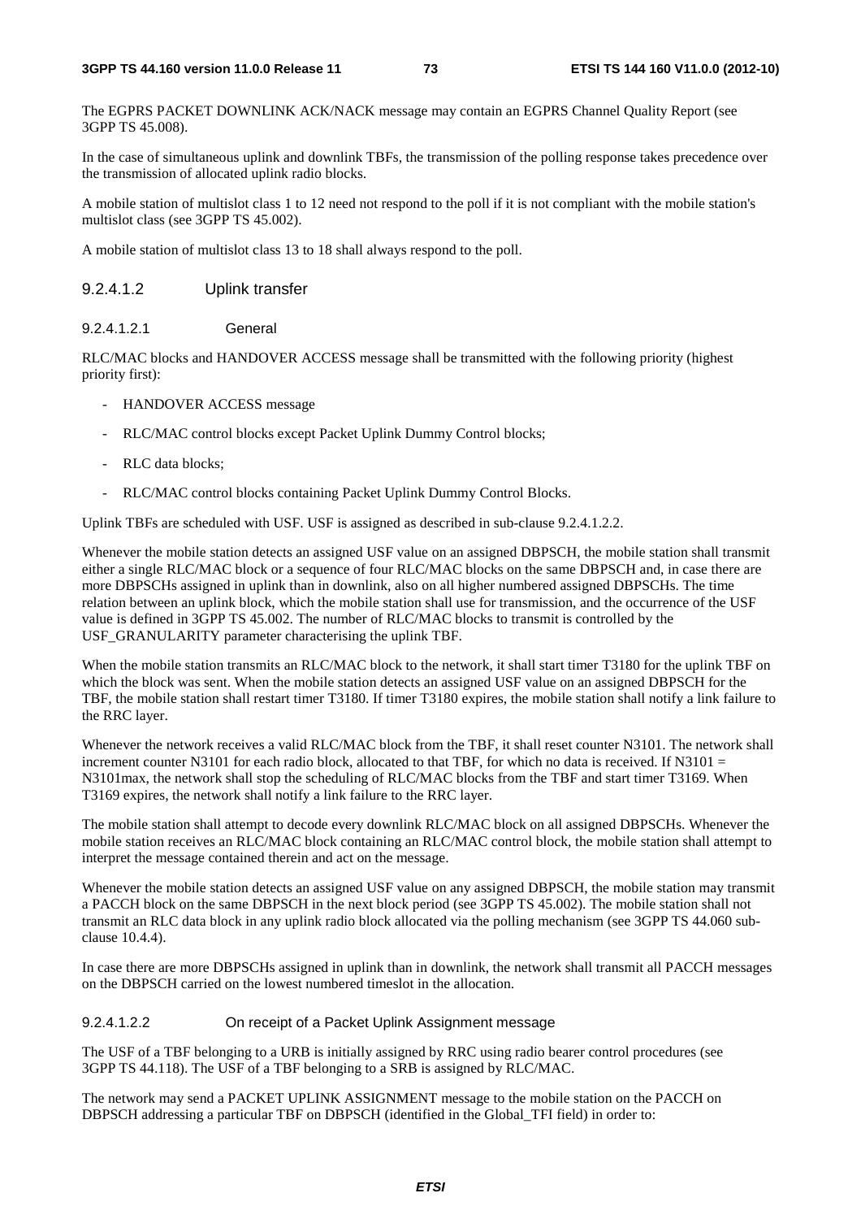The EGPRS PACKET DOWNLINK ACK/NACK message may contain an EGPRS Channel Quality Report (see 3GPP TS 45.008).

In the case of simultaneous uplink and downlink TBFs, the transmission of the polling response takes precedence over the transmission of allocated uplink radio blocks.

A mobile station of multislot class 1 to 12 need not respond to the poll if it is not compliant with the mobile station's multislot class (see 3GPP TS 45.002).

A mobile station of multislot class 13 to 18 shall always respond to the poll.

#### 9.2.4.1.2 Uplink transfer

##### 9.2.4.1.2.1 General

RLC/MAC blocks and HANDOVER ACCESS message shall be transmitted with the following priority (highest priority first):

- HANDOVER ACCESS message
- RLC/MAC control blocks except Packet Uplink Dummy Control blocks;
- RLC data blocks;
- RLC/MAC control blocks containing Packet Uplink Dummy Control Blocks.

Uplink TBFs are scheduled with USF. USF is assigned as described in sub-clause 9.2.4.1.2.2.

Whenever the mobile station detects an assigned USF value on an assigned DBPSCH, the mobile station shall transmit either a single RLC/MAC block or a sequence of four RLC/MAC blocks on the same DBPSCH and, in case there are more DBPSCHs assigned in uplink than in downlink, also on all higher numbered assigned DBPSCHs. The time relation between an uplink block, which the mobile station shall use for transmission, and the occurrence of the USF value is defined in 3GPP TS 45.002. The number of RLC/MAC blocks to transmit is controlled by the USF_GRANULARITY parameter characterising the uplink TBF.

When the mobile station transmits an RLC/MAC block to the network, it shall start timer T3180 for the uplink TBF on which the block was sent. When the mobile station detects an assigned USF value on an assigned DBPSCH for the TBF, the mobile station shall restart timer T3180. If timer T3180 expires, the mobile station shall notify a link failure to the RRC layer.

Whenever the network receives a valid RLC/MAC block from the TBF, it shall reset counter N3101. The network shall increment counter N3101 for each radio block, allocated to that TBF, for which no data is received. If N3101 = N3101max, the network shall stop the scheduling of RLC/MAC blocks from the TBF and start timer T3169. When T3169 expires, the network shall notify a link failure to the RRC layer.

The mobile station shall attempt to decode every downlink RLC/MAC block on all assigned DBPSCHs. Whenever the mobile station receives an RLC/MAC block containing an RLC/MAC control block, the mobile station shall attempt to interpret the message contained therein and act on the message.

Whenever the mobile station detects an assigned USF value on any assigned DBPSCH, the mobile station may transmit a PACCH block on the same DBPSCH in the next block period (see 3GPP TS 45.002). The mobile station shall not transmit an RLC data block in any uplink radio block allocated via the polling mechanism (see 3GPP TS 44.060 sub-clause 10.4.4).

In case there are more DBPSCHs assigned in uplink than in downlink, the network shall transmit all PACCH messages on the DBPSCH carried on the lowest numbered timeslot in the allocation.

##### 9.2.4.1.2.2 On receipt of a Packet Uplink Assignment message

The USF of a TBF belonging to a URB is initially assigned by RRC using radio bearer control procedures (see 3GPP TS 44.118). The USF of a TBF belonging to a SRB is assigned by RLC/MAC.

The network may send a PACKET UPLINK ASSIGNMENT message to the mobile station on the PACCH on DBPSCH addressing a particular TBF on DBPSCH (identified in the Global_TFI field) in order to: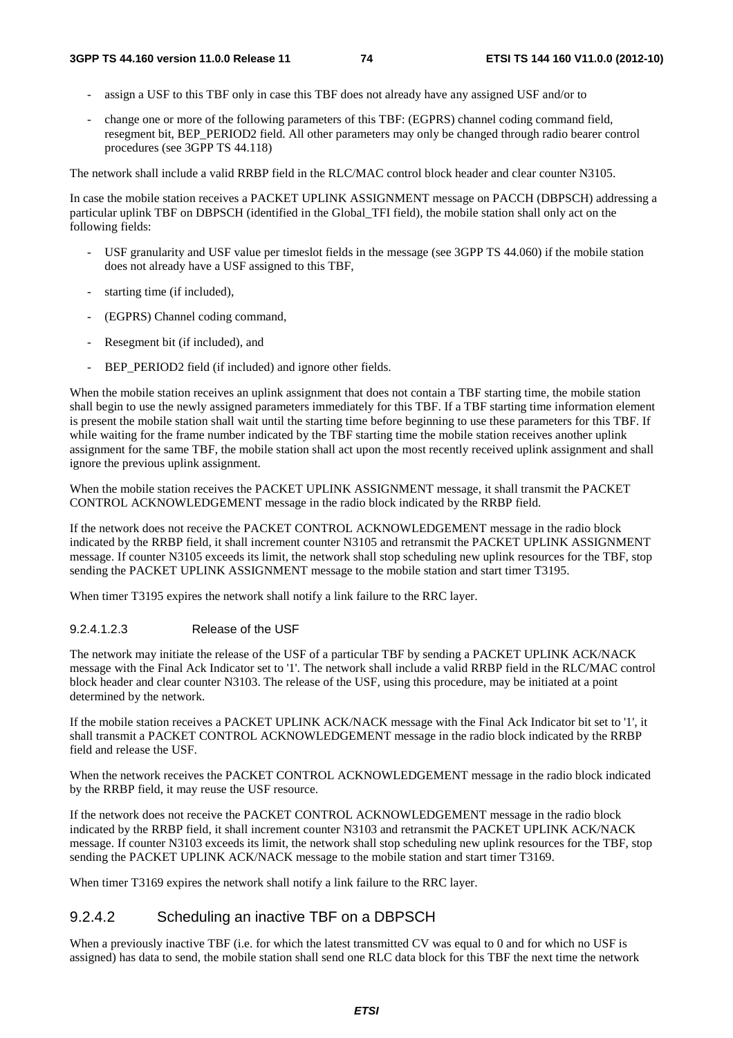- assign a USF to this TBF only in case this TBF does not already have any assigned USF and/or to

- change one or more of the following parameters of this TBF: (EGPRS) channel coding command field, resegment bit, BEP_PERIOD2 field. All other parameters may only be changed through radio bearer control procedures (see 3GPP TS 44.118)

The network shall include a valid RRBP field in the RLC/MAC control block header and clear counter N3105.

In case the mobile station receives a PACKET UPLINK ASSIGNMENT message on PACCH (DBPSCH) addressing a particular uplink TBF on DBPSCH (identified in the Global_TFI field), the mobile station shall only act on the following fields:

- USF granularity and USF value per timeslot fields in the message (see 3GPP TS 44.060) if the mobile station does not already have a USF assigned to this TBF,

- starting time (if included),

- (EGPRS) Channel coding command,

- Resegment bit (if included), and

- BEP_PERIOD2 field (if included) and ignore other fields.

When the mobile station receives an uplink assignment that does not contain a TBF starting time, the mobile station shall begin to use the newly assigned parameters immediately for this TBF. If a TBF starting time information element is present the mobile station shall wait until the starting time before beginning to use these parameters for this TBF. If while waiting for the frame number indicated by the TBF starting time the mobile station receives another uplink assignment for the same TBF, the mobile station shall act upon the most recently received uplink assignment and shall ignore the previous uplink assignment.

When the mobile station receives the PACKET UPLINK ASSIGNMENT message, it shall transmit the PACKET CONTROL ACKNOWLEDGEMENT message in the radio block indicated by the RRBP field.

If the network does not receive the PACKET CONTROL ACKNOWLEDGEMENT message in the radio block indicated by the RRBP field, it shall increment counter N3105 and retransmit the PACKET UPLINK ASSIGNMENT message. If counter N3105 exceeds its limit, the network shall stop scheduling new uplink resources for the TBF, stop sending the PACKET UPLINK ASSIGNMENT message to the mobile station and start timer T3195.

When timer T3195 expires the network shall notify a link failure to the RRC layer.

##### 9.2.4.1.2.3 Release of the USF

The network may initiate the release of the USF of a particular TBF by sending a PACKET UPLINK ACK/NACK message with the Final Ack Indicator set to '1'. The network shall include a valid RRBP field in the RLC/MAC control block header and clear counter N3103. The release of the USF, using this procedure, may be initiated at a point determined by the network.

If the mobile station receives a PACKET UPLINK ACK/NACK message with the Final Ack Indicator bit set to '1', it shall transmit a PACKET CONTROL ACKNOWLEDGEMENT message in the radio block indicated by the RRBP field and release the USF.

When the network receives the PACKET CONTROL ACKNOWLEDGEMENT message in the radio block indicated by the RRBP field, it may reuse the USF resource.

If the network does not receive the PACKET CONTROL ACKNOWLEDGEMENT message in the radio block indicated by the RRBP field, it shall increment counter N3103 and retransmit the PACKET UPLINK ACK/NACK message. If counter N3103 exceeds its limit, the network shall stop scheduling new uplink resources for the TBF, stop sending the PACKET UPLINK ACK/NACK message to the mobile station and start timer T3169.

When timer T3169 expires the network shall notify a link failure to the RRC layer.

### 9.2.4.2 Scheduling an inactive TBF on a DBPSCH

When a previously inactive TBF (i.e. for which the latest transmitted CV was equal to 0 and for which no USF is assigned) has data to send, the mobile station shall send one RLC data block for this TBF the next time the network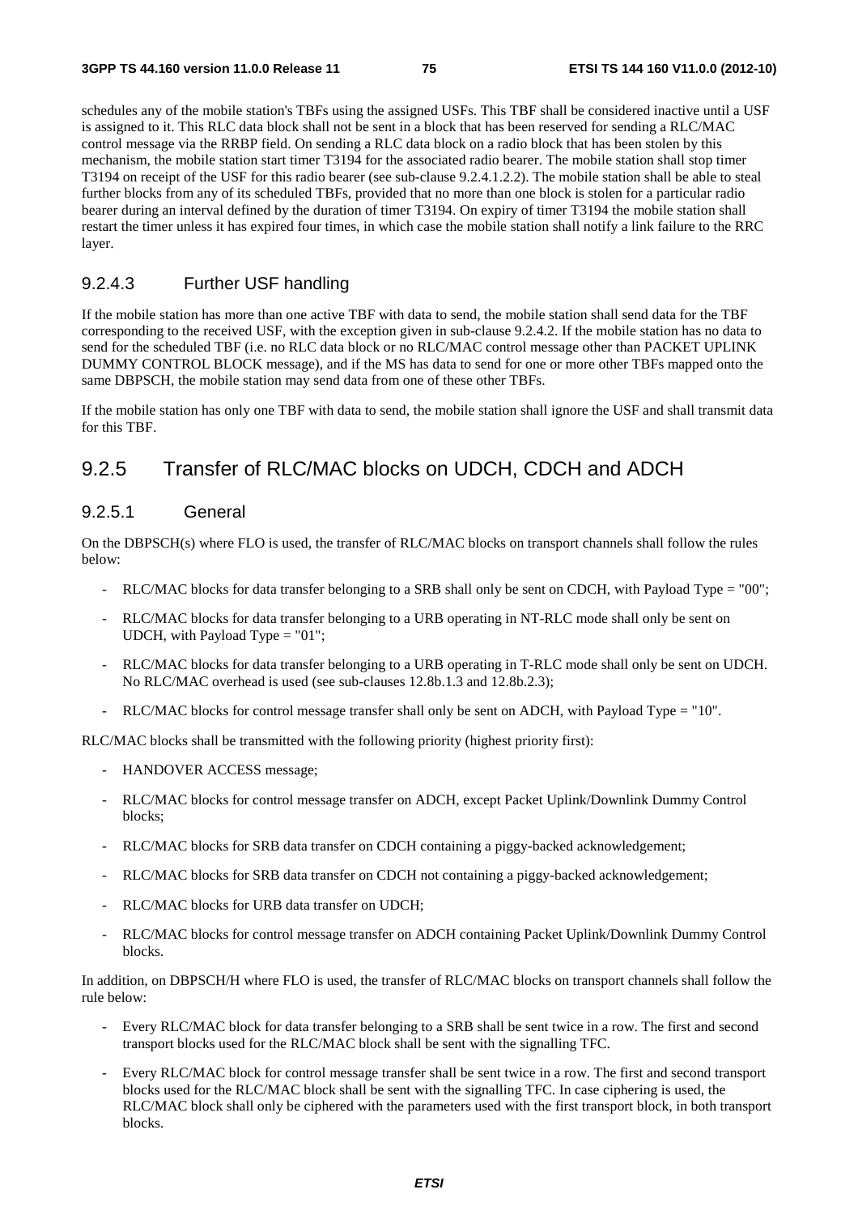schedules any of the mobile station's TBFs using the assigned USFs. This TBF shall be considered inactive until a USF is assigned to it. This RLC data block shall not be sent in a block that has been reserved for sending a RLC/MAC control message via the RRBP field. On sending a RLC data block on a radio block that has been stolen by this mechanism, the mobile station start timer T3194 for the associated radio bearer. The mobile station shall stop timer T3194 on receipt of the USF for this radio bearer (see sub-clause 9.2.4.1.2.2). The mobile station shall be able to steal further blocks from any of its scheduled TBFs, provided that no more than one block is stolen for a particular radio bearer during an interval defined by the duration of timer T3194. On expiry of timer T3194 the mobile station shall restart the timer unless it has expired four times, in which case the mobile station shall notify a link failure to the RRC layer.

#### 9.2.4.3 Further USF handling

If the mobile station has more than one active TBF with data to send, the mobile station shall send data for the TBF corresponding to the received USF, with the exception given in sub-clause 9.2.4.2. If the mobile station has no data to send for the scheduled TBF (i.e. no RLC data block or no RLC/MAC control message other than PACKET UPLINK DUMMY CONTROL BLOCK message), and if the MS has data to send for one or more other TBFs mapped onto the same DBPSCH, the mobile station may send data from one of these other TBFs.

If the mobile station has only one TBF with data to send, the mobile station shall ignore the USF and shall transmit data for this TBF.

### 9.2.5 Transfer of RLC/MAC blocks on UDCH, CDCH and ADCH

#### 9.2.5.1 General

On the DBPSCH(s) where FLO is used, the transfer of RLC/MAC blocks on transport channels shall follow the rules below:

- RLC/MAC blocks for data transfer belonging to a SRB shall only be sent on CDCH, with Payload Type = "00";
- RLC/MAC blocks for data transfer belonging to a URB operating in NT-RLC mode shall only be sent on UDCH, with Payload Type = "01";
- RLC/MAC blocks for data transfer belonging to a URB operating in T-RLC mode shall only be sent on UDCH. No RLC/MAC overhead is used (see sub-clauses 12.8b.1.3 and 12.8b.2.3);
- RLC/MAC blocks for control message transfer shall only be sent on ADCH, with Payload Type = "10".

RLC/MAC blocks shall be transmitted with the following priority (highest priority first):

- HANDOVER ACCESS message;
- RLC/MAC blocks for control message transfer on ADCH, except Packet Uplink/Downlink Dummy Control blocks;
- RLC/MAC blocks for SRB data transfer on CDCH containing a piggy-backed acknowledgement;
- RLC/MAC blocks for SRB data transfer on CDCH not containing a piggy-backed acknowledgement;
- RLC/MAC blocks for URB data transfer on UDCH;
- RLC/MAC blocks for control message transfer on ADCH containing Packet Uplink/Downlink Dummy Control blocks.

In addition, on DBPSCH/H where FLO is used, the transfer of RLC/MAC blocks on transport channels shall follow the rule below:

- Every RLC/MAC block for data transfer belonging to a SRB shall be sent twice in a row. The first and second transport blocks used for the RLC/MAC block shall be sent with the signalling TFC.
- Every RLC/MAC block for control message transfer shall be sent twice in a row. The first and second transport blocks used for the RLC/MAC block shall be sent with the signalling TFC. In case ciphering is used, the RLC/MAC block shall only be ciphered with the parameters used with the first transport block, in both transport blocks.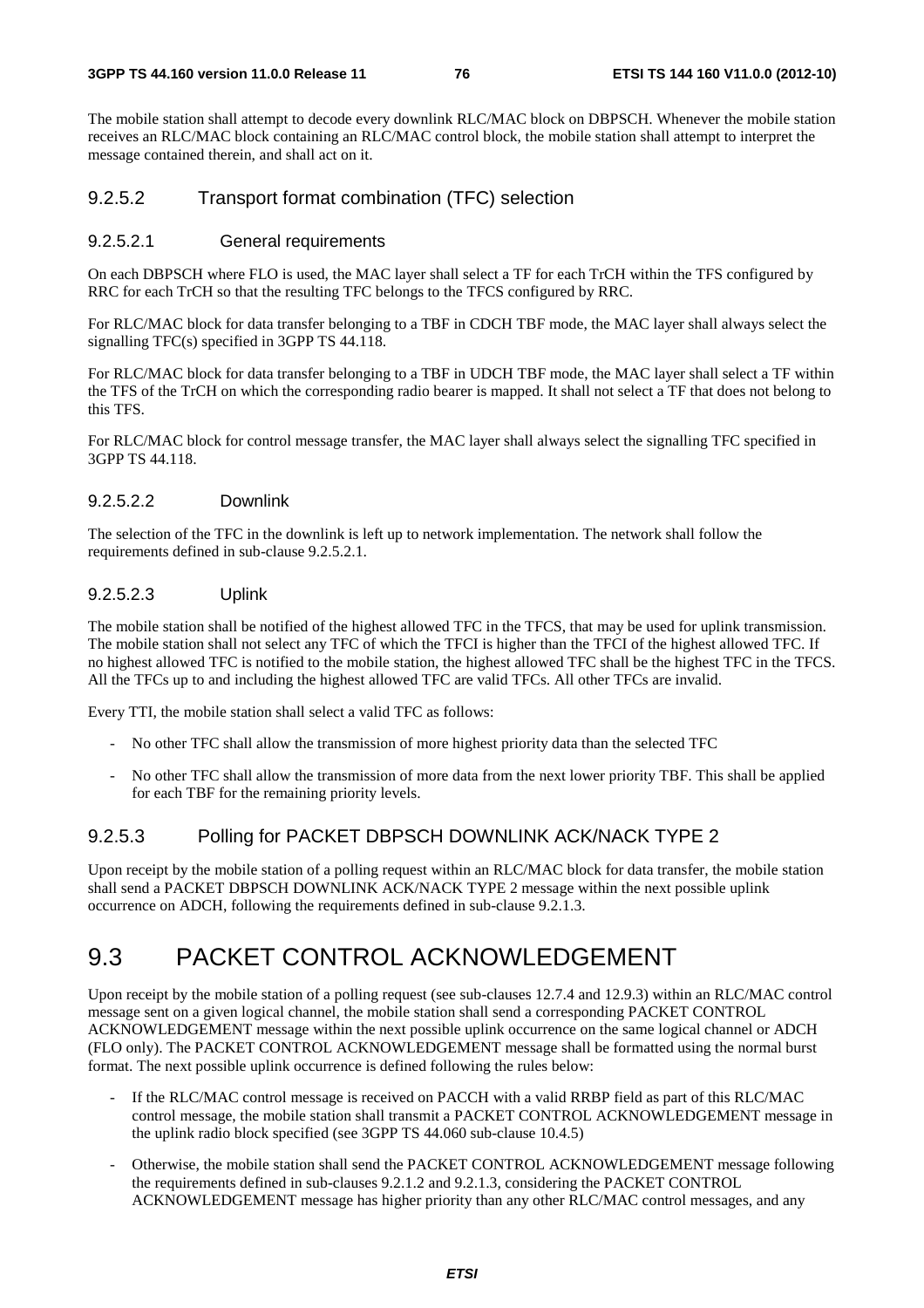The mobile station shall attempt to decode every downlink RLC/MAC block on DBPSCH. Whenever the mobile station receives an RLC/MAC block containing an RLC/MAC control block, the mobile station shall attempt to interpret the message contained therein, and shall act on it.

### 9.2.5.2 Transport format combination (TFC) selection

#### 9.2.5.2.1 General requirements

On each DBPSCH where FLO is used, the MAC layer shall select a TF for each TrCH within the TFS configured by RRC for each TrCH so that the resulting TFC belongs to the TFCS configured by RRC.

For RLC/MAC block for data transfer belonging to a TBF in CDCH TBF mode, the MAC layer shall always select the signalling TFC(s) specified in 3GPP TS 44.118.

For RLC/MAC block for data transfer belonging to a TBF in UDCH TBF mode, the MAC layer shall select a TF within the TFS of the TrCH on which the corresponding radio bearer is mapped. It shall not select a TF that does not belong to this TFS.

For RLC/MAC block for control message transfer, the MAC layer shall always select the signalling TFC specified in 3GPP TS 44.118.

#### 9.2.5.2.2 Downlink

The selection of the TFC in the downlink is left up to network implementation. The network shall follow the requirements defined in sub-clause 9.2.5.2.1.

#### 9.2.5.2.3 Uplink

The mobile station shall be notified of the highest allowed TFC in the TFCS, that may be used for uplink transmission. The mobile station shall not select any TFC of which the TFCI is higher than the TFCI of the highest allowed TFC. If no highest allowed TFC is notified to the mobile station, the highest allowed TFC shall be the highest TFC in the TFCS. All the TFCs up to and including the highest allowed TFC are valid TFCs. All other TFCs are invalid.

Every TTI, the mobile station shall select a valid TFC as follows:

- No other TFC shall allow the transmission of more highest priority data than the selected TFC
- No other TFC shall allow the transmission of more data from the next lower priority TBF. This shall be applied for each TBF for the remaining priority levels.

### 9.2.5.3 Polling for PACKET DBPSCH DOWNLINK ACK/NACK TYPE 2

Upon receipt by the mobile station of a polling request within an RLC/MAC block for data transfer, the mobile station shall send a PACKET DBPSCH DOWNLINK ACK/NACK TYPE 2 message within the next possible uplink occurrence on ADCH, following the requirements defined in sub-clause 9.2.1.3.

# 9.3 PACKET CONTROL ACKNOWLEDGEMENT

Upon receipt by the mobile station of a polling request (see sub-clauses 12.7.4 and 12.9.3) within an RLC/MAC control message sent on a given logical channel, the mobile station shall send a corresponding PACKET CONTROL ACKNOWLEDGEMENT message within the next possible uplink occurrence on the same logical channel or ADCH (FLO only). The PACKET CONTROL ACKNOWLEDGEMENT message shall be formatted using the normal burst format. The next possible uplink occurrence is defined following the rules below:

- If the RLC/MAC control message is received on PACCH with a valid RRBP field as part of this RLC/MAC control message, the mobile station shall transmit a PACKET CONTROL ACKNOWLEDGEMENT message in the uplink radio block specified (see 3GPP TS 44.060 sub-clause 10.4.5)
- Otherwise, the mobile station shall send the PACKET CONTROL ACKNOWLEDGEMENT message following the requirements defined in sub-clauses 9.2.1.2 and 9.2.1.3, considering the PACKET CONTROL ACKNOWLEDGEMENT message has higher priority than any other RLC/MAC control messages, and any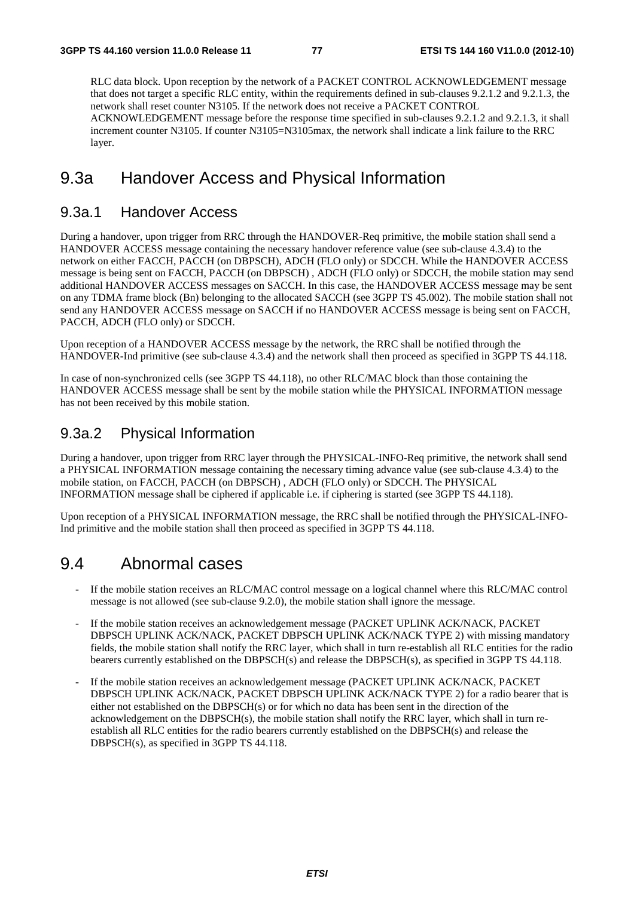RLC data block. Upon reception by the network of a PACKET CONTROL ACKNOWLEDGEMENT message that does not target a specific RLC entity, within the requirements defined in sub-clauses 9.2.1.2 and 9.2.1.3, the network shall reset counter N3105. If the network does not receive a PACKET CONTROL ACKNOWLEDGEMENT message before the response time specified in sub-clauses 9.2.1.2 and 9.2.1.3, it shall increment counter N3105. If counter N3105=N3105max, the network shall indicate a link failure to the RRC layer.

# 9.3a Handover Access and Physical Information

## 9.3a.1 Handover Access

During a handover, upon trigger from RRC through the HANDOVER-Req primitive, the mobile station shall send a HANDOVER ACCESS message containing the necessary handover reference value (see sub-clause 4.3.4) to the network on either FACCH, PACCH (on DBPSCH), ADCH (FLO only) or SDCCH. While the HANDOVER ACCESS message is being sent on FACCH, PACCH (on DBPSCH) , ADCH (FLO only) or SDCCH, the mobile station may send additional HANDOVER ACCESS messages on SACCH. In this case, the HANDOVER ACCESS message may be sent on any TDMA frame block (Bn) belonging to the allocated SACCH (see 3GPP TS 45.002). The mobile station shall not send any HANDOVER ACCESS message on SACCH if no HANDOVER ACCESS message is being sent on FACCH, PACCH, ADCH (FLO only) or SDCCH.

Upon reception of a HANDOVER ACCESS message by the network, the RRC shall be notified through the HANDOVER-Ind primitive (see sub-clause 4.3.4) and the network shall then proceed as specified in 3GPP TS 44.118.

In case of non-synchronized cells (see 3GPP TS 44.118), no other RLC/MAC block than those containing the HANDOVER ACCESS message shall be sent by the mobile station while the PHYSICAL INFORMATION message has not been received by this mobile station.

## 9.3a.2 Physical Information

During a handover, upon trigger from RRC layer through the PHYSICAL-INFO-Req primitive, the network shall send a PHYSICAL INFORMATION message containing the necessary timing advance value (see sub-clause 4.3.4) to the mobile station, on FACCH, PACCH (on DBPSCH) , ADCH (FLO only) or SDCCH. The PHYSICAL INFORMATION message shall be ciphered if applicable i.e. if ciphering is started (see 3GPP TS 44.118).

Upon reception of a PHYSICAL INFORMATION message, the RRC shall be notified through the PHYSICAL-INFO-Ind primitive and the mobile station shall then proceed as specified in 3GPP TS 44.118.

# 9.4 Abnormal cases

- If the mobile station receives an RLC/MAC control message on a logical channel where this RLC/MAC control message is not allowed (see sub-clause 9.2.0), the mobile station shall ignore the message.
- If the mobile station receives an acknowledgement message (PACKET UPLINK ACK/NACK, PACKET DBPSCH UPLINK ACK/NACK, PACKET DBPSCH UPLINK ACK/NACK TYPE 2) with missing mandatory fields, the mobile station shall notify the RRC layer, which shall in turn re-establish all RLC entities for the radio bearers currently established on the DBPSCH(s) and release the DBPSCH(s), as specified in 3GPP TS 44.118.
- If the mobile station receives an acknowledgement message (PACKET UPLINK ACK/NACK, PACKET DBPSCH UPLINK ACK/NACK, PACKET DBPSCH UPLINK ACK/NACK TYPE 2) for a radio bearer that is either not established on the DBPSCH(s) or for which no data has been sent in the direction of the acknowledgement on the DBPSCH(s), the mobile station shall notify the RRC layer, which shall in turn re-establish all RLC entities for the radio bearers currently established on the DBPSCH(s) and release the DBPSCH(s), as specified in 3GPP TS 44.118.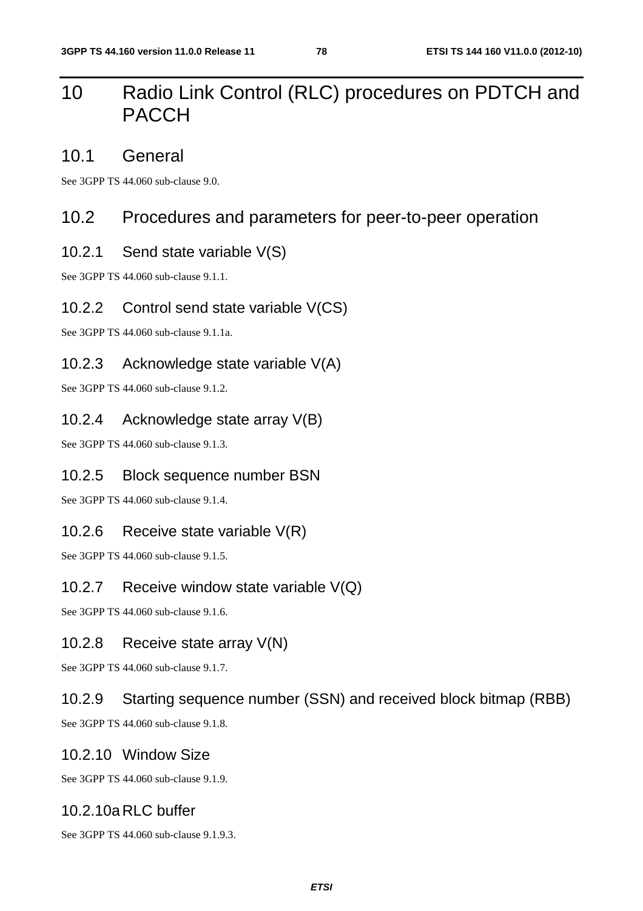# 10 Radio Link Control (RLC) procedures on PDTCH and PACCH

## 10.1 General

See 3GPP TS 44.060 sub-clause 9.0.

## 10.2 Procedures and parameters for peer-to-peer operation

### 10.2.1 Send state variable V(S)

See 3GPP TS 44.060 sub-clause 9.1.1.

### 10.2.2 Control send state variable V(CS)

See 3GPP TS 44.060 sub-clause 9.1.1a.

### 10.2.3 Acknowledge state variable V(A)

See 3GPP TS 44.060 sub-clause 9.1.2.

### 10.2.4 Acknowledge state array V(B)

See 3GPP TS 44.060 sub-clause 9.1.3.

### 10.2.5 Block sequence number BSN

See 3GPP TS 44.060 sub-clause 9.1.4.

### 10.2.6 Receive state variable V(R)

See 3GPP TS 44.060 sub-clause 9.1.5.

### 10.2.7 Receive window state variable V(Q)

See 3GPP TS 44.060 sub-clause 9.1.6.

### 10.2.8 Receive state array V(N)

See 3GPP TS 44.060 sub-clause 9.1.7.

### 10.2.9 Starting sequence number (SSN) and received block bitmap (RBB)

See 3GPP TS 44.060 sub-clause 9.1.8.

### 10.2.10 Window Size

See 3GPP TS 44.060 sub-clause 9.1.9.

### 10.2.10a RLC buffer

See 3GPP TS 44.060 sub-clause 9.1.9.3.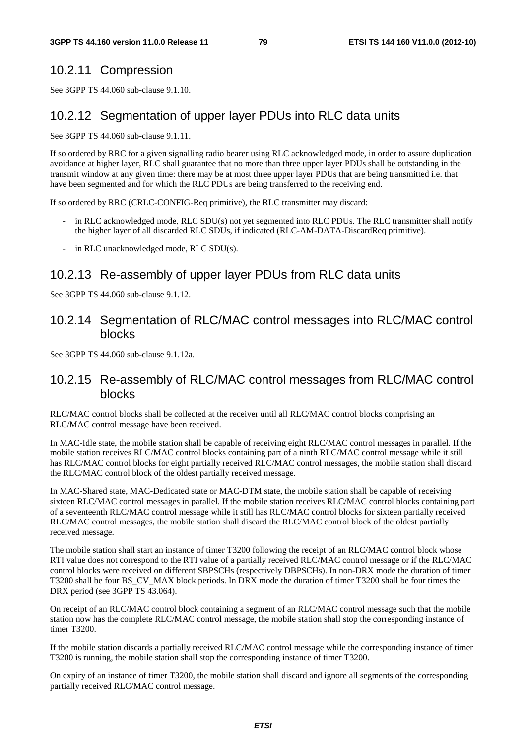## 10.2.11 Compression

See 3GPP TS 44.060 sub-clause 9.1.10.

## 10.2.12 Segmentation of upper layer PDUs into RLC data units

See 3GPP TS 44.060 sub-clause 9.1.11.

If so ordered by RRC for a given signalling radio bearer using RLC acknowledged mode, in order to assure duplication avoidance at higher layer, RLC shall guarantee that no more than three upper layer PDUs shall be outstanding in the transmit window at any given time: there may be at most three upper layer PDUs that are being transmitted i.e. that have been segmented and for which the RLC PDUs are being transferred to the receiving end.

If so ordered by RRC (CRLC-CONFIG-Req primitive), the RLC transmitter may discard:

- in RLC acknowledged mode, RLC SDU(s) not yet segmented into RLC PDUs. The RLC transmitter shall notify the higher layer of all discarded RLC SDUs, if indicated (RLC-AM-DATA-DiscardReq primitive).
- in RLC unacknowledged mode, RLC SDU(s).

## 10.2.13 Re-assembly of upper layer PDUs from RLC data units

See 3GPP TS 44.060 sub-clause 9.1.12.

## 10.2.14 Segmentation of RLC/MAC control messages into RLC/MAC control blocks

See 3GPP TS 44.060 sub-clause 9.1.12a.

## 10.2.15 Re-assembly of RLC/MAC control messages from RLC/MAC control blocks

RLC/MAC control blocks shall be collected at the receiver until all RLC/MAC control blocks comprising an RLC/MAC control message have been received.

In MAC-Idle state, the mobile station shall be capable of receiving eight RLC/MAC control messages in parallel. If the mobile station receives RLC/MAC control blocks containing part of a ninth RLC/MAC control message while it still has RLC/MAC control blocks for eight partially received RLC/MAC control messages, the mobile station shall discard the RLC/MAC control block of the oldest partially received message.

In MAC-Shared state, MAC-Dedicated state or MAC-DTM state, the mobile station shall be capable of receiving sixteen RLC/MAC control messages in parallel. If the mobile station receives RLC/MAC control blocks containing part of a seventeenth RLC/MAC control message while it still has RLC/MAC control blocks for sixteen partially received RLC/MAC control messages, the mobile station shall discard the RLC/MAC control block of the oldest partially received message.

The mobile station shall start an instance of timer T3200 following the receipt of an RLC/MAC control block whose RTI value does not correspond to the RTI value of a partially received RLC/MAC control message or if the RLC/MAC control blocks were received on different SBPSCHs (respectively DBPSCHs). In non-DRX mode the duration of timer T3200 shall be four BS_CV_MAX block periods. In DRX mode the duration of timer T3200 shall be four times the DRX period (see 3GPP TS 43.064).

On receipt of an RLC/MAC control block containing a segment of an RLC/MAC control message such that the mobile station now has the complete RLC/MAC control message, the mobile station shall stop the corresponding instance of timer T3200.

If the mobile station discards a partially received RLC/MAC control message while the corresponding instance of timer T3200 is running, the mobile station shall stop the corresponding instance of timer T3200.

On expiry of an instance of timer T3200, the mobile station shall discard and ignore all segments of the corresponding partially received RLC/MAC control message.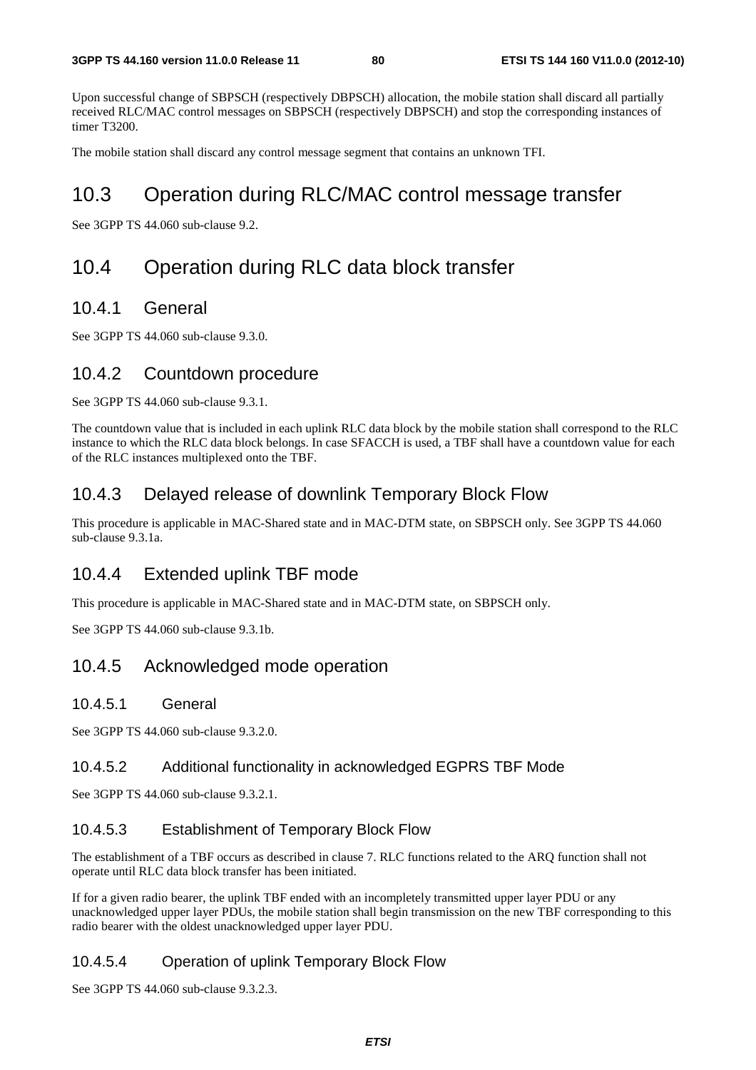Upon successful change of SBPSCH (respectively DBPSCH) allocation, the mobile station shall discard all partially received RLC/MAC control messages on SBPSCH (respectively DBPSCH) and stop the corresponding instances of timer T3200.

The mobile station shall discard any control message segment that contains an unknown TFI.

# 10.3 Operation during RLC/MAC control message transfer

See 3GPP TS 44.060 sub-clause 9.2.

# 10.4 Operation during RLC data block transfer

## 10.4.1 General

See 3GPP TS 44.060 sub-clause 9.3.0.

## 10.4.2 Countdown procedure

See 3GPP TS 44.060 sub-clause 9.3.1.

The countdown value that is included in each uplink RLC data block by the mobile station shall correspond to the RLC instance to which the RLC data block belongs. In case SFACCH is used, a TBF shall have a countdown value for each of the RLC instances multiplexed onto the TBF.

## 10.4.3 Delayed release of downlink Temporary Block Flow

This procedure is applicable in MAC-Shared state and in MAC-DTM state, on SBPSCH only. See 3GPP TS 44.060 sub-clause 9.3.1a.

## 10.4.4 Extended uplink TBF mode

This procedure is applicable in MAC-Shared state and in MAC-DTM state, on SBPSCH only.

See 3GPP TS 44.060 sub-clause 9.3.1b.

## 10.4.5 Acknowledged mode operation

### 10.4.5.1 General

See 3GPP TS 44.060 sub-clause 9.3.2.0.

### 10.4.5.2 Additional functionality in acknowledged EGPRS TBF Mode

See 3GPP TS 44.060 sub-clause 9.3.2.1.

### 10.4.5.3 Establishment of Temporary Block Flow

The establishment of a TBF occurs as described in clause 7. RLC functions related to the ARQ function shall not operate until RLC data block transfer has been initiated.

If for a given radio bearer, the uplink TBF ended with an incompletely transmitted upper layer PDU or any unacknowledged upper layer PDUs, the mobile station shall begin transmission on the new TBF corresponding to this radio bearer with the oldest unacknowledged upper layer PDU.

### 10.4.5.4 Operation of uplink Temporary Block Flow

See 3GPP TS 44.060 sub-clause 9.3.2.3.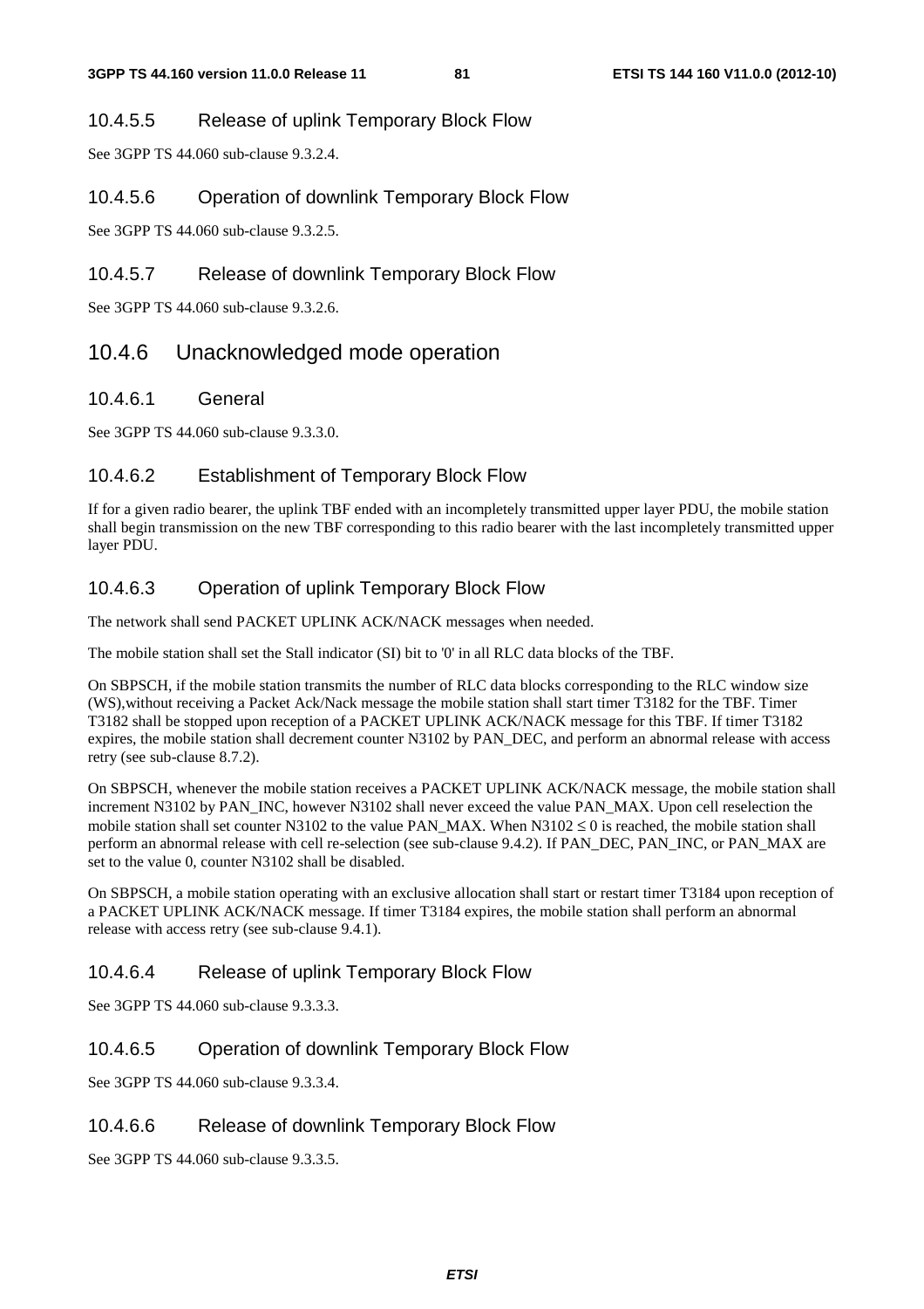#### 10.4.5.5 Release of uplink Temporary Block Flow

See 3GPP TS 44.060 sub-clause 9.3.2.4.

#### 10.4.5.6 Operation of downlink Temporary Block Flow

See 3GPP TS 44.060 sub-clause 9.3.2.5.

#### 10.4.5.7 Release of downlink Temporary Block Flow

See 3GPP TS 44.060 sub-clause 9.3.2.6.

### 10.4.6 Unacknowledged mode operation

#### 10.4.6.1 General

See 3GPP TS 44.060 sub-clause 9.3.3.0.

#### 10.4.6.2 Establishment of Temporary Block Flow

If for a given radio bearer, the uplink TBF ended with an incompletely transmitted upper layer PDU, the mobile station shall begin transmission on the new TBF corresponding to this radio bearer with the last incompletely transmitted upper layer PDU.

#### 10.4.6.3 Operation of uplink Temporary Block Flow

The network shall send PACKET UPLINK ACK/NACK messages when needed.

The mobile station shall set the Stall indicator (SI) bit to '0' in all RLC data blocks of the TBF.

On SBPSCH, if the mobile station transmits the number of RLC data blocks corresponding to the RLC window size (WS),without receiving a Packet Ack/Nack message the mobile station shall start timer T3182 for the TBF. Timer T3182 shall be stopped upon reception of a PACKET UPLINK ACK/NACK message for this TBF. If timer T3182 expires, the mobile station shall decrement counter N3102 by PAN_DEC, and perform an abnormal release with access retry (see sub-clause 8.7.2).

On SBPSCH, whenever the mobile station receives a PACKET UPLINK ACK/NACK message, the mobile station shall increment N3102 by PAN_INC, however N3102 shall never exceed the value PAN_MAX. Upon cell reselection the mobile station shall set counter N3102 to the value PAN_MAX. When N3102 $\leq 0$ is reached, the mobile station shall perform an abnormal release with cell re-selection (see sub-clause 9.4.2). If PAN_DEC, PAN_INC, or PAN_MAX are set to the value 0, counter N3102 shall be disabled.

On SBPSCH, a mobile station operating with an exclusive allocation shall start or restart timer T3184 upon reception of a PACKET UPLINK ACK/NACK message. If timer T3184 expires, the mobile station shall perform an abnormal release with access retry (see sub-clause 9.4.1).

#### 10.4.6.4 Release of uplink Temporary Block Flow

See 3GPP TS 44.060 sub-clause 9.3.3.3.

#### 10.4.6.5 Operation of downlink Temporary Block Flow

See 3GPP TS 44.060 sub-clause 9.3.3.4.

#### 10.4.6.6 Release of downlink Temporary Block Flow

See 3GPP TS 44.060 sub-clause 9.3.3.5.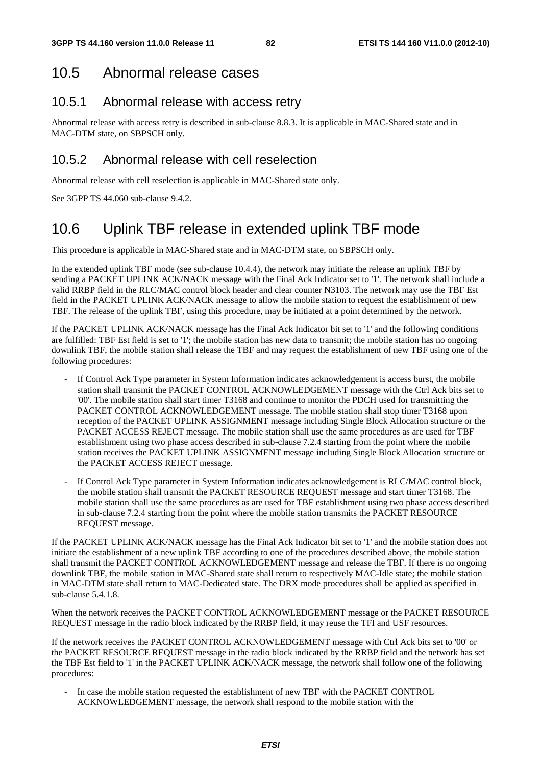## 10.5 Abnormal release cases

### 10.5.1 Abnormal release with access retry

Abnormal release with access retry is described in sub-clause 8.8.3. It is applicable in MAC-Shared state and in MAC-DTM state, on SBPSCH only.

### 10.5.2 Abnormal release with cell reselection

Abnormal release with cell reselection is applicable in MAC-Shared state only.

See 3GPP TS 44.060 sub-clause 9.4.2.

## 10.6 Uplink TBF release in extended uplink TBF mode

This procedure is applicable in MAC-Shared state and in MAC-DTM state, on SBPSCH only.

In the extended uplink TBF mode (see sub-clause 10.4.4), the network may initiate the release an uplink TBF by sending a PACKET UPLINK ACK/NACK message with the Final Ack Indicator set to '1'. The network shall include a valid RRBP field in the RLC/MAC control block header and clear counter N3103. The network may use the TBF Est field in the PACKET UPLINK ACK/NACK message to allow the mobile station to request the establishment of new TBF. The release of the uplink TBF, using this procedure, may be initiated at a point determined by the network.

If the PACKET UPLINK ACK/NACK message has the Final Ack Indicator bit set to '1' and the following conditions are fulfilled: TBF Est field is set to '1'; the mobile station has new data to transmit; the mobile station has no ongoing downlink TBF, the mobile station shall release the TBF and may request the establishment of new TBF using one of the following procedures:

- If Control Ack Type parameter in System Information indicates acknowledgement is access burst, the mobile station shall transmit the PACKET CONTROL ACKNOWLEDGEMENT message with the Ctrl Ack bits set to '00'. The mobile station shall start timer T3168 and continue to monitor the PDCH used for transmitting the PACKET CONTROL ACKNOWLEDGEMENT message. The mobile station shall stop timer T3168 upon reception of the PACKET UPLINK ASSIGNMENT message including Single Block Allocation structure or the PACKET ACCESS REJECT message. The mobile station shall use the same procedures as are used for TBF establishment using two phase access described in sub-clause 7.2.4 starting from the point where the mobile station receives the PACKET UPLINK ASSIGNMENT message including Single Block Allocation structure or the PACKET ACCESS REJECT message.

- If Control Ack Type parameter in System Information indicates acknowledgement is RLC/MAC control block, the mobile station shall transmit the PACKET RESOURCE REQUEST message and start timer T3168. The mobile station shall use the same procedures as are used for TBF establishment using two phase access described in sub-clause 7.2.4 starting from the point where the mobile station transmits the PACKET RESOURCE REQUEST message.

If the PACKET UPLINK ACK/NACK message has the Final Ack Indicator bit set to '1' and the mobile station does not initiate the establishment of a new uplink TBF according to one of the procedures described above, the mobile station shall transmit the PACKET CONTROL ACKNOWLEDGEMENT message and release the TBF. If there is no ongoing downlink TBF, the mobile station in MAC-Shared state shall return to respectively MAC-Idle state; the mobile station in MAC-DTM state shall return to MAC-Dedicated state. The DRX mode procedures shall be applied as specified in sub-clause 5.4.1.8.

When the network receives the PACKET CONTROL ACKNOWLEDGEMENT message or the PACKET RESOURCE REQUEST message in the radio block indicated by the RRBP field, it may reuse the TFI and USF resources.

If the network receives the PACKET CONTROL ACKNOWLEDGEMENT message with Ctrl Ack bits set to '00' or the PACKET RESOURCE REQUEST message in the radio block indicated by the RRBP field and the network has set the TBF Est field to '1' in the PACKET UPLINK ACK/NACK message, the network shall follow one of the following procedures:

- In case the mobile station requested the establishment of new TBF with the PACKET CONTROL ACKNOWLEDGEMENT message, the network shall respond to the mobile station with the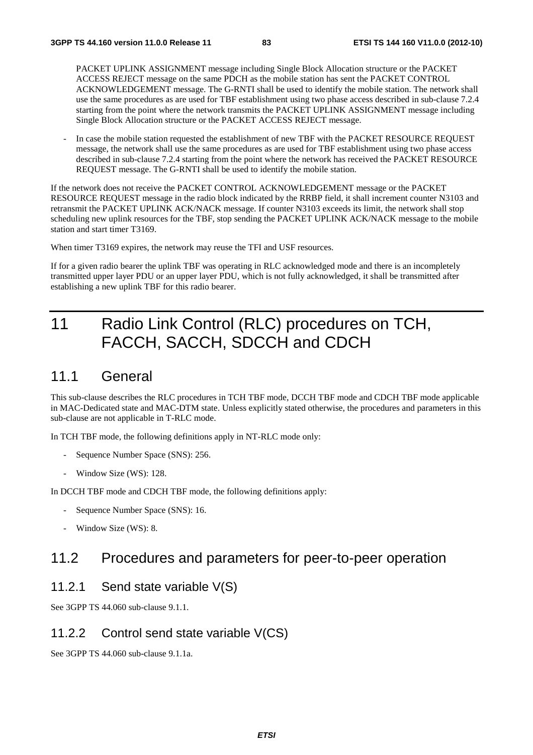PACKET UPLINK ASSIGNMENT message including Single Block Allocation structure or the PACKET ACCESS REJECT message on the same PDCH as the mobile station has sent the PACKET CONTROL ACKNOWLEDGEMENT message. The G-RNTI shall be used to identify the mobile station. The network shall use the same procedures as are used for TBF establishment using two phase access described in sub-clause 7.2.4 starting from the point where the network transmits the PACKET UPLINK ASSIGNMENT message including Single Block Allocation structure or the PACKET ACCESS REJECT message.

- In case the mobile station requested the establishment of new TBF with the PACKET RESOURCE REQUEST message, the network shall use the same procedures as are used for TBF establishment using two phase access described in sub-clause 7.2.4 starting from the point where the network has received the PACKET RESOURCE REQUEST message. The G-RNTI shall be used to identify the mobile station.

If the network does not receive the PACKET CONTROL ACKNOWLEDGEMENT message or the PACKET RESOURCE REQUEST message in the radio block indicated by the RRBP field, it shall increment counter N3103 and retransmit the PACKET UPLINK ACK/NACK message. If counter N3103 exceeds its limit, the network shall stop scheduling new uplink resources for the TBF, stop sending the PACKET UPLINK ACK/NACK message to the mobile station and start timer T3169.

When timer T3169 expires, the network may reuse the TFI and USF resources.

If for a given radio bearer the uplink TBF was operating in RLC acknowledged mode and there is an incompletely transmitted upper layer PDU or an upper layer PDU, which is not fully acknowledged, it shall be transmitted after establishing a new uplink TBF for this radio bearer.

# 11 Radio Link Control (RLC) procedures on TCH, FACCH, SACCH, SDCCH and CDCH

## 11.1 General

This sub-clause describes the RLC procedures in TCH TBF mode, DCCH TBF mode and CDCH TBF mode applicable in MAC-Dedicated state and MAC-DTM state. Unless explicitly stated otherwise, the procedures and parameters in this sub-clause are not applicable in T-RLC mode.

In TCH TBF mode, the following definitions apply in NT-RLC mode only:

- Sequence Number Space (SNS): 256.
- Window Size (WS): 128.

In DCCH TBF mode and CDCH TBF mode, the following definitions apply:

- Sequence Number Space (SNS): 16.
- Window Size (WS): 8.

## 11.2 Procedures and parameters for peer-to-peer operation

### 11.2.1 Send state variable V(S)

See 3GPP TS 44.060 sub-clause 9.1.1.

### 11.2.2 Control send state variable V(CS)

See 3GPP TS 44.060 sub-clause 9.1.1a.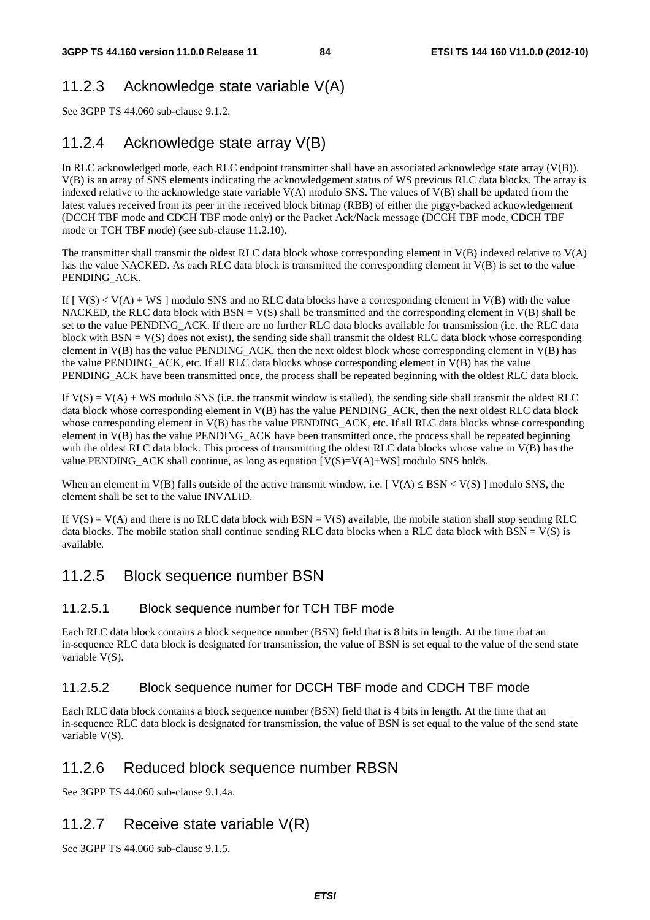## 11.2.3 Acknowledge state variable V(A)

See 3GPP TS 44.060 sub-clause 9.1.2.

## 11.2.4 Acknowledge state array V(B)

In RLC acknowledged mode, each RLC endpoint transmitter shall have an associated acknowledge state array (V(B)). V(B) is an array of SNS elements indicating the acknowledgement status of WS previous RLC data blocks. The array is indexed relative to the acknowledge state variable V(A) modulo SNS. The values of V(B) shall be updated from the latest values received from its peer in the received block bitmap (RBB) of either the piggy-backed acknowledgement (DCCH TBF mode and CDCH TBF mode only) or the Packet Ack/Nack message (DCCH TBF mode, CDCH TBF mode or TCH TBF mode) (see sub-clause 11.2.10).

The transmitter shall transmit the oldest RLC data block whose corresponding element in V(B) indexed relative to V(A) has the value NACKED. As each RLC data block is transmitted the corresponding element in V(B) is set to the value PENDING_ACK.

If [ $V(S) < V(A) + WS$ ] modulo SNS and no RLC data blocks have a corresponding element in V(B) with the value NACKED, the RLC data block with $BSN = V(S)$ shall be transmitted and the corresponding element in V(B) shall be set to the value PENDING_ACK. If there are no further RLC data blocks available for transmission (i.e. the RLC data block with $BSN = V(S)$ does not exist), the sending side shall transmit the oldest RLC data block whose corresponding element in V(B) has the value PENDING_ACK, then the next oldest block whose corresponding element in V(B) has the value PENDING_ACK, etc. If all RLC data blocks whose corresponding element in V(B) has the value PENDING_ACK have been transmitted once, the process shall be repeated beginning with the oldest RLC data block.

If $V(S) = V(A) + WS$ modulo SNS (i.e. the transmit window is stalled), the sending side shall transmit the oldest RLC data block whose corresponding element in V(B) has the value PENDING_ACK, then the next oldest RLC data block whose corresponding element in V(B) has the value PENDING_ACK, etc. If all RLC data blocks whose corresponding element in V(B) has the value PENDING_ACK have been transmitted once, the process shall be repeated beginning with the oldest RLC data block. This process of transmitting the oldest RLC data blocks whose value in V(B) has the value PENDING_ACK shall continue, as long as equation [$V(S)=V(A)+WS$] modulo SNS holds.

When an element in V(B) falls outside of the active transmit window, i.e. [ $V(A) \leq BSN < V(S)$ ] modulo SNS, the element shall be set to the value INVALID.

If $V(S) = V(A)$ and there is no RLC data block with $BSN = V(S)$ available, the mobile station shall stop sending RLC data blocks. The mobile station shall continue sending RLC data blocks when a RLC data block with $BSN = V(S)$ is available.

## 11.2.5 Block sequence number BSN

### 11.2.5.1 Block sequence number for TCH TBF mode

Each RLC data block contains a block sequence number (BSN) field that is 8 bits in length. At the time that an in-sequence RLC data block is designated for transmission, the value of BSN is set equal to the value of the send state variable V(S).

### 11.2.5.2 Block sequence numer for DCCH TBF mode and CDCH TBF mode

Each RLC data block contains a block sequence number (BSN) field that is 4 bits in length. At the time that an in-sequence RLC data block is designated for transmission, the value of BSN is set equal to the value of the send state variable V(S).

## 11.2.6 Reduced block sequence number RBSN

See 3GPP TS 44.060 sub-clause 9.1.4a.

## 11.2.7 Receive state variable V(R)

See 3GPP TS 44.060 sub-clause 9.1.5.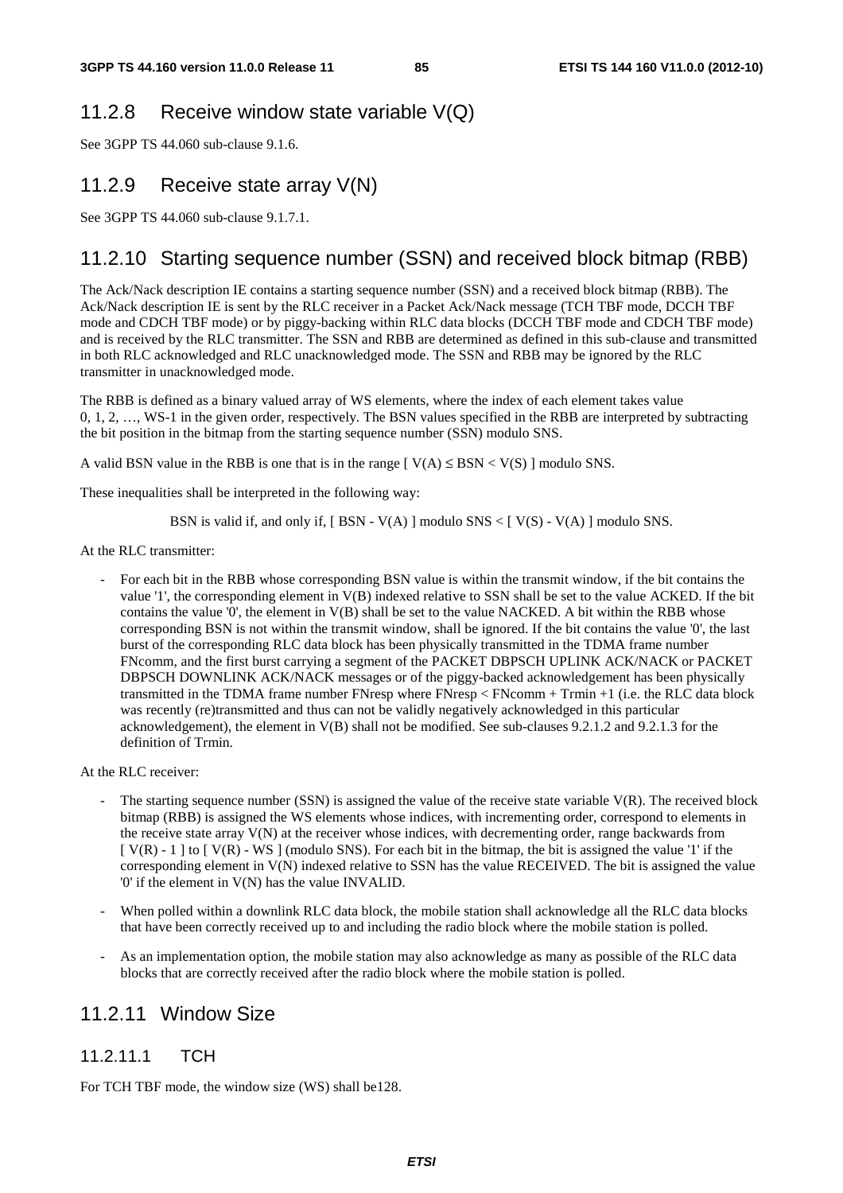## 11.2.8 Receive window state variable V(Q)

See 3GPP TS 44.060 sub-clause 9.1.6.

## 11.2.9 Receive state array V(N)

See 3GPP TS 44.060 sub-clause 9.1.7.1.

## 11.2.10 Starting sequence number (SSN) and received block bitmap (RBB)

The Ack/Nack description IE contains a starting sequence number (SSN) and a received block bitmap (RBB). The Ack/Nack description IE is sent by the RLC receiver in a Packet Ack/Nack message (TCH TBF mode, DCCH TBF mode and CDCH TBF mode) or by piggy-backing within RLC data blocks (DCCH TBF mode and CDCH TBF mode) and is received by the RLC transmitter. The SSN and RBB are determined as defined in this sub-clause and transmitted in both RLC acknowledged and RLC unacknowledged mode. The SSN and RBB may be ignored by the RLC transmitter in unacknowledged mode.

The RBB is defined as a binary valued array of WS elements, where the index of each element takes value 0, 1, 2, …, WS-1 in the given order, respectively. The BSN values specified in the RBB are interpreted by subtracting the bit position in the bitmap from the starting sequence number (SSN) modulo SNS.

A valid BSN value in the RBB is one that is in the range [ V(A) ≤ BSN < V(S) ] modulo SNS.

These inequalities shall be interpreted in the following way:

BSN is valid if, and only if, [ BSN - V(A) ] modulo SNS < [ V(S) - V(A) ] modulo SNS.

At the RLC transmitter:

- For each bit in the RBB whose corresponding BSN value is within the transmit window, if the bit contains the value '1', the corresponding element in V(B) indexed relative to SSN shall be set to the value ACKED. If the bit contains the value '0', the element in V(B) shall be set to the value NACKED. A bit within the RBB whose corresponding BSN is not within the transmit window, shall be ignored. If the bit contains the value '0', the last burst of the corresponding RLC data block has been physically transmitted in the TDMA frame number FNcomm, and the first burst carrying a segment of the PACKET DBPSCH UPLINK ACK/NACK or PACKET DBPSCH DOWNLINK ACK/NACK messages or of the piggy-backed acknowledgement has been physically transmitted in the TDMA frame number FNresp where FNresp < FNcomm + Trmin +1 (i.e. the RLC data block was recently (re)transmitted and thus can not be validly negatively acknowledged in this particular acknowledgement), the element in V(B) shall not be modified. See sub-clauses 9.2.1.2 and 9.2.1.3 for the definition of Trmin.

At the RLC receiver:

- The starting sequence number (SSN) is assigned the value of the receive state variable V(R). The received block bitmap (RBB) is assigned the WS elements whose indices, with incrementing order, correspond to elements in the receive state array V(N) at the receiver whose indices, with decrementing order, range backwards from [ V(R) - 1 ] to [ V(R) - WS ] (modulo SNS). For each bit in the bitmap, the bit is assigned the value '1' if the corresponding element in V(N) indexed relative to SSN has the value RECEIVED. The bit is assigned the value '0' if the element in V(N) has the value INVALID.
- When polled within a downlink RLC data block, the mobile station shall acknowledge all the RLC data blocks that have been correctly received up to and including the radio block where the mobile station is polled.
- As an implementation option, the mobile station may also acknowledge as many as possible of the RLC data blocks that are correctly received after the radio block where the mobile station is polled.

## 11.2.11 Window Size

### 11.2.11.1 TCH

For TCH TBF mode, the window size (WS) shall be128.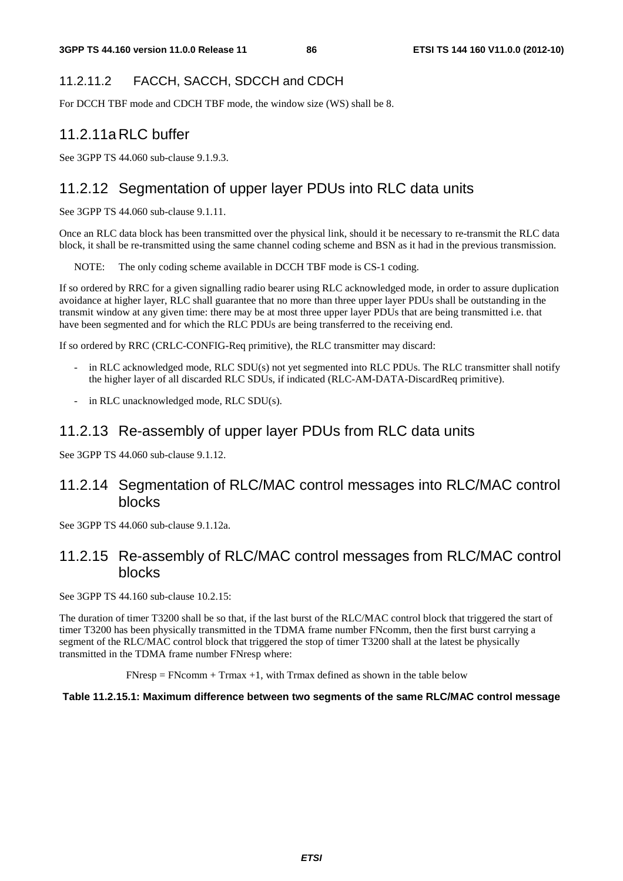#### 11.2.11.2 FACCH, SACCH, SDCCH and CDCH

For DCCH TBF mode and CDCH TBF mode, the window size (WS) shall be 8.

### 11.2.11a RLC buffer

See 3GPP TS 44.060 sub-clause 9.1.9.3.

### 11.2.12 Segmentation of upper layer PDUs into RLC data units

See 3GPP TS 44.060 sub-clause 9.1.11.

Once an RLC data block has been transmitted over the physical link, should it be necessary to re-transmit the RLC data block, it shall be re-transmitted using the same channel coding scheme and BSN as it had in the previous transmission.

NOTE: The only coding scheme available in DCCH TBF mode is CS-1 coding.

If so ordered by RRC for a given signalling radio bearer using RLC acknowledged mode, in order to assure duplication avoidance at higher layer, RLC shall guarantee that no more than three upper layer PDUs shall be outstanding in the transmit window at any given time: there may be at most three upper layer PDUs that are being transmitted i.e. that have been segmented and for which the RLC PDUs are being transferred to the receiving end.

If so ordered by RRC (CRLC-CONFIG-Req primitive), the RLC transmitter may discard:

- in RLC acknowledged mode, RLC SDU(s) not yet segmented into RLC PDUs. The RLC transmitter shall notify the higher layer of all discarded RLC SDUs, if indicated (RLC-AM-DATA-DiscardReq primitive).
- in RLC unacknowledged mode, RLC SDU(s).

### 11.2.13 Re-assembly of upper layer PDUs from RLC data units

See 3GPP TS 44.060 sub-clause 9.1.12.

### 11.2.14 Segmentation of RLC/MAC control messages into RLC/MAC control blocks

See 3GPP TS 44.060 sub-clause 9.1.12a.

### 11.2.15 Re-assembly of RLC/MAC control messages from RLC/MAC control blocks

See 3GPP TS 44.160 sub-clause 10.2.15:

The duration of timer T3200 shall be so that, if the last burst of the RLC/MAC control block that triggered the start of timer T3200 has been physically transmitted in the TDMA frame number FNcomm, then the first burst carrying a segment of the RLC/MAC control block that triggered the stop of timer T3200 shall at the latest be physically transmitted in the TDMA frame number FNresp where:

FNresp = FNcomm + Trmax +1, with Trmax defined as shown in the table below

**Table 11.2.15.1: Maximum difference between two segments of the same RLC/MAC control message**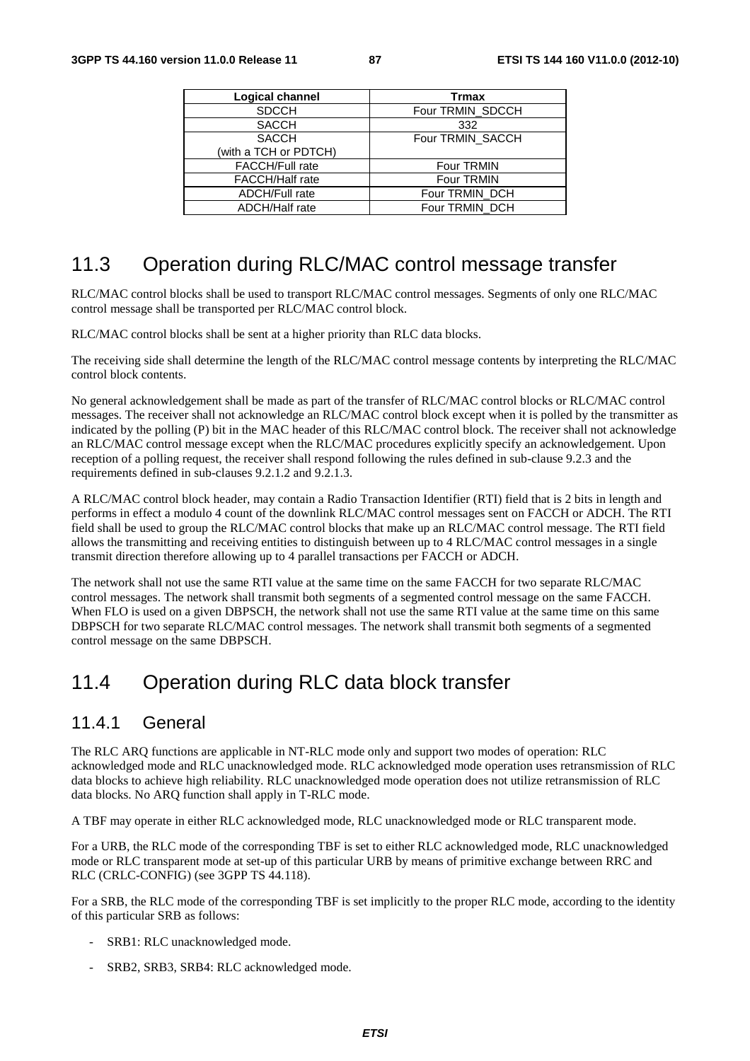| Logical channel | Trmax |
| --- | --- |
| SDCCH | Four TRMIN_SDCCH |
| SACCH | 332 |
| SACCH (with a TCH or PDTCH) | Four TRMIN_SACCH |
| FACCH/Full rate | Four TRMIN |
| FACCH/Half rate | Four TRMIN |
| ADCH/Full rate | Four TRMIN_DCH |
| ADCH/Half rate | Four TRMIN_DCH |

## 11.3 Operation during RLC/MAC control message transfer

RLC/MAC control blocks shall be used to transport RLC/MAC control messages. Segments of only one RLC/MAC control message shall be transported per RLC/MAC control block.

RLC/MAC control blocks shall be sent at a higher priority than RLC data blocks.

The receiving side shall determine the length of the RLC/MAC control message contents by interpreting the RLC/MAC control block contents.

No general acknowledgement shall be made as part of the transfer of RLC/MAC control blocks or RLC/MAC control messages. The receiver shall not acknowledge an RLC/MAC control block except when it is polled by the transmitter as indicated by the polling (P) bit in the MAC header of this RLC/MAC control block. The receiver shall not acknowledge an RLC/MAC control message except when the RLC/MAC procedures explicitly specify an acknowledgement. Upon reception of a polling request, the receiver shall respond following the rules defined in sub-clause 9.2.3 and the requirements defined in sub-clauses 9.2.1.2 and 9.2.1.3.

A RLC/MAC control block header, may contain a Radio Transaction Identifier (RTI) field that is 2 bits in length and performs in effect a modulo 4 count of the downlink RLC/MAC control messages sent on FACCH or ADCH. The RTI field shall be used to group the RLC/MAC control blocks that make up an RLC/MAC control message. The RTI field allows the transmitting and receiving entities to distinguish between up to 4 RLC/MAC control messages in a single transmit direction therefore allowing up to 4 parallel transactions per FACCH or ADCH.

The network shall not use the same RTI value at the same time on the same FACCH for two separate RLC/MAC control messages. The network shall transmit both segments of a segmented control message on the same FACCH. When FLO is used on a given DBPSCH, the network shall not use the same RTI value at the same time on this same DBPSCH for two separate RLC/MAC control messages. The network shall transmit both segments of a segmented control message on the same DBPSCH.

## 11.4 Operation during RLC data block transfer

### 11.4.1 General

The RLC ARQ functions are applicable in NT-RLC mode only and support two modes of operation: RLC acknowledged mode and RLC unacknowledged mode. RLC acknowledged mode operation uses retransmission of RLC data blocks to achieve high reliability. RLC unacknowledged mode operation does not utilize retransmission of RLC data blocks. No ARQ function shall apply in T-RLC mode.

A TBF may operate in either RLC acknowledged mode, RLC unacknowledged mode or RLC transparent mode.

For a URB, the RLC mode of the corresponding TBF is set to either RLC acknowledged mode, RLC unacknowledged mode or RLC transparent mode at set-up of this particular URB by means of primitive exchange between RRC and RLC (CRLC-CONFIG) (see 3GPP TS 44.118).

For a SRB, the RLC mode of the corresponding TBF is set implicitly to the proper RLC mode, according to the identity of this particular SRB as follows:

- SRB1: RLC unacknowledged mode.
- SRB2, SRB3, SRB4: RLC acknowledged mode.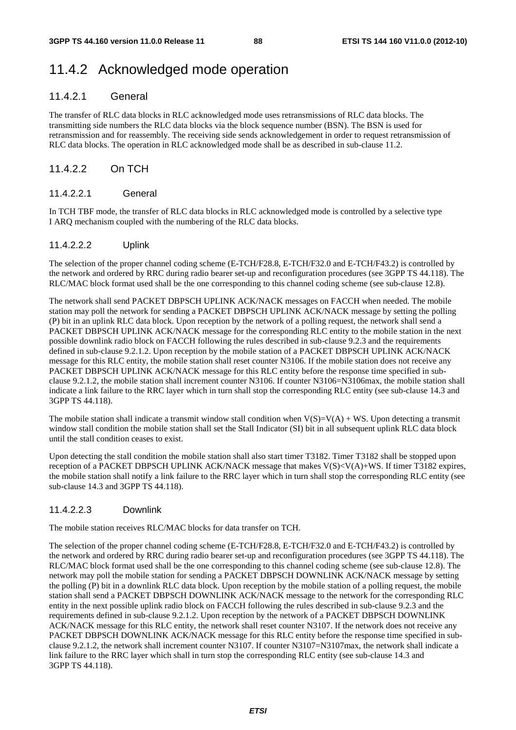## 11.4.2 Acknowledged mode operation

### 11.4.2.1 General

The transfer of RLC data blocks in RLC acknowledged mode uses retransmissions of RLC data blocks. The transmitting side numbers the RLC data blocks via the block sequence number (BSN). The BSN is used for retransmission and for reassembly. The receiving side sends acknowledgement in order to request retransmission of RLC data blocks. The operation in RLC acknowledged mode shall be as described in sub-clause 11.2.

### 11.4.2.2 On TCH

#### 11.4.2.2.1 General

In TCH TBF mode, the transfer of RLC data blocks in RLC acknowledged mode is controlled by a selective type I ARQ mechanism coupled with the numbering of the RLC data blocks.

#### 11.4.2.2.2 Uplink

The selection of the proper channel coding scheme (E-TCH/F28.8, E-TCH/F32.0 and E-TCH/F43.2) is controlled by the network and ordered by RRC during radio bearer set-up and reconfiguration procedures (see 3GPP TS 44.118). The RLC/MAC block format used shall be the one corresponding to this channel coding scheme (see sub-clause 12.8).

The network shall send PACKET DBPSCH UPLINK ACK/NACK messages on FACCH when needed. The mobile station may poll the network for sending a PACKET DBPSCH UPLINK ACK/NACK message by setting the polling (P) bit in an uplink RLC data block. Upon reception by the network of a polling request, the network shall send a PACKET DBPSCH UPLINK ACK/NACK message for the corresponding RLC entity to the mobile station in the next possible downlink radio block on FACCH following the rules described in sub-clause 9.2.3 and the requirements defined in sub-clause 9.2.1.2. Upon reception by the mobile station of a PACKET DBPSCH UPLINK ACK/NACK message for this RLC entity, the mobile station shall reset counter N3106. If the mobile station does not receive any PACKET DBPSCH UPLINK ACK/NACK message for this RLC entity before the response time specified in sub-clause 9.2.1.2, the mobile station shall increment counter N3106. If counter N3106=N3106max, the mobile station shall indicate a link failure to the RRC layer which in turn shall stop the corresponding RLC entity (see sub-clause 14.3 and 3GPP TS 44.118).

The mobile station shall indicate a transmit window stall condition when $V(S)=V(A) + WS$. Upon detecting a transmit window stall condition the mobile station shall set the Stall Indicator (SI) bit in all subsequent uplink RLC data block until the stall condition ceases to exist.

Upon detecting the stall condition the mobile station shall also start timer T3182. Timer T3182 shall be stopped upon reception of a PACKET DBPSCH UPLINK ACK/NACK message that makes $V(S)<V(A)+WS$. If timer T3182 expires, the mobile station shall notify a link failure to the RRC layer which in turn shall stop the corresponding RLC entity (see sub-clause 14.3 and 3GPP TS 44.118).

#### 11.4.2.2.3 Downlink

The mobile station receives RLC/MAC blocks for data transfer on TCH.

The selection of the proper channel coding scheme (E-TCH/F28.8, E-TCH/F32.0 and E-TCH/F43.2) is controlled by the network and ordered by RRC during radio bearer set-up and reconfiguration procedures (see 3GPP TS 44.118). The RLC/MAC block format used shall be the one corresponding to this channel coding scheme (see sub-clause 12.8). The network may poll the mobile station for sending a PACKET DBPSCH DOWNLINK ACK/NACK message by setting the polling (P) bit in a downlink RLC data block. Upon reception by the mobile station of a polling request, the mobile station shall send a PACKET DBPSCH DOWNLINK ACK/NACK message to the network for the corresponding RLC entity in the next possible uplink radio block on FACCH following the rules described in sub-clause 9.2.3 and the requirements defined in sub-clause 9.2.1.2. Upon reception by the network of a PACKET DBPSCH DOWNLINK ACK/NACK message for this RLC entity, the network shall reset counter N3107. If the network does not receive any PACKET DBPSCH DOWNLINK ACK/NACK message for this RLC entity before the response time specified in sub-clause 9.2.1.2, the network shall increment counter N3107. If counter N3107=N3107max, the network shall indicate a link failure to the RRC layer which shall in turn stop the corresponding RLC entity (see sub-clause 14.3 and 3GPP TS 44.118).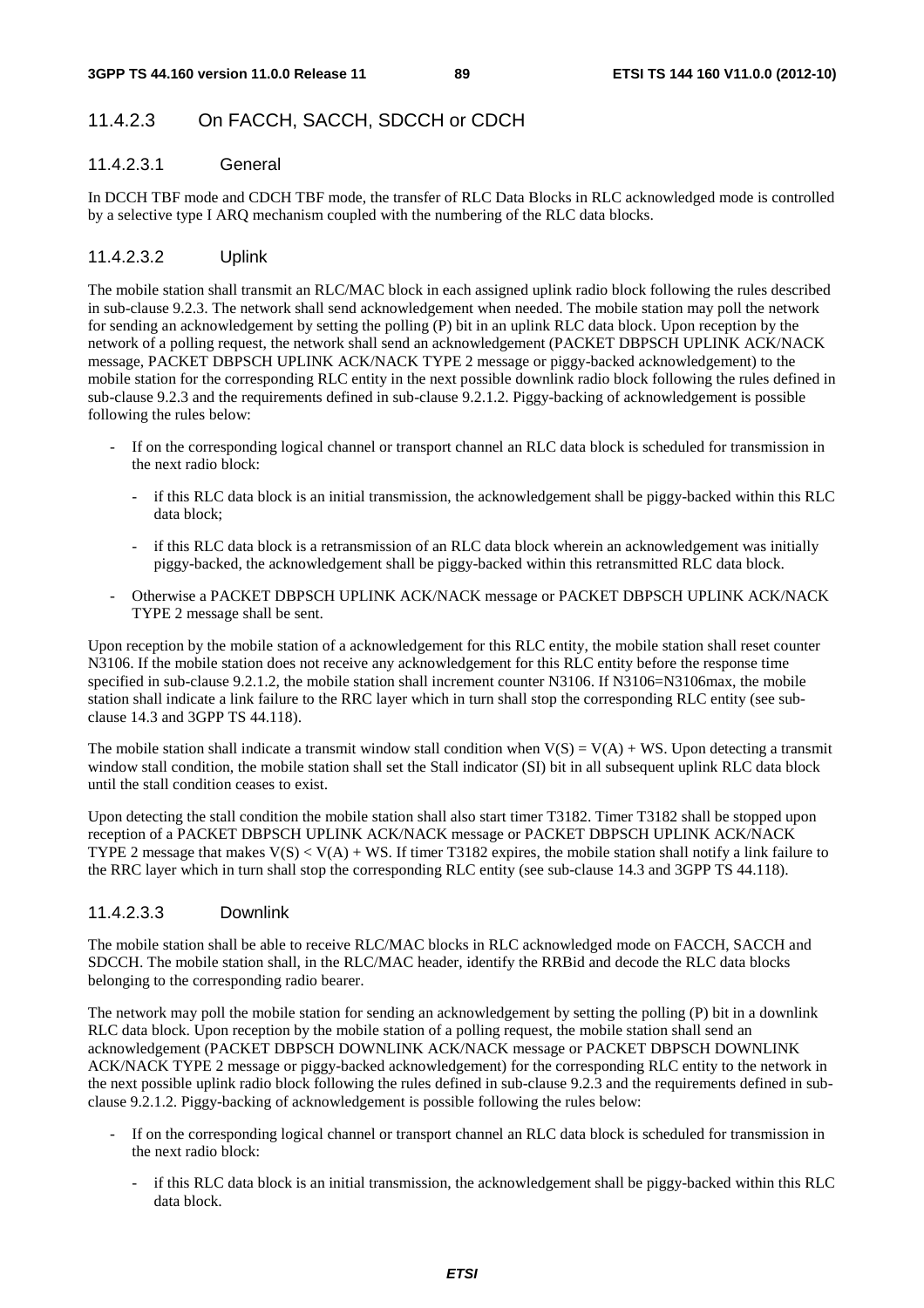### 11.4.2.3 On FACCH, SACCH, SDCCH or CDCH

#### 11.4.2.3.1 General

In DCCH TBF mode and CDCH TBF mode, the transfer of RLC Data Blocks in RLC acknowledged mode is controlled by a selective type I ARQ mechanism coupled with the numbering of the RLC data blocks.

#### 11.4.2.3.2 Uplink

The mobile station shall transmit an RLC/MAC block in each assigned uplink radio block following the rules described in sub-clause 9.2.3. The network shall send acknowledgement when needed. The mobile station may poll the network for sending an acknowledgement by setting the polling (P) bit in an uplink RLC data block. Upon reception by the network of a polling request, the network shall send an acknowledgement (PACKET DBPSCH UPLINK ACK/NACK message, PACKET DBPSCH UPLINK ACK/NACK TYPE 2 message or piggy-backed acknowledgement) to the mobile station for the corresponding RLC entity in the next possible downlink radio block following the rules defined in sub-clause 9.2.3 and the requirements defined in sub-clause 9.2.1.2. Piggy-backing of acknowledgement is possible following the rules below:

- If on the corresponding logical channel or transport channel an RLC data block is scheduled for transmission in the next radio block:
  - if this RLC data block is an initial transmission, the acknowledgement shall be piggy-backed within this RLC data block;
  - if this RLC data block is a retransmission of an RLC data block wherein an acknowledgement was initially piggy-backed, the acknowledgement shall be piggy-backed within this retransmitted RLC data block.
- Otherwise a PACKET DBPSCH UPLINK ACK/NACK message or PACKET DBPSCH UPLINK ACK/NACK TYPE 2 message shall be sent.

Upon reception by the mobile station of a acknowledgement for this RLC entity, the mobile station shall reset counter N3106. If the mobile station does not receive any acknowledgement for this RLC entity before the response time specified in sub-clause 9.2.1.2, the mobile station shall increment counter N3106. If N3106=N3106max, the mobile station shall indicate a link failure to the RRC layer which in turn shall stop the corresponding RLC entity (see sub-clause 14.3 and 3GPP TS 44.118).

The mobile station shall indicate a transmit window stall condition when $V(S) = V(A) + WS$. Upon detecting a transmit window stall condition, the mobile station shall set the Stall indicator (SI) bit in all subsequent uplink RLC data block until the stall condition ceases to exist.

Upon detecting the stall condition the mobile station shall also start timer T3182. Timer T3182 shall be stopped upon reception of a PACKET DBPSCH UPLINK ACK/NACK message or PACKET DBPSCH UPLINK ACK/NACK TYPE 2 message that makes $V(S) < V(A) + WS$. If timer T3182 expires, the mobile station shall notify a link failure to the RRC layer which in turn shall stop the corresponding RLC entity (see sub-clause 14.3 and 3GPP TS 44.118).

#### 11.4.2.3.3 Downlink

The mobile station shall be able to receive RLC/MAC blocks in RLC acknowledged mode on FACCH, SACCH and SDCCH. The mobile station shall, in the RLC/MAC header, identify the RRBid and decode the RLC data blocks belonging to the corresponding radio bearer.

The network may poll the mobile station for sending an acknowledgement by setting the polling (P) bit in a downlink RLC data block. Upon reception by the mobile station of a polling request, the mobile station shall send an acknowledgement (PACKET DBPSCH DOWNLINK ACK/NACK message or PACKET DBPSCH DOWNLINK ACK/NACK TYPE 2 message or piggy-backed acknowledgement) for the corresponding RLC entity to the network in the next possible uplink radio block following the rules defined in sub-clause 9.2.3 and the requirements defined in sub-clause 9.2.1.2. Piggy-backing of acknowledgement is possible following the rules below:

- If on the corresponding logical channel or transport channel an RLC data block is scheduled for transmission in the next radio block:
  - if this RLC data block is an initial transmission, the acknowledgement shall be piggy-backed within this RLC data block.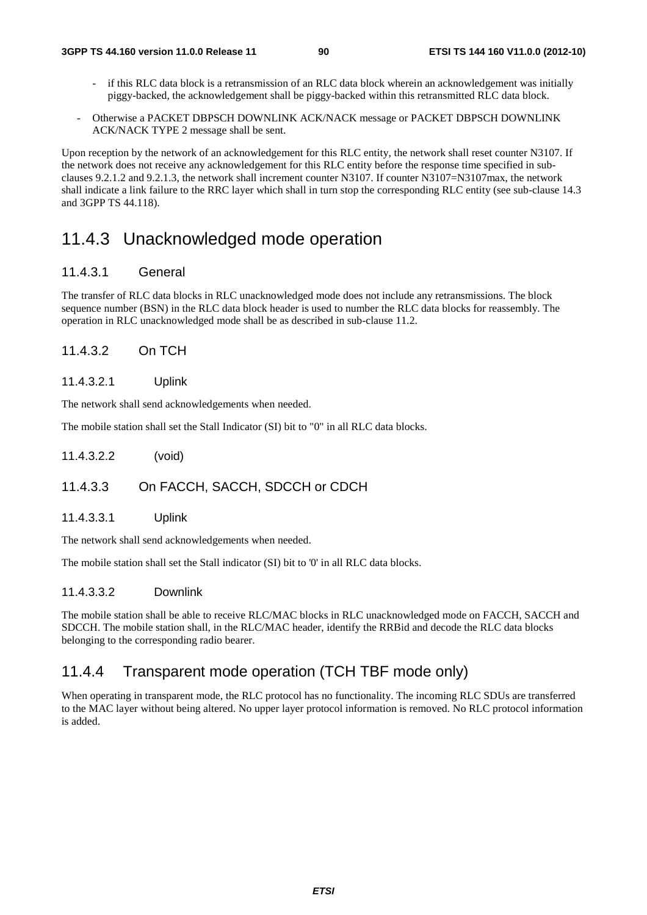- if this RLC data block is a retransmission of an RLC data block wherein an acknowledgement was initially piggy-backed, the acknowledgement shall be piggy-backed within this retransmitted RLC data block.

- Otherwise a PACKET DBPSCH DOWNLINK ACK/NACK message or PACKET DBPSCH DOWNLINK ACK/NACK TYPE 2 message shall be sent.

Upon reception by the network of an acknowledgement for this RLC entity, the network shall reset counter N3107. If the network does not receive any acknowledgement for this RLC entity before the response time specified in sub-clauses 9.2.1.2 and 9.2.1.3, the network shall increment counter N3107. If counter N3107=N3107max, the network shall indicate a link failure to the RRC layer which shall in turn stop the corresponding RLC entity (see sub-clause 14.3 and 3GPP TS 44.118).

## 11.4.3 Unacknowledged mode operation

### 11.4.3.1 General

The transfer of RLC data blocks in RLC unacknowledged mode does not include any retransmissions. The block sequence number (BSN) in the RLC data block header is used to number the RLC data blocks for reassembly. The operation in RLC unacknowledged mode shall be as described in sub-clause 11.2.

### 11.4.3.2 On TCH

#### 11.4.3.2.1 Uplink

The network shall send acknowledgements when needed.

The mobile station shall set the Stall Indicator (SI) bit to "0" in all RLC data blocks.

#### 11.4.3.2.2 (void)

### 11.4.3.3 On FACCH, SACCH, SDCCH or CDCH

#### 11.4.3.3.1 Uplink

The network shall send acknowledgements when needed.

The mobile station shall set the Stall indicator (SI) bit to '0' in all RLC data blocks.

#### 11.4.3.3.2 Downlink

The mobile station shall be able to receive RLC/MAC blocks in RLC unacknowledged mode on FACCH, SACCH and SDCCH. The mobile station shall, in the RLC/MAC header, identify the RRBid and decode the RLC data blocks belonging to the corresponding radio bearer.

## 11.4.4 Transparent mode operation (TCH TBF mode only)

When operating in transparent mode, the RLC protocol has no functionality. The incoming RLC SDUs are transferred to the MAC layer without being altered. No upper layer protocol information is removed. No RLC protocol information is added.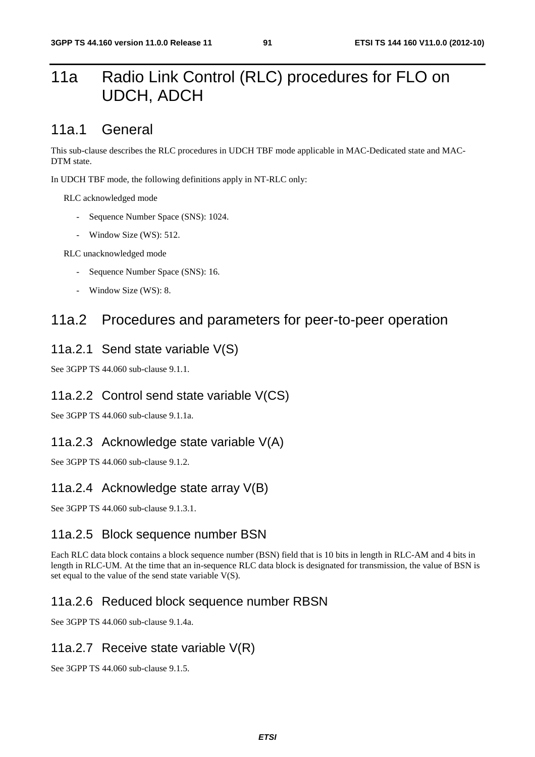# 11a Radio Link Control (RLC) procedures for FLO on UDCH, ADCH

## 11a.1 General

This sub-clause describes the RLC procedures in UDCH TBF mode applicable in MAC-Dedicated state and MAC-DTM state.

In UDCH TBF mode, the following definitions apply in NT-RLC only:

RLC acknowledged mode

- Sequence Number Space (SNS): 1024.
- Window Size (WS): 512.

RLC unacknowledged mode

- Sequence Number Space (SNS): 16.
- Window Size (WS): 8.

## 11a.2 Procedures and parameters for peer-to-peer operation

### 11a.2.1 Send state variable V(S)

See 3GPP TS 44.060 sub-clause 9.1.1.

### 11a.2.2 Control send state variable V(CS)

See 3GPP TS 44.060 sub-clause 9.1.1a.

### 11a.2.3 Acknowledge state variable V(A)

See 3GPP TS 44.060 sub-clause 9.1.2.

### 11a.2.4 Acknowledge state array V(B)

See 3GPP TS 44.060 sub-clause 9.1.3.1.

### 11a.2.5 Block sequence number BSN

Each RLC data block contains a block sequence number (BSN) field that is 10 bits in length in RLC-AM and 4 bits in length in RLC-UM. At the time that an in-sequence RLC data block is designated for transmission, the value of BSN is set equal to the value of the send state variable V(S).

### 11a.2.6 Reduced block sequence number RBSN

See 3GPP TS 44.060 sub-clause 9.1.4a.

### 11a.2.7 Receive state variable V(R)

See 3GPP TS 44.060 sub-clause 9.1.5.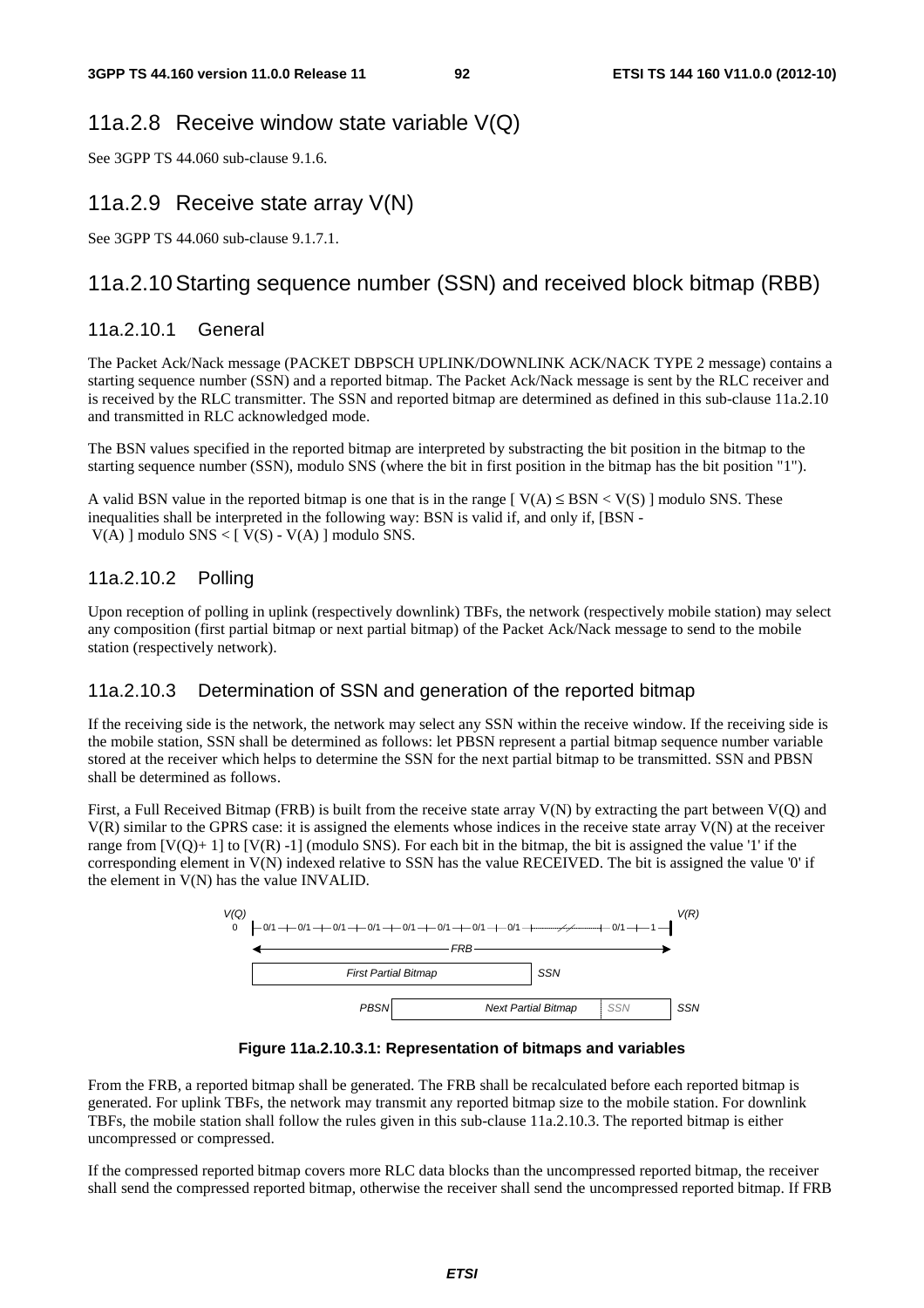## 11a.2.8 Receive window state variable V(Q)

See 3GPP TS 44.060 sub-clause 9.1.6.

## 11a.2.9 Receive state array V(N)

See 3GPP TS 44.060 sub-clause 9.1.7.1.

## 11a.2.10 Starting sequence number (SSN) and received block bitmap (RBB)

### 11a.2.10.1 General

The Packet Ack/Nack message (PACKET DBPSCH UPLINK/DOWNLINK ACK/NACK TYPE 2 message) contains a starting sequence number (SSN) and a reported bitmap. The Packet Ack/Nack message is sent by the RLC receiver and is received by the RLC transmitter. The SSN and reported bitmap are determined as defined in this sub-clause 11a.2.10 and transmitted in RLC acknowledged mode.

The BSN values specified in the reported bitmap are interpreted by substracting the bit position in the bitmap to the starting sequence number (SSN), modulo SNS (where the bit in first position in the bitmap has the bit position "1").

A valid BSN value in the reported bitmap is one that is in the range [ V(A) ≤ BSN < V(S) ] modulo SNS. These inequalities shall be interpreted in the following way: BSN is valid if, and only if, [BSN - V(A) ] modulo SNS < [ V(S) - V(A) ] modulo SNS.

### 11a.2.10.2 Polling

Upon reception of polling in uplink (respectively downlink) TBFs, the network (respectively mobile station) may select any composition (first partial bitmap or next partial bitmap) of the Packet Ack/Nack message to send to the mobile station (respectively network).

### 11a.2.10.3 Determination of SSN and generation of the reported bitmap

If the receiving side is the network, the network may select any SSN within the receive window. If the receiving side is the mobile station, SSN shall be determined as follows: let PBSN represent a partial bitmap sequence number variable stored at the receiver which helps to determine the SSN for the next partial bitmap to be transmitted. SSN and PBSN shall be determined as follows.

First, a Full Received Bitmap (FRB) is built from the receive state array V(N) by extracting the part between V(Q) and V(R) similar to the GPRS case: it is assigned the elements whose indices in the receive state array V(N) at the receiver range from [V(Q)+ 1] to [V(R) -1] (modulo SNS). For each bit in the bitmap, the bit is assigned the value '1' if the corresponding element in V(N) indexed relative to SSN has the value RECEIVED. The bit is assigned the value '0' if the element in V(N) has the value INVALID.

```
V(Q)                                                                                  V(R)
 0  |-0/1-+-0/1-+-0/1-+-0/1-+-0/1-+-0/1-+-0/1-+-0/1-+----//----+-0/1-+-1-|
    <----------------------------------- FRB ----------------------------->
    [          First Partial Bitmap          ]  SSN
                        PBSN [          Next Partial Bitmap     | SSN ]  SSN
```

**Figure 11a.2.10.3.1: Representation of bitmaps and variables**

From the FRB, a reported bitmap shall be generated. The FRB shall be recalculated before each reported bitmap is generated. For uplink TBFs, the network may transmit any reported bitmap size to the mobile station. For downlink TBFs, the mobile station shall follow the rules given in this sub-clause 11a.2.10.3. The reported bitmap is either uncompressed or compressed.

If the compressed reported bitmap covers more RLC data blocks than the uncompressed reported bitmap, the receiver shall send the compressed reported bitmap, otherwise the receiver shall send the uncompressed reported bitmap. If FRB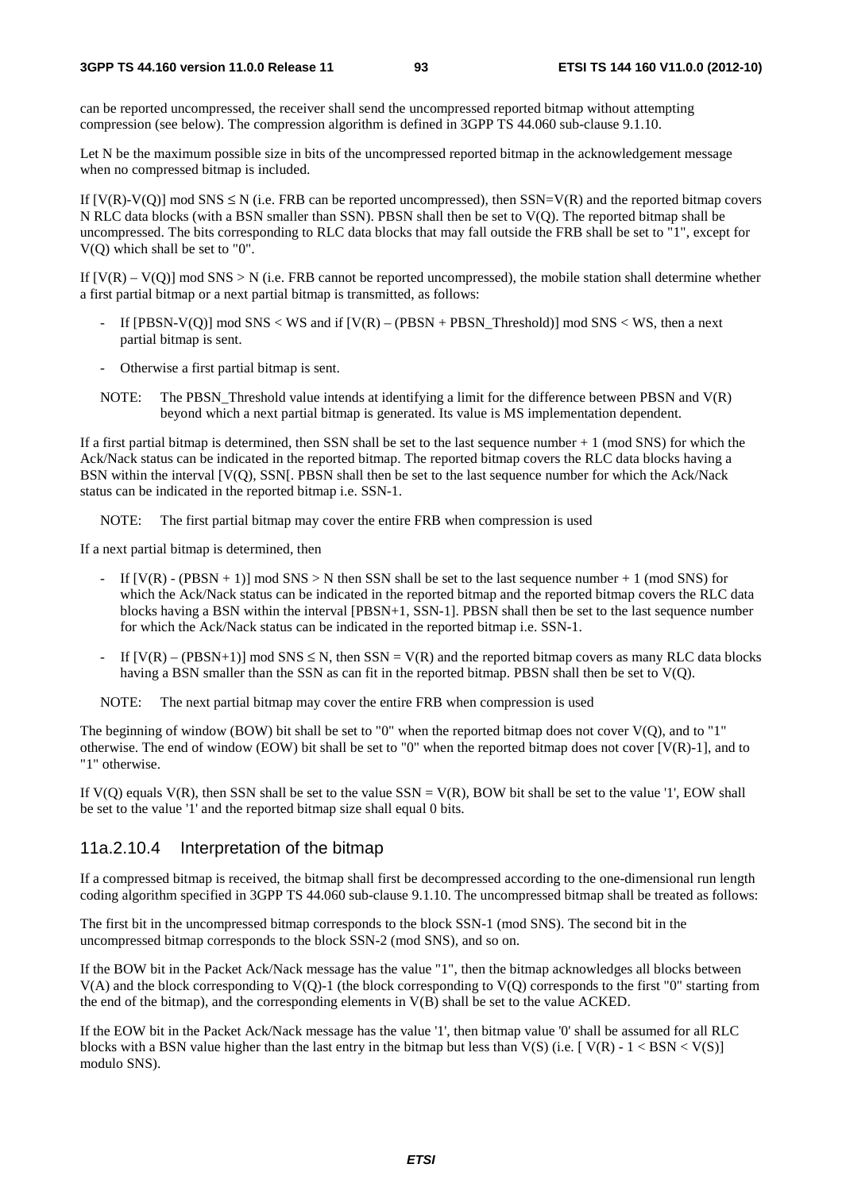can be reported uncompressed, the receiver shall send the uncompressed reported bitmap without attempting compression (see below). The compression algorithm is defined in 3GPP TS 44.060 sub-clause 9.1.10.

Let N be the maximum possible size in bits of the uncompressed reported bitmap in the acknowledgement message when no compressed bitmap is included.

If $[V(R)-V(Q)] \bmod SNS \leq N$ (i.e. FRB can be reported uncompressed), then SSN=V(R) and the reported bitmap covers N RLC data blocks (with a BSN smaller than SSN). PBSN shall then be set to V(Q). The reported bitmap shall be uncompressed. The bits corresponding to RLC data blocks that may fall outside the FRB shall be set to "1", except for V(Q) which shall be set to "0".

If $[V(R) – V(Q)] \bmod SNS > N$ (i.e. FRB cannot be reported uncompressed), the mobile station shall determine whether a first partial bitmap or a next partial bitmap is transmitted, as follows:

- If $[PBSN-V(Q)] \bmod SNS < WS$ and if $[V(R) – (PBSN + PBSN\_Threshold)] \bmod SNS < WS$, then a next partial bitmap is sent.
- Otherwise a first partial bitmap is sent.

NOTE: The PBSN_Threshold value intends at identifying a limit for the difference between PBSN and V(R) beyond which a next partial bitmap is generated. Its value is MS implementation dependent.

If a first partial bitmap is determined, then SSN shall be set to the last sequence number + 1 (mod SNS) for which the Ack/Nack status can be indicated in the reported bitmap. The reported bitmap covers the RLC data blocks having a BSN within the interval [V(Q), SSN[. PBSN shall then be set to the last sequence number for which the Ack/Nack status can be indicated in the reported bitmap i.e. SSN-1.

NOTE: The first partial bitmap may cover the entire FRB when compression is used

If a next partial bitmap is determined, then

- If $[V(R) - (PBSN + 1)] \bmod SNS > N$ then SSN shall be set to the last sequence number + 1 (mod SNS) for which the Ack/Nack status can be indicated in the reported bitmap and the reported bitmap covers the RLC data blocks having a BSN within the interval [PBSN+1, SSN-1]. PBSN shall then be set to the last sequence number for which the Ack/Nack status can be indicated in the reported bitmap i.e. SSN-1.
- If $[V(R) – (PBSN+1)] \bmod SNS \leq N$, then SSN = V(R) and the reported bitmap covers as many RLC data blocks having a BSN smaller than the SSN as can fit in the reported bitmap. PBSN shall then be set to V(Q).

NOTE: The next partial bitmap may cover the entire FRB when compression is used

The beginning of window (BOW) bit shall be set to "0" when the reported bitmap does not cover V(Q), and to "1" otherwise. The end of window (EOW) bit shall be set to "0" when the reported bitmap does not cover [V(R)-1], and to "1" otherwise.

If V(Q) equals V(R), then SSN shall be set to the value SSN = V(R), BOW bit shall be set to the value '1', EOW shall be set to the value '1' and the reported bitmap size shall equal 0 bits.

### 11a.2.10.4 Interpretation of the bitmap

If a compressed bitmap is received, the bitmap shall first be decompressed according to the one-dimensional run length coding algorithm specified in 3GPP TS 44.060 sub-clause 9.1.10. The uncompressed bitmap shall be treated as follows:

The first bit in the uncompressed bitmap corresponds to the block SSN-1 (mod SNS). The second bit in the uncompressed bitmap corresponds to the block SSN-2 (mod SNS), and so on.

If the BOW bit in the Packet Ack/Nack message has the value "1", then the bitmap acknowledges all blocks between V(A) and the block corresponding to V(Q)-1 (the block corresponding to V(Q) corresponds to the first "0" starting from the end of the bitmap), and the corresponding elements in V(B) shall be set to the value ACKED.

If the EOW bit in the Packet Ack/Nack message has the value '1', then bitmap value '0' shall be assumed for all RLC blocks with a BSN value higher than the last entry in the bitmap but less than V(S) (i.e. [ $V(R) - 1 < BSN < V(S)$] modulo SNS).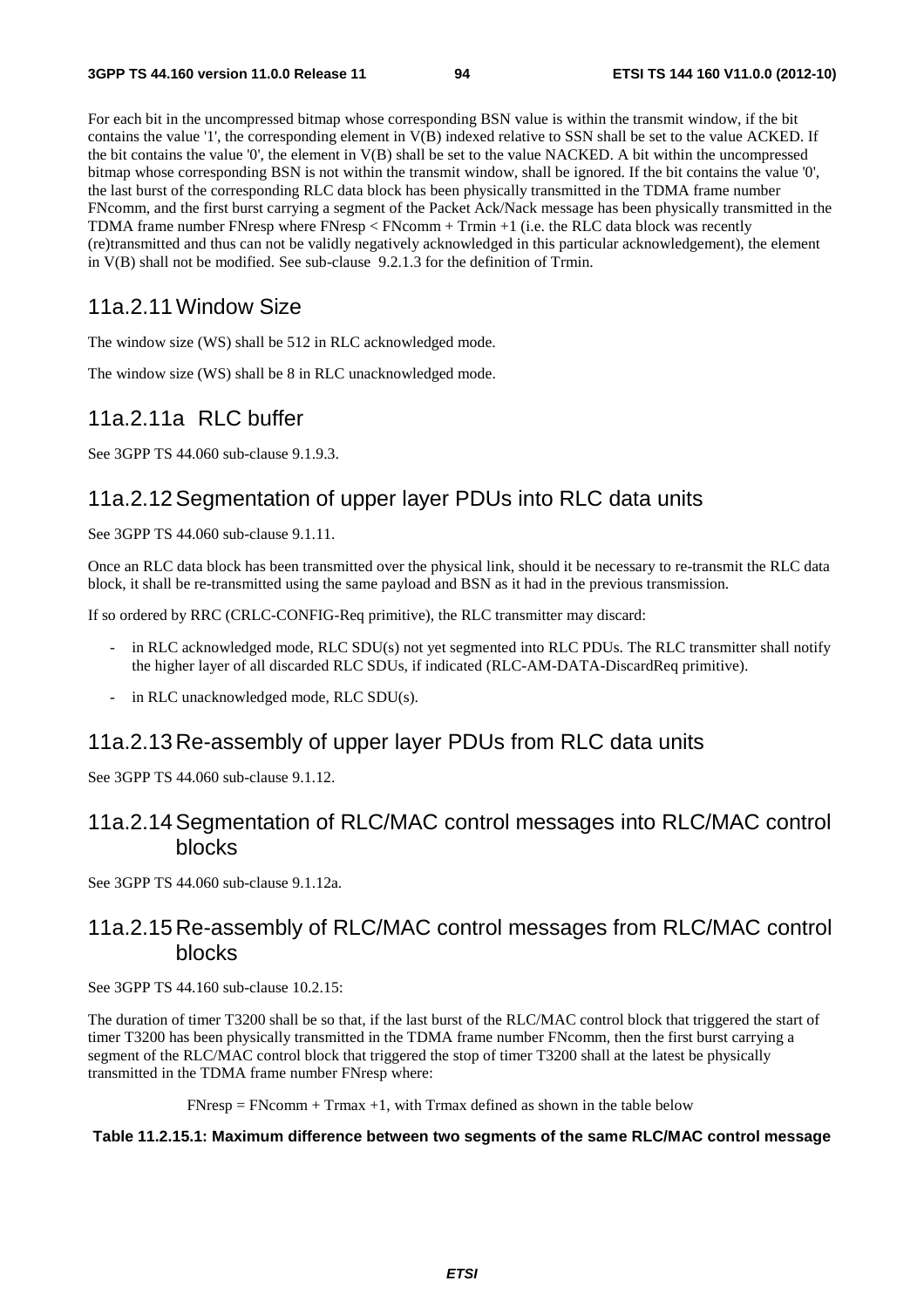For each bit in the uncompressed bitmap whose corresponding BSN value is within the transmit window, if the bit contains the value '1', the corresponding element in V(B) indexed relative to SSN shall be set to the value ACKED. If the bit contains the value '0', the element in V(B) shall be set to the value NACKED. A bit within the uncompressed bitmap whose corresponding BSN is not within the transmit window, shall be ignored. If the bit contains the value '0', the last burst of the corresponding RLC data block has been physically transmitted in the TDMA frame number FNcomm, and the first burst carrying a segment of the Packet Ack/Nack message has been physically transmitted in the TDMA frame number FNresp where FNresp < FNcomm + Trmin +1 (i.e. the RLC data block was recently (re)transmitted and thus can not be validly negatively acknowledged in this particular acknowledgement), the element in V(B) shall not be modified. See sub-clause 9.2.1.3 for the definition of Trmin.

## 11a.2.11 Window Size

The window size (WS) shall be 512 in RLC acknowledged mode.

The window size (WS) shall be 8 in RLC unacknowledged mode.

## 11a.2.11a RLC buffer

See 3GPP TS 44.060 sub-clause 9.1.9.3.

## 11a.2.12 Segmentation of upper layer PDUs into RLC data units

See 3GPP TS 44.060 sub-clause 9.1.11.

Once an RLC data block has been transmitted over the physical link, should it be necessary to re-transmit the RLC data block, it shall be re-transmitted using the same payload and BSN as it had in the previous transmission.

If so ordered by RRC (CRLC-CONFIG-Req primitive), the RLC transmitter may discard:

- in RLC acknowledged mode, RLC SDU(s) not yet segmented into RLC PDUs. The RLC transmitter shall notify the higher layer of all discarded RLC SDUs, if indicated (RLC-AM-DATA-DiscardReq primitive).
- in RLC unacknowledged mode, RLC SDU(s).

## 11a.2.13 Re-assembly of upper layer PDUs from RLC data units

See 3GPP TS 44.060 sub-clause 9.1.12.

## 11a.2.14 Segmentation of RLC/MAC control messages into RLC/MAC control blocks

See 3GPP TS 44.060 sub-clause 9.1.12a.

## 11a.2.15 Re-assembly of RLC/MAC control messages from RLC/MAC control blocks

See 3GPP TS 44.160 sub-clause 10.2.15:

The duration of timer T3200 shall be so that, if the last burst of the RLC/MAC control block that triggered the start of timer T3200 has been physically transmitted in the TDMA frame number FNcomm, then the first burst carrying a segment of the RLC/MAC control block that triggered the stop of timer T3200 shall at the latest be physically transmitted in the TDMA frame number FNresp where:

FNresp = FNcomm + Trmax +1, with Trmax defined as shown in the table below

**Table 11.2.15.1: Maximum difference between two segments of the same RLC/MAC control message**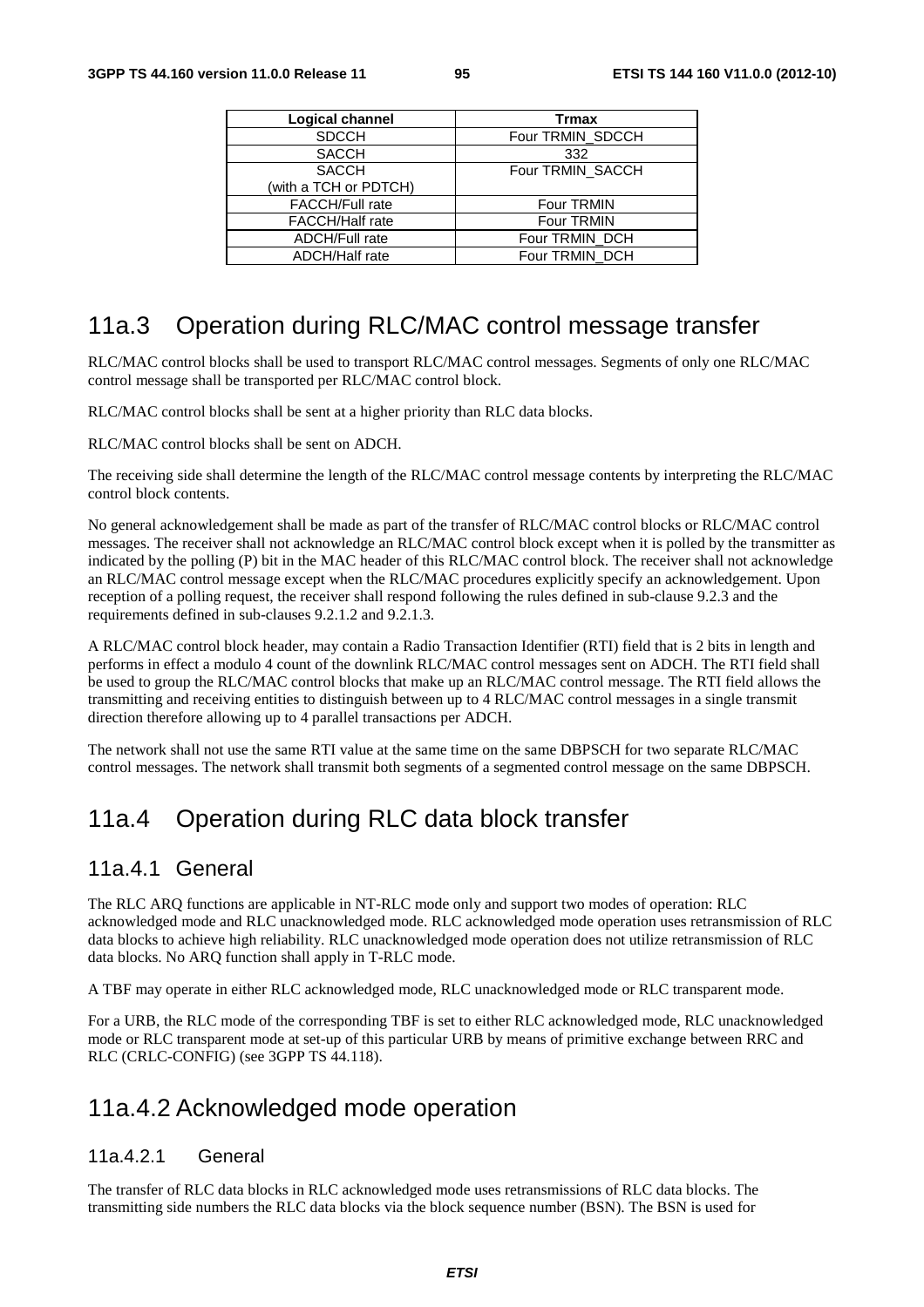| Logical channel | Trmax |
| --- | --- |
| SDCCH | Four TRMIN_SDCCH |
| SACCH | 332 |
| SACCH (with a TCH or PDTCH) | Four TRMIN_SACCH |
| FACCH/Full rate | Four TRMIN |
| FACCH/Half rate | Four TRMIN |
| ADCH/Full rate | Four TRMIN_DCH |
| ADCH/Half rate | Four TRMIN_DCH |

## 11a.3 Operation during RLC/MAC control message transfer

RLC/MAC control blocks shall be used to transport RLC/MAC control messages. Segments of only one RLC/MAC control message shall be transported per RLC/MAC control block.

RLC/MAC control blocks shall be sent at a higher priority than RLC data blocks.

RLC/MAC control blocks shall be sent on ADCH.

The receiving side shall determine the length of the RLC/MAC control message contents by interpreting the RLC/MAC control block contents.

No general acknowledgement shall be made as part of the transfer of RLC/MAC control blocks or RLC/MAC control messages. The receiver shall not acknowledge an RLC/MAC control block except when it is polled by the transmitter as indicated by the polling (P) bit in the MAC header of this RLC/MAC control block. The receiver shall not acknowledge an RLC/MAC control message except when the RLC/MAC procedures explicitly specify an acknowledgement. Upon reception of a polling request, the receiver shall respond following the rules defined in sub-clause 9.2.3 and the requirements defined in sub-clauses 9.2.1.2 and 9.2.1.3.

A RLC/MAC control block header, may contain a Radio Transaction Identifier (RTI) field that is 2 bits in length and performs in effect a modulo 4 count of the downlink RLC/MAC control messages sent on ADCH. The RTI field shall be used to group the RLC/MAC control blocks that make up an RLC/MAC control message. The RTI field allows the transmitting and receiving entities to distinguish between up to 4 RLC/MAC control messages in a single transmit direction therefore allowing up to 4 parallel transactions per ADCH.

The network shall not use the same RTI value at the same time on the same DBPSCH for two separate RLC/MAC control messages. The network shall transmit both segments of a segmented control message on the same DBPSCH.

## 11a.4 Operation during RLC data block transfer

### 11a.4.1 General

The RLC ARQ functions are applicable in NT-RLC mode only and support two modes of operation: RLC acknowledged mode and RLC unacknowledged mode. RLC acknowledged mode operation uses retransmission of RLC data blocks to achieve high reliability. RLC unacknowledged mode operation does not utilize retransmission of RLC data blocks. No ARQ function shall apply in T-RLC mode.

A TBF may operate in either RLC acknowledged mode, RLC unacknowledged mode or RLC transparent mode.

For a URB, the RLC mode of the corresponding TBF is set to either RLC acknowledged mode, RLC unacknowledged mode or RLC transparent mode at set-up of this particular URB by means of primitive exchange between RRC and RLC (CRLC-CONFIG) (see 3GPP TS 44.118).

## 11a.4.2 Acknowledged mode operation

#### 11a.4.2.1 General

The transfer of RLC data blocks in RLC acknowledged mode uses retransmissions of RLC data blocks. The transmitting side numbers the RLC data blocks via the block sequence number (BSN). The BSN is used for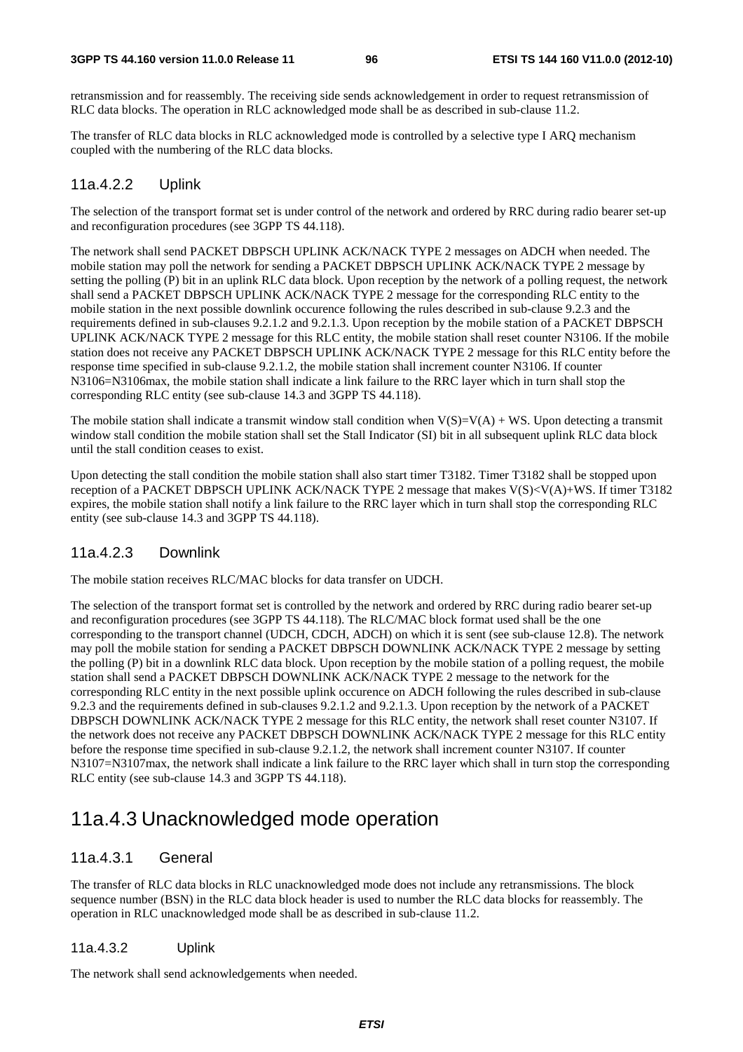retransmission and for reassembly. The receiving side sends acknowledgement in order to request retransmission of RLC data blocks. The operation in RLC acknowledged mode shall be as described in sub-clause 11.2.

The transfer of RLC data blocks in RLC acknowledged mode is controlled by a selective type I ARQ mechanism coupled with the numbering of the RLC data blocks.

#### 11a.4.2.2 Uplink

The selection of the transport format set is under control of the network and ordered by RRC during radio bearer set-up and reconfiguration procedures (see 3GPP TS 44.118).

The network shall send PACKET DBPSCH UPLINK ACK/NACK TYPE 2 messages on ADCH when needed. The mobile station may poll the network for sending a PACKET DBPSCH UPLINK ACK/NACK TYPE 2 message by setting the polling (P) bit in an uplink RLC data block. Upon reception by the network of a polling request, the network shall send a PACKET DBPSCH UPLINK ACK/NACK TYPE 2 message for the corresponding RLC entity to the mobile station in the next possible downlink occurence following the rules described in sub-clause 9.2.3 and the requirements defined in sub-clauses 9.2.1.2 and 9.2.1.3. Upon reception by the mobile station of a PACKET DBPSCH UPLINK ACK/NACK TYPE 2 message for this RLC entity, the mobile station shall reset counter N3106. If the mobile station does not receive any PACKET DBPSCH UPLINK ACK/NACK TYPE 2 message for this RLC entity before the response time specified in sub-clause 9.2.1.2, the mobile station shall increment counter N3106. If counter N3106=N3106max, the mobile station shall indicate a link failure to the RRC layer which in turn shall stop the corresponding RLC entity (see sub-clause 14.3 and 3GPP TS 44.118).

The mobile station shall indicate a transmit window stall condition when V(S)=V(A) + WS. Upon detecting a transmit window stall condition the mobile station shall set the Stall Indicator (SI) bit in all subsequent uplink RLC data block until the stall condition ceases to exist.

Upon detecting the stall condition the mobile station shall also start timer T3182. Timer T3182 shall be stopped upon reception of a PACKET DBPSCH UPLINK ACK/NACK TYPE 2 message that makes V(S)<V(A)+WS. If timer T3182 expires, the mobile station shall notify a link failure to the RRC layer which in turn shall stop the corresponding RLC entity (see sub-clause 14.3 and 3GPP TS 44.118).

#### 11a.4.2.3 Downlink

The mobile station receives RLC/MAC blocks for data transfer on UDCH.

The selection of the transport format set is controlled by the network and ordered by RRC during radio bearer set-up and reconfiguration procedures (see 3GPP TS 44.118). The RLC/MAC block format used shall be the one corresponding to the transport channel (UDCH, CDCH, ADCH) on which it is sent (see sub-clause 12.8). The network may poll the mobile station for sending a PACKET DBPSCH DOWNLINK ACK/NACK TYPE 2 message by setting the polling (P) bit in a downlink RLC data block. Upon reception by the mobile station of a polling request, the mobile station shall send a PACKET DBPSCH DOWNLINK ACK/NACK TYPE 2 message to the network for the corresponding RLC entity in the next possible uplink occurence on ADCH following the rules described in sub-clause 9.2.3 and the requirements defined in sub-clauses 9.2.1.2 and 9.2.1.3. Upon reception by the network of a PACKET DBPSCH DOWNLINK ACK/NACK TYPE 2 message for this RLC entity, the network shall reset counter N3107. If the network does not receive any PACKET DBPSCH DOWNLINK ACK/NACK TYPE 2 message for this RLC entity before the response time specified in sub-clause 9.2.1.2, the network shall increment counter N3107. If counter N3107=N3107max, the network shall indicate a link failure to the RRC layer which shall in turn stop the corresponding RLC entity (see sub-clause 14.3 and 3GPP TS 44.118).

## 11a.4.3 Unacknowledged mode operation

#### 11a.4.3.1 General

The transfer of RLC data blocks in RLC unacknowledged mode does not include any retransmissions. The block sequence number (BSN) in the RLC data block header is used to number the RLC data blocks for reassembly. The operation in RLC unacknowledged mode shall be as described in sub-clause 11.2.

#### 11a.4.3.2 Uplink

The network shall send acknowledgements when needed.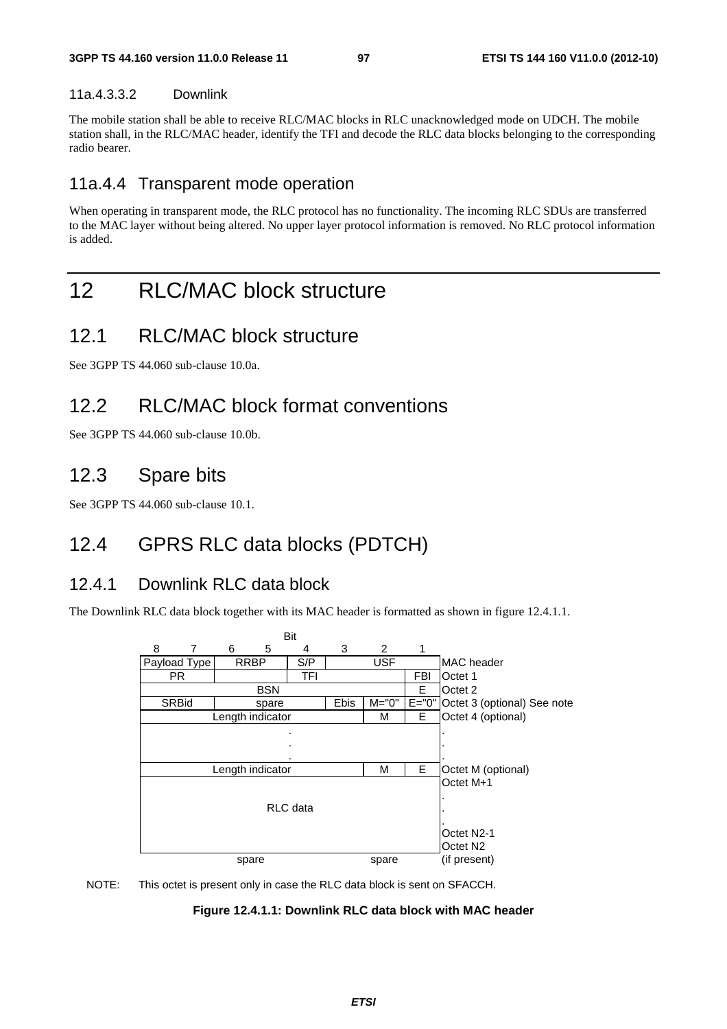#### 11a.4.3.3.2 Downlink

The mobile station shall be able to receive RLC/MAC blocks in RLC unacknowledged mode on UDCH. The mobile station shall, in the RLC/MAC header, identify the TFI and decode the RLC data blocks belonging to the corresponding radio bearer.

### 11a.4.4 Transparent mode operation

When operating in transparent mode, the RLC protocol has no functionality. The incoming RLC SDUs are transferred to the MAC layer without being altered. No upper layer protocol information is removed. No RLC protocol information is added.

# 12 RLC/MAC block structure

## 12.1 RLC/MAC block structure

See 3GPP TS 44.060 sub-clause 10.0a.

## 12.2 RLC/MAC block format conventions

See 3GPP TS 44.060 sub-clause 10.0b.

## 12.3 Spare bits

See 3GPP TS 44.060 sub-clause 10.1.

## 12.4 GPRS RLC data blocks (PDTCH)

### 12.4.1 Downlink RLC data block

The Downlink RLC data block together with its MAC header is formatted as shown in figure 12.4.1.1.

| 8 | 7 | 6 | 5 | 4 | 3 | 2 | 1 | |
|---|---|---|---|---|---|---|---|---|
| Payload Type | | RRBP | | S/P | USF | | | MAC header |
| PR | | | | TFI | | | FBI | Octet 1 |
| BSN | | | | | | | E | Octet 2 |
| SRBid | | spare | | | Ebis | M="0" | E="0" | Octet 3 (optional) See note |
| Length indicator | | | | | | M | E | Octet 4 (optional) |
| . . . | | | | | | | | . . . |
| Length indicator | | | | | | M | E | Octet M (optional) |
| RLC data | | | | | | | | Octet M+1 . . . Octet N2-1 Octet N2 |
| spare | | | | | spare | | | (if present) |

NOTE: This octet is present only in case the RLC data block is sent on SFACCH.

**Figure 12.4.1.1: Downlink RLC data block with MAC header**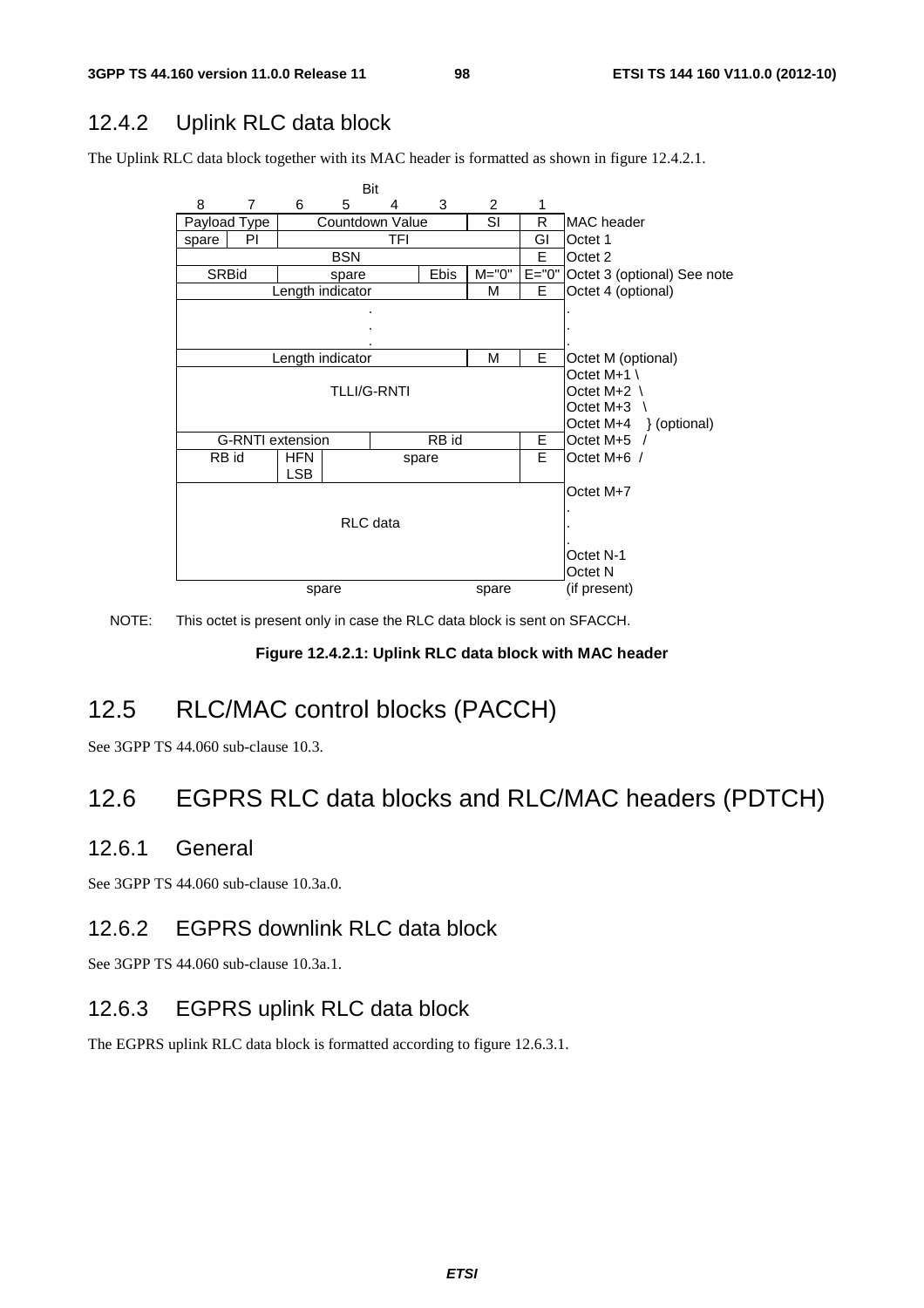### 12.4.2 Uplink RLC data block

The Uplink RLC data block together with its MAC header is formatted as shown in figure 12.4.2.1.

| Bit 8 | 7 | 6 | 5 | 4 | 3 | 2 | 1 | |
|---|---|---|---|---|---|---|---|---|
| Payload Type | | Countdown Value | | | | SI | R | MAC header |
| spare | PI | TFI | | | | | GI | Octet 1 |
| BSN | | | | | | | E | Octet 2 |
| SRBid | | spare | | | Ebis | M="0" | E="0" | Octet 3 (optional) See note |
| Length indicator | | | | | | M | E | Octet 4 (optional) |
| . . . | | | | | | | | . . . |
| Length indicator | | | | | | M | E | Octet M (optional) |
| TLLI/G-RNTI | | | | | | | | Octet M+1 \ Octet M+2 \ Octet M+3 \ Octet M+4 } (optional) |
| G-RNTI extension | | | RB id | | | | E | Octet M+5 / |
| RB id | | HFN LSB | spare | | | | E | Octet M+6 / |
| RLC data | | | | | | | | Octet M+7 . . . Octet N-1 Octet N |
| spare | | | | | spare | | | (if present) |

NOTE: This octet is present only in case the RLC data block is sent on SFACCH.

**Figure 12.4.2.1: Uplink RLC data block with MAC header**

## 12.5 RLC/MAC control blocks (PACCH)

See 3GPP TS 44.060 sub-clause 10.3.

## 12.6 EGPRS RLC data blocks and RLC/MAC headers (PDTCH)

### 12.6.1 General

See 3GPP TS 44.060 sub-clause 10.3a.0.

### 12.6.2 EGPRS downlink RLC data block

See 3GPP TS 44.060 sub-clause 10.3a.1.

### 12.6.3 EGPRS uplink RLC data block

The EGPRS uplink RLC data block is formatted according to figure 12.6.3.1.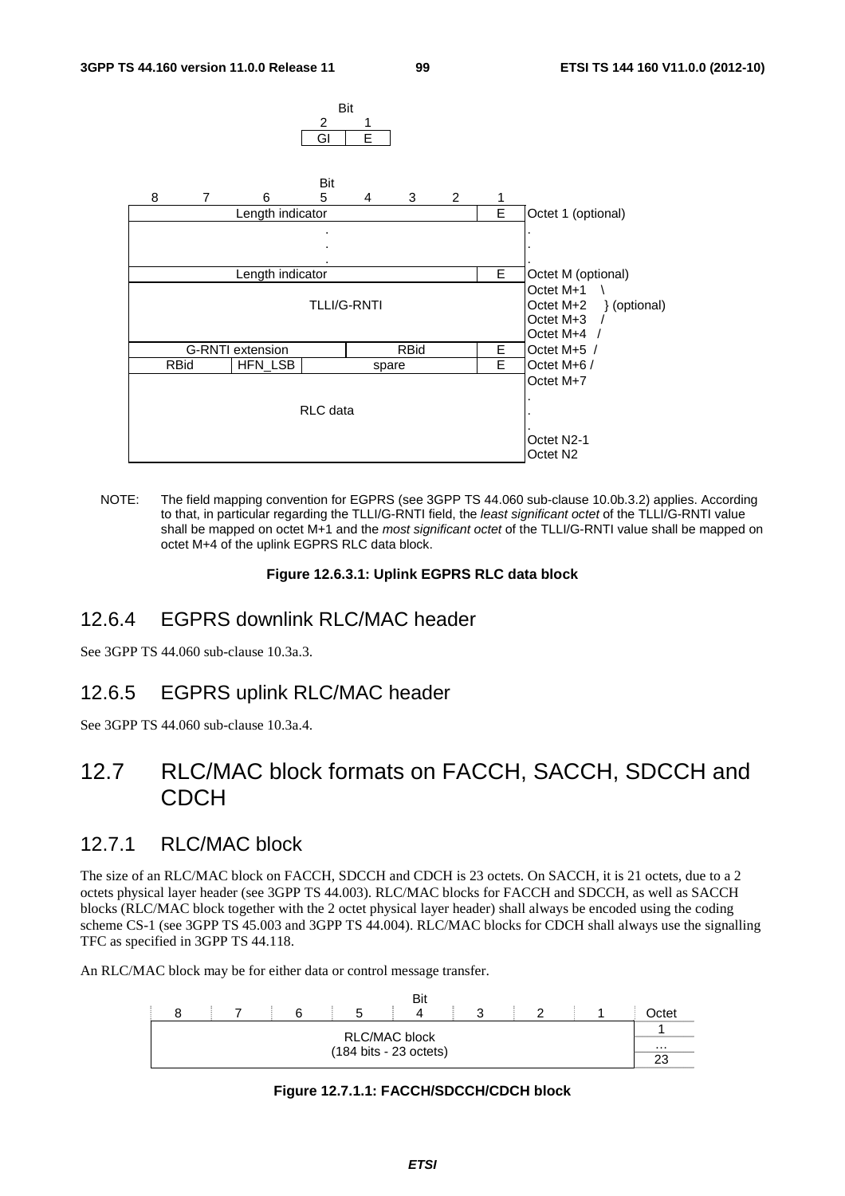| Bit 2 | Bit 1 |
|---|---|
| GI | E |

| 8 | 7 | 6 | 5 | 4 | 3 | 2 | 1 | |
|---|---|---|---|---|---|---|---|---|
| Length indicator | | | | | | | E | Octet 1 (optional) |
| . . . | | | | | | | | . . . |
| Length indicator | | | | | | | E | Octet M (optional) |
| TLLI/G-RNTI | | | | | | | | Octet M+1 \ Octet M+2 } (optional) Octet M+3 / Octet M+4 / |
| G-RNTI extension | | | | RBid | | | E | Octet M+5 / |
| RBid | | HFN_LSB | spare | | | | E | Octet M+6 / |
| RLC data | | | | | | | | Octet M+7 . . . Octet N2-1 Octet N2 |

NOTE: The field mapping convention for EGPRS (see 3GPP TS 44.060 sub-clause 10.0b.3.2) applies. According to that, in particular regarding the TLLI/G-RNTI field, the *least significant octet* of the TLLI/G-RNTI value shall be mapped on octet M+1 and the *most significant octet* of the TLLI/G-RNTI value shall be mapped on octet M+4 of the uplink EGPRS RLC data block.

**Figure 12.6.3.1: Uplink EGPRS RLC data block**

### 12.6.4 EGPRS downlink RLC/MAC header

See 3GPP TS 44.060 sub-clause 10.3a.3.

### 12.6.5 EGPRS uplink RLC/MAC header

See 3GPP TS 44.060 sub-clause 10.3a.4.

## 12.7 RLC/MAC block formats on FACCH, SACCH, SDCCH and CDCH

### 12.7.1 RLC/MAC block

The size of an RLC/MAC block on FACCH, SDCCH and CDCH is 23 octets. On SACCH, it is 21 octets, due to a 2 octets physical layer header (see 3GPP TS 44.003). RLC/MAC blocks for FACCH and SDCCH, as well as SACCH blocks (RLC/MAC block together with the 2 octet physical layer header) shall always be encoded using the coding scheme CS-1 (see 3GPP TS 45.003 and 3GPP TS 44.004). RLC/MAC blocks for CDCH shall always use the signalling TFC as specified in 3GPP TS 44.118.

An RLC/MAC block may be for either data or control message transfer.

| 8 | 7 | 6 | 5 | 4 | 3 | 2 | 1 | Octet |
|---|---|---|---|---|---|---|---|---|
| RLC/MAC block (184 bits - 23 octets) | | | | | | | | 1 … 23 |

**Figure 12.7.1.1: FACCH/SDCCH/CDCH block**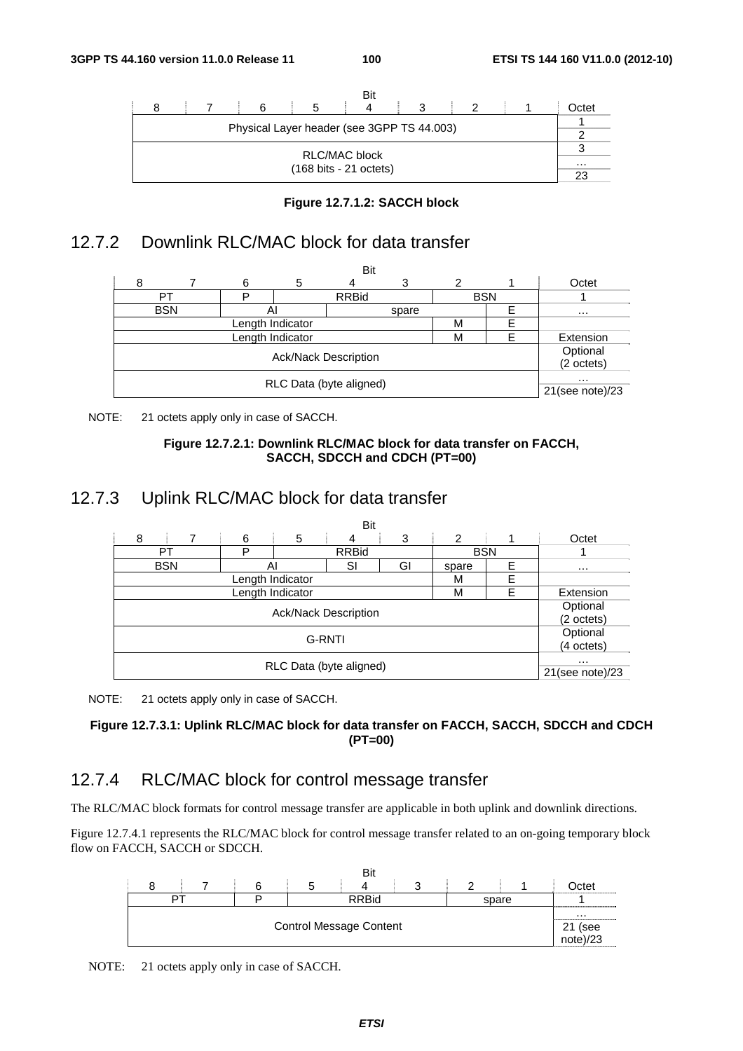| Bit | | | | | | | | |
|---|---|---|---|---|---|---|---|---|
| 8 | 7 | 6 | 5 | 4 | 3 | 2 | 1 | Octet |
| Physical Layer header (see 3GPP TS 44.003) | | | | | | | | 1 |
| | | | | | | | | 2 |
| RLC/MAC block (168 bits - 21 octets) | | | | | | | | 3 |
| | | | | | | | | … |
| | | | | | | | | 23 |

**Figure 12.7.1.2: SACCH block**

## 12.7.2 Downlink RLC/MAC block for data transfer

| Bit | | | | | | | | |
|---|---|---|---|---|---|---|---|---|
| 8 | 7 | 6 | 5 | 4 | 3 | 2 | 1 | Octet |
| PT | | P | RRBid | | | BSN | | 1 |
| BSN | | AI | | spare | | | E | … |
| Length Indicator | | | | | | M | E | |
| Length Indicator | | | | | | M | E | Extension |
| Ack/Nack Description | | | | | | | | Optional (2 octets) |
| RLC Data (byte aligned) | | | | | | | | … |
| | | | | | | | | 21(see note)/23 |

NOTE: 21 octets apply only in case of SACCH.

**Figure 12.7.2.1: Downlink RLC/MAC block for data transfer on FACCH, SACCH, SDCCH and CDCH (PT=00)**

## 12.7.3 Uplink RLC/MAC block for data transfer

| Bit | | | | | | | | |
|---|---|---|---|---|---|---|---|---|
| 8 | 7 | 6 | 5 | 4 | 3 | 2 | 1 | Octet |
| PT | | P | RRBid | | | BSN | | 1 |
| BSN | | AI | | SI | GI | spare | E | … |
| Length Indicator | | | | | | M | E | |
| Length Indicator | | | | | | M | E | Extension |
| Ack/Nack Description | | | | | | | | Optional (2 octets) |
| G-RNTI | | | | | | | | Optional (4 octets) |
| RLC Data (byte aligned) | | | | | | | | … |
| | | | | | | | | 21(see note)/23 |

NOTE: 21 octets apply only in case of SACCH.

**Figure 12.7.3.1: Uplink RLC/MAC block for data transfer on FACCH, SACCH, SDCCH and CDCH (PT=00)**

## 12.7.4 RLC/MAC block for control message transfer

The RLC/MAC block formats for control message transfer are applicable in both uplink and downlink directions.

Figure 12.7.4.1 represents the RLC/MAC block for control message transfer related to an on-going temporary block flow on FACCH, SACCH or SDCCH.

| Bit | | | | | | | | |
|---|---|---|---|---|---|---|---|---|
| 8 | 7 | 6 | 5 | 4 | 3 | 2 | 1 | Octet |
| PT | | P | RRBid | | | spare | | 1 |
| Control Message Content | | | | | | | | … |
| | | | | | | | | 21 (see note)/23 |

NOTE: 21 octets apply only in case of SACCH.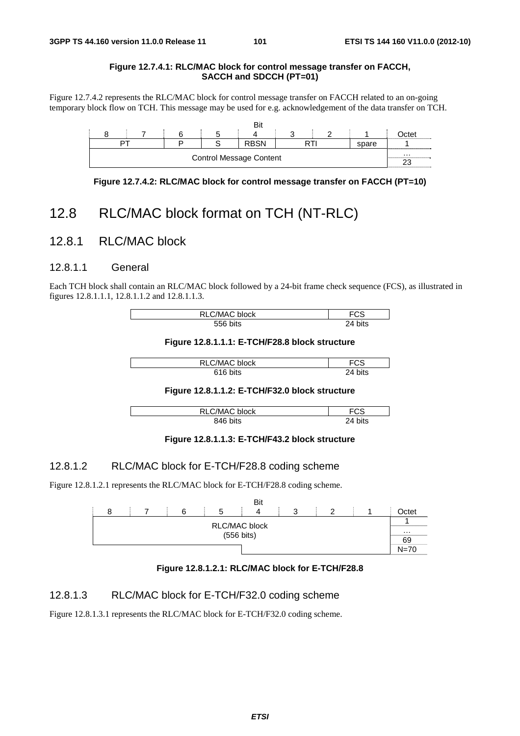**Figure 12.7.4.1: RLC/MAC block for control message transfer on FACCH, SACCH and SDCCH (PT=01)**

Figure 12.7.4.2 represents the RLC/MAC block for control message transfer on FACCH related to an on-going temporary block flow on TCH. This message may be used for e.g. acknowledgement of the data transfer on TCH.

| Bit 8 | 7 | 6 | 5 | 4 | 3 | 2 | 1 | Octet |
|---|---|---|---|---|---|---|---|---|
| PT | | P | S | RBSN | RTI | | spare | 1 |
| Control Message Content | | | | | | | | … |
| | | | | | | | | 23 |

**Figure 12.7.4.2: RLC/MAC block for control message transfer on FACCH (PT=10)**

# 12.8 RLC/MAC block format on TCH (NT-RLC)

## 12.8.1 RLC/MAC block

### 12.8.1.1 General

Each TCH block shall contain an RLC/MAC block followed by a 24-bit frame check sequence (FCS), as illustrated in figures 12.8.1.1.1, 12.8.1.1.2 and 12.8.1.1.3.

| RLC/MAC block | FCS |
|---|---|
| 556 bits | 24 bits |

**Figure 12.8.1.1.1: E-TCH/F28.8 block structure**

| RLC/MAC block | FCS |
|---|---|
| 616 bits | 24 bits |

**Figure 12.8.1.1.2: E-TCH/F32.0 block structure**

| RLC/MAC block | FCS |
|---|---|
| 846 bits | 24 bits |

**Figure 12.8.1.1.3: E-TCH/F43.2 block structure**

### 12.8.1.2 RLC/MAC block for E-TCH/F28.8 coding scheme

Figure 12.8.1.2.1 represents the RLC/MAC block for E-TCH/F28.8 coding scheme.

| Bit 8 | 7 | 6 | 5 | 4 | 3 | 2 | 1 | Octet |
|---|---|---|---|---|---|---|---|---|
| RLC/MAC block (556 bits) | | | | | | | | 1 |
| | | | | | | | | … |
| | | | | | | | | 69 |
| | | | | | | | | N=70 |

**Figure 12.8.1.2.1: RLC/MAC block for E-TCH/F28.8**

### 12.8.1.3 RLC/MAC block for E-TCH/F32.0 coding scheme

Figure 12.8.1.3.1 represents the RLC/MAC block for E-TCH/F32.0 coding scheme.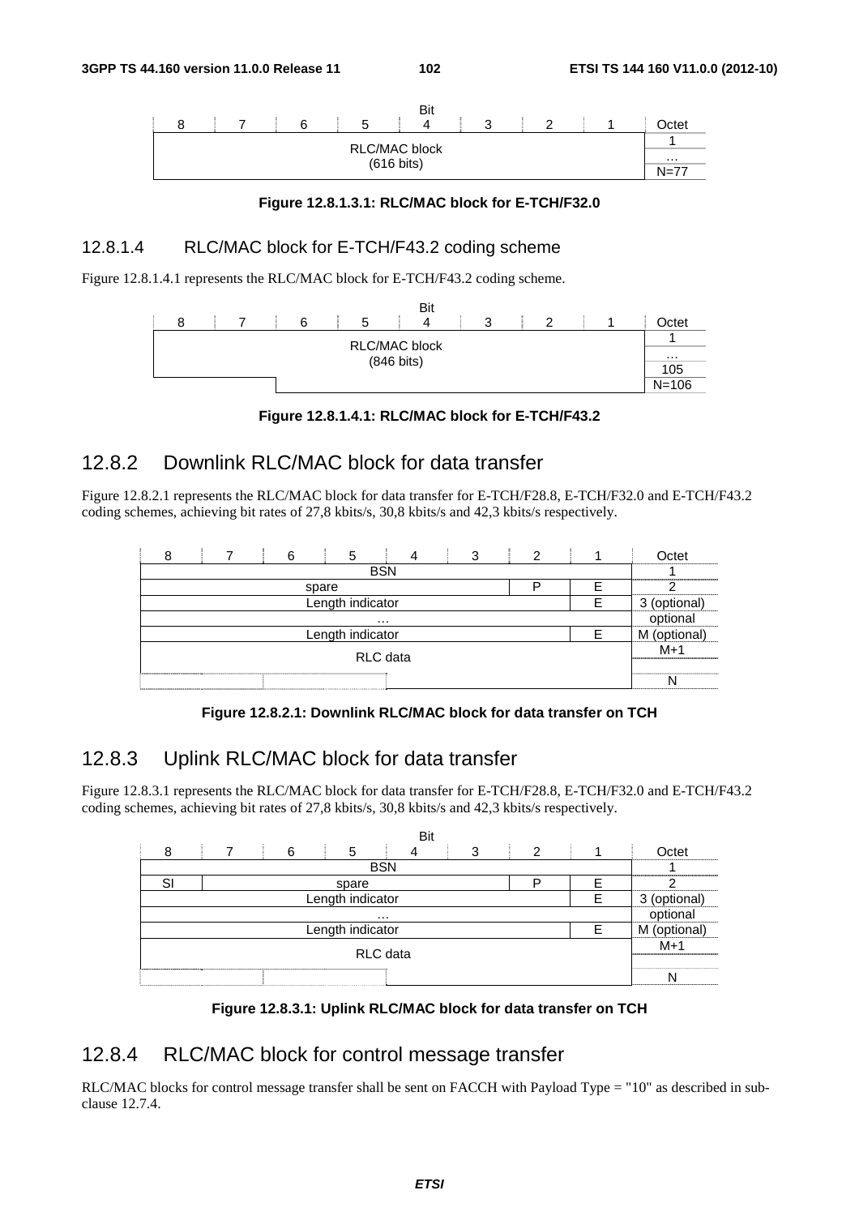| Bit 8 | 7 | 6 | 5 | 4 | 3 | 2 | 1 | Octet |
|---|---|---|---|---|---|---|---|---|
| RLC/MAC block (616 bits) | | | | | | | | 1 |
| | | | | | | | | … |
| | | | | | | | | N=77 |

**Figure 12.8.1.3.1: RLC/MAC block for E-TCH/F32.0**

### 12.8.1.4 RLC/MAC block for E-TCH/F43.2 coding scheme

Figure 12.8.1.4.1 represents the RLC/MAC block for E-TCH/F43.2 coding scheme.

| Bit 8 | 7 | 6 | 5 | 4 | 3 | 2 | 1 | Octet |
|---|---|---|---|---|---|---|---|---|
| RLC/MAC block (846 bits) | | | | | | | | 1 |
| | | | | | | | | … |
| | | | | | | | | 105 |
| | | | | | | | | N=106 |

**Figure 12.8.1.4.1: RLC/MAC block for E-TCH/F43.2**

## 12.8.2 Downlink RLC/MAC block for data transfer

Figure 12.8.2.1 represents the RLC/MAC block for data transfer for E-TCH/F28.8, E-TCH/F32.0 and E-TCH/F43.2 coding schemes, achieving bit rates of 27,8 kbits/s, 30,8 kbits/s and 42,3 kbits/s respectively.

| 8 | 7 | 6 | 5 | 4 | 3 | 2 | 1 | Octet |
|---|---|---|---|---|---|---|---|---|
| BSN | | | | | | | | 1 |
| spare | | | | | | P | E | 2 |
| Length indicator | | | | | | | E | 3 (optional) |
| … | | | | | | | | optional |
| Length indicator | | | | | | | E | M (optional) |
| RLC data | | | | | | | | M+1 |
| | | | | | | | | N |

**Figure 12.8.2.1: Downlink RLC/MAC block for data transfer on TCH**

## 12.8.3 Uplink RLC/MAC block for data transfer

Figure 12.8.3.1 represents the RLC/MAC block for data transfer for E-TCH/F28.8, E-TCH/F32.0 and E-TCH/F43.2 coding schemes, achieving bit rates of 27,8 kbits/s, 30,8 kbits/s and 42,3 kbits/s respectively.

| Bit 8 | 7 | 6 | 5 | 4 | 3 | 2 | 1 | Octet |
|---|---|---|---|---|---|---|---|---|
| BSN | | | | | | | | 1 |
| SI | spare | | | | | P | E | 2 |
| Length indicator | | | | | | | E | 3 (optional) |
| … | | | | | | | | optional |
| Length indicator | | | | | | | E | M (optional) |
| RLC data | | | | | | | | M+1 |
| | | | | | | | | N |

**Figure 12.8.3.1: Uplink RLC/MAC block for data transfer on TCH**

## 12.8.4 RLC/MAC block for control message transfer

RLC/MAC blocks for control message transfer shall be sent on FACCH with Payload Type = "10" as described in sub-clause 12.7.4.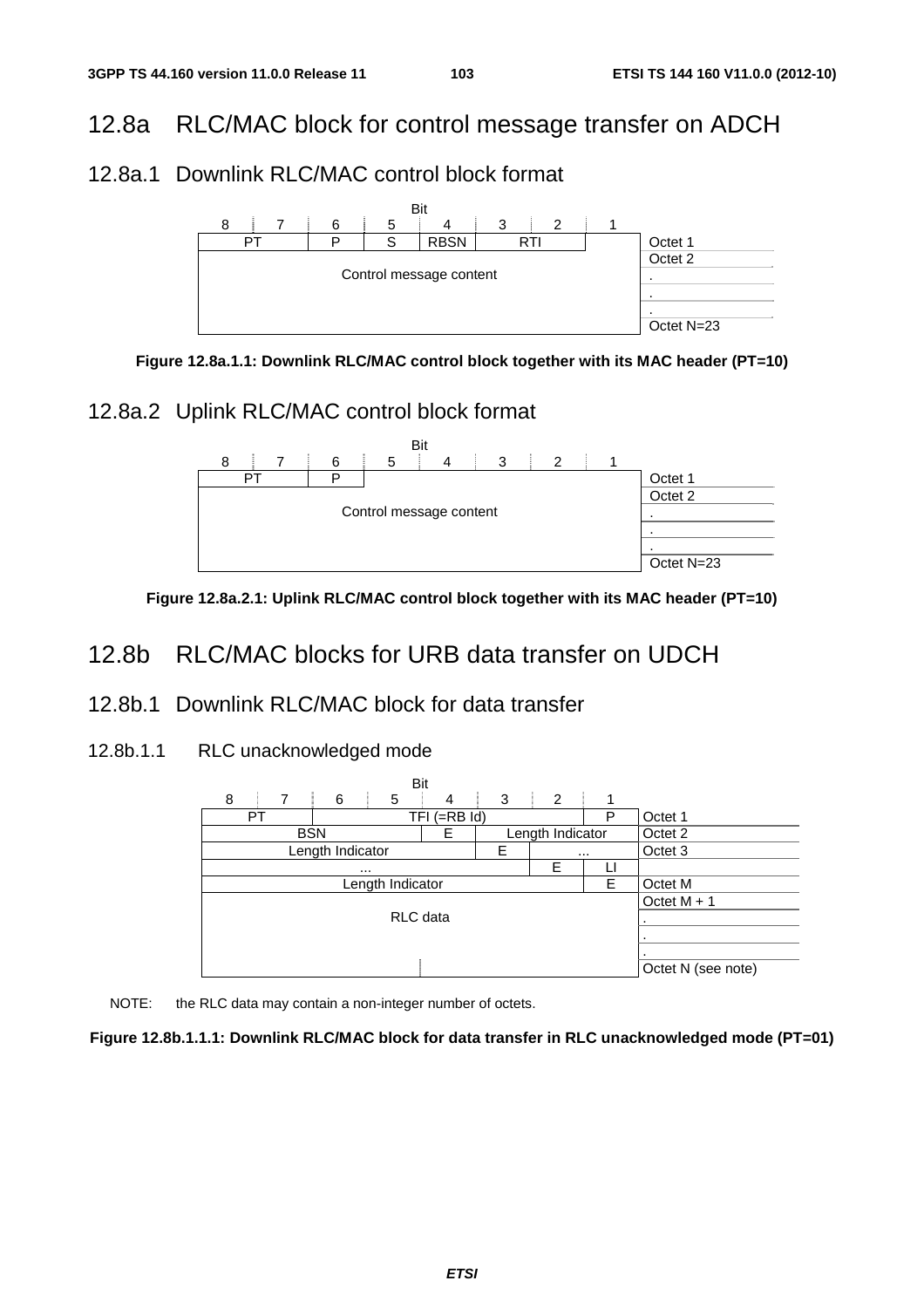# 12.8a RLC/MAC block for control message transfer on ADCH

## 12.8a.1 Downlink RLC/MAC control block format

| 8 | 7 | 6 | 5 | 4 | 3 | 2 | 1 | |
|---|---|---|---|---|---|---|---|---|
| PT | | P | S | RBSN | RTI | | | Octet 1 |
| Control message content | | | | | | | | Octet 2 |
| | | | | | | | | . |
| | | | | | | | | . |
| | | | | | | | | . |
| | | | | | | | | Octet N=23 |

**Figure 12.8a.1.1: Downlink RLC/MAC control block together with its MAC header (PT=10)**

## 12.8a.2 Uplink RLC/MAC control block format

| 8 | 7 | 6 | 5 | 4 | 3 | 2 | 1 | |
|---|---|---|---|---|---|---|---|---|
| PT | | P | | | | | | Octet 1 |
| Control message content | | | | | | | | Octet 2 |
| | | | | | | | | . |
| | | | | | | | | . |
| | | | | | | | | . |
| | | | | | | | | Octet N=23 |

**Figure 12.8a.2.1: Uplink RLC/MAC control block together with its MAC header (PT=10)**

# 12.8b RLC/MAC blocks for URB data transfer on UDCH

## 12.8b.1 Downlink RLC/MAC block for data transfer

### 12.8b.1.1 RLC unacknowledged mode

| 8 | 7 | 6 | 5 | 4 | 3 | 2 | 1 | |
|---|---|---|---|---|---|---|---|---|
| PT | | TFI (=RB Id) | | | | | P | Octet 1 |
| BSN | | | | E | Length Indicator | | | Octet 2 |
| Length Indicator | | | | | E | ... | | Octet 3 |
| ... | | | | | | E | LI | |
| Length Indicator | | | | | | | E | Octet M |
| RLC data | | | | | | | | Octet M + 1 |
| | | | | | | | | . |
| | | | | | | | | . |
| | | | | | | | | . |
| | | | | | | | | Octet N (see note) |

NOTE: the RLC data may contain a non-integer number of octets.

**Figure 12.8b.1.1.1: Downlink RLC/MAC block for data transfer in RLC unacknowledged mode (PT=01)**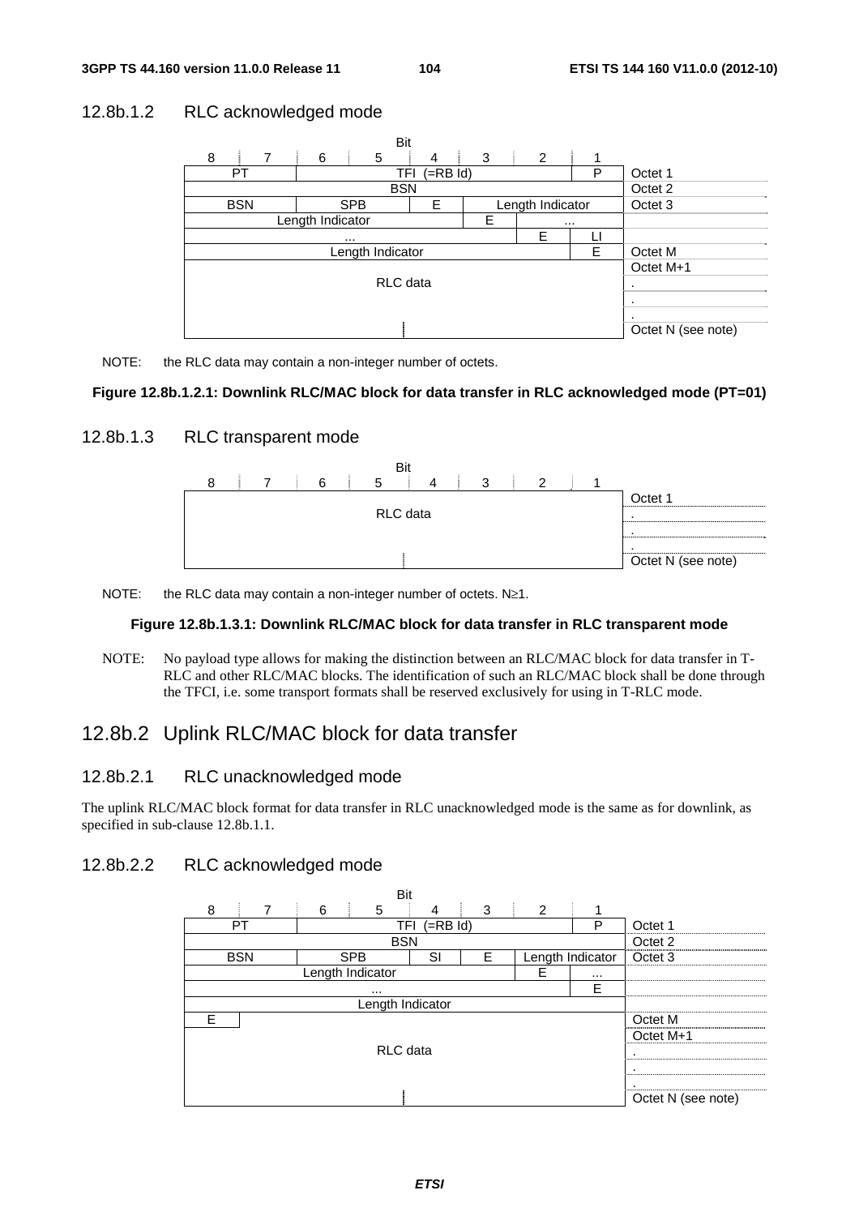### 12.8b.1.2 RLC acknowledged mode

| 8 | 7 | 6 | 5 | 4 | 3 | 2 | 1 | |
|---|---|---|---|---|---|---|---|---|
| PT | | TFI (=RB Id) | | | | | P | Octet 1 |
| BSN | | | | | | | | Octet 2 |
| BSN | | SPB | | E | Length Indicator | | | Octet 3 |
| Length Indicator | | | | | E | ... | | |
| ... | | | | | | E | LI | |
| Length Indicator | | | | | | | E | Octet M |
| RLC data | | | | | | | | Octet M+1 |
| | | | | | | | | . |
| | | | | | | | | . |
| | | | | | | | | . |
| | | | | | | | | Octet N (see note) |

NOTE: the RLC data may contain a non-integer number of octets.

**Figure 12.8b.1.2.1: Downlink RLC/MAC block for data transfer in RLC acknowledged mode (PT=01)**

### 12.8b.1.3 RLC transparent mode

| 8 | 7 | 6 | 5 | 4 | 3 | 2 | 1 | |
|---|---|---|---|---|---|---|---|---|
| RLC data | | | | | | | | Octet 1 |
| | | | | | | | | . |
| | | | | | | | | . |
| | | | | | | | | . |
| | | | | | | | | Octet N (see note) |

NOTE: the RLC data may contain a non-integer number of octets. N≥1.

**Figure 12.8b.1.3.1: Downlink RLC/MAC block for data transfer in RLC transparent mode**

NOTE: No payload type allows for making the distinction between an RLC/MAC block for data transfer in T-RLC and other RLC/MAC blocks. The identification of such an RLC/MAC block shall be done through the TFCI, i.e. some transport formats shall be reserved exclusively for using in T-RLC mode.

## 12.8b.2 Uplink RLC/MAC block for data transfer

### 12.8b.2.1 RLC unacknowledged mode

The uplink RLC/MAC block format for data transfer in RLC unacknowledged mode is the same as for downlink, as specified in sub-clause 12.8b.1.1.

### 12.8b.2.2 RLC acknowledged mode

| 8 | 7 | 6 | 5 | 4 | 3 | 2 | 1 | |
|---|---|---|---|---|---|---|---|---|
| PT | | TFI (=RB Id) | | | | | P | Octet 1 |
| BSN | | | | | | | | Octet 2 |
| BSN | | SPB | | SI | E | Length Indicator | | Octet 3 |
| Length Indicator | | | | | | E | ... | |
| ... | | | | | | | E | |
| Length Indicator | | | | | | | | |
| E | | | | | | | | Octet M |
| RLC data | | | | | | | | Octet M+1 |
| | | | | | | | | . |
| | | | | | | | | . |
| | | | | | | | | . |
| | | | | | | | | Octet N (see note) |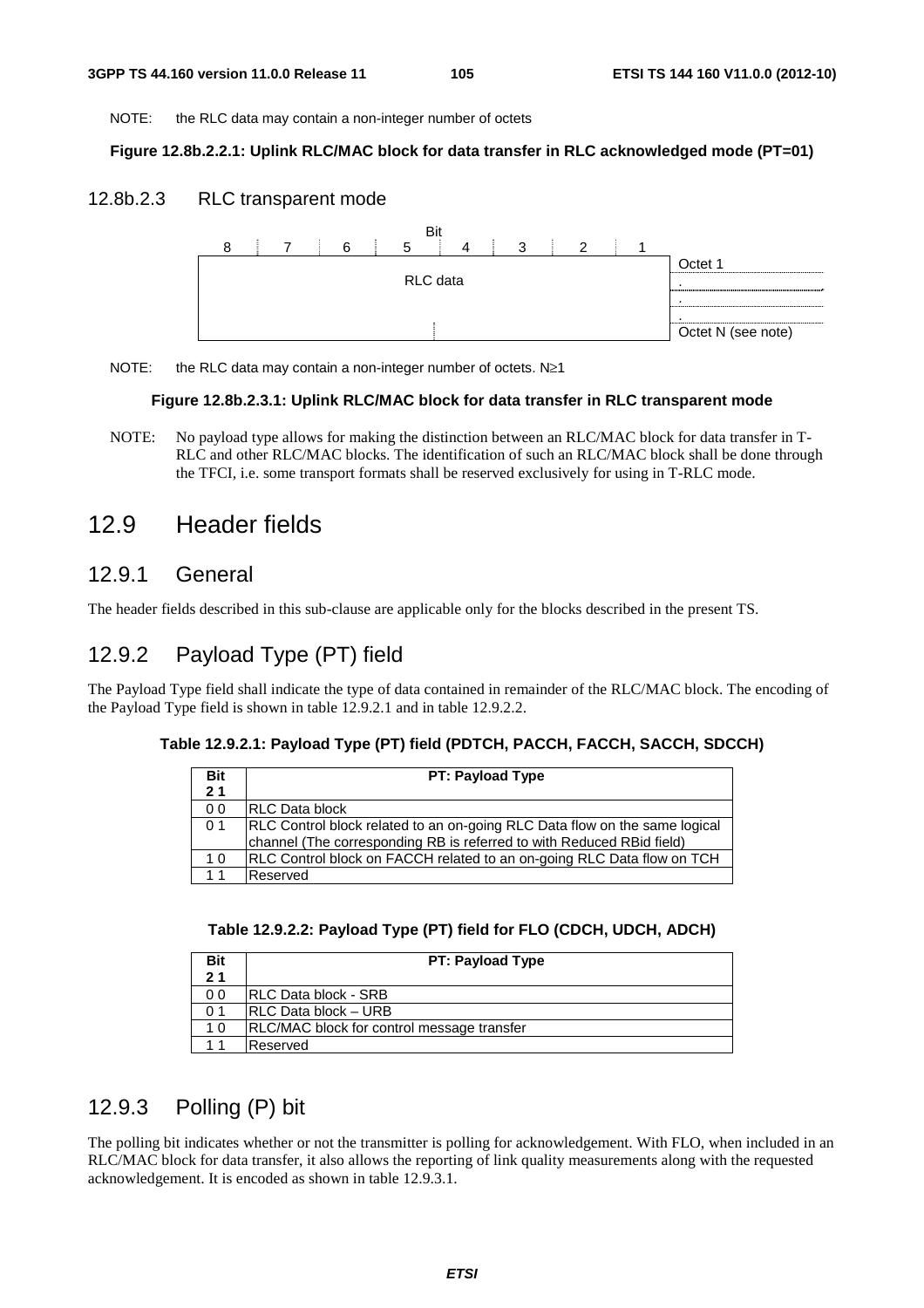NOTE: the RLC data may contain a non-integer number of octets

**Figure 12.8b.2.2.1: Uplink RLC/MAC block for data transfer in RLC acknowledged mode (PT=01)**

### 12.8b.2.3 RLC transparent mode

| Bit 8 | 7 | 6 | 5 | 4 | 3 | 2 | 1 | |
|---|---|---|---|---|---|---|---|---|
| RLC data | | | | | | | | Octet 1 |
| | | | | | | | | . |
| | | | | | | | | . |
| | | | | | | | | . |
| | | | | | | | | Octet N (see note) |

NOTE: the RLC data may contain a non-integer number of octets. N≥1

**Figure 12.8b.2.3.1: Uplink RLC/MAC block for data transfer in RLC transparent mode**

NOTE: No payload type allows for making the distinction between an RLC/MAC block for data transfer in T-RLC and other RLC/MAC blocks. The identification of such an RLC/MAC block shall be done through the TFCI, i.e. some transport formats shall be reserved exclusively for using in T-RLC mode.

# 12.9 Header fields

## 12.9.1 General

The header fields described in this sub-clause are applicable only for the blocks described in the present TS.

## 12.9.2 Payload Type (PT) field

The Payload Type field shall indicate the type of data contained in remainder of the RLC/MAC block. The encoding of the Payload Type field is shown in table 12.9.2.1 and in table 12.9.2.2.

**Table 12.9.2.1: Payload Type (PT) field (PDTCH, PACCH, FACCH, SACCH, SDCCH)**

| Bit 2 1 | PT: Payload Type |
|---|---|
| 0 0 | RLC Data block |
| 0 1 | RLC Control block related to an on-going RLC Data flow on the same logical channel (The corresponding RB is referred to with Reduced RBid field) |
| 1 0 | RLC Control block on FACCH related to an on-going RLC Data flow on TCH |
| 1 1 | Reserved |

**Table 12.9.2.2: Payload Type (PT) field for FLO (CDCH, UDCH, ADCH)**

| Bit 2 1 | PT: Payload Type |
|---|---|
| 0 0 | RLC Data block - SRB |
| 0 1 | RLC Data block – URB |
| 1 0 | RLC/MAC block for control message transfer |
| 1 1 | Reserved |

## 12.9.3 Polling (P) bit

The polling bit indicates whether or not the transmitter is polling for acknowledgement. With FLO, when included in an RLC/MAC block for data transfer, it also allows the reporting of link quality measurements along with the requested acknowledgement. It is encoded as shown in table 12.9.3.1.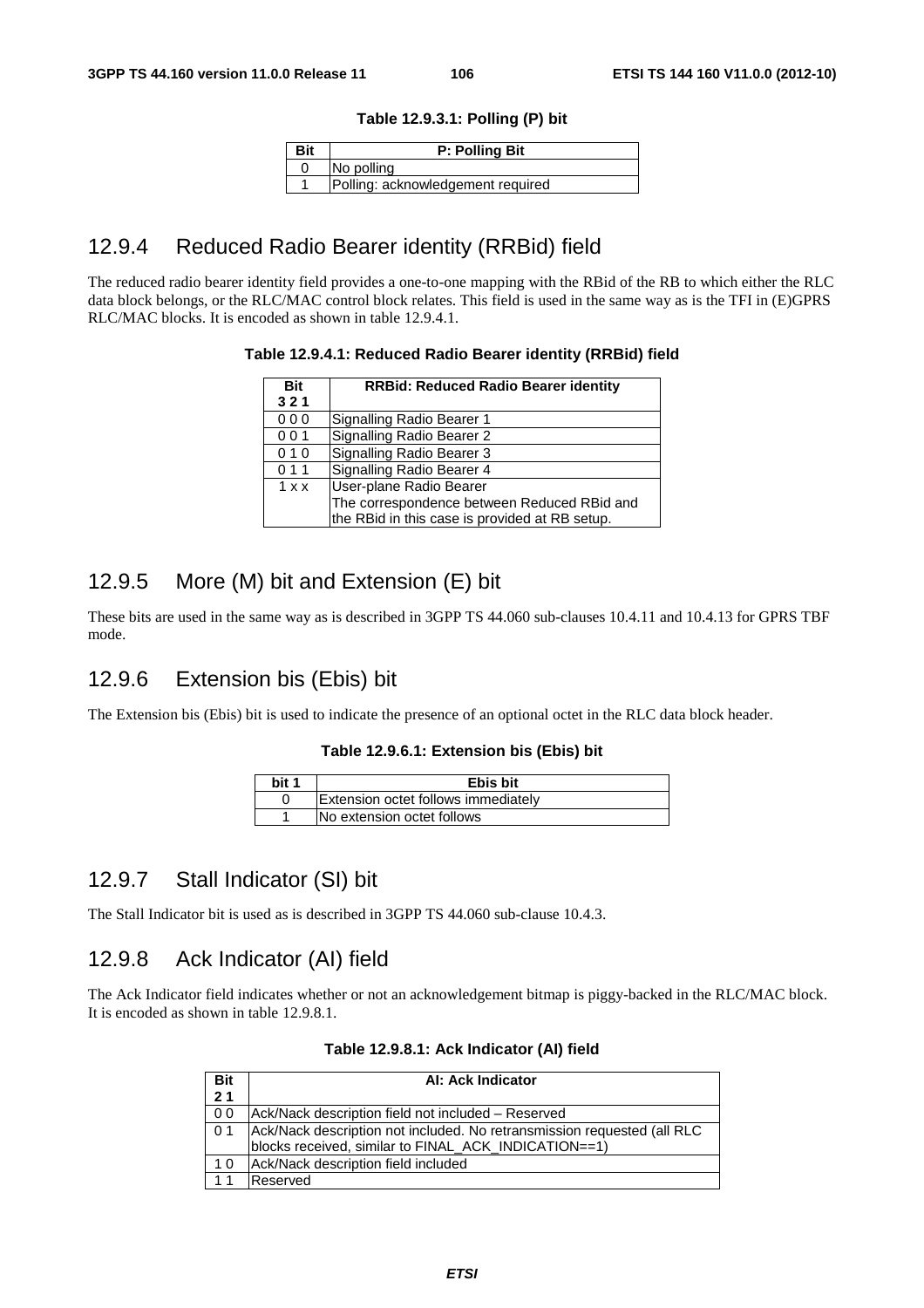**Table 12.9.3.1: Polling (P) bit**

| Bit | P: Polling Bit |
|---|---|
| 0 | No polling |
| 1 | Polling: acknowledgement required |

## 12.9.4 Reduced Radio Bearer identity (RRBid) field

The reduced radio bearer identity field provides a one-to-one mapping with the RBid of the RB to which either the RLC data block belongs, or the RLC/MAC control block relates. This field is used in the same way as is the TFI in (E)GPRS RLC/MAC blocks. It is encoded as shown in table 12.9.4.1.

**Table 12.9.4.1: Reduced Radio Bearer identity (RRBid) field**

| Bit<br>3 2 1 | RRBid: Reduced Radio Bearer identity |
|---|---|
| 0 0 0 | Signalling Radio Bearer 1 |
| 0 0 1 | Signalling Radio Bearer 2 |
| 0 1 0 | Signalling Radio Bearer 3 |
| 0 1 1 | Signalling Radio Bearer 4 |
| 1 x x | User-plane Radio Bearer<br>The correspondence between Reduced RBid and the RBid in this case is provided at RB setup. |

## 12.9.5 More (M) bit and Extension (E) bit

These bits are used in the same way as is described in 3GPP TS 44.060 sub-clauses 10.4.11 and 10.4.13 for GPRS TBF mode.

## 12.9.6 Extension bis (Ebis) bit

The Extension bis (Ebis) bit is used to indicate the presence of an optional octet in the RLC data block header.

**Table 12.9.6.1: Extension bis (Ebis) bit**

| bit 1 | Ebis bit |
|---|---|
| 0 | Extension octet follows immediately |
| 1 | No extension octet follows |

## 12.9.7 Stall Indicator (SI) bit

The Stall Indicator bit is used as is described in 3GPP TS 44.060 sub-clause 10.4.3.

## 12.9.8 Ack Indicator (AI) field

The Ack Indicator field indicates whether or not an acknowledgement bitmap is piggy-backed in the RLC/MAC block. It is encoded as shown in table 12.9.8.1.

**Table 12.9.8.1: Ack Indicator (AI) field**

| Bit<br>2 1 | AI: Ack Indicator |
|---|---|
| 0 0 | Ack/Nack description field not included – Reserved |
| 0 1 | Ack/Nack description not included. No retransmission requested (all RLC blocks received, similar to FINAL_ACK_INDICATION==1) |
| 1 0 | Ack/Nack description field included |
| 1 1 | Reserved |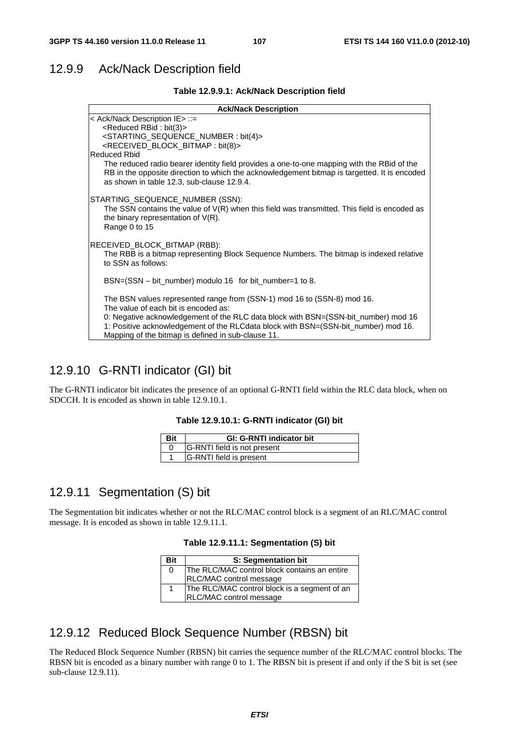### 12.9.9 Ack/Nack Description field

**Table 12.9.9.1: Ack/Nack Description field**

| Ack/Nack Description |
|---|
| < Ack/Nack Description IE> ::=<br>&lt;Reduced RBid : bit(3)&gt;<br>&lt;STARTING_SEQUENCE_NUMBER : bit(4)&gt;<br>&lt;RECEIVED_BLOCK_BITMAP : bit(8)&gt; |
| Reduced Rbid<br>The reduced radio bearer identity field provides a one-to-one mapping with the RBid of the RB in the opposite direction to which the acknowledgement bitmap is targetted. It is encoded as shown in table 12.3, sub-clause 12.9.4. |
| STARTING_SEQUENCE_NUMBER (SSN):<br>The SSN contains the value of V(R) when this field was transmitted. This field is encoded as the binary representation of V(R).<br>Range 0 to 15 |
| RECEIVED_BLOCK_BITMAP (RBB):<br>The RBB is a bitmap representing Block Sequence Numbers. The bitmap is indexed relative to SSN as follows:<br><br>BSN=(SSN – bit_number) modulo 16 for bit_number=1 to 8.<br><br>The BSN values represented range from (SSN-1) mod 16 to (SSN-8) mod 16.<br>The value of each bit is encoded as:<br>0: Negative acknowledgement of the RLC data block with BSN=(SSN-bit_number) mod 16<br>1: Positive acknowledgement of the RLCdata block with BSN=(SSN-bit_number) mod 16.<br>Mapping of the bitmap is defined in sub-clause 11. |

### 12.9.10 G-RNTI indicator (GI) bit

The G-RNTI indicator bit indicates the presence of an optional G-RNTI field within the RLC data block, when on SDCCH. It is encoded as shown in table 12.9.10.1.

**Table 12.9.10.1: G-RNTI indicator (GI) bit**

| Bit | GI: G-RNTI indicator bit |
|---|---|
| 0 | G-RNTI field is not present |
| 1 | G-RNTI field is present |

### 12.9.11 Segmentation (S) bit

The Segmentation bit indicates whether or not the RLC/MAC control block is a segment of an RLC/MAC control message. It is encoded as shown in table 12.9.11.1.

**Table 12.9.11.1: Segmentation (S) bit**

| Bit | S: Segmentation bit |
|---|---|
| 0 | The RLC/MAC control block contains an entire RLC/MAC control message |
| 1 | The RLC/MAC control block is a segment of an RLC/MAC control message |

### 12.9.12 Reduced Block Sequence Number (RBSN) bit

The Reduced Block Sequence Number (RBSN) bit carries the sequence number of the RLC/MAC control blocks. The RBSN bit is encoded as a binary number with range 0 to 1. The RBSN bit is present if and only if the S bit is set (see sub-clause 12.9.11).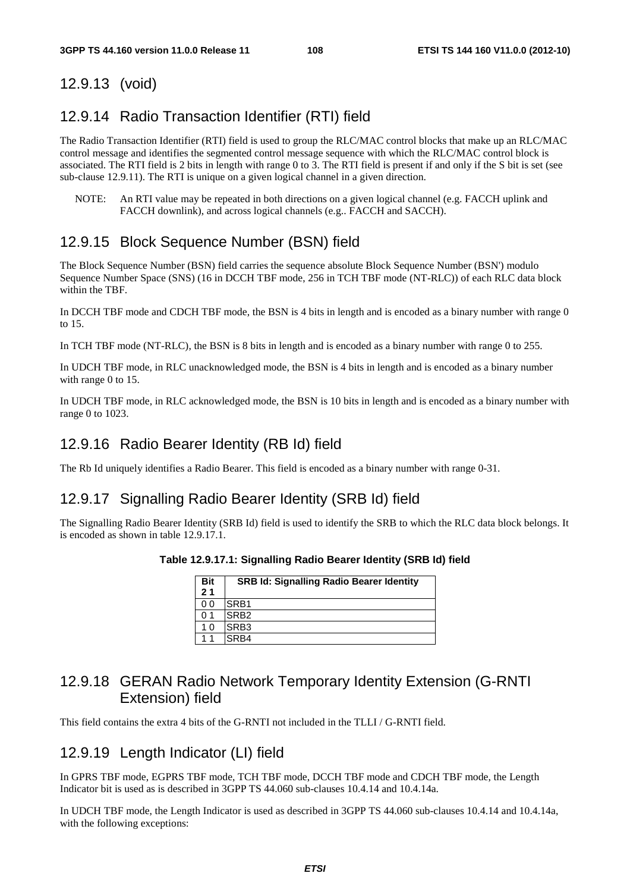## 12.9.13 (void)

## 12.9.14 Radio Transaction Identifier (RTI) field

The Radio Transaction Identifier (RTI) field is used to group the RLC/MAC control blocks that make up an RLC/MAC control message and identifies the segmented control message sequence with which the RLC/MAC control block is associated. The RTI field is 2 bits in length with range 0 to 3. The RTI field is present if and only if the S bit is set (see sub-clause 12.9.11). The RTI is unique on a given logical channel in a given direction.

NOTE: An RTI value may be repeated in both directions on a given logical channel (e.g. FACCH uplink and FACCH downlink), and across logical channels (e.g.. FACCH and SACCH).

## 12.9.15 Block Sequence Number (BSN) field

The Block Sequence Number (BSN) field carries the sequence absolute Block Sequence Number (BSN') modulo Sequence Number Space (SNS) (16 in DCCH TBF mode, 256 in TCH TBF mode (NT-RLC)) of each RLC data block within the TBF.

In DCCH TBF mode and CDCH TBF mode, the BSN is 4 bits in length and is encoded as a binary number with range 0 to 15.

In TCH TBF mode (NT-RLC), the BSN is 8 bits in length and is encoded as a binary number with range 0 to 255.

In UDCH TBF mode, in RLC unacknowledged mode, the BSN is 4 bits in length and is encoded as a binary number with range 0 to 15.

In UDCH TBF mode, in RLC acknowledged mode, the BSN is 10 bits in length and is encoded as a binary number with range 0 to 1023.

## 12.9.16 Radio Bearer Identity (RB Id) field

The Rb Id uniquely identifies a Radio Bearer. This field is encoded as a binary number with range 0-31.

## 12.9.17 Signalling Radio Bearer Identity (SRB Id) field

The Signalling Radio Bearer Identity (SRB Id) field is used to identify the SRB to which the RLC data block belongs. It is encoded as shown in table 12.9.17.1.

**Table 12.9.17.1: Signalling Radio Bearer Identity (SRB Id) field**

| Bit 2 1 | SRB Id: Signalling Radio Bearer Identity |
|---|---|
| 0 0 | SRB1 |
| 0 1 | SRB2 |
| 1 0 | SRB3 |
| 1 1 | SRB4 |

## 12.9.18 GERAN Radio Network Temporary Identity Extension (G-RNTI Extension) field

This field contains the extra 4 bits of the G-RNTI not included in the TLLI / G-RNTI field.

## 12.9.19 Length Indicator (LI) field

In GPRS TBF mode, EGPRS TBF mode, TCH TBF mode, DCCH TBF mode and CDCH TBF mode, the Length Indicator bit is used as is described in 3GPP TS 44.060 sub-clauses 10.4.14 and 10.4.14a.

In UDCH TBF mode, the Length Indicator is used as described in 3GPP TS 44.060 sub-clauses 10.4.14 and 10.4.14a, with the following exceptions: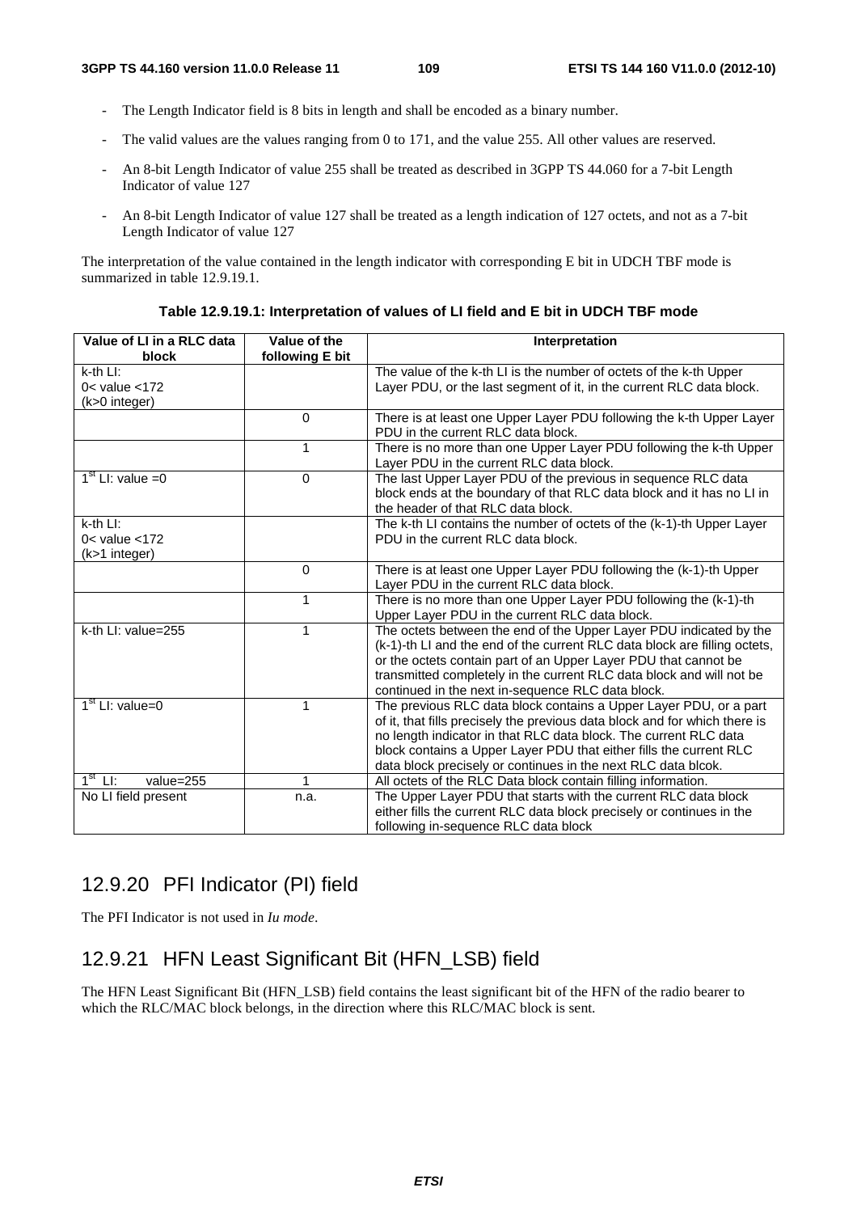- The Length Indicator field is 8 bits in length and shall be encoded as a binary number.
- The valid values are the values ranging from 0 to 171, and the value 255. All other values are reserved.
- An 8-bit Length Indicator of value 255 shall be treated as described in 3GPP TS 44.060 for a 7-bit Length Indicator of value 127
- An 8-bit Length Indicator of value 127 shall be treated as a length indication of 127 octets, and not as a 7-bit Length Indicator of value 127

The interpretation of the value contained in the length indicator with corresponding E bit in UDCH TBF mode is summarized in table 12.9.19.1.

**Table 12.9.19.1: Interpretation of values of LI field and E bit in UDCH TBF mode**

| Value of LI in a RLC data block | Value of the following E bit | Interpretation |
|---|---|---|
| k-th LI:<br>0< value <172<br>(k>0 integer) | | The value of the k-th LI is the number of octets of the k-th Upper Layer PDU, or the last segment of it, in the current RLC data block. |
| | 0 | There is at least one Upper Layer PDU following the k-th Upper Layer PDU in the current RLC data block. |
| | 1 | There is no more than one Upper Layer PDU following the k-th Upper Layer PDU in the current RLC data block. |
| 1st LI: value =0 | 0 | The last Upper Layer PDU of the previous in sequence RLC data block ends at the boundary of that RLC data block and it has no LI in the header of that RLC data block. |
| k-th LI:<br>0< value <172<br>(k>1 integer) | | The k-th LI contains the number of octets of the (k-1)-th Upper Layer PDU in the current RLC data block. |
| | 0 | There is at least one Upper Layer PDU following the (k-1)-th Upper Layer PDU in the current RLC data block. |
| | 1 | There is no more than one Upper Layer PDU following the (k-1)-th Upper Layer PDU in the current RLC data block. |
| k-th LI: value=255 | 1 | The octets between the end of the Upper Layer PDU indicated by the (k-1)-th LI and the end of the current RLC data block are filling octets, or the octets contain part of an Upper Layer PDU that cannot be transmitted completely in the current RLC data block and will not be continued in the next in-sequence RLC data block. |
| 1st LI: value=0 | 1 | The previous RLC data block contains a Upper Layer PDU, or a part of it, that fills precisely the previous data block and for which there is no length indicator in that RLC data block. The current RLC data block contains a Upper Layer PDU that either fills the current RLC data block precisely or continues in the next RLC data blcok. |
| 1st LI: value=255 | 1 | All octets of the RLC Data block contain filling information. |
| No LI field present | n.a. | The Upper Layer PDU that starts with the current RLC data block either fills the current RLC data block precisely or continues in the following in-sequence RLC data block |

## 12.9.20 PFI Indicator (PI) field

The PFI Indicator is not used in *Iu mode*.

## 12.9.21 HFN Least Significant Bit (HFN_LSB) field

The HFN Least Significant Bit (HFN_LSB) field contains the least significant bit of the HFN of the radio bearer to which the RLC/MAC block belongs, in the direction where this RLC/MAC block is sent.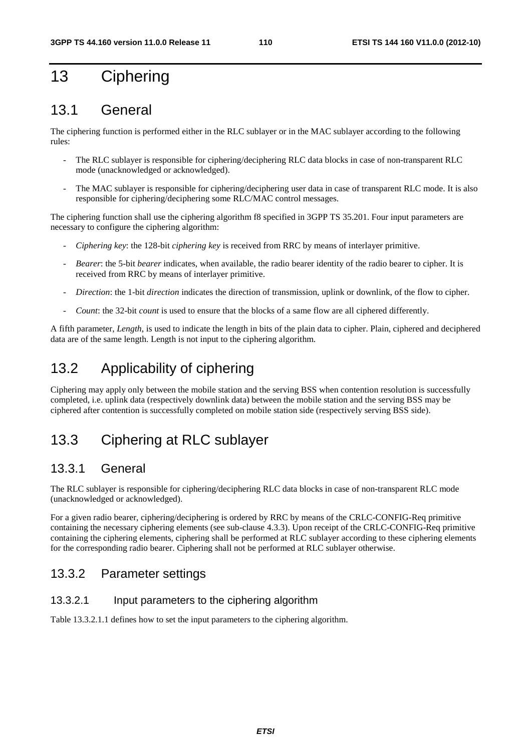# 13 Ciphering

## 13.1 General

The ciphering function is performed either in the RLC sublayer or in the MAC sublayer according to the following rules:

- The RLC sublayer is responsible for ciphering/deciphering RLC data blocks in case of non-transparent RLC mode (unacknowledged or acknowledged).
- The MAC sublayer is responsible for ciphering/deciphering user data in case of transparent RLC mode. It is also responsible for ciphering/deciphering some RLC/MAC control messages.

The ciphering function shall use the ciphering algorithm f8 specified in 3GPP TS 35.201. Four input parameters are necessary to configure the ciphering algorithm:

- *Ciphering key*: the 128-bit *ciphering key* is received from RRC by means of interlayer primitive.
- *Bearer*: the 5-bit *bearer* indicates, when available, the radio bearer identity of the radio bearer to cipher. It is received from RRC by means of interlayer primitive.
- *Direction*: the 1-bit *direction* indicates the direction of transmission, uplink or downlink, of the flow to cipher.
- *Count*: the 32-bit *count* is used to ensure that the blocks of a same flow are all ciphered differently.

A fifth parameter, *Length*, is used to indicate the length in bits of the plain data to cipher. Plain, ciphered and deciphered data are of the same length. Length is not input to the ciphering algorithm.

## 13.2 Applicability of ciphering

Ciphering may apply only between the mobile station and the serving BSS when contention resolution is successfully completed, i.e. uplink data (respectively downlink data) between the mobile station and the serving BSS may be ciphered after contention is successfully completed on mobile station side (respectively serving BSS side).

## 13.3 Ciphering at RLC sublayer

### 13.3.1 General

The RLC sublayer is responsible for ciphering/deciphering RLC data blocks in case of non-transparent RLC mode (unacknowledged or acknowledged).

For a given radio bearer, ciphering/deciphering is ordered by RRC by means of the CRLC-CONFIG-Req primitive containing the necessary ciphering elements (see sub-clause 4.3.3). Upon receipt of the CRLC-CONFIG-Req primitive containing the ciphering elements, ciphering shall be performed at RLC sublayer according to these ciphering elements for the corresponding radio bearer. Ciphering shall not be performed at RLC sublayer otherwise.

### 13.3.2 Parameter settings

#### 13.3.2.1 Input parameters to the ciphering algorithm

Table 13.3.2.1.1 defines how to set the input parameters to the ciphering algorithm.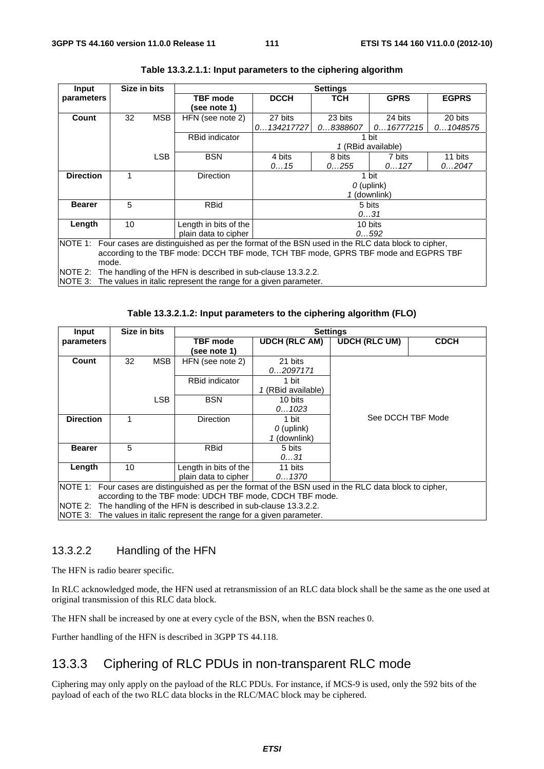**Table 13.3.2.1.1: Input parameters to the ciphering algorithm**

| Input parameters | Size in bits | | Settings | | | | |
|---|---|---|---|---|---|---|---|
| | | | TBF mode (see note 1) | DCCH | TCH | GPRS | EGPRS |
| Count | 32 | MSB | HFN (see note 2) | 27 bits *0…134217727* | 23 bits *0…8388607* | 24 bits *0…16777215* | 20 bits *0…1048575* |
| | | | RBid indicator | 1 bit *1* (RBid available) | | | |
| | | LSB | BSN | 4 bits *0…15* | 8 bits *0…255* | 7 bits *0…127* | 11 bits *0…2047* |
| Direction | 1 | | Direction | 1 bit *0* (uplink) *1* (downlink) | | | |
| Bearer | 5 | | RBid | 5 bits *0…31* | | | |
| Length | 10 | | Length in bits of the plain data to cipher | 10 bits *0…592* | | | |

NOTE 1: Four cases are distinguished as per the format of the BSN used in the RLC data block to cipher, according to the TBF mode: DCCH TBF mode, TCH TBF mode, GPRS TBF mode and EGPRS TBF mode.
NOTE 2: The handling of the HFN is described in sub-clause 13.3.2.2.
NOTE 3: The values in italic represent the range for a given parameter.

**Table 13.3.2.1.2: Input parameters to the ciphering algorithm (FLO)**

| Input parameters | Size in bits | | Settings | | | |
|---|---|---|---|---|---|---|
| | | | TBF mode (see note 1) | UDCH (RLC AM) | UDCH (RLC UM) | CDCH |
| Count | 32 | MSB | HFN (see note 2) | 21 bits *0…2097171* | See DCCH TBF Mode | |
| | | | RBid indicator | 1 bit *1* (RBid available) | | |
| | | LSB | BSN | 10 bits *0…1023* | | |
| Direction | 1 | | Direction | 1 bit *0* (uplink) *1* (downlink) | | |
| Bearer | 5 | | RBid | 5 bits *0…31* | | |
| Length | 10 | | Length in bits of the plain data to cipher | 11 bits *0…1370* | | |

NOTE 1: Four cases are distinguished as per the format of the BSN used in the RLC data block to cipher, according to the TBF mode: UDCH TBF mode, CDCH TBF mode.
NOTE 2: The handling of the HFN is described in sub-clause 13.3.2.2.
NOTE 3: The values in italic represent the range for a given parameter.

### 13.3.2.2 Handling of the HFN

The HFN is radio bearer specific.

In RLC acknowledged mode, the HFN used at retransmission of an RLC data block shall be the same as the one used at original transmission of this RLC data block.

The HFN shall be increased by one at every cycle of the BSN, when the BSN reaches 0.

Further handling of the HFN is described in 3GPP TS 44.118.

## 13.3.3 Ciphering of RLC PDUs in non-transparent RLC mode

Ciphering may only apply on the payload of the RLC PDUs. For instance, if MCS-9 is used, only the 592 bits of the payload of each of the two RLC data blocks in the RLC/MAC block may be ciphered.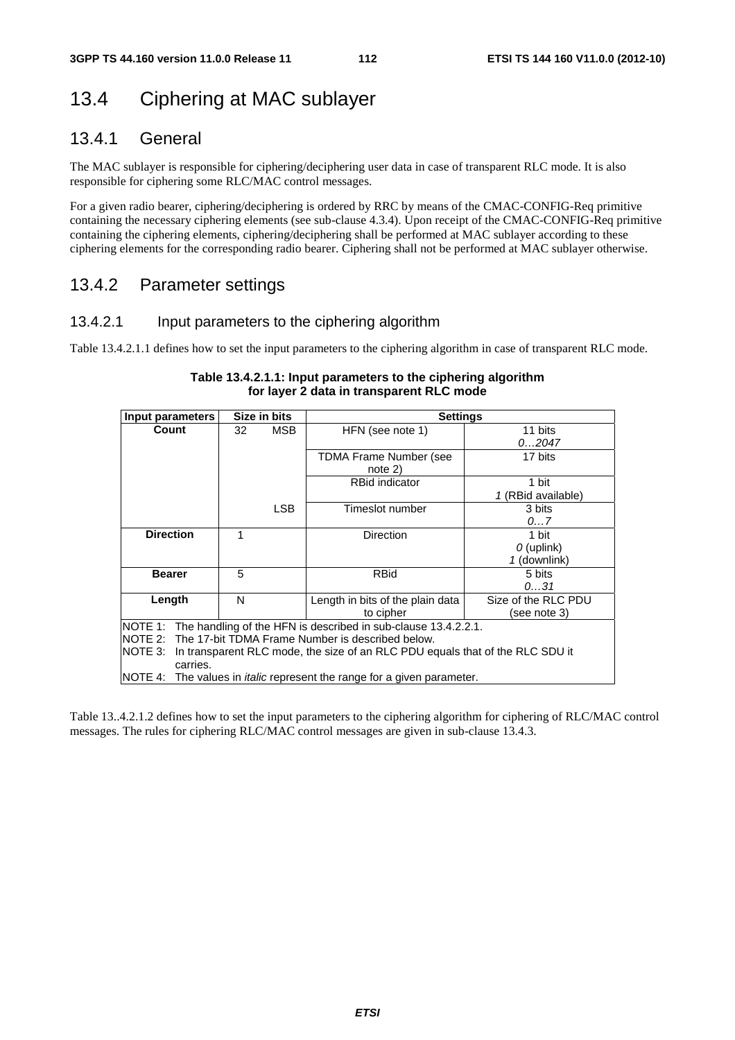## 13.4 Ciphering at MAC sublayer

### 13.4.1 General

The MAC sublayer is responsible for ciphering/deciphering user data in case of transparent RLC mode. It is also responsible for ciphering some RLC/MAC control messages.

For a given radio bearer, ciphering/deciphering is ordered by RRC by means of the CMAC-CONFIG-Req primitive containing the necessary ciphering elements (see sub-clause 4.3.4). Upon receipt of the CMAC-CONFIG-Req primitive containing the ciphering elements, ciphering/deciphering shall be performed at MAC sublayer according to these ciphering elements for the corresponding radio bearer. Ciphering shall not be performed at MAC sublayer otherwise.

### 13.4.2 Parameter settings

#### 13.4.2.1 Input parameters to the ciphering algorithm

Table 13.4.2.1.1 defines how to set the input parameters to the ciphering algorithm in case of transparent RLC mode.

**Table 13.4.2.1.1: Input parameters to the ciphering algorithm for layer 2 data in transparent RLC mode**

| Input parameters | Size in bits | | Settings | |
|---|---|---|---|---|
| **Count** | 32 | MSB | HFN (see note 1) | 11 bits<br>*0…2047* |
| | | | TDMA Frame Number (see note 2) | 17 bits |
| | | | RBid indicator | 1 bit<br>*1* (RBid available) |
| | | LSB | Timeslot number | 3 bits<br>*0…7* |
| **Direction** | 1 | | Direction | 1 bit<br>*0* (uplink)<br>*1* (downlink) |
| **Bearer** | 5 | | RBid | 5 bits<br>*0…31* |
| **Length** | N | | Length in bits of the plain data to cipher | Size of the RLC PDU (see note 3) |

NOTE 1: The handling of the HFN is described in sub-clause 13.4.2.2.1.
NOTE 2: The 17-bit TDMA Frame Number is described below.
NOTE 3: In transparent RLC mode, the size of an RLC PDU equals that of the RLC SDU it carries.
NOTE 4: The values in *italic* represent the range for a given parameter.

Table 13..4.2.1.2 defines how to set the input parameters to the ciphering algorithm for ciphering of RLC/MAC control messages. The rules for ciphering RLC/MAC control messages are given in sub-clause 13.4.3.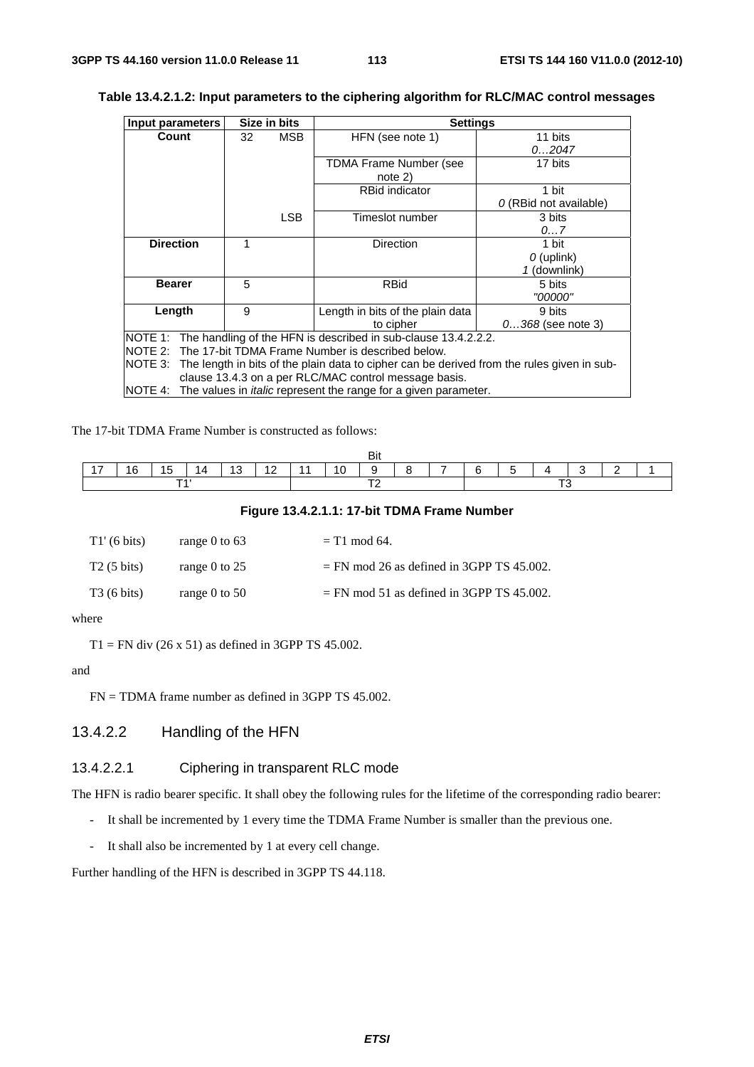**Table 13.4.2.1.2: Input parameters to the ciphering algorithm for RLC/MAC control messages**

| Input parameters | Size in bits | | Settings | |
|---|---|---|---|---|
| **Count** | 32 | MSB | HFN (see note 1) | 11 bits<br>*0…2047* |
| | | | TDMA Frame Number (see note 2) | 17 bits |
| | | | RBid indicator | 1 bit<br>*0* (RBid not available) |
| | | LSB | Timeslot number | 3 bits<br>*0…7* |
| **Direction** | 1 | | Direction | 1 bit<br>*0* (uplink)<br>*1* (downlink) |
| **Bearer** | 5 | | RBid | 5 bits<br>*"00000"* |
| **Length** | 9 | | Length in bits of the plain data to cipher | 9 bits<br>*0…368* (see note 3) |

NOTE 1: The handling of the HFN is described in sub-clause 13.4.2.2.

NOTE 2: The 17-bit TDMA Frame Number is described below.

NOTE 3: The length in bits of the plain data to cipher can be derived from the rules given in sub-clause 13.4.3 on a per RLC/MAC control message basis.

NOTE 4: The values in *italic* represent the range for a given parameter.

The 17-bit TDMA Frame Number is constructed as follows:

| Bit | | | | | | | | | | | | | | | | |
|---|---|---|---|---|---|---|---|---|---|---|---|---|---|---|---|---|
| 17 | 16 | 15 | 14 | 13 | 12 | 11 | 10 | 9 | 8 | 7 | 6 | 5 | 4 | 3 | 2 | 1 |
| T1' | | | | | | T2 | | | | | T3 | | | | | |

**Figure 13.4.2.1.1: 17-bit TDMA Frame Number**

T1' (6 bits) range 0 to 63 = T1 mod 64.

T2 (5 bits) range 0 to 25 = FN mod 26 as defined in 3GPP TS 45.002.

T3 (6 bits) range 0 to 50 = FN mod 51 as defined in 3GPP TS 45.002.

where

T1 = FN div (26 x 51) as defined in 3GPP TS 45.002.

and

FN = TDMA frame number as defined in 3GPP TS 45.002.

### 13.4.2.2 Handling of the HFN

#### 13.4.2.2.1 Ciphering in transparent RLC mode

The HFN is radio bearer specific. It shall obey the following rules for the lifetime of the corresponding radio bearer:

- It shall be incremented by 1 every time the TDMA Frame Number is smaller than the previous one.
- It shall also be incremented by 1 at every cell change.

Further handling of the HFN is described in 3GPP TS 44.118.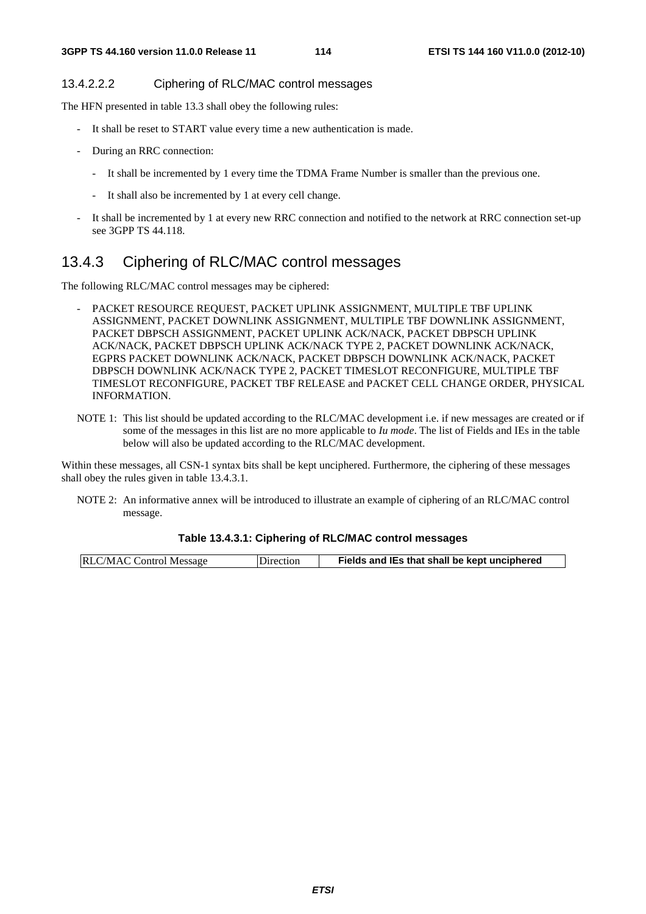#### 13.4.2.2.2 Ciphering of RLC/MAC control messages

The HFN presented in table 13.3 shall obey the following rules:

- It shall be reset to START value every time a new authentication is made.
- During an RRC connection:
  - It shall be incremented by 1 every time the TDMA Frame Number is smaller than the previous one.
  - It shall also be incremented by 1 at every cell change.
- It shall be incremented by 1 at every new RRC connection and notified to the network at RRC connection set-up see 3GPP TS 44.118.

## 13.4.3 Ciphering of RLC/MAC control messages

The following RLC/MAC control messages may be ciphered:

- PACKET RESOURCE REQUEST, PACKET UPLINK ASSIGNMENT, MULTIPLE TBF UPLINK ASSIGNMENT, PACKET DOWNLINK ASSIGNMENT, MULTIPLE TBF DOWNLINK ASSIGNMENT, PACKET DBPSCH ASSIGNMENT, PACKET UPLINK ACK/NACK, PACKET DBPSCH UPLINK ACK/NACK, PACKET DBPSCH UPLINK ACK/NACK TYPE 2, PACKET DOWNLINK ACK/NACK, EGPRS PACKET DOWNLINK ACK/NACK, PACKET DBPSCH DOWNLINK ACK/NACK, PACKET DBPSCH DOWNLINK ACK/NACK TYPE 2, PACKET TIMESLOT RECONFIGURE, MULTIPLE TBF TIMESLOT RECONFIGURE, PACKET TBF RELEASE and PACKET CELL CHANGE ORDER, PHYSICAL INFORMATION.

NOTE 1: This list should be updated according to the RLC/MAC development i.e. if new messages are created or if some of the messages in this list are no more applicable to *Iu mode*. The list of Fields and IEs in the table below will also be updated according to the RLC/MAC development.

Within these messages, all CSN-1 syntax bits shall be kept unciphered. Furthermore, the ciphering of these messages shall obey the rules given in table 13.4.3.1.

NOTE 2: An informative annex will be introduced to illustrate an example of ciphering of an RLC/MAC control message.

**Table 13.4.3.1: Ciphering of RLC/MAC control messages**

| RLC/MAC Control Message | Direction | Fields and IEs that shall be kept unciphered |
|---|---|---|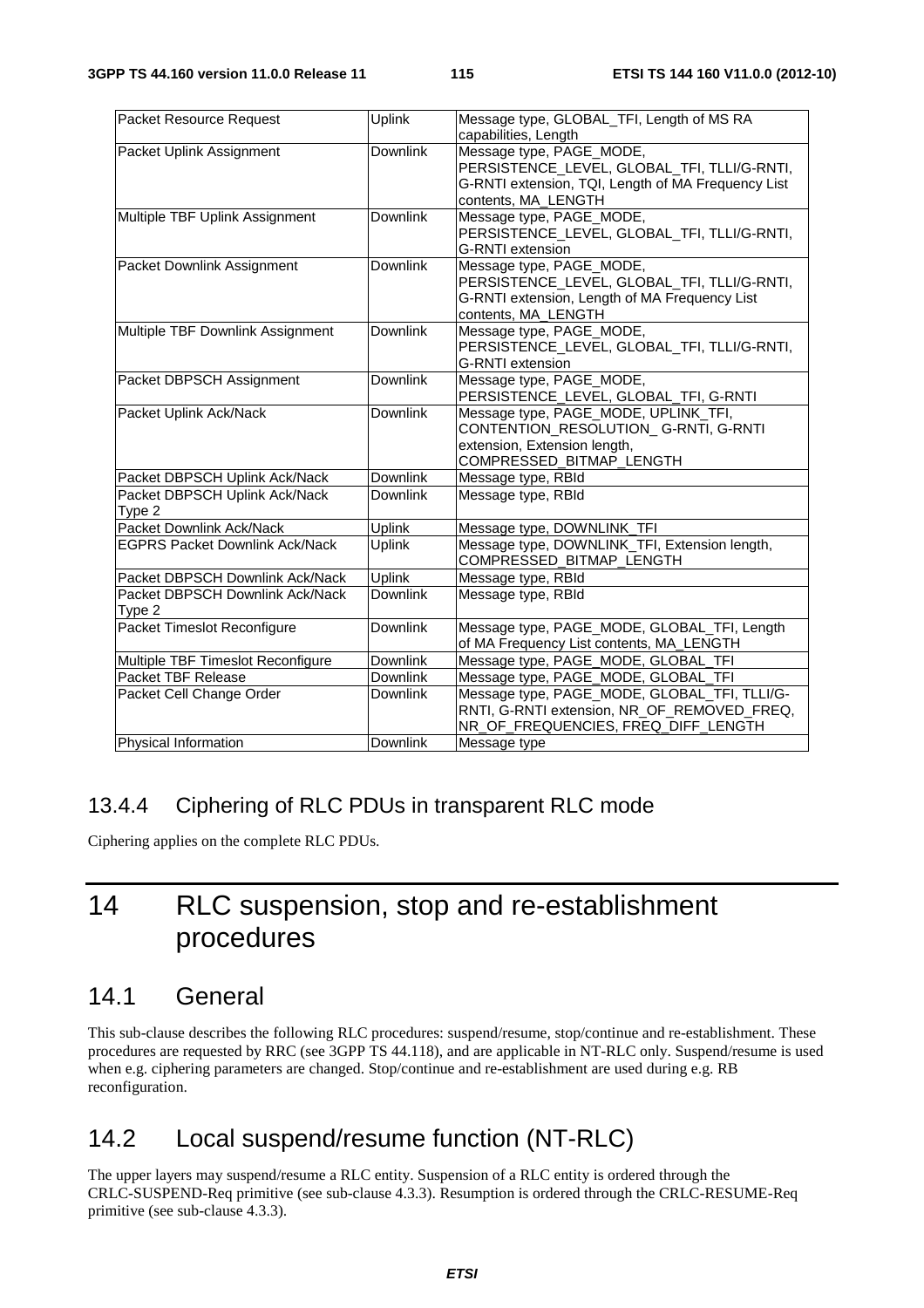| Packet Resource Request | Uplink | Message type, GLOBAL_TFI, Length of MS RA capabilities, Length |
|---|---|---|
| Packet Uplink Assignment | Downlink | Message type, PAGE_MODE, PERSISTENCE_LEVEL, GLOBAL_TFI, TLLI/G-RNTI, G-RNTI extension, TQI, Length of MA Frequency List contents, MA_LENGTH |
| Multiple TBF Uplink Assignment | Downlink | Message type, PAGE_MODE, PERSISTENCE_LEVEL, GLOBAL_TFI, TLLI/G-RNTI, G-RNTI extension |
| Packet Downlink Assignment | Downlink | Message type, PAGE_MODE, PERSISTENCE_LEVEL, GLOBAL_TFI, TLLI/G-RNTI, G-RNTI extension, Length of MA Frequency List contents, MA_LENGTH |
| Multiple TBF Downlink Assignment | Downlink | Message type, PAGE_MODE, PERSISTENCE_LEVEL, GLOBAL_TFI, TLLI/G-RNTI, G-RNTI extension |
| Packet DBPSCH Assignment | Downlink | Message type, PAGE_MODE, PERSISTENCE_LEVEL, GLOBAL_TFI, G-RNTI |
| Packet Uplink Ack/Nack | Downlink | Message type, PAGE_MODE, UPLINK_TFI, CONTENTION_RESOLUTION_ G-RNTI, G-RNTI extension, Extension length, COMPRESSED_BITMAP_LENGTH |
| Packet DBPSCH Uplink Ack/Nack | Downlink | Message type, RBId |
| Packet DBPSCH Uplink Ack/Nack Type 2 | Downlink | Message type, RBId |
| Packet Downlink Ack/Nack | Uplink | Message type, DOWNLINK_TFI |
| EGPRS Packet Downlink Ack/Nack | Uplink | Message type, DOWNLINK_TFI, Extension length, COMPRESSED_BITMAP_LENGTH |
| Packet DBPSCH Downlink Ack/Nack | Uplink | Message type, RBId |
| Packet DBPSCH Downlink Ack/Nack Type 2 | Downlink | Message type, RBId |
| Packet Timeslot Reconfigure | Downlink | Message type, PAGE_MODE, GLOBAL_TFI, Length of MA Frequency List contents, MA_LENGTH |
| Multiple TBF Timeslot Reconfigure | Downlink | Message type, PAGE_MODE, GLOBAL_TFI |
| Packet TBF Release | Downlink | Message type, PAGE_MODE, GLOBAL_TFI |
| Packet Cell Change Order | Downlink | Message type, PAGE_MODE, GLOBAL_TFI, TLLI/G-RNTI, G-RNTI extension, NR_OF_REMOVED_FREQ, NR_OF_FREQUENCIES, FREQ_DIFF_LENGTH |
| Physical Information | Downlink | Message type |

### 13.4.4 Ciphering of RLC PDUs in transparent RLC mode

Ciphering applies on the complete RLC PDUs.

# 14 RLC suspension, stop and re-establishment procedures

## 14.1 General

This sub-clause describes the following RLC procedures: suspend/resume, stop/continue and re-establishment. These procedures are requested by RRC (see 3GPP TS 44.118), and are applicable in NT-RLC only. Suspend/resume is used when e.g. ciphering parameters are changed. Stop/continue and re-establishment are used during e.g. RB reconfiguration.

## 14.2 Local suspend/resume function (NT-RLC)

The upper layers may suspend/resume a RLC entity. Suspension of a RLC entity is ordered through the CRLC-SUSPEND-Req primitive (see sub-clause 4.3.3). Resumption is ordered through the CRLC-RESUME-Req primitive (see sub-clause 4.3.3).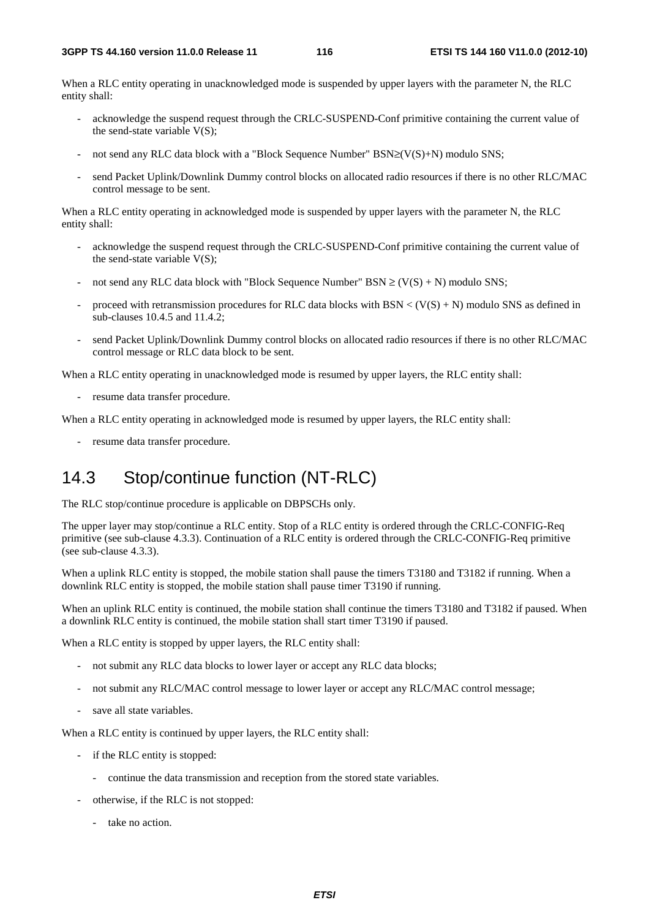When a RLC entity operating in unacknowledged mode is suspended by upper layers with the parameter N, the RLC entity shall:

- acknowledge the suspend request through the CRLC-SUSPEND-Conf primitive containing the current value of the send-state variable V(S);
- not send any RLC data block with a "Block Sequence Number" $BSN \geq (V(S)+N)$ modulo SNS;
- send Packet Uplink/Downlink Dummy control blocks on allocated radio resources if there is no other RLC/MAC control message to be sent.

When a RLC entity operating in acknowledged mode is suspended by upper layers with the parameter N, the RLC entity shall:

- acknowledge the suspend request through the CRLC-SUSPEND-Conf primitive containing the current value of the send-state variable V(S);
- not send any RLC data block with "Block Sequence Number" $BSN \geq (V(S) + N)$ modulo SNS;
- proceed with retransmission procedures for RLC data blocks with $BSN < (V(S) + N)$ modulo SNS as defined in sub-clauses 10.4.5 and 11.4.2;
- send Packet Uplink/Downlink Dummy control blocks on allocated radio resources if there is no other RLC/MAC control message or RLC data block to be sent.

When a RLC entity operating in unacknowledged mode is resumed by upper layers, the RLC entity shall:

- resume data transfer procedure.

When a RLC entity operating in acknowledged mode is resumed by upper layers, the RLC entity shall:

- resume data transfer procedure.

## 14.3 Stop/continue function (NT-RLC)

The RLC stop/continue procedure is applicable on DBPSCHs only.

The upper layer may stop/continue a RLC entity. Stop of a RLC entity is ordered through the CRLC-CONFIG-Req primitive (see sub-clause 4.3.3). Continuation of a RLC entity is ordered through the CRLC-CONFIG-Req primitive (see sub-clause 4.3.3).

When a uplink RLC entity is stopped, the mobile station shall pause the timers T3180 and T3182 if running. When a downlink RLC entity is stopped, the mobile station shall pause timer T3190 if running.

When an uplink RLC entity is continued, the mobile station shall continue the timers T3180 and T3182 if paused. When a downlink RLC entity is continued, the mobile station shall start timer T3190 if paused.

When a RLC entity is stopped by upper layers, the RLC entity shall:

- not submit any RLC data blocks to lower layer or accept any RLC data blocks;
- not submit any RLC/MAC control message to lower layer or accept any RLC/MAC control message;
- save all state variables.

When a RLC entity is continued by upper layers, the RLC entity shall:

- if the RLC entity is stopped:
  - continue the data transmission and reception from the stored state variables.
- otherwise, if the RLC is not stopped:
  - take no action.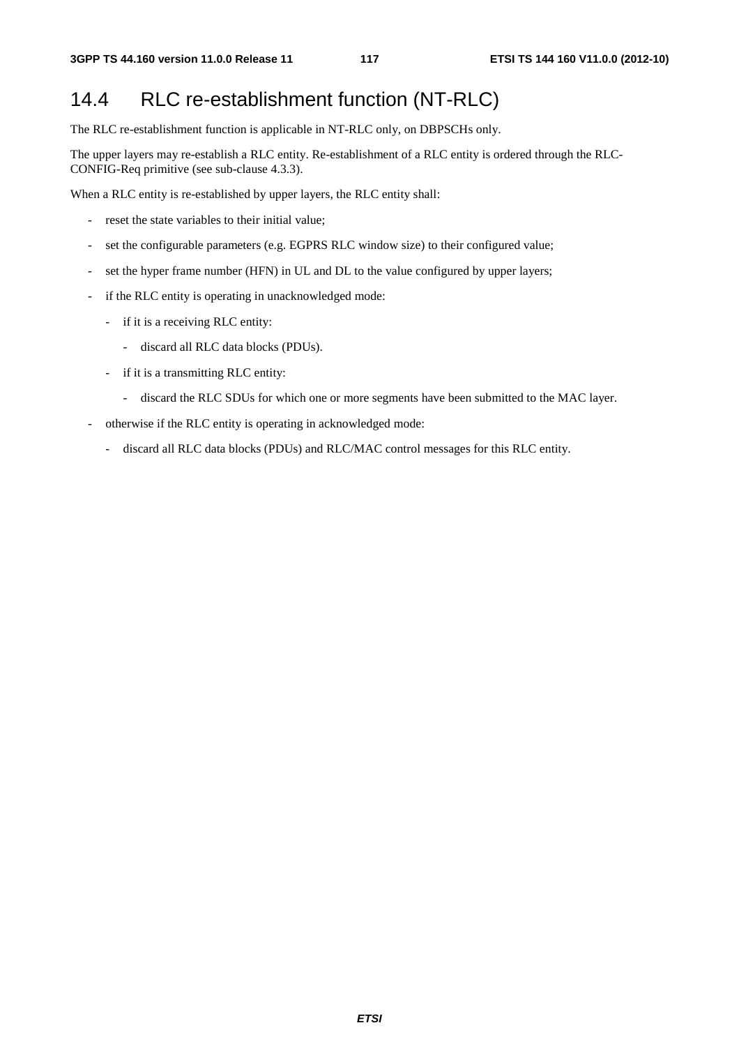## 14.4 RLC re-establishment function (NT-RLC)

The RLC re-establishment function is applicable in NT-RLC only, on DBPSCHs only.

The upper layers may re-establish a RLC entity. Re-establishment of a RLC entity is ordered through the RLC-CONFIG-Req primitive (see sub-clause 4.3.3).

When a RLC entity is re-established by upper layers, the RLC entity shall:

- reset the state variables to their initial value;
- set the configurable parameters (e.g. EGPRS RLC window size) to their configured value;
- set the hyper frame number (HFN) in UL and DL to the value configured by upper layers;
- if the RLC entity is operating in unacknowledged mode:
  - if it is a receiving RLC entity:
    - discard all RLC data blocks (PDUs).
  - if it is a transmitting RLC entity:
    - discard the RLC SDUs for which one or more segments have been submitted to the MAC layer.
- otherwise if the RLC entity is operating in acknowledged mode:
  - discard all RLC data blocks (PDUs) and RLC/MAC control messages for this RLC entity.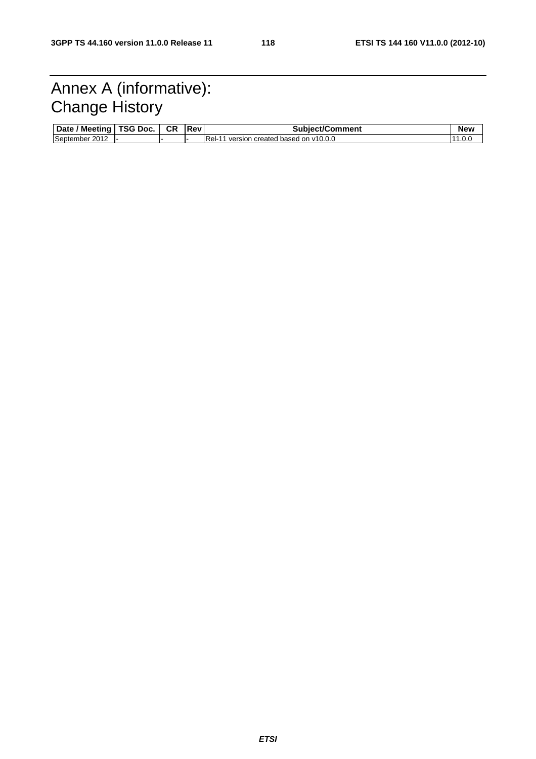# Annex A (informative): Change History

| Date / Meeting | TSG Doc. | CR | Rev | Subject/Comment | New |
|---|---|---|---|---|---|
| September 2012 | - | - | - | Rel-11 version created based on v10.0.0 | 11.0.0 |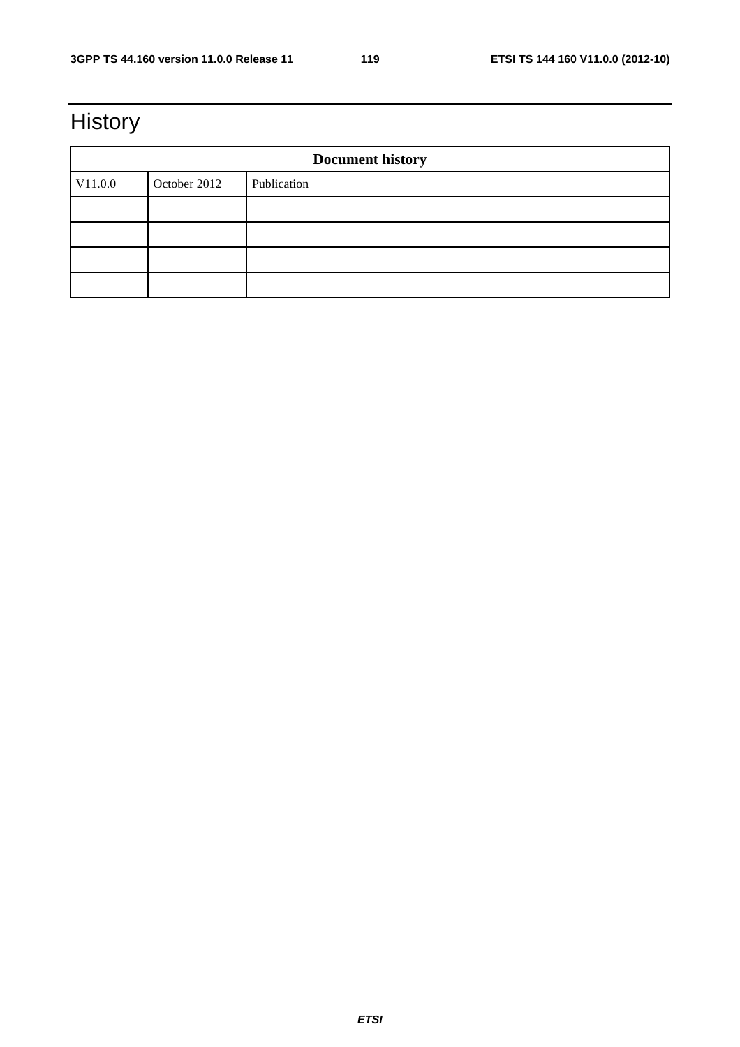# History

| Document history | | |
|---|---|---|
| V11.0.0 | October 2012 | Publication |
| | | |
| | | |
| | | |
| | | |